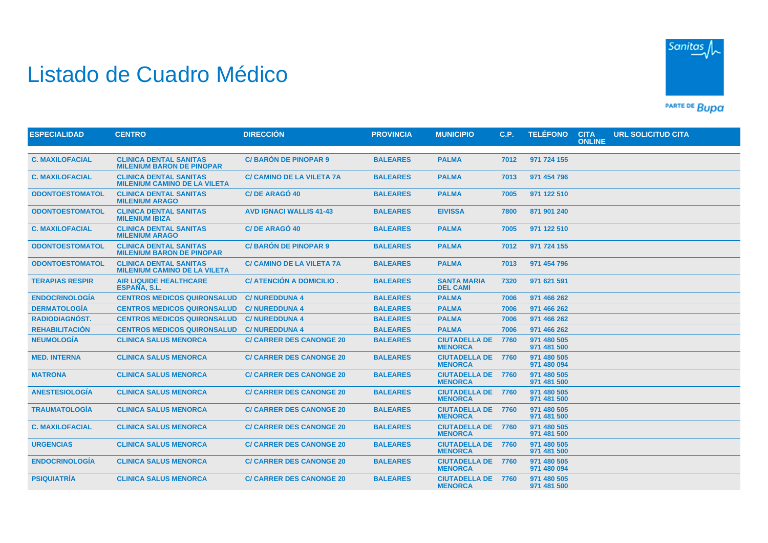# Listado de Cuadro Médico

| ESPECIALIDAD | CENTRO | DIRECCIÓN | PROVINCIA | MUNICIPIO | C.P. | TELÉFONO | CITA ONLINE | URL SOLICITUD CITA |
|---|---|---|---|---|---|---|---|---|
| C. MAXILOFACIAL | CLINICA DENTAL SANITAS MILENIUM BARON DE PINOPAR | C/ BARÓN DE PINOPAR 9 | BALEARES | PALMA | 7012 | 971 724 155 | | |
| C. MAXILOFACIAL | CLINICA DENTAL SANITAS MILENIUM CAMINO DE LA VILETA | C/ CAMINO DE LA VILETA 7A | BALEARES | PALMA | 7013 | 971 454 796 | | |
| ODONTOESTOMATOL | CLINICA DENTAL SANITAS MILENIUM ARAGO | C/ DE ARAGÓ 40 | BALEARES | PALMA | 7005 | 971 122 510 | | |
| ODONTOESTOMATOL | CLINICA DENTAL SANITAS MILENIUM IBIZA | AVD IGNACI WALLIS 41-43 | BALEARES | EIVISSA | 7800 | 871 901 240 | | |
| C. MAXILOFACIAL | CLINICA DENTAL SANITAS MILENIUM ARAGO | C/ DE ARAGÓ 40 | BALEARES | PALMA | 7005 | 971 122 510 | | |
| ODONTOESTOMATOL | CLINICA DENTAL SANITAS MILENIUM BARON DE PINOPAR | C/ BARÓN DE PINOPAR 9 | BALEARES | PALMA | 7012 | 971 724 155 | | |
| ODONTOESTOMATOL | CLINICA DENTAL SANITAS MILENIUM CAMINO DE LA VILETA | C/ CAMINO DE LA VILETA 7A | BALEARES | PALMA | 7013 | 971 454 796 | | |
| TERAPIAS RESPIR | AIR LIQUIDE HEALTHCARE ESPAÑA, S.L. | C/ ATENCIÓN A DOMICILIO . | BALEARES | SANTA MARIA DEL CAMI | 7320 | 971 621 591 | | |
| ENDOCRINOLOGÍA | CENTROS MEDICOS QUIRONSALUD | C/ NUREDDUNA 4 | BALEARES | PALMA | 7006 | 971 466 262 | | |
| DERMATOLOGÍA | CENTROS MEDICOS QUIRONSALUD | C/ NUREDDUNA 4 | BALEARES | PALMA | 7006 | 971 466 262 | | |
| RADIODIAGNÓST. | CENTROS MEDICOS QUIRONSALUD | C/ NUREDDUNA 4 | BALEARES | PALMA | 7006 | 971 466 262 | | |
| REHABILITACIÓN | CENTROS MEDICOS QUIRONSALUD | C/ NUREDDUNA 4 | BALEARES | PALMA | 7006 | 971 466 262 | | |
| NEUMOLOGÍA | CLINICA SALUS MENORCA | C/ CARRER DES CANONGE 20 | BALEARES | CIUTADELLA DE MENORCA | 7760 | 971 480 505 971 481 500 | | |
| MED. INTERNA | CLINICA SALUS MENORCA | C/ CARRER DES CANONGE 20 | BALEARES | CIUTADELLA DE MENORCA | 7760 | 971 480 505 971 480 094 | | |
| MATRONA | CLINICA SALUS MENORCA | C/ CARRER DES CANONGE 20 | BALEARES | CIUTADELLA DE MENORCA | 7760 | 971 480 505 971 481 500 | | |
| ANESTESIOLOGÍA | CLINICA SALUS MENORCA | C/ CARRER DES CANONGE 20 | BALEARES | CIUTADELLA DE MENORCA | 7760 | 971 480 505 971 481 500 | | |
| TRAUMATOLOGÍA | CLINICA SALUS MENORCA | C/ CARRER DES CANONGE 20 | BALEARES | CIUTADELLA DE MENORCA | 7760 | 971 480 505 971 481 500 | | |
| C. MAXILOFACIAL | CLINICA SALUS MENORCA | C/ CARRER DES CANONGE 20 | BALEARES | CIUTADELLA DE MENORCA | 7760 | 971 480 505 971 481 500 | | |
| URGENCIAS | CLINICA SALUS MENORCA | C/ CARRER DES CANONGE 20 | BALEARES | CIUTADELLA DE MENORCA | 7760 | 971 480 505 971 481 500 | | |
| ENDOCRINOLOGÍA | CLINICA SALUS MENORCA | C/ CARRER DES CANONGE 20 | BALEARES | CIUTADELLA DE MENORCA | 7760 | 971 480 505 971 480 094 | | |
| PSIQUIATRÍA | CLINICA SALUS MENORCA | C/ CARRER DES CANONGE 20 | BALEARES | CIUTADELLA DE MENORCA | 7760 | 971 480 505 971 481 500 | | |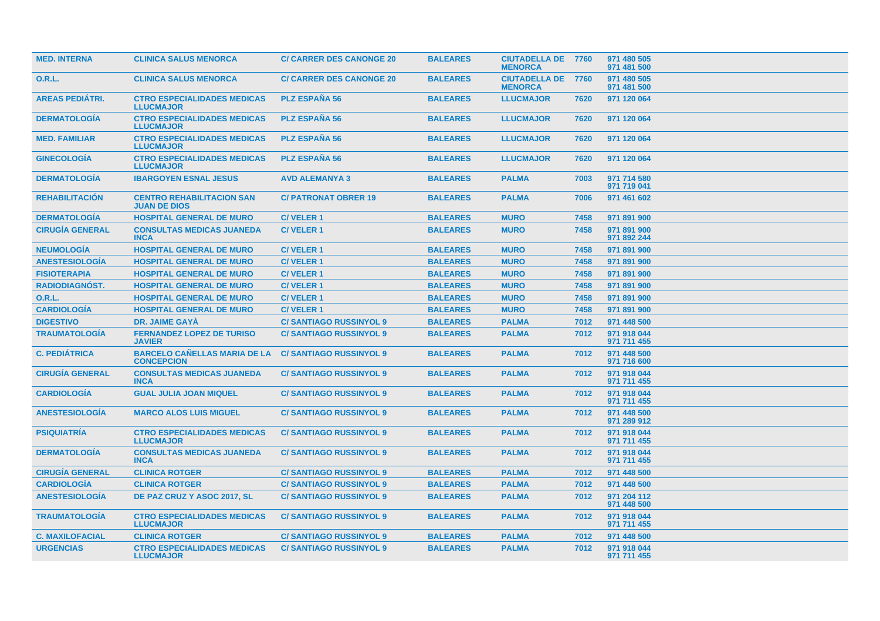| MED. INTERNA | CLINICA SALUS MENORCA | C/ CARRER DES CANONGE 20 | BALEARES | CIUTADELLA DE MENORCA | 7760 | 971 480 505 971 481 500 |
|---|---|---|---|---|---|---|
| O.R.L. | CLINICA SALUS MENORCA | C/ CARRER DES CANONGE 20 | BALEARES | CIUTADELLA DE MENORCA | 7760 | 971 480 505 971 481 500 |
| AREAS PEDIÁTRI. | CTRO ESPECIALIDADES MEDICAS LLUCMAJOR | PLZ ESPAÑA 56 | BALEARES | LLUCMAJOR | 7620 | 971 120 064 |
| DERMATOLOGÍA | CTRO ESPECIALIDADES MEDICAS LLUCMAJOR | PLZ ESPAÑA 56 | BALEARES | LLUCMAJOR | 7620 | 971 120 064 |
| MED. FAMILIAR | CTRO ESPECIALIDADES MEDICAS LLUCMAJOR | PLZ ESPAÑA 56 | BALEARES | LLUCMAJOR | 7620 | 971 120 064 |
| GINECOLOGÍA | CTRO ESPECIALIDADES MEDICAS LLUCMAJOR | PLZ ESPAÑA 56 | BALEARES | LLUCMAJOR | 7620 | 971 120 064 |
| DERMATOLOGÍA | IBARGOYEN ESNAL JESUS | AVD ALEMANYA 3 | BALEARES | PALMA | 7003 | 971 714 580 971 719 041 |
| REHABILITACIÓN | CENTRO REHABILITACION SAN JUAN DE DIOS | C/ PATRONAT OBRER 19 | BALEARES | PALMA | 7006 | 971 461 602 |
| DERMATOLOGÍA | HOSPITAL GENERAL DE MURO | C/ VELER 1 | BALEARES | MURO | 7458 | 971 891 900 |
| CIRUGÍA GENERAL | CONSULTAS MEDICAS JUANEDA INCA | C/ VELER 1 | BALEARES | MURO | 7458 | 971 891 900 971 892 244 |
| NEUMOLOGÍA | HOSPITAL GENERAL DE MURO | C/ VELER 1 | BALEARES | MURO | 7458 | 971 891 900 |
| ANESTESIOLOGÍA | HOSPITAL GENERAL DE MURO | C/ VELER 1 | BALEARES | MURO | 7458 | 971 891 900 |
| FISIOTERAPIA | HOSPITAL GENERAL DE MURO | C/ VELER 1 | BALEARES | MURO | 7458 | 971 891 900 |
| RADIODIAGNÓST. | HOSPITAL GENERAL DE MURO | C/ VELER 1 | BALEARES | MURO | 7458 | 971 891 900 |
| O.R.L. | HOSPITAL GENERAL DE MURO | C/ VELER 1 | BALEARES | MURO | 7458 | 971 891 900 |
| CARDIOLOGÍA | HOSPITAL GENERAL DE MURO | C/ VELER 1 | BALEARES | MURO | 7458 | 971 891 900 |
| DIGESTIVO | DR. JAIME GAYÀ | C/ SANTIAGO RUSSINYOL 9 | BALEARES | PALMA | 7012 | 971 448 500 |
| TRAUMATOLOGÍA | FERNANDEZ LOPEZ DE TURISO JAVIER | C/ SANTIAGO RUSSINYOL 9 | BALEARES | PALMA | 7012 | 971 918 044 971 711 455 |
| C. PEDIÁTRICA | BARCELO CAÑELLAS MARIA DE LA CONCEPCION | C/ SANTIAGO RUSSINYOL 9 | BALEARES | PALMA | 7012 | 971 448 500 971 716 600 |
| CIRUGÍA GENERAL | CONSULTAS MEDICAS JUANEDA INCA | C/ SANTIAGO RUSSINYOL 9 | BALEARES | PALMA | 7012 | 971 918 044 971 711 455 |
| CARDIOLOGÍA | GUAL JULIA JOAN MIQUEL | C/ SANTIAGO RUSSINYOL 9 | BALEARES | PALMA | 7012 | 971 918 044 971 711 455 |
| ANESTESIOLOGÍA | MARCO ALOS LUIS MIGUEL | C/ SANTIAGO RUSSINYOL 9 | BALEARES | PALMA | 7012 | 971 448 500 971 289 912 |
| PSIQUIATRÍA | CTRO ESPECIALIDADES MEDICAS LLUCMAJOR | C/ SANTIAGO RUSSINYOL 9 | BALEARES | PALMA | 7012 | 971 918 044 971 711 455 |
| DERMATOLOGÍA | CONSULTAS MEDICAS JUANEDA INCA | C/ SANTIAGO RUSSINYOL 9 | BALEARES | PALMA | 7012 | 971 918 044 971 711 455 |
| CIRUGÍA GENERAL | CLINICA ROTGER | C/ SANTIAGO RUSSINYOL 9 | BALEARES | PALMA | 7012 | 971 448 500 |
| CARDIOLOGÍA | CLINICA ROTGER | C/ SANTIAGO RUSSINYOL 9 | BALEARES | PALMA | 7012 | 971 448 500 |
| ANESTESIOLOGÍA | DE PAZ CRUZ Y ASOC 2017, SL | C/ SANTIAGO RUSSINYOL 9 | BALEARES | PALMA | 7012 | 971 204 112 971 448 500 |
| TRAUMATOLOGÍA | CTRO ESPECIALIDADES MEDICAS LLUCMAJOR | C/ SANTIAGO RUSSINYOL 9 | BALEARES | PALMA | 7012 | 971 918 044 971 711 455 |
| C. MAXILOFACIAL | CLINICA ROTGER | C/ SANTIAGO RUSSINYOL 9 | BALEARES | PALMA | 7012 | 971 448 500 |
| URGENCIAS | CTRO ESPECIALIDADES MEDICAS LLUCMAJOR | C/ SANTIAGO RUSSINYOL 9 | BALEARES | PALMA | 7012 | 971 918 044 971 711 455 |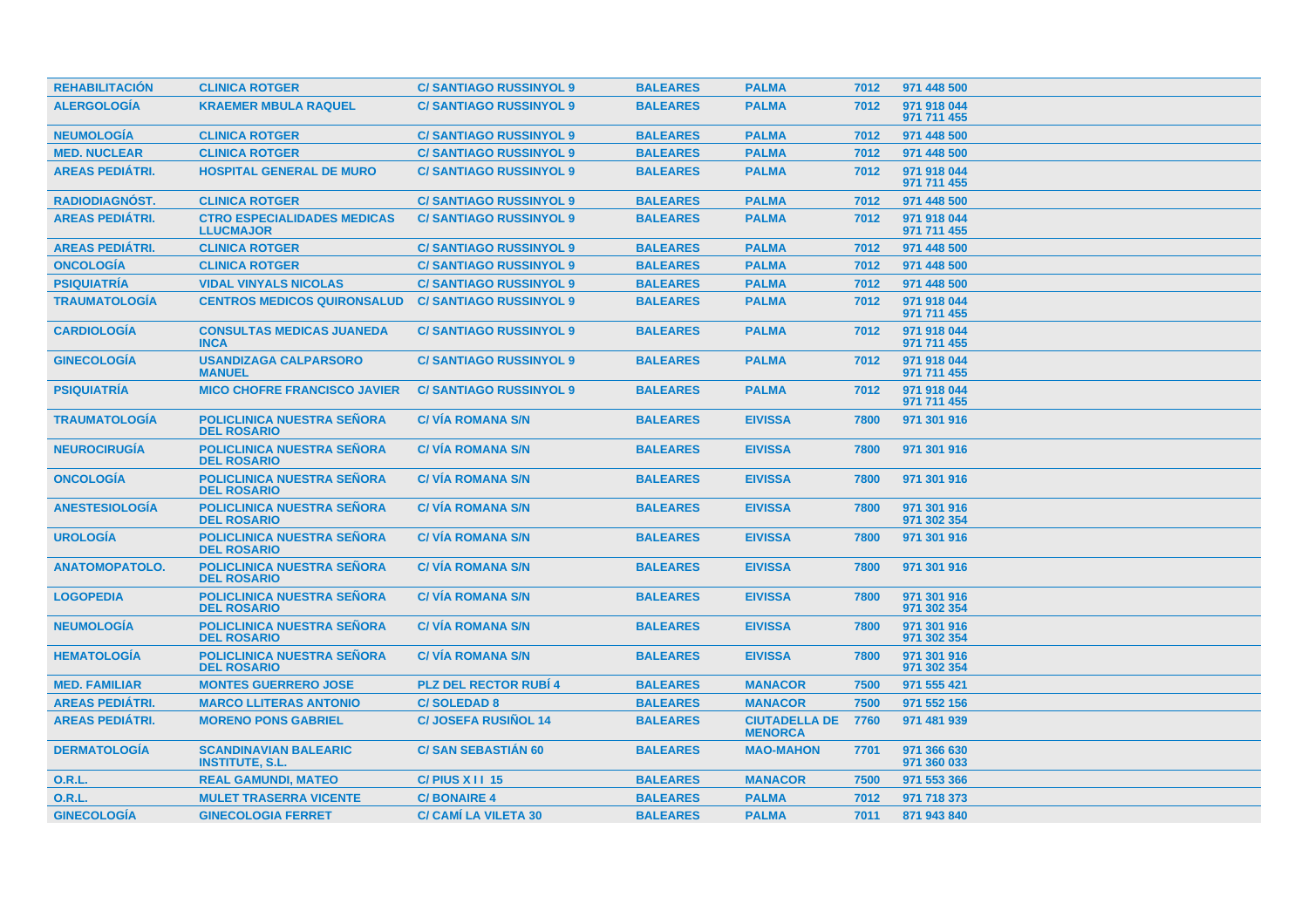| | | | | | | |
|---|---|---|---|---|---|---|
| REHABILITACIÓN | CLINICA ROTGER | C/ SANTIAGO RUSSINYOL 9 | BALEARES | PALMA | 7012 | 971 448 500 |
| ALERGOLOGÍA | KRAEMER MBULA RAQUEL | C/ SANTIAGO RUSSINYOL 9 | BALEARES | PALMA | 7012 | 971 918 044<br>971 711 455 |
| NEUMOLOGÍA | CLINICA ROTGER | C/ SANTIAGO RUSSINYOL 9 | BALEARES | PALMA | 7012 | 971 448 500 |
| MED. NUCLEAR | CLINICA ROTGER | C/ SANTIAGO RUSSINYOL 9 | BALEARES | PALMA | 7012 | 971 448 500 |
| AREAS PEDIÁTRI. | HOSPITAL GENERAL DE MURO | C/ SANTIAGO RUSSINYOL 9 | BALEARES | PALMA | 7012 | 971 918 044<br>971 711 455 |
| RADIODIAGNÓST. | CLINICA ROTGER | C/ SANTIAGO RUSSINYOL 9 | BALEARES | PALMA | 7012 | 971 448 500 |
| AREAS PEDIÁTRI. | CTRO ESPECIALIDADES MEDICAS LLUCMAJOR | C/ SANTIAGO RUSSINYOL 9 | BALEARES | PALMA | 7012 | 971 918 044<br>971 711 455 |
| AREAS PEDIÁTRI. | CLINICA ROTGER | C/ SANTIAGO RUSSINYOL 9 | BALEARES | PALMA | 7012 | 971 448 500 |
| ONCOLOGÍA | CLINICA ROTGER | C/ SANTIAGO RUSSINYOL 9 | BALEARES | PALMA | 7012 | 971 448 500 |
| PSIQUIATRÍA | VIDAL VINYALS NICOLAS | C/ SANTIAGO RUSSINYOL 9 | BALEARES | PALMA | 7012 | 971 448 500 |
| TRAUMATOLOGÍA | CENTROS MEDICOS QUIRONSALUD | C/ SANTIAGO RUSSINYOL 9 | BALEARES | PALMA | 7012 | 971 918 044<br>971 711 455 |
| CARDIOLOGÍA | CONSULTAS MEDICAS JUANEDA INCA | C/ SANTIAGO RUSSINYOL 9 | BALEARES | PALMA | 7012 | 971 918 044<br>971 711 455 |
| GINECOLOGÍA | USANDIZAGA CALPARSORO MANUEL | C/ SANTIAGO RUSSINYOL 9 | BALEARES | PALMA | 7012 | 971 918 044<br>971 711 455 |
| PSIQUIATRÍA | MICO CHOFRE FRANCISCO JAVIER | C/ SANTIAGO RUSSINYOL 9 | BALEARES | PALMA | 7012 | 971 918 044<br>971 711 455 |
| TRAUMATOLOGÍA | POLICLINICA NUESTRA SEÑORA DEL ROSARIO | C/ VÍA ROMANA S/N | BALEARES | EIVISSA | 7800 | 971 301 916 |
| NEUROCIRUGÍA | POLICLINICA NUESTRA SEÑORA DEL ROSARIO | C/ VÍA ROMANA S/N | BALEARES | EIVISSA | 7800 | 971 301 916 |
| ONCOLOGÍA | POLICLINICA NUESTRA SEÑORA DEL ROSARIO | C/ VÍA ROMANA S/N | BALEARES | EIVISSA | 7800 | 971 301 916 |
| ANESTESIOLOGÍA | POLICLINICA NUESTRA SEÑORA DEL ROSARIO | C/ VÍA ROMANA S/N | BALEARES | EIVISSA | 7800 | 971 301 916<br>971 302 354 |
| UROLOGÍA | POLICLINICA NUESTRA SEÑORA DEL ROSARIO | C/ VÍA ROMANA S/N | BALEARES | EIVISSA | 7800 | 971 301 916 |
| ANATOMOPATOLO. | POLICLINICA NUESTRA SEÑORA DEL ROSARIO | C/ VÍA ROMANA S/N | BALEARES | EIVISSA | 7800 | 971 301 916 |
| LOGOPEDIA | POLICLINICA NUESTRA SEÑORA DEL ROSARIO | C/ VÍA ROMANA S/N | BALEARES | EIVISSA | 7800 | 971 301 916<br>971 302 354 |
| NEUMOLOGÍA | POLICLINICA NUESTRA SEÑORA DEL ROSARIO | C/ VÍA ROMANA S/N | BALEARES | EIVISSA | 7800 | 971 301 916<br>971 302 354 |
| HEMATOLOGÍA | POLICLINICA NUESTRA SEÑORA DEL ROSARIO | C/ VÍA ROMANA S/N | BALEARES | EIVISSA | 7800 | 971 301 916<br>971 302 354 |
| MED. FAMILIAR | MONTES GUERRERO JOSE | PLZ DEL RECTOR RUBÍ 4 | BALEARES | MANACOR | 7500 | 971 555 421 |
| AREAS PEDIÁTRI. | MARCO LLITERAS ANTONIO | C/ SOLEDAD 8 | BALEARES | MANACOR | 7500 | 971 552 156 |
| AREAS PEDIÁTRI. | MORENO PONS GABRIEL | C/ JOSEFA RUSIÑOL 14 | BALEARES | CIUTADELLA DE MENORCA | 7760 | 971 481 939 |
| DERMATOLOGÍA | SCANDINAVIAN BALEARIC INSTITUTE, S.L. | C/ SAN SEBASTIÁN 60 | BALEARES | MAO-MAHON | 7701 | 971 366 630<br>971 360 033 |
| O.R.L. | REAL GAMUNDI, MATEO | C/ PIUS X I I 15 | BALEARES | MANACOR | 7500 | 971 553 366 |
| O.R.L. | MULET TRASERRA VICENTE | C/ BONAIRE 4 | BALEARES | PALMA | 7012 | 971 718 373 |
| GINECOLOGÍA | GINECOLOGIA FERRET | C/ CAMÍ LA VILETA 30 | BALEARES | PALMA | 7011 | 871 943 840 |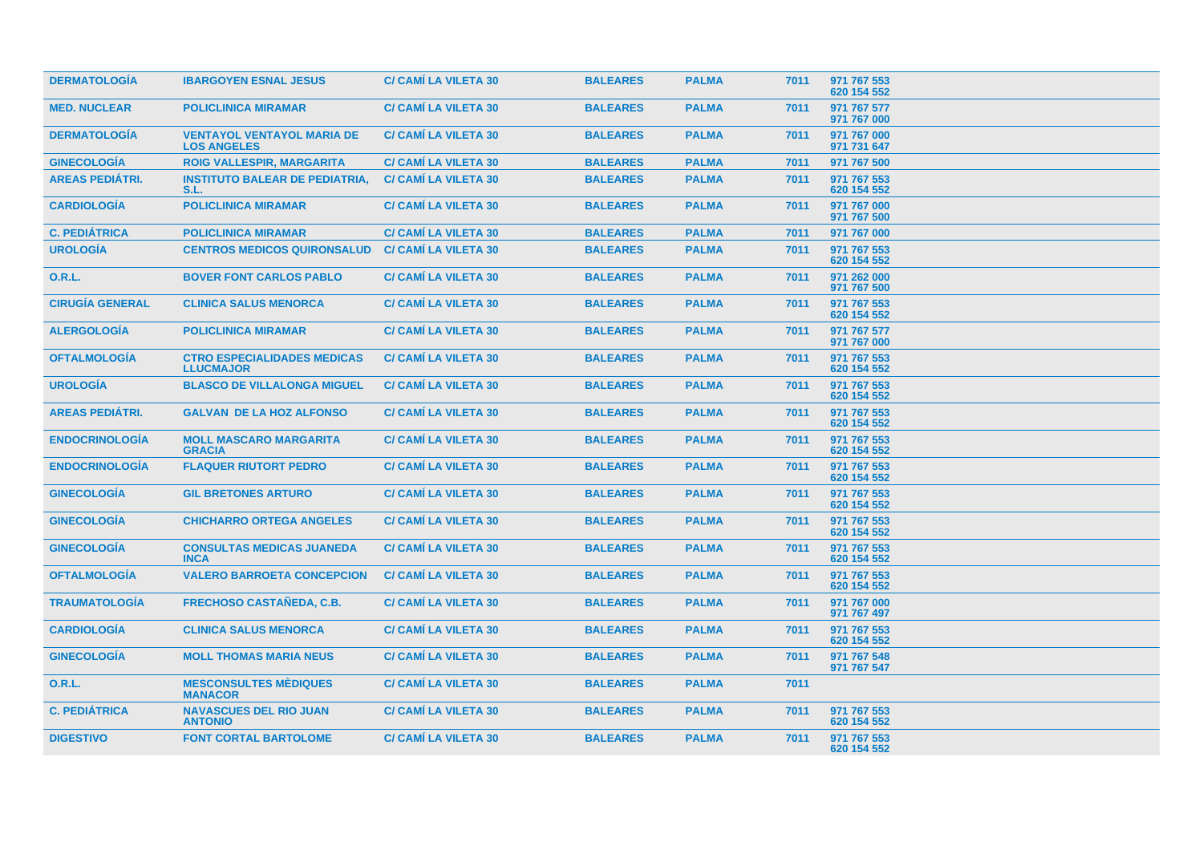| DERMATOLOGÍA | IBARGOYEN ESNAL JESUS | C/ CAMÍ LA VILETA 30 | BALEARES | PALMA | 7011 | 971 767 553<br>620 154 552 |
|---|---|---|---|---|---|---|
| MED. NUCLEAR | POLICLINICA MIRAMAR | C/ CAMÍ LA VILETA 30 | BALEARES | PALMA | 7011 | 971 767 577<br>971 767 000 |
| DERMATOLOGÍA | VENTAYOL VENTAYOL MARIA DE LOS ANGELES | C/ CAMÍ LA VILETA 30 | BALEARES | PALMA | 7011 | 971 767 000<br>971 731 647 |
| GINECOLOGÍA | ROIG VALLESPIR, MARGARITA | C/ CAMÍ LA VILETA 30 | BALEARES | PALMA | 7011 | 971 767 500 |
| AREAS PEDIÁTRI. | INSTITUTO BALEAR DE PEDIATRIA, S.L. | C/ CAMÍ LA VILETA 30 | BALEARES | PALMA | 7011 | 971 767 553<br>620 154 552 |
| CARDIOLOGÍA | POLICLINICA MIRAMAR | C/ CAMÍ LA VILETA 30 | BALEARES | PALMA | 7011 | 971 767 000<br>971 767 500 |
| C. PEDIÁTRICA | POLICLINICA MIRAMAR | C/ CAMÍ LA VILETA 30 | BALEARES | PALMA | 7011 | 971 767 000 |
| UROLOGÍA | CENTROS MEDICOS QUIRONSALUD | C/ CAMÍ LA VILETA 30 | BALEARES | PALMA | 7011 | 971 767 553<br>620 154 552 |
| O.R.L. | BOVER FONT CARLOS PABLO | C/ CAMÍ LA VILETA 30 | BALEARES | PALMA | 7011 | 971 262 000<br>971 767 500 |
| CIRUGÍA GENERAL | CLINICA SALUS MENORCA | C/ CAMÍ LA VILETA 30 | BALEARES | PALMA | 7011 | 971 767 553<br>620 154 552 |
| ALERGOLOGÍA | POLICLINICA MIRAMAR | C/ CAMÍ LA VILETA 30 | BALEARES | PALMA | 7011 | 971 767 577<br>971 767 000 |
| OFTALMOLOGÍA | CTRO ESPECIALIDADES MEDICAS LLUCMAJOR | C/ CAMÍ LA VILETA 30 | BALEARES | PALMA | 7011 | 971 767 553<br>620 154 552 |
| UROLOGÍA | BLASCO DE VILLALONGA MIGUEL | C/ CAMÍ LA VILETA 30 | BALEARES | PALMA | 7011 | 971 767 553<br>620 154 552 |
| AREAS PEDIÁTRI. | GALVAN DE LA HOZ ALFONSO | C/ CAMÍ LA VILETA 30 | BALEARES | PALMA | 7011 | 971 767 553<br>620 154 552 |
| ENDOCRINOLOGÍA | MOLL MASCARO MARGARITA GRACIA | C/ CAMÍ LA VILETA 30 | BALEARES | PALMA | 7011 | 971 767 553<br>620 154 552 |
| ENDOCRINOLOGÍA | FLAQUER RIUTORT PEDRO | C/ CAMÍ LA VILETA 30 | BALEARES | PALMA | 7011 | 971 767 553<br>620 154 552 |
| GINECOLOGÍA | GIL BRETONES ARTURO | C/ CAMÍ LA VILETA 30 | BALEARES | PALMA | 7011 | 971 767 553<br>620 154 552 |
| GINECOLOGÍA | CHICHARRO ORTEGA ANGELES | C/ CAMÍ LA VILETA 30 | BALEARES | PALMA | 7011 | 971 767 553<br>620 154 552 |
| GINECOLOGÍA | CONSULTAS MEDICAS JUANEDA INCA | C/ CAMÍ LA VILETA 30 | BALEARES | PALMA | 7011 | 971 767 553<br>620 154 552 |
| OFTALMOLOGÍA | VALERO BARROETA CONCEPCION | C/ CAMÍ LA VILETA 30 | BALEARES | PALMA | 7011 | 971 767 553<br>620 154 552 |
| TRAUMATOLOGÍA | FRECHOSO CASTAÑEDA, C.B. | C/ CAMÍ LA VILETA 30 | BALEARES | PALMA | 7011 | 971 767 000<br>971 767 497 |
| CARDIOLOGÍA | CLINICA SALUS MENORCA | C/ CAMÍ LA VILETA 30 | BALEARES | PALMA | 7011 | 971 767 553<br>620 154 552 |
| GINECOLOGÍA | MOLL THOMAS MARIA NEUS | C/ CAMÍ LA VILETA 30 | BALEARES | PALMA | 7011 | 971 767 548<br>971 767 547 |
| O.R.L. | MESCONSULTES MÈDIQUES MANACOR | C/ CAMÍ LA VILETA 30 | BALEARES | PALMA | 7011 | |
| C. PEDIÁTRICA | NAVASCUES DEL RIO JUAN ANTONIO | C/ CAMÍ LA VILETA 30 | BALEARES | PALMA | 7011 | 971 767 553<br>620 154 552 |
| DIGESTIVO | FONT CORTAL BARTOLOME | C/ CAMÍ LA VILETA 30 | BALEARES | PALMA | 7011 | 971 767 553<br>620 154 552 |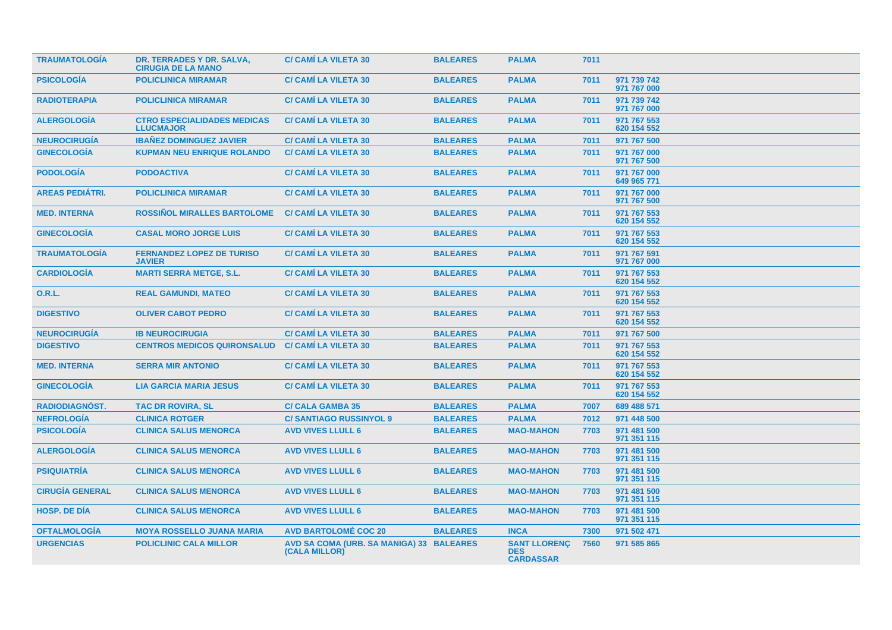| | | | | | | |
|---|---|---|---|---|---|---|
| TRAUMATOLOGÍA | DR. TERRADES Y DR. SALVA, CIRUGIA DE LA MANO | C/ CAMÍ LA VILETA 30 | BALEARES | PALMA | 7011 | |
| PSICOLOGÍA | POLICLINICA MIRAMAR | C/ CAMÍ LA VILETA 30 | BALEARES | PALMA | 7011 | 971 739 742<br>971 767 000 |
| RADIOTERAPIA | POLICLINICA MIRAMAR | C/ CAMÍ LA VILETA 30 | BALEARES | PALMA | 7011 | 971 739 742<br>971 767 000 |
| ALERGOLOGÍA | CTRO ESPECIALIDADES MEDICAS LLUCMAJOR | C/ CAMÍ LA VILETA 30 | BALEARES | PALMA | 7011 | 971 767 553<br>620 154 552 |
| NEUROCIRUGÍA | IBAÑEZ DOMINGUEZ JAVIER | C/ CAMÍ LA VILETA 30 | BALEARES | PALMA | 7011 | 971 767 500 |
| GINECOLOGÍA | KUPMAN NEU ENRIQUE ROLANDO | C/ CAMÍ LA VILETA 30 | BALEARES | PALMA | 7011 | 971 767 000<br>971 767 500 |
| PODOLOGÍA | PODOACTIVA | C/ CAMÍ LA VILETA 30 | BALEARES | PALMA | 7011 | 971 767 000<br>649 965 771 |
| AREAS PEDIÁTRI. | POLICLINICA MIRAMAR | C/ CAMÍ LA VILETA 30 | BALEARES | PALMA | 7011 | 971 767 000<br>971 767 500 |
| MED. INTERNA | ROSSIÑOL MIRALLES BARTOLOME | C/ CAMÍ LA VILETA 30 | BALEARES | PALMA | 7011 | 971 767 553<br>620 154 552 |
| GINECOLOGÍA | CASAL MORO JORGE LUIS | C/ CAMÍ LA VILETA 30 | BALEARES | PALMA | 7011 | 971 767 553<br>620 154 552 |
| TRAUMATOLOGÍA | FERNANDEZ LOPEZ DE TURISO JAVIER | C/ CAMÍ LA VILETA 30 | BALEARES | PALMA | 7011 | 971 767 591<br>971 767 000 |
| CARDIOLOGÍA | MARTI SERRA METGE, S.L. | C/ CAMÍ LA VILETA 30 | BALEARES | PALMA | 7011 | 971 767 553<br>620 154 552 |
| O.R.L. | REAL GAMUNDI, MATEO | C/ CAMÍ LA VILETA 30 | BALEARES | PALMA | 7011 | 971 767 553<br>620 154 552 |
| DIGESTIVO | OLIVER CABOT PEDRO | C/ CAMÍ LA VILETA 30 | BALEARES | PALMA | 7011 | 971 767 553<br>620 154 552 |
| NEUROCIRUGÍA | IB NEUROCIRUGIA | C/ CAMÍ LA VILETA 30 | BALEARES | PALMA | 7011 | 971 767 500 |
| DIGESTIVO | CENTROS MEDICOS QUIRONSALUD | C/ CAMÍ LA VILETA 30 | BALEARES | PALMA | 7011 | 971 767 553<br>620 154 552 |
| MED. INTERNA | SERRA MIR ANTONIO | C/ CAMÍ LA VILETA 30 | BALEARES | PALMA | 7011 | 971 767 553<br>620 154 552 |
| GINECOLOGÍA | LIA GARCIA MARIA JESUS | C/ CAMÍ LA VILETA 30 | BALEARES | PALMA | 7011 | 971 767 553<br>620 154 552 |
| RADIODIAGNÓST. | TAC DR ROVIRA, SL | C/ CALA GAMBA 35 | BALEARES | PALMA | 7007 | 689 488 571 |
| NEFROLOGÍA | CLINICA ROTGER | C/ SANTIAGO RUSSINYOL 9 | BALEARES | PALMA | 7012 | 971 448 500 |
| PSICOLOGÍA | CLINICA SALUS MENORCA | AVD VIVES LLULL 6 | BALEARES | MAO-MAHON | 7703 | 971 481 500<br>971 351 115 |
| ALERGOLOGÍA | CLINICA SALUS MENORCA | AVD VIVES LLULL 6 | BALEARES | MAO-MAHON | 7703 | 971 481 500<br>971 351 115 |
| PSIQUIATRÍA | CLINICA SALUS MENORCA | AVD VIVES LLULL 6 | BALEARES | MAO-MAHON | 7703 | 971 481 500<br>971 351 115 |
| CIRUGÍA GENERAL | CLINICA SALUS MENORCA | AVD VIVES LLULL 6 | BALEARES | MAO-MAHON | 7703 | 971 481 500<br>971 351 115 |
| HOSP. DE DÍA | CLINICA SALUS MENORCA | AVD VIVES LLULL 6 | BALEARES | MAO-MAHON | 7703 | 971 481 500<br>971 351 115 |
| OFTALMOLOGÍA | MOYA ROSSELLO JUANA MARIA | AVD BARTOLOMÉ COC 20 | BALEARES | INCA | 7300 | 971 502 471 |
| URGENCIAS | POLICLINIC CALA MILLOR | AVD SA COMA (URB. SA MANIGA) 33 (CALA MILLOR) | BALEARES | SANT LLORENÇ DES CARDASSAR | 7560 | 971 585 865 |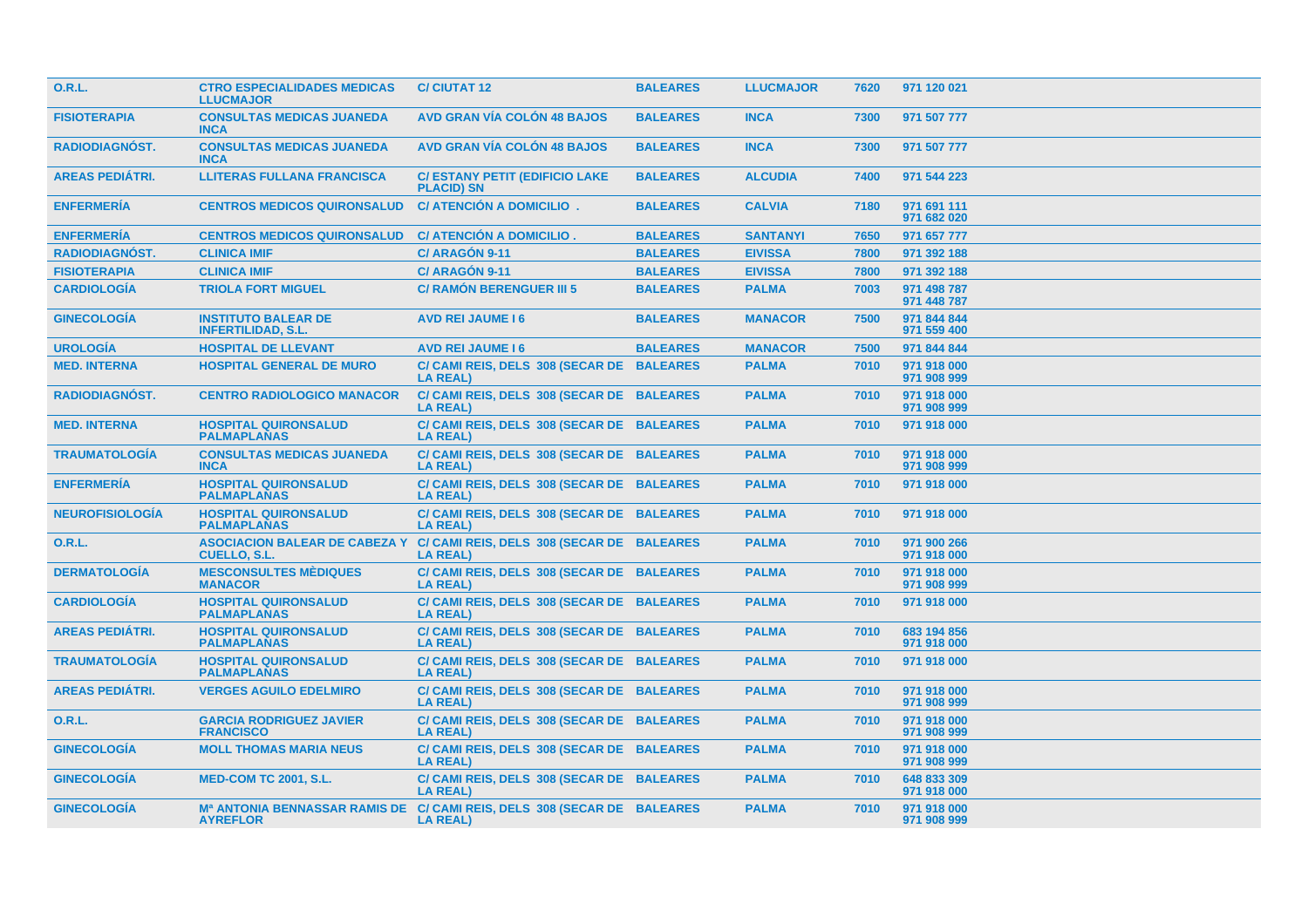| | | | | | | |
|---|---|---|---|---|---|---|
| O.R.L. | CTRO ESPECIALIDADES MEDICAS LLUCMAJOR | C/ CIUTAT 12 | BALEARES | LLUCMAJOR | 7620 | 971 120 021 |
| FISIOTERAPIA | CONSULTAS MEDICAS JUANEDA INCA | AVD GRAN VÍA COLÓN 48 BAJOS | BALEARES | INCA | 7300 | 971 507 777 |
| RADIODIAGNÓST. | CONSULTAS MEDICAS JUANEDA INCA | AVD GRAN VÍA COLÓN 48 BAJOS | BALEARES | INCA | 7300 | 971 507 777 |
| AREAS PEDIÁTRI. | LLITERAS FULLANA FRANCISCA | C/ ESTANY PETIT (EDIFICIO LAKE PLACID) SN | BALEARES | ALCUDIA | 7400 | 971 544 223 |
| ENFERMERÍA | CENTROS MEDICOS QUIRONSALUD | C/ ATENCIÓN A DOMICILIO . | BALEARES | CALVIA | 7180 | 971 691 111<br>971 682 020 |
| ENFERMERÍA | CENTROS MEDICOS QUIRONSALUD | C/ ATENCIÓN A DOMICILIO . | BALEARES | SANTANYI | 7650 | 971 657 777 |
| RADIODIAGNÓST. | CLINICA IMIF | C/ ARAGÓN 9-11 | BALEARES | EIVISSA | 7800 | 971 392 188 |
| FISIOTERAPIA | CLINICA IMIF | C/ ARAGÓN 9-11 | BALEARES | EIVISSA | 7800 | 971 392 188 |
| CARDIOLOGÍA | TRIOLA FORT MIGUEL | C/ RAMÓN BERENGUER III 5 | BALEARES | PALMA | 7003 | 971 498 787<br>971 448 787 |
| GINECOLOGÍA | INSTITUTO BALEAR DE INFERTILIDAD, S.L. | AVD REI JAUME I 6 | BALEARES | MANACOR | 7500 | 971 844 844<br>971 559 400 |
| UROLOGÍA | HOSPITAL DE LLEVANT | AVD REI JAUME I 6 | BALEARES | MANACOR | 7500 | 971 844 844 |
| MED. INTERNA | HOSPITAL GENERAL DE MURO | C/ CAMI REIS, DELS 308 (SECAR DE LA REAL) | BALEARES | PALMA | 7010 | 971 918 000<br>971 908 999 |
| RADIODIAGNÓST. | CENTRO RADIOLOGICO MANACOR | C/ CAMI REIS, DELS 308 (SECAR DE LA REAL) | BALEARES | PALMA | 7010 | 971 918 000<br>971 908 999 |
| MED. INTERNA | HOSPITAL QUIRONSALUD PALMAPLANAS | C/ CAMI REIS, DELS 308 (SECAR DE LA REAL) | BALEARES | PALMA | 7010 | 971 918 000 |
| TRAUMATOLOGÍA | CONSULTAS MEDICAS JUANEDA INCA | C/ CAMI REIS, DELS 308 (SECAR DE LA REAL) | BALEARES | PALMA | 7010 | 971 918 000<br>971 908 999 |
| ENFERMERÍA | HOSPITAL QUIRONSALUD PALMAPLANAS | C/ CAMI REIS, DELS 308 (SECAR DE LA REAL) | BALEARES | PALMA | 7010 | 971 918 000 |
| NEUROFISIOLOGÍA | HOSPITAL QUIRONSALUD PALMAPLANAS | C/ CAMI REIS, DELS 308 (SECAR DE LA REAL) | BALEARES | PALMA | 7010 | 971 918 000 |
| O.R.L. | ASOCIACION BALEAR DE CABEZA Y CUELLO, S.L. | C/ CAMI REIS, DELS 308 (SECAR DE LA REAL) | BALEARES | PALMA | 7010 | 971 900 266<br>971 918 000 |
| DERMATOLOGÍA | MESCONSULTES MÈDIQUES MANACOR | C/ CAMI REIS, DELS 308 (SECAR DE LA REAL) | BALEARES | PALMA | 7010 | 971 918 000<br>971 908 999 |
| CARDIOLOGÍA | HOSPITAL QUIRONSALUD PALMAPLANAS | C/ CAMI REIS, DELS 308 (SECAR DE LA REAL) | BALEARES | PALMA | 7010 | 971 918 000 |
| AREAS PEDIÁTRI. | HOSPITAL QUIRONSALUD PALMAPLANAS | C/ CAMI REIS, DELS 308 (SECAR DE LA REAL) | BALEARES | PALMA | 7010 | 683 194 856<br>971 918 000 |
| TRAUMATOLOGÍA | HOSPITAL QUIRONSALUD PALMAPLANAS | C/ CAMI REIS, DELS 308 (SECAR DE LA REAL) | BALEARES | PALMA | 7010 | 971 918 000 |
| AREAS PEDIÁTRI. | VERGES AGUILO EDELMIRO | C/ CAMI REIS, DELS 308 (SECAR DE LA REAL) | BALEARES | PALMA | 7010 | 971 918 000<br>971 908 999 |
| O.R.L. | GARCIA RODRIGUEZ JAVIER FRANCISCO | C/ CAMI REIS, DELS 308 (SECAR DE LA REAL) | BALEARES | PALMA | 7010 | 971 918 000<br>971 908 999 |
| GINECOLOGÍA | MOLL THOMAS MARIA NEUS | C/ CAMI REIS, DELS 308 (SECAR DE LA REAL) | BALEARES | PALMA | 7010 | 971 918 000<br>971 908 999 |
| GINECOLOGÍA | MED-COM TC 2001, S.L. | C/ CAMI REIS, DELS 308 (SECAR DE LA REAL) | BALEARES | PALMA | 7010 | 648 833 309<br>971 918 000 |
| GINECOLOGÍA | Mª ANTONIA BENNASSAR RAMIS DE AYREFLOR | C/ CAMI REIS, DELS 308 (SECAR DE LA REAL) | BALEARES | PALMA | 7010 | 971 918 000<br>971 908 999 |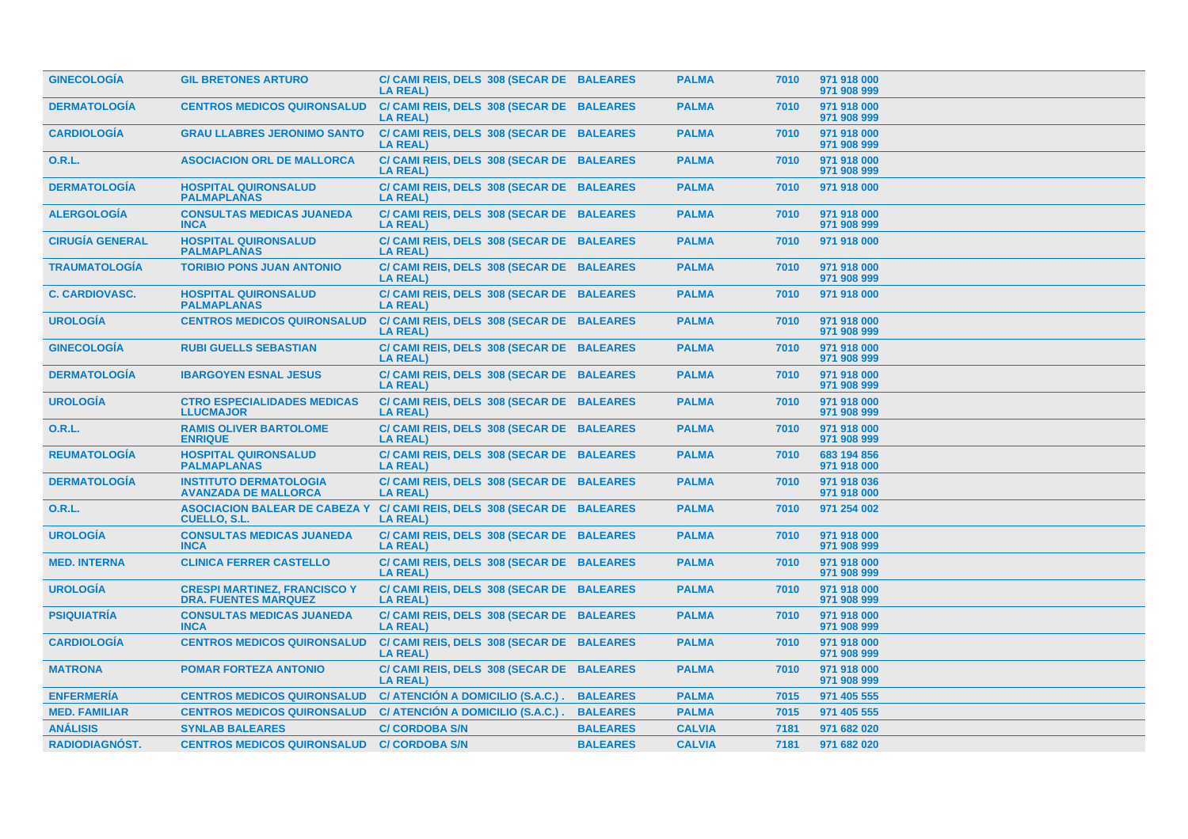| | | | | | | |
|---|---|---|---|---|---|---|
| GINECOLOGÍA | GIL BRETONES ARTURO | C/ CAMI REIS, DELS 308 (SECAR DE LA REAL) | BALEARES | PALMA | 7010 | 971 918 000 971 908 999 |
| DERMATOLOGÍA | CENTROS MEDICOS QUIRONSALUD | C/ CAMI REIS, DELS 308 (SECAR DE LA REAL) | BALEARES | PALMA | 7010 | 971 918 000 971 908 999 |
| CARDIOLOGÍA | GRAU LLABRES JERONIMO SANTO | C/ CAMI REIS, DELS 308 (SECAR DE LA REAL) | BALEARES | PALMA | 7010 | 971 918 000 971 908 999 |
| O.R.L. | ASOCIACION ORL DE MALLORCA | C/ CAMI REIS, DELS 308 (SECAR DE LA REAL) | BALEARES | PALMA | 7010 | 971 918 000 971 908 999 |
| DERMATOLOGÍA | HOSPITAL QUIRONSALUD PALMAPLANAS | C/ CAMI REIS, DELS 308 (SECAR DE LA REAL) | BALEARES | PALMA | 7010 | 971 918 000 |
| ALERGOLOGÍA | CONSULTAS MEDICAS JUANEDA INCA | C/ CAMI REIS, DELS 308 (SECAR DE LA REAL) | BALEARES | PALMA | 7010 | 971 918 000 971 908 999 |
| CIRUGÍA GENERAL | HOSPITAL QUIRONSALUD PALMAPLANAS | C/ CAMI REIS, DELS 308 (SECAR DE LA REAL) | BALEARES | PALMA | 7010 | 971 918 000 |
| TRAUMATOLOGÍA | TORIBIO PONS JUAN ANTONIO | C/ CAMI REIS, DELS 308 (SECAR DE LA REAL) | BALEARES | PALMA | 7010 | 971 918 000 971 908 999 |
| C. CARDIOVASC. | HOSPITAL QUIRONSALUD PALMAPLANAS | C/ CAMI REIS, DELS 308 (SECAR DE LA REAL) | BALEARES | PALMA | 7010 | 971 918 000 |
| UROLOGÍA | CENTROS MEDICOS QUIRONSALUD | C/ CAMI REIS, DELS 308 (SECAR DE LA REAL) | BALEARES | PALMA | 7010 | 971 918 000 971 908 999 |
| GINECOLOGÍA | RUBI GUELLS SEBASTIAN | C/ CAMI REIS, DELS 308 (SECAR DE LA REAL) | BALEARES | PALMA | 7010 | 971 918 000 971 908 999 |
| DERMATOLOGÍA | IBARGOYEN ESNAL JESUS | C/ CAMI REIS, DELS 308 (SECAR DE LA REAL) | BALEARES | PALMA | 7010 | 971 918 000 971 908 999 |
| UROLOGÍA | CTRO ESPECIALIDADES MEDICAS LLUCMAJOR | C/ CAMI REIS, DELS 308 (SECAR DE LA REAL) | BALEARES | PALMA | 7010 | 971 918 000 971 908 999 |
| O.R.L. | RAMIS OLIVER BARTOLOME ENRIQUE | C/ CAMI REIS, DELS 308 (SECAR DE LA REAL) | BALEARES | PALMA | 7010 | 971 918 000 971 908 999 |
| REUMATOLOGÍA | HOSPITAL QUIRONSALUD PALMAPLANAS | C/ CAMI REIS, DELS 308 (SECAR DE LA REAL) | BALEARES | PALMA | 7010 | 683 194 856 971 918 000 |
| DERMATOLOGÍA | INSTITUTO DERMATOLOGIA AVANZADA DE MALLORCA | C/ CAMI REIS, DELS 308 (SECAR DE LA REAL) | BALEARES | PALMA | 7010 | 971 918 036 971 918 000 |
| O.R.L. | ASOCIACION BALEAR DE CABEZA Y CUELLO, S.L. | C/ CAMI REIS, DELS 308 (SECAR DE LA REAL) | BALEARES | PALMA | 7010 | 971 254 002 |
| UROLOGÍA | CONSULTAS MEDICAS JUANEDA INCA | C/ CAMI REIS, DELS 308 (SECAR DE LA REAL) | BALEARES | PALMA | 7010 | 971 918 000 971 908 999 |
| MED. INTERNA | CLINICA FERRER CASTELLO | C/ CAMI REIS, DELS 308 (SECAR DE LA REAL) | BALEARES | PALMA | 7010 | 971 918 000 971 908 999 |
| UROLOGÍA | CRESPI MARTINEZ, FRANCISCO Y DRA. FUENTES MARQUEZ | C/ CAMI REIS, DELS 308 (SECAR DE LA REAL) | BALEARES | PALMA | 7010 | 971 918 000 971 908 999 |
| PSIQUIATRÍA | CONSULTAS MEDICAS JUANEDA INCA | C/ CAMI REIS, DELS 308 (SECAR DE LA REAL) | BALEARES | PALMA | 7010 | 971 918 000 971 908 999 |
| CARDIOLOGÍA | CENTROS MEDICOS QUIRONSALUD | C/ CAMI REIS, DELS 308 (SECAR DE LA REAL) | BALEARES | PALMA | 7010 | 971 918 000 971 908 999 |
| MATRONA | POMAR FORTEZA ANTONIO | C/ CAMI REIS, DELS 308 (SECAR DE LA REAL) | BALEARES | PALMA | 7010 | 971 918 000 971 908 999 |
| ENFERMERÍA | CENTROS MEDICOS QUIRONSALUD | C/ ATENCIÓN A DOMICILIO (S.A.C.) . | BALEARES | PALMA | 7015 | 971 405 555 |
| MED. FAMILIAR | CENTROS MEDICOS QUIRONSALUD | C/ ATENCIÓN A DOMICILIO (S.A.C.) . | BALEARES | PALMA | 7015 | 971 405 555 |
| ANÁLISIS | SYNLAB BALEARES | C/ CORDOBA S/N | BALEARES | CALVIA | 7181 | 971 682 020 |
| RADIODIAGNÓST. | CENTROS MEDICOS QUIRONSALUD | C/ CORDOBA S/N | BALEARES | CALVIA | 7181 | 971 682 020 |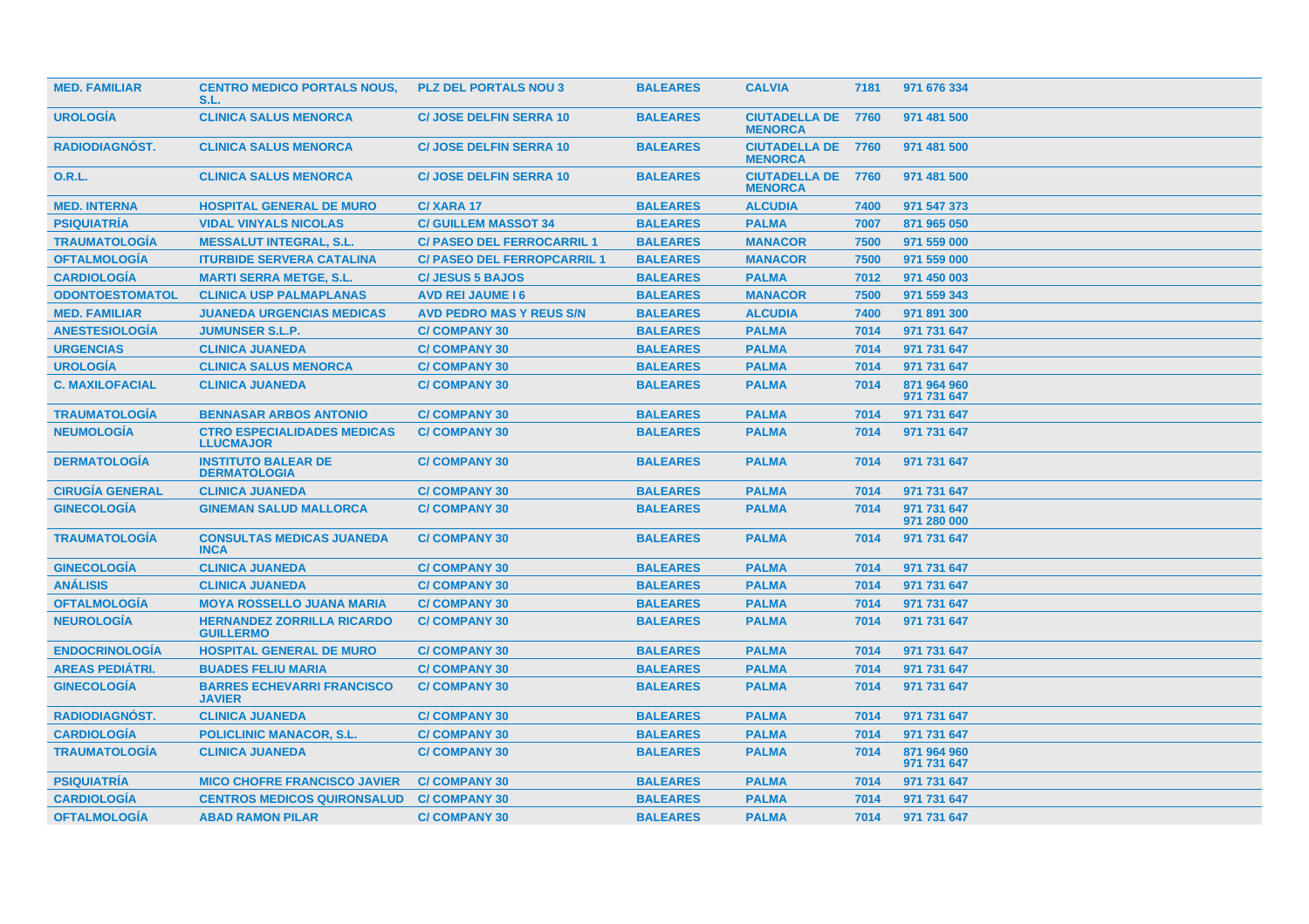| | | | | | | |
|---|---|---|---|---|---|---|
| MED. FAMILIAR | CENTRO MEDICO PORTALS NOUS, S.L. | PLZ DEL PORTALS NOU 3 | BALEARES | CALVIA | 7181 | 971 676 334 |
| UROLOGÍA | CLINICA SALUS MENORCA | C/ JOSE DELFIN SERRA 10 | BALEARES | CIUTADELLA DE MENORCA | 7760 | 971 481 500 |
| RADIODIAGNÓST. | CLINICA SALUS MENORCA | C/ JOSE DELFIN SERRA 10 | BALEARES | CIUTADELLA DE MENORCA | 7760 | 971 481 500 |
| O.R.L. | CLINICA SALUS MENORCA | C/ JOSE DELFIN SERRA 10 | BALEARES | CIUTADELLA DE MENORCA | 7760 | 971 481 500 |
| MED. INTERNA | HOSPITAL GENERAL DE MURO | C/ XARA 17 | BALEARES | ALCUDIA | 7400 | 971 547 373 |
| PSIQUIATRÍA | VIDAL VINYALS NICOLAS | C/ GUILLEM MASSOT 34 | BALEARES | PALMA | 7007 | 871 965 050 |
| TRAUMATOLOGÍA | MESSALUT INTEGRAL, S.L. | C/ PASEO DEL FERROCARRIL 1 | BALEARES | MANACOR | 7500 | 971 559 000 |
| OFTALMOLOGÍA | ITURBIDE SERVERA CATALINA | C/ PASEO DEL FERROPCARRIL 1 | BALEARES | MANACOR | 7500 | 971 559 000 |
| CARDIOLOGÍA | MARTI SERRA METGE, S.L. | C/ JESUS 5 BAJOS | BALEARES | PALMA | 7012 | 971 450 003 |
| ODONTOESTOMATOL | CLINICA USP PALMAPLANAS | AVD REI JAUME I 6 | BALEARES | MANACOR | 7500 | 971 559 343 |
| MED. FAMILIAR | JUANEDA URGENCIAS MEDICAS | AVD PEDRO MAS Y REUS S/N | BALEARES | ALCUDIA | 7400 | 971 891 300 |
| ANESTESIOLOGÍA | JUMUNSER S.L.P. | C/ COMPANY 30 | BALEARES | PALMA | 7014 | 971 731 647 |
| URGENCIAS | CLINICA JUANEDA | C/ COMPANY 30 | BALEARES | PALMA | 7014 | 971 731 647 |
| UROLOGÍA | CLINICA SALUS MENORCA | C/ COMPANY 30 | BALEARES | PALMA | 7014 | 971 731 647 |
| C. MAXILOFACIAL | CLINICA JUANEDA | C/ COMPANY 30 | BALEARES | PALMA | 7014 | 871 964 960<br>971 731 647 |
| TRAUMATOLOGÍA | BENNASAR ARBOS ANTONIO | C/ COMPANY 30 | BALEARES | PALMA | 7014 | 971 731 647 |
| NEUMOLOGÍA | CTRO ESPECIALIDADES MEDICAS LLUCMAJOR | C/ COMPANY 30 | BALEARES | PALMA | 7014 | 971 731 647 |
| DERMATOLOGÍA | INSTITUTO BALEAR DE DERMATOLOGIA | C/ COMPANY 30 | BALEARES | PALMA | 7014 | 971 731 647 |
| CIRUGÍA GENERAL | CLINICA JUANEDA | C/ COMPANY 30 | BALEARES | PALMA | 7014 | 971 731 647 |
| GINECOLOGÍA | GINEMAN SALUD MALLORCA | C/ COMPANY 30 | BALEARES | PALMA | 7014 | 971 731 647<br>971 280 000 |
| TRAUMATOLOGÍA | CONSULTAS MEDICAS JUANEDA INCA | C/ COMPANY 30 | BALEARES | PALMA | 7014 | 971 731 647 |
| GINECOLOGÍA | CLINICA JUANEDA | C/ COMPANY 30 | BALEARES | PALMA | 7014 | 971 731 647 |
| ANÁLISIS | CLINICA JUANEDA | C/ COMPANY 30 | BALEARES | PALMA | 7014 | 971 731 647 |
| OFTALMOLOGÍA | MOYA ROSSELLO JUANA MARIA | C/ COMPANY 30 | BALEARES | PALMA | 7014 | 971 731 647 |
| NEUROLOGÍA | HERNANDEZ ZORRILLA RICARDO GUILLERMO | C/ COMPANY 30 | BALEARES | PALMA | 7014 | 971 731 647 |
| ENDOCRINOLOGÍA | HOSPITAL GENERAL DE MURO | C/ COMPANY 30 | BALEARES | PALMA | 7014 | 971 731 647 |
| AREAS PEDIÁTRI. | BUADES FELIU MARIA | C/ COMPANY 30 | BALEARES | PALMA | 7014 | 971 731 647 |
| GINECOLOGÍA | BARRES ECHEVARRI FRANCISCO JAVIER | C/ COMPANY 30 | BALEARES | PALMA | 7014 | 971 731 647 |
| RADIODIAGNÓST. | CLINICA JUANEDA | C/ COMPANY 30 | BALEARES | PALMA | 7014 | 971 731 647 |
| CARDIOLOGÍA | POLICLINIC MANACOR, S.L. | C/ COMPANY 30 | BALEARES | PALMA | 7014 | 971 731 647 |
| TRAUMATOLOGÍA | CLINICA JUANEDA | C/ COMPANY 30 | BALEARES | PALMA | 7014 | 871 964 960<br>971 731 647 |
| PSIQUIATRÍA | MICO CHOFRE FRANCISCO JAVIER | C/ COMPANY 30 | BALEARES | PALMA | 7014 | 971 731 647 |
| CARDIOLOGÍA | CENTROS MEDICOS QUIRONSALUD | C/ COMPANY 30 | BALEARES | PALMA | 7014 | 971 731 647 |
| OFTALMOLOGÍA | ABAD RAMON PILAR | C/ COMPANY 30 | BALEARES | PALMA | 7014 | 971 731 647 |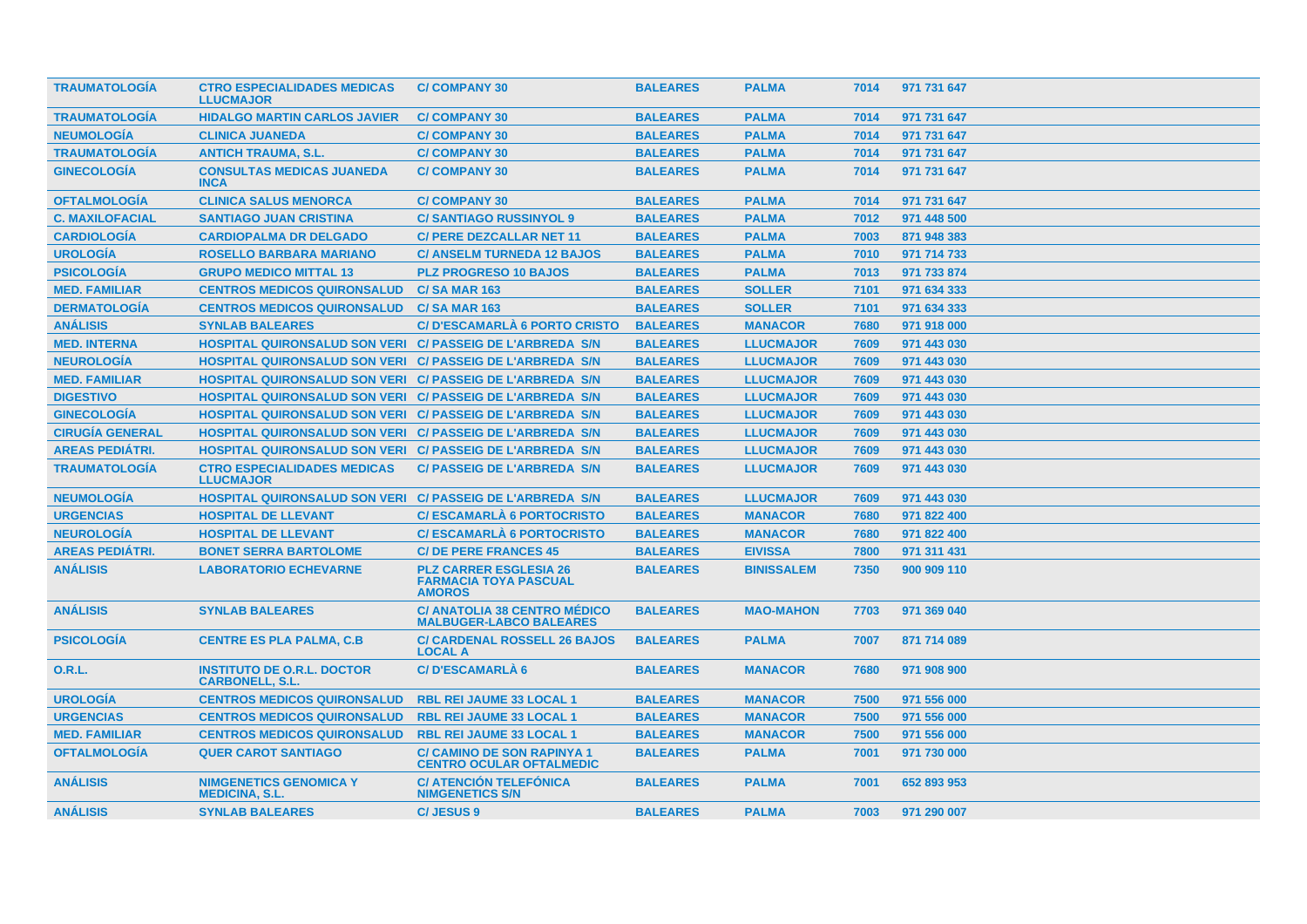| | | | | | | |
|---|---|---|---|---|---|---|
| **TRAUMATOLOGÍA** | **CTRO ESPECIALIDADES MEDICAS LLUCMAJOR** | **C/ COMPANY 30** | **BALEARES** | **PALMA** | **7014** | **971 731 647** |
| **TRAUMATOLOGÍA** | **HIDALGO MARTIN CARLOS JAVIER** | **C/ COMPANY 30** | **BALEARES** | **PALMA** | **7014** | **971 731 647** |
| **NEUMOLOGÍA** | **CLINICA JUANEDA** | **C/ COMPANY 30** | **BALEARES** | **PALMA** | **7014** | **971 731 647** |
| **TRAUMATOLOGÍA** | **ANTICH TRAUMA, S.L.** | **C/ COMPANY 30** | **BALEARES** | **PALMA** | **7014** | **971 731 647** |
| **GINECOLOGÍA** | **CONSULTAS MEDICAS JUANEDA INCA** | **C/ COMPANY 30** | **BALEARES** | **PALMA** | **7014** | **971 731 647** |
| **OFTALMOLOGÍA** | **CLINICA SALUS MENORCA** | **C/ COMPANY 30** | **BALEARES** | **PALMA** | **7014** | **971 731 647** |
| **C. MAXILOFACIAL** | **SANTIAGO JUAN CRISTINA** | **C/ SANTIAGO RUSSINYOL 9** | **BALEARES** | **PALMA** | **7012** | **971 448 500** |
| **CARDIOLOGÍA** | **CARDIOPALMA DR DELGADO** | **C/ PERE DEZCALLAR NET 11** | **BALEARES** | **PALMA** | **7003** | **871 948 383** |
| **UROLOGÍA** | **ROSELLO BARBARA MARIANO** | **C/ ANSELM TURNEDA 12 BAJOS** | **BALEARES** | **PALMA** | **7010** | **971 714 733** |
| **PSICOLOGÍA** | **GRUPO MEDICO MITTAL 13** | **PLZ PROGRESO 10 BAJOS** | **BALEARES** | **PALMA** | **7013** | **971 733 874** |
| **MED. FAMILIAR** | **CENTROS MEDICOS QUIRONSALUD** | **C/ SA MAR 163** | **BALEARES** | **SOLLER** | **7101** | **971 634 333** |
| **DERMATOLOGÍA** | **CENTROS MEDICOS QUIRONSALUD** | **C/ SA MAR 163** | **BALEARES** | **SOLLER** | **7101** | **971 634 333** |
| **ANÁLISIS** | **SYNLAB BALEARES** | **C/ D'ESCAMARLÀ 6 PORTO CRISTO** | **BALEARES** | **MANACOR** | **7680** | **971 918 000** |
| **MED. INTERNA** | **HOSPITAL QUIRONSALUD SON VERI** | **C/ PASSEIG DE L'ARBREDA S/N** | **BALEARES** | **LLUCMAJOR** | **7609** | **971 443 030** |
| **NEUROLOGÍA** | **HOSPITAL QUIRONSALUD SON VERI** | **C/ PASSEIG DE L'ARBREDA S/N** | **BALEARES** | **LLUCMAJOR** | **7609** | **971 443 030** |
| **MED. FAMILIAR** | **HOSPITAL QUIRONSALUD SON VERI** | **C/ PASSEIG DE L'ARBREDA S/N** | **BALEARES** | **LLUCMAJOR** | **7609** | **971 443 030** |
| **DIGESTIVO** | **HOSPITAL QUIRONSALUD SON VERI** | **C/ PASSEIG DE L'ARBREDA S/N** | **BALEARES** | **LLUCMAJOR** | **7609** | **971 443 030** |
| **GINECOLOGÍA** | **HOSPITAL QUIRONSALUD SON VERI** | **C/ PASSEIG DE L'ARBREDA S/N** | **BALEARES** | **LLUCMAJOR** | **7609** | **971 443 030** |
| **CIRUGÍA GENERAL** | **HOSPITAL QUIRONSALUD SON VERI** | **C/ PASSEIG DE L'ARBREDA S/N** | **BALEARES** | **LLUCMAJOR** | **7609** | **971 443 030** |
| **AREAS PEDIÁTRI.** | **HOSPITAL QUIRONSALUD SON VERI** | **C/ PASSEIG DE L'ARBREDA S/N** | **BALEARES** | **LLUCMAJOR** | **7609** | **971 443 030** |
| **TRAUMATOLOGÍA** | **CTRO ESPECIALIDADES MEDICAS LLUCMAJOR** | **C/ PASSEIG DE L'ARBREDA S/N** | **BALEARES** | **LLUCMAJOR** | **7609** | **971 443 030** |
| **NEUMOLOGÍA** | **HOSPITAL QUIRONSALUD SON VERI** | **C/ PASSEIG DE L'ARBREDA S/N** | **BALEARES** | **LLUCMAJOR** | **7609** | **971 443 030** |
| **URGENCIAS** | **HOSPITAL DE LLEVANT** | **C/ ESCAMARLÀ 6 PORTOCRISTO** | **BALEARES** | **MANACOR** | **7680** | **971 822 400** |
| **NEUROLOGÍA** | **HOSPITAL DE LLEVANT** | **C/ ESCAMARLÀ 6 PORTOCRISTO** | **BALEARES** | **MANACOR** | **7680** | **971 822 400** |
| **AREAS PEDIÁTRI.** | **BONET SERRA BARTOLOME** | **C/ DE PERE FRANCES 45** | **BALEARES** | **EIVISSA** | **7800** | **971 311 431** |
| **ANÁLISIS** | **LABORATORIO ECHEVARNE** | **PLZ CARRER ESGLESIA 26 FARMACIA TOYA PASCUAL AMOROS** | **BALEARES** | **BINISSALEM** | **7350** | **900 909 110** |
| **ANÁLISIS** | **SYNLAB BALEARES** | **C/ ANATOLIA 38 CENTRO MÉDICO MALBUGER-LABCO BALEARES** | **BALEARES** | **MAO-MAHON** | **7703** | **971 369 040** |
| **PSICOLOGÍA** | **CENTRE ES PLA PALMA, C.B** | **C/ CARDENAL ROSSELL 26 BAJOS LOCAL A** | **BALEARES** | **PALMA** | **7007** | **871 714 089** |
| **O.R.L.** | **INSTITUTO DE O.R.L. DOCTOR CARBONELL, S.L.** | **C/ D'ESCAMARLÀ 6** | **BALEARES** | **MANACOR** | **7680** | **971 908 900** |
| **UROLOGÍA** | **CENTROS MEDICOS QUIRONSALUD** | **RBL REI JAUME 33 LOCAL 1** | **BALEARES** | **MANACOR** | **7500** | **971 556 000** |
| **URGENCIAS** | **CENTROS MEDICOS QUIRONSALUD** | **RBL REI JAUME 33 LOCAL 1** | **BALEARES** | **MANACOR** | **7500** | **971 556 000** |
| **MED. FAMILIAR** | **CENTROS MEDICOS QUIRONSALUD** | **RBL REI JAUME 33 LOCAL 1** | **BALEARES** | **MANACOR** | **7500** | **971 556 000** |
| **OFTALMOLOGÍA** | **QUER CAROT SANTIAGO** | **C/ CAMINO DE SON RAPINYA 1 CENTRO OCULAR OFTALMEDIC** | **BALEARES** | **PALMA** | **7001** | **971 730 000** |
| **ANÁLISIS** | **NIMGENETICS GENOMICA Y MEDICINA, S.L.** | **C/ ATENCIÓN TELEFÓNICA NIMGENETICS S/N** | **BALEARES** | **PALMA** | **7001** | **652 893 953** |
| **ANÁLISIS** | **SYNLAB BALEARES** | **C/ JESUS 9** | **BALEARES** | **PALMA** | **7003** | **971 290 007** |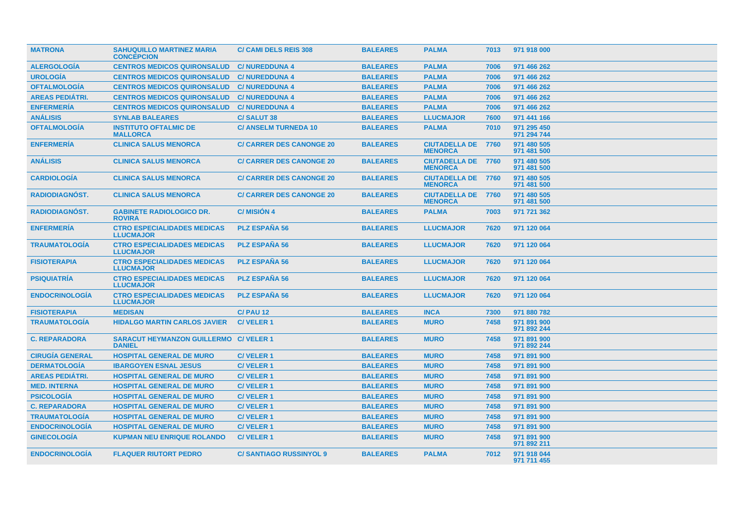| | | | | | | |
|---|---|---|---|---|---|---|
| **MATRONA** | **SAHUQUILLO MARTINEZ MARIA CONCEPCION** | **C/ CAMI DELS REIS 308** | **BALEARES** | **PALMA** | **7013** | **971 918 000** |
| **ALERGOLOGÍA** | **CENTROS MEDICOS QUIRONSALUD** | **C/ NUREDDUNA 4** | **BALEARES** | **PALMA** | **7006** | **971 466 262** |
| **UROLOGÍA** | **CENTROS MEDICOS QUIRONSALUD** | **C/ NUREDDUNA 4** | **BALEARES** | **PALMA** | **7006** | **971 466 262** |
| **OFTALMOLOGÍA** | **CENTROS MEDICOS QUIRONSALUD** | **C/ NUREDDUNA 4** | **BALEARES** | **PALMA** | **7006** | **971 466 262** |
| **AREAS PEDIÁTRI.** | **CENTROS MEDICOS QUIRONSALUD** | **C/ NUREDDUNA 4** | **BALEARES** | **PALMA** | **7006** | **971 466 262** |
| **ENFERMERÍA** | **CENTROS MEDICOS QUIRONSALUD** | **C/ NUREDDUNA 4** | **BALEARES** | **PALMA** | **7006** | **971 466 262** |
| **ANÁLISIS** | **SYNLAB BALEARES** | **C/ SALUT 38** | **BALEARES** | **LLUCMAJOR** | **7600** | **971 441 166** |
| **OFTALMOLOGÍA** | **INSTITUTO OFTALMIC DE MALLORCA** | **C/ ANSELM TURNEDA 10** | **BALEARES** | **PALMA** | **7010** | **971 295 450 971 294 744** |
| **ENFERMERÍA** | **CLINICA SALUS MENORCA** | **C/ CARRER DES CANONGE 20** | **BALEARES** | **CIUTADELLA DE MENORCA** | **7760** | **971 480 505 971 481 500** |
| **ANÁLISIS** | **CLINICA SALUS MENORCA** | **C/ CARRER DES CANONGE 20** | **BALEARES** | **CIUTADELLA DE MENORCA** | **7760** | **971 480 505 971 481 500** |
| **CARDIOLOGÍA** | **CLINICA SALUS MENORCA** | **C/ CARRER DES CANONGE 20** | **BALEARES** | **CIUTADELLA DE MENORCA** | **7760** | **971 480 505 971 481 500** |
| **RADIODIAGNÓST.** | **CLINICA SALUS MENORCA** | **C/ CARRER DES CANONGE 20** | **BALEARES** | **CIUTADELLA DE MENORCA** | **7760** | **971 480 505 971 481 500** |
| **RADIODIAGNÓST.** | **GABINETE RADIOLOGICO DR. ROVIRA** | **C/ MISIÓN 4** | **BALEARES** | **PALMA** | **7003** | **971 721 362** |
| **ENFERMERÍA** | **CTRO ESPECIALIDADES MEDICAS LLUCMAJOR** | **PLZ ESPAÑA 56** | **BALEARES** | **LLUCMAJOR** | **7620** | **971 120 064** |
| **TRAUMATOLOGÍA** | **CTRO ESPECIALIDADES MEDICAS LLUCMAJOR** | **PLZ ESPAÑA 56** | **BALEARES** | **LLUCMAJOR** | **7620** | **971 120 064** |
| **FISIOTERAPIA** | **CTRO ESPECIALIDADES MEDICAS LLUCMAJOR** | **PLZ ESPAÑA 56** | **BALEARES** | **LLUCMAJOR** | **7620** | **971 120 064** |
| **PSIQUIATRÍA** | **CTRO ESPECIALIDADES MEDICAS LLUCMAJOR** | **PLZ ESPAÑA 56** | **BALEARES** | **LLUCMAJOR** | **7620** | **971 120 064** |
| **ENDOCRINOLOGÍA** | **CTRO ESPECIALIDADES MEDICAS LLUCMAJOR** | **PLZ ESPAÑA 56** | **BALEARES** | **LLUCMAJOR** | **7620** | **971 120 064** |
| **FISIOTERAPIA** | **MEDISAN** | **C/ PAU 12** | **BALEARES** | **INCA** | **7300** | **971 880 782** |
| **TRAUMATOLOGÍA** | **HIDALGO MARTIN CARLOS JAVIER** | **C/ VELER 1** | **BALEARES** | **MURO** | **7458** | **971 891 900 971 892 244** |
| **C. REPARADORA** | **SARACUT HEYMANZON GUILLERMO DANIEL** | **C/ VELER 1** | **BALEARES** | **MURO** | **7458** | **971 891 900 971 892 244** |
| **CIRUGÍA GENERAL** | **HOSPITAL GENERAL DE MURO** | **C/ VELER 1** | **BALEARES** | **MURO** | **7458** | **971 891 900** |
| **DERMATOLOGÍA** | **IBARGOYEN ESNAL JESUS** | **C/ VELER 1** | **BALEARES** | **MURO** | **7458** | **971 891 900** |
| **AREAS PEDIÁTRI.** | **HOSPITAL GENERAL DE MURO** | **C/ VELER 1** | **BALEARES** | **MURO** | **7458** | **971 891 900** |
| **MED. INTERNA** | **HOSPITAL GENERAL DE MURO** | **C/ VELER 1** | **BALEARES** | **MURO** | **7458** | **971 891 900** |
| **PSICOLOGÍA** | **HOSPITAL GENERAL DE MURO** | **C/ VELER 1** | **BALEARES** | **MURO** | **7458** | **971 891 900** |
| **C. REPARADORA** | **HOSPITAL GENERAL DE MURO** | **C/ VELER 1** | **BALEARES** | **MURO** | **7458** | **971 891 900** |
| **TRAUMATOLOGÍA** | **HOSPITAL GENERAL DE MURO** | **C/ VELER 1** | **BALEARES** | **MURO** | **7458** | **971 891 900** |
| **ENDOCRINOLOGÍA** | **HOSPITAL GENERAL DE MURO** | **C/ VELER 1** | **BALEARES** | **MURO** | **7458** | **971 891 900** |
| **GINECOLOGÍA** | **KUPMAN NEU ENRIQUE ROLANDO** | **C/ VELER 1** | **BALEARES** | **MURO** | **7458** | **971 891 900 971 892 211** |
| **ENDOCRINOLOGÍA** | **FLAQUER RIUTORT PEDRO** | **C/ SANTIAGO RUSSINYOL 9** | **BALEARES** | **PALMA** | **7012** | **971 918 044 971 711 455** |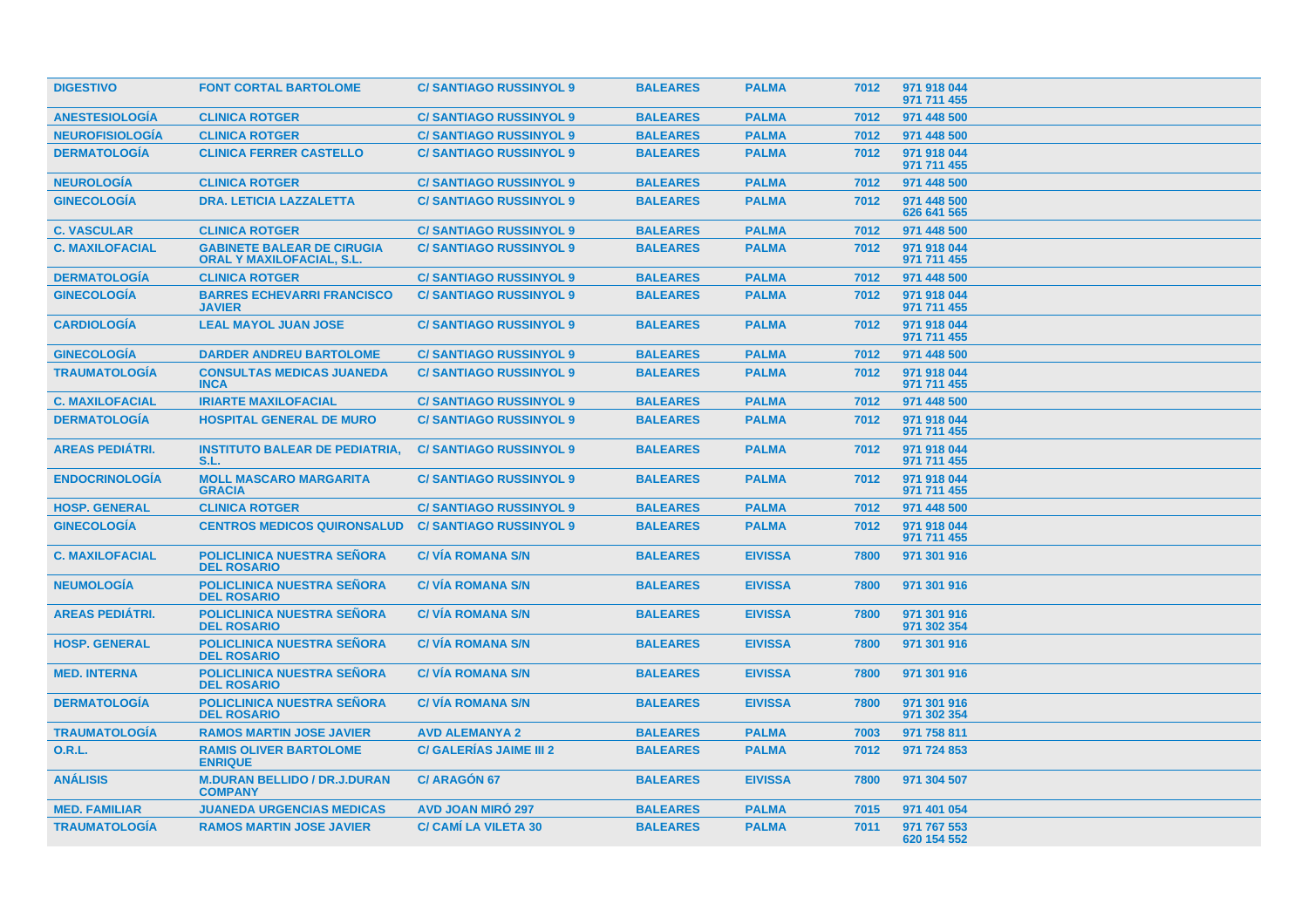| | | | | | | |
|---|---|---|---|---|---|---|
| **DIGESTIVO** | **FONT CORTAL BARTOLOME** | **C/ SANTIAGO RUSSINYOL 9** | **BALEARES** | **PALMA** | **7012** | **971 918 044 971 711 455** |
| **ANESTESIOLOGÍA** | **CLINICA ROTGER** | **C/ SANTIAGO RUSSINYOL 9** | **BALEARES** | **PALMA** | **7012** | **971 448 500** |
| **NEUROFISIOLOGÍA** | **CLINICA ROTGER** | **C/ SANTIAGO RUSSINYOL 9** | **BALEARES** | **PALMA** | **7012** | **971 448 500** |
| **DERMATOLOGÍA** | **CLINICA FERRER CASTELLO** | **C/ SANTIAGO RUSSINYOL 9** | **BALEARES** | **PALMA** | **7012** | **971 918 044 971 711 455** |
| **NEUROLOGÍA** | **CLINICA ROTGER** | **C/ SANTIAGO RUSSINYOL 9** | **BALEARES** | **PALMA** | **7012** | **971 448 500** |
| **GINECOLOGÍA** | **DRA. LETICIA LAZZALETTA** | **C/ SANTIAGO RUSSINYOL 9** | **BALEARES** | **PALMA** | **7012** | **971 448 500 626 641 565** |
| **C. VASCULAR** | **CLINICA ROTGER** | **C/ SANTIAGO RUSSINYOL 9** | **BALEARES** | **PALMA** | **7012** | **971 448 500** |
| **C. MAXILOFACIAL** | **GABINETE BALEAR DE CIRUGIA ORAL Y MAXILOFACIAL, S.L.** | **C/ SANTIAGO RUSSINYOL 9** | **BALEARES** | **PALMA** | **7012** | **971 918 044 971 711 455** |
| **DERMATOLOGÍA** | **CLINICA ROTGER** | **C/ SANTIAGO RUSSINYOL 9** | **BALEARES** | **PALMA** | **7012** | **971 448 500** |
| **GINECOLOGÍA** | **BARRES ECHEVARRI FRANCISCO JAVIER** | **C/ SANTIAGO RUSSINYOL 9** | **BALEARES** | **PALMA** | **7012** | **971 918 044 971 711 455** |
| **CARDIOLOGÍA** | **LEAL MAYOL JUAN JOSE** | **C/ SANTIAGO RUSSINYOL 9** | **BALEARES** | **PALMA** | **7012** | **971 918 044 971 711 455** |
| **GINECOLOGÍA** | **DARDER ANDREU BARTOLOME** | **C/ SANTIAGO RUSSINYOL 9** | **BALEARES** | **PALMA** | **7012** | **971 448 500** |
| **TRAUMATOLOGÍA** | **CONSULTAS MEDICAS JUANEDA INCA** | **C/ SANTIAGO RUSSINYOL 9** | **BALEARES** | **PALMA** | **7012** | **971 918 044 971 711 455** |
| **C. MAXILOFACIAL** | **IRIARTE MAXILOFACIAL** | **C/ SANTIAGO RUSSINYOL 9** | **BALEARES** | **PALMA** | **7012** | **971 448 500** |
| **DERMATOLOGÍA** | **HOSPITAL GENERAL DE MURO** | **C/ SANTIAGO RUSSINYOL 9** | **BALEARES** | **PALMA** | **7012** | **971 918 044 971 711 455** |
| **AREAS PEDIÁTRI.** | **INSTITUTO BALEAR DE PEDIATRIA, S.L.** | **C/ SANTIAGO RUSSINYOL 9** | **BALEARES** | **PALMA** | **7012** | **971 918 044 971 711 455** |
| **ENDOCRINOLOGÍA** | **MOLL MASCARO MARGARITA GRACIA** | **C/ SANTIAGO RUSSINYOL 9** | **BALEARES** | **PALMA** | **7012** | **971 918 044 971 711 455** |
| **HOSP. GENERAL** | **CLINICA ROTGER** | **C/ SANTIAGO RUSSINYOL 9** | **BALEARES** | **PALMA** | **7012** | **971 448 500** |
| **GINECOLOGÍA** | **CENTROS MEDICOS QUIRONSALUD** | **C/ SANTIAGO RUSSINYOL 9** | **BALEARES** | **PALMA** | **7012** | **971 918 044 971 711 455** |
| **C. MAXILOFACIAL** | **POLICLINICA NUESTRA SEÑORA DEL ROSARIO** | **C/ VÍA ROMANA S/N** | **BALEARES** | **EIVISSA** | **7800** | **971 301 916** |
| **NEUMOLOGÍA** | **POLICLINICA NUESTRA SEÑORA DEL ROSARIO** | **C/ VÍA ROMANA S/N** | **BALEARES** | **EIVISSA** | **7800** | **971 301 916** |
| **AREAS PEDIÁTRI.** | **POLICLINICA NUESTRA SEÑORA DEL ROSARIO** | **C/ VÍA ROMANA S/N** | **BALEARES** | **EIVISSA** | **7800** | **971 301 916 971 302 354** |
| **HOSP. GENERAL** | **POLICLINICA NUESTRA SEÑORA DEL ROSARIO** | **C/ VÍA ROMANA S/N** | **BALEARES** | **EIVISSA** | **7800** | **971 301 916** |
| **MED. INTERNA** | **POLICLINICA NUESTRA SEÑORA DEL ROSARIO** | **C/ VÍA ROMANA S/N** | **BALEARES** | **EIVISSA** | **7800** | **971 301 916** |
| **DERMATOLOGÍA** | **POLICLINICA NUESTRA SEÑORA DEL ROSARIO** | **C/ VÍA ROMANA S/N** | **BALEARES** | **EIVISSA** | **7800** | **971 301 916 971 302 354** |
| **TRAUMATOLOGÍA** | **RAMOS MARTIN JOSE JAVIER** | **AVD ALEMANYA 2** | **BALEARES** | **PALMA** | **7003** | **971 758 811** |
| **O.R.L.** | **RAMIS OLIVER BARTOLOME ENRIQUE** | **C/ GALERÍAS JAIME III 2** | **BALEARES** | **PALMA** | **7012** | **971 724 853** |
| **ANÁLISIS** | **M.DURAN BELLIDO / DR.J.DURAN COMPANY** | **C/ ARAGÓN 67** | **BALEARES** | **EIVISSA** | **7800** | **971 304 507** |
| **MED. FAMILIAR** | **JUANEDA URGENCIAS MEDICAS** | **AVD JOAN MIRÓ 297** | **BALEARES** | **PALMA** | **7015** | **971 401 054** |
| **TRAUMATOLOGÍA** | **RAMOS MARTIN JOSE JAVIER** | **C/ CAMÍ LA VILETA 30** | **BALEARES** | **PALMA** | **7011** | **971 767 553 620 154 552** |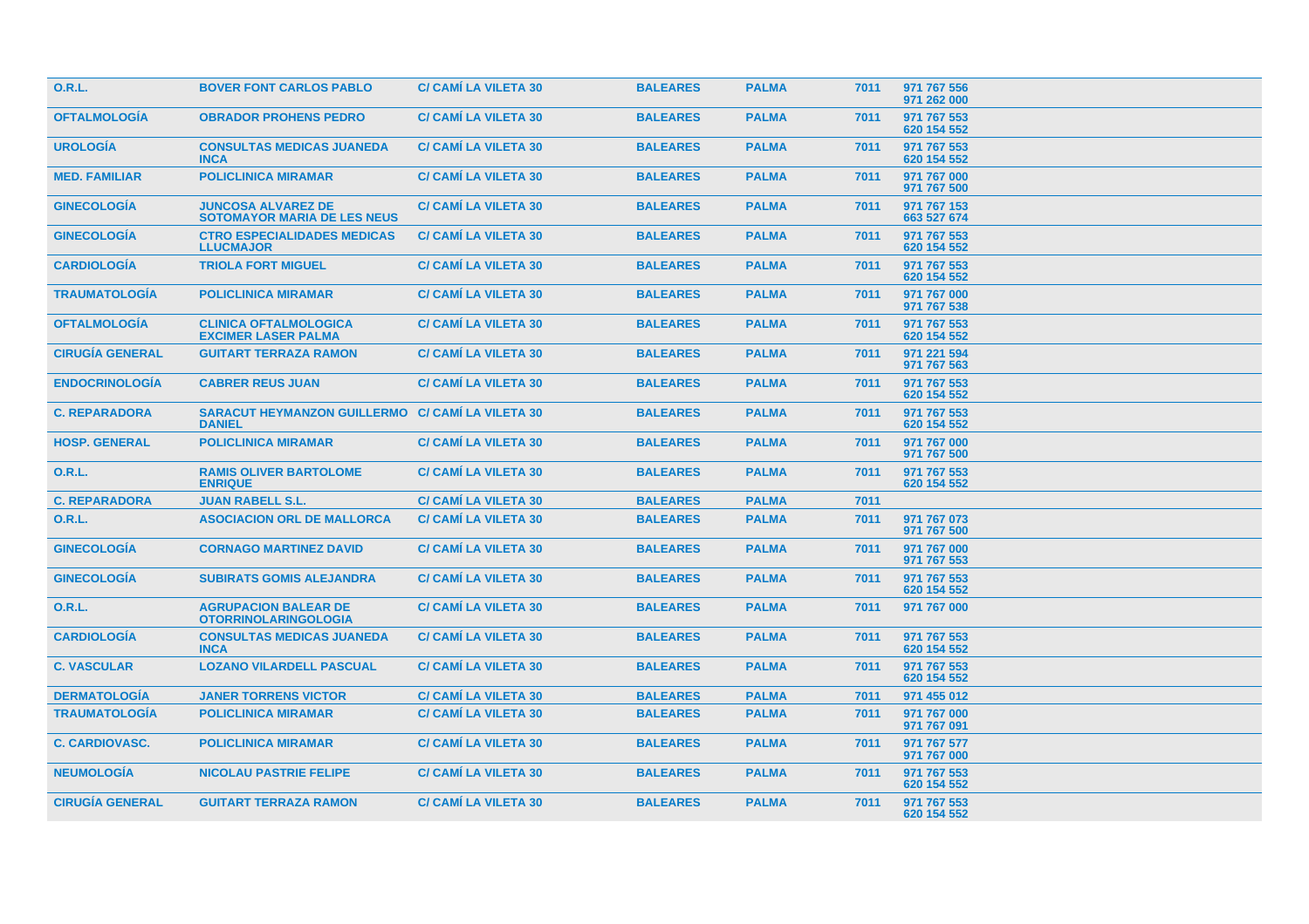| | | | | | | |
|---|---|---|---|---|---|---|
| O.R.L. | BOVER FONT CARLOS PABLO | C/ CAMÍ LA VILETA 30 | BALEARES | PALMA | 7011 | 971 767 556<br>971 262 000 |
| OFTALMOLOGÍA | OBRADOR PROHENS PEDRO | C/ CAMÍ LA VILETA 30 | BALEARES | PALMA | 7011 | 971 767 553<br>620 154 552 |
| UROLOGÍA | CONSULTAS MEDICAS JUANEDA INCA | C/ CAMÍ LA VILETA 30 | BALEARES | PALMA | 7011 | 971 767 553<br>620 154 552 |
| MED. FAMILIAR | POLICLINICA MIRAMAR | C/ CAMÍ LA VILETA 30 | BALEARES | PALMA | 7011 | 971 767 000<br>971 767 500 |
| GINECOLOGÍA | JUNCOSA ALVAREZ DE SOTOMAYOR MARIA DE LES NEUS | C/ CAMÍ LA VILETA 30 | BALEARES | PALMA | 7011 | 971 767 153<br>663 527 674 |
| GINECOLOGÍA | CTRO ESPECIALIDADES MEDICAS LLUCMAJOR | C/ CAMÍ LA VILETA 30 | BALEARES | PALMA | 7011 | 971 767 553<br>620 154 552 |
| CARDIOLOGÍA | TRIOLA FORT MIGUEL | C/ CAMÍ LA VILETA 30 | BALEARES | PALMA | 7011 | 971 767 553<br>620 154 552 |
| TRAUMATOLOGÍA | POLICLINICA MIRAMAR | C/ CAMÍ LA VILETA 30 | BALEARES | PALMA | 7011 | 971 767 000<br>971 767 538 |
| OFTALMOLOGÍA | CLINICA OFTALMOLOGICA EXCIMER LASER PALMA | C/ CAMÍ LA VILETA 30 | BALEARES | PALMA | 7011 | 971 767 553<br>620 154 552 |
| CIRUGÍA GENERAL | GUITART TERRAZA RAMON | C/ CAMÍ LA VILETA 30 | BALEARES | PALMA | 7011 | 971 221 594<br>971 767 563 |
| ENDOCRINOLOGÍA | CABRER REUS JUAN | C/ CAMÍ LA VILETA 30 | BALEARES | PALMA | 7011 | 971 767 553<br>620 154 552 |
| C. REPARADORA | SARACUT HEYMANZON GUILLERMO DANIEL | C/ CAMÍ LA VILETA 30 | BALEARES | PALMA | 7011 | 971 767 553<br>620 154 552 |
| HOSP. GENERAL | POLICLINICA MIRAMAR | C/ CAMÍ LA VILETA 30 | BALEARES | PALMA | 7011 | 971 767 000<br>971 767 500 |
| O.R.L. | RAMIS OLIVER BARTOLOME ENRIQUE | C/ CAMÍ LA VILETA 30 | BALEARES | PALMA | 7011 | 971 767 553<br>620 154 552 |
| C. REPARADORA | JUAN RABELL S.L. | C/ CAMÍ LA VILETA 30 | BALEARES | PALMA | 7011 | |
| O.R.L. | ASOCIACION ORL DE MALLORCA | C/ CAMÍ LA VILETA 30 | BALEARES | PALMA | 7011 | 971 767 073<br>971 767 500 |
| GINECOLOGÍA | CORNAGO MARTINEZ DAVID | C/ CAMÍ LA VILETA 30 | BALEARES | PALMA | 7011 | 971 767 000<br>971 767 553 |
| GINECOLOGÍA | SUBIRATS GOMIS ALEJANDRA | C/ CAMÍ LA VILETA 30 | BALEARES | PALMA | 7011 | 971 767 553<br>620 154 552 |
| O.R.L. | AGRUPACION BALEAR DE OTORRINOLARINGOLOGIA | C/ CAMÍ LA VILETA 30 | BALEARES | PALMA | 7011 | 971 767 000 |
| CARDIOLOGÍA | CONSULTAS MEDICAS JUANEDA INCA | C/ CAMÍ LA VILETA 30 | BALEARES | PALMA | 7011 | 971 767 553<br>620 154 552 |
| C. VASCULAR | LOZANO VILARDELL PASCUAL | C/ CAMÍ LA VILETA 30 | BALEARES | PALMA | 7011 | 971 767 553<br>620 154 552 |
| DERMATOLOGÍA | JANER TORRENS VICTOR | C/ CAMÍ LA VILETA 30 | BALEARES | PALMA | 7011 | 971 455 012 |
| TRAUMATOLOGÍA | POLICLINICA MIRAMAR | C/ CAMÍ LA VILETA 30 | BALEARES | PALMA | 7011 | 971 767 000<br>971 767 091 |
| C. CARDIOVASC. | POLICLINICA MIRAMAR | C/ CAMÍ LA VILETA 30 | BALEARES | PALMA | 7011 | 971 767 577<br>971 767 000 |
| NEUMOLOGÍA | NICOLAU PASTRIE FELIPE | C/ CAMÍ LA VILETA 30 | BALEARES | PALMA | 7011 | 971 767 553<br>620 154 552 |
| CIRUGÍA GENERAL | GUITART TERRAZA RAMON | C/ CAMÍ LA VILETA 30 | BALEARES | PALMA | 7011 | 971 767 553<br>620 154 552 |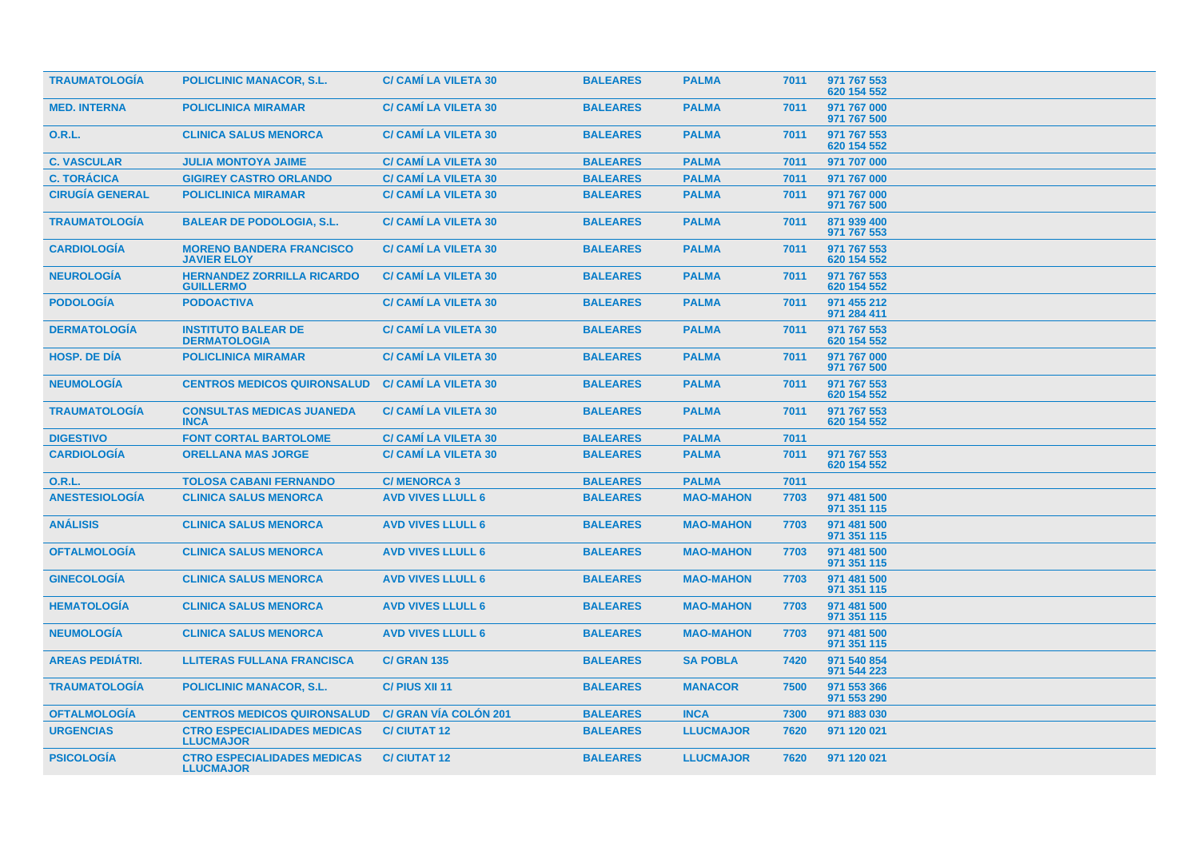| | | | | | | |
|---|---|---|---|---|---|---|
| **TRAUMATOLOGÍA** | **POLICLINIC MANACOR, S.L.** | **C/ CAMÍ LA VILETA 30** | **BALEARES** | **PALMA** | **7011** | **971 767 553 620 154 552** |
| **MED. INTERNA** | **POLICLINICA MIRAMAR** | **C/ CAMÍ LA VILETA 30** | **BALEARES** | **PALMA** | **7011** | **971 767 000 971 767 500** |
| **O.R.L.** | **CLINICA SALUS MENORCA** | **C/ CAMÍ LA VILETA 30** | **BALEARES** | **PALMA** | **7011** | **971 767 553 620 154 552** |
| **C. VASCULAR** | **JULIA MONTOYA JAIME** | **C/ CAMÍ LA VILETA 30** | **BALEARES** | **PALMA** | **7011** | **971 707 000** |
| **C. TORÁCICA** | **GIGIREY CASTRO ORLANDO** | **C/ CAMÍ LA VILETA 30** | **BALEARES** | **PALMA** | **7011** | **971 767 000** |
| **CIRUGÍA GENERAL** | **POLICLINICA MIRAMAR** | **C/ CAMÍ LA VILETA 30** | **BALEARES** | **PALMA** | **7011** | **971 767 000 971 767 500** |
| **TRAUMATOLOGÍA** | **BALEAR DE PODOLOGIA, S.L.** | **C/ CAMÍ LA VILETA 30** | **BALEARES** | **PALMA** | **7011** | **871 939 400 971 767 553** |
| **CARDIOLOGÍA** | **MORENO BANDERA FRANCISCO JAVIER ELOY** | **C/ CAMÍ LA VILETA 30** | **BALEARES** | **PALMA** | **7011** | **971 767 553 620 154 552** |
| **NEUROLOGÍA** | **HERNANDEZ ZORRILLA RICARDO GUILLERMO** | **C/ CAMÍ LA VILETA 30** | **BALEARES** | **PALMA** | **7011** | **971 767 553 620 154 552** |
| **PODOLOGÍA** | **PODOACTIVA** | **C/ CAMÍ LA VILETA 30** | **BALEARES** | **PALMA** | **7011** | **971 455 212 971 284 411** |
| **DERMATOLOGÍA** | **INSTITUTO BALEAR DE DERMATOLOGIA** | **C/ CAMÍ LA VILETA 30** | **BALEARES** | **PALMA** | **7011** | **971 767 553 620 154 552** |
| **HOSP. DE DÍA** | **POLICLINICA MIRAMAR** | **C/ CAMÍ LA VILETA 30** | **BALEARES** | **PALMA** | **7011** | **971 767 000 971 767 500** |
| **NEUMOLOGÍA** | **CENTROS MEDICOS QUIRONSALUD** | **C/ CAMÍ LA VILETA 30** | **BALEARES** | **PALMA** | **7011** | **971 767 553 620 154 552** |
| **TRAUMATOLOGÍA** | **CONSULTAS MEDICAS JUANEDA INCA** | **C/ CAMÍ LA VILETA 30** | **BALEARES** | **PALMA** | **7011** | **971 767 553 620 154 552** |
| **DIGESTIVO** | **FONT CORTAL BARTOLOME** | **C/ CAMÍ LA VILETA 30** | **BALEARES** | **PALMA** | **7011** | |
| **CARDIOLOGÍA** | **ORELLANA MAS JORGE** | **C/ CAMÍ LA VILETA 30** | **BALEARES** | **PALMA** | **7011** | **971 767 553 620 154 552** |
| **O.R.L.** | **TOLOSA CABANI FERNANDO** | **C/ MENORCA 3** | **BALEARES** | **PALMA** | **7011** | |
| **ANESTESIOLOGÍA** | **CLINICA SALUS MENORCA** | **AVD VIVES LLULL 6** | **BALEARES** | **MAO-MAHON** | **7703** | **971 481 500 971 351 115** |
| **ANÁLISIS** | **CLINICA SALUS MENORCA** | **AVD VIVES LLULL 6** | **BALEARES** | **MAO-MAHON** | **7703** | **971 481 500 971 351 115** |
| **OFTALMOLOGÍA** | **CLINICA SALUS MENORCA** | **AVD VIVES LLULL 6** | **BALEARES** | **MAO-MAHON** | **7703** | **971 481 500 971 351 115** |
| **GINECOLOGÍA** | **CLINICA SALUS MENORCA** | **AVD VIVES LLULL 6** | **BALEARES** | **MAO-MAHON** | **7703** | **971 481 500 971 351 115** |
| **HEMATOLOGÍA** | **CLINICA SALUS MENORCA** | **AVD VIVES LLULL 6** | **BALEARES** | **MAO-MAHON** | **7703** | **971 481 500 971 351 115** |
| **NEUMOLOGÍA** | **CLINICA SALUS MENORCA** | **AVD VIVES LLULL 6** | **BALEARES** | **MAO-MAHON** | **7703** | **971 481 500 971 351 115** |
| **AREAS PEDIÁTRI.** | **LLITERAS FULLANA FRANCISCA** | **C/ GRAN 135** | **BALEARES** | **SA POBLA** | **7420** | **971 540 854 971 544 223** |
| **TRAUMATOLOGÍA** | **POLICLINIC MANACOR, S.L.** | **C/ PIUS XII 11** | **BALEARES** | **MANACOR** | **7500** | **971 553 366 971 553 290** |
| **OFTALMOLOGÍA** | **CENTROS MEDICOS QUIRONSALUD** | **C/ GRAN VÍA COLÓN 201** | **BALEARES** | **INCA** | **7300** | **971 883 030** |
| **URGENCIAS** | **CTRO ESPECIALIDADES MEDICAS LLUCMAJOR** | **C/ CIUTAT 12** | **BALEARES** | **LLUCMAJOR** | **7620** | **971 120 021** |
| **PSICOLOGÍA** | **CTRO ESPECIALIDADES MEDICAS LLUCMAJOR** | **C/ CIUTAT 12** | **BALEARES** | **LLUCMAJOR** | **7620** | **971 120 021** |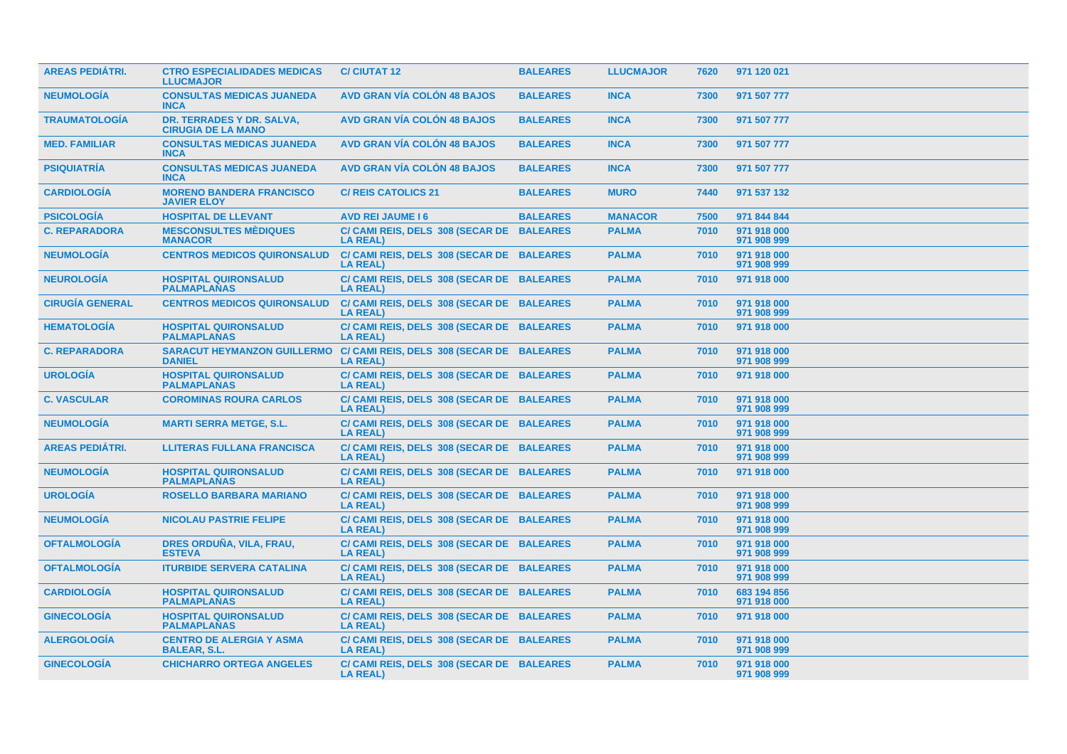| | | | | | | |
|---|---|---|---|---|---|---|
| AREAS PEDIÁTRI. | CTRO ESPECIALIDADES MEDICAS LLUCMAJOR | C/ CIUTAT 12 | BALEARES | LLUCMAJOR | 7620 | 971 120 021 |
| NEUMOLOGÍA | CONSULTAS MEDICAS JUANEDA INCA | AVD GRAN VÍA COLÓN 48 BAJOS | BALEARES | INCA | 7300 | 971 507 777 |
| TRAUMATOLOGÍA | DR. TERRADES Y DR. SALVA, CIRUGIA DE LA MANO | AVD GRAN VÍA COLÓN 48 BAJOS | BALEARES | INCA | 7300 | 971 507 777 |
| MED. FAMILIAR | CONSULTAS MEDICAS JUANEDA INCA | AVD GRAN VÍA COLÓN 48 BAJOS | BALEARES | INCA | 7300 | 971 507 777 |
| PSIQUIATRÍA | CONSULTAS MEDICAS JUANEDA INCA | AVD GRAN VÍA COLÓN 48 BAJOS | BALEARES | INCA | 7300 | 971 507 777 |
| CARDIOLOGÍA | MORENO BANDERA FRANCISCO JAVIER ELOY | C/ REIS CATOLICS 21 | BALEARES | MURO | 7440 | 971 537 132 |
| PSICOLOGÍA | HOSPITAL DE LLEVANT | AVD REI JAUME I 6 | BALEARES | MANACOR | 7500 | 971 844 844 |
| C. REPARADORA | MESCONSULTES MÈDIQUES MANACOR | C/ CAMI REIS, DELS 308 (SECAR DE LA REAL) | BALEARES | PALMA | 7010 | 971 918 000<br>971 908 999 |
| NEUMOLOGÍA | CENTROS MEDICOS QUIRONSALUD | C/ CAMI REIS, DELS 308 (SECAR DE LA REAL) | BALEARES | PALMA | 7010 | 971 918 000<br>971 908 999 |
| NEUROLOGÍA | HOSPITAL QUIRONSALUD PALMAPLANAS | C/ CAMI REIS, DELS 308 (SECAR DE LA REAL) | BALEARES | PALMA | 7010 | 971 918 000 |
| CIRUGÍA GENERAL | CENTROS MEDICOS QUIRONSALUD | C/ CAMI REIS, DELS 308 (SECAR DE LA REAL) | BALEARES | PALMA | 7010 | 971 918 000<br>971 908 999 |
| HEMATOLOGÍA | HOSPITAL QUIRONSALUD PALMAPLANAS | C/ CAMI REIS, DELS 308 (SECAR DE LA REAL) | BALEARES | PALMA | 7010 | 971 918 000 |
| C. REPARADORA | SARACUT HEYMANZON GUILLERMO DANIEL | C/ CAMI REIS, DELS 308 (SECAR DE LA REAL) | BALEARES | PALMA | 7010 | 971 918 000<br>971 908 999 |
| UROLOGÍA | HOSPITAL QUIRONSALUD PALMAPLANAS | C/ CAMI REIS, DELS 308 (SECAR DE LA REAL) | BALEARES | PALMA | 7010 | 971 918 000 |
| C. VASCULAR | COROMINAS ROURA CARLOS | C/ CAMI REIS, DELS 308 (SECAR DE LA REAL) | BALEARES | PALMA | 7010 | 971 918 000<br>971 908 999 |
| NEUMOLOGÍA | MARTI SERRA METGE, S.L. | C/ CAMI REIS, DELS 308 (SECAR DE LA REAL) | BALEARES | PALMA | 7010 | 971 918 000<br>971 908 999 |
| AREAS PEDIÁTRI. | LLITERAS FULLANA FRANCISCA | C/ CAMI REIS, DELS 308 (SECAR DE LA REAL) | BALEARES | PALMA | 7010 | 971 918 000<br>971 908 999 |
| NEUMOLOGÍA | HOSPITAL QUIRONSALUD PALMAPLANAS | C/ CAMI REIS, DELS 308 (SECAR DE LA REAL) | BALEARES | PALMA | 7010 | 971 918 000 |
| UROLOGÍA | ROSELLO BARBARA MARIANO | C/ CAMI REIS, DELS 308 (SECAR DE LA REAL) | BALEARES | PALMA | 7010 | 971 918 000<br>971 908 999 |
| NEUMOLOGÍA | NICOLAU PASTRIE FELIPE | C/ CAMI REIS, DELS 308 (SECAR DE LA REAL) | BALEARES | PALMA | 7010 | 971 918 000<br>971 908 999 |
| OFTALMOLOGÍA | DRES ORDUÑA, VILA, FRAU, ESTEVA | C/ CAMI REIS, DELS 308 (SECAR DE LA REAL) | BALEARES | PALMA | 7010 | 971 918 000<br>971 908 999 |
| OFTALMOLOGÍA | ITURBIDE SERVERA CATALINA | C/ CAMI REIS, DELS 308 (SECAR DE LA REAL) | BALEARES | PALMA | 7010 | 971 918 000<br>971 908 999 |
| CARDIOLOGÍA | HOSPITAL QUIRONSALUD PALMAPLANAS | C/ CAMI REIS, DELS 308 (SECAR DE LA REAL) | BALEARES | PALMA | 7010 | 683 194 856<br>971 918 000 |
| GINECOLOGÍA | HOSPITAL QUIRONSALUD PALMAPLANAS | C/ CAMI REIS, DELS 308 (SECAR DE LA REAL) | BALEARES | PALMA | 7010 | 971 918 000 |
| ALERGOLOGÍA | CENTRO DE ALERGIA Y ASMA BALEAR, S.L. | C/ CAMI REIS, DELS 308 (SECAR DE LA REAL) | BALEARES | PALMA | 7010 | 971 918 000<br>971 908 999 |
| GINECOLOGÍA | CHICHARRO ORTEGA ANGELES | C/ CAMI REIS, DELS 308 (SECAR DE LA REAL) | BALEARES | PALMA | 7010 | 971 918 000<br>971 908 999 |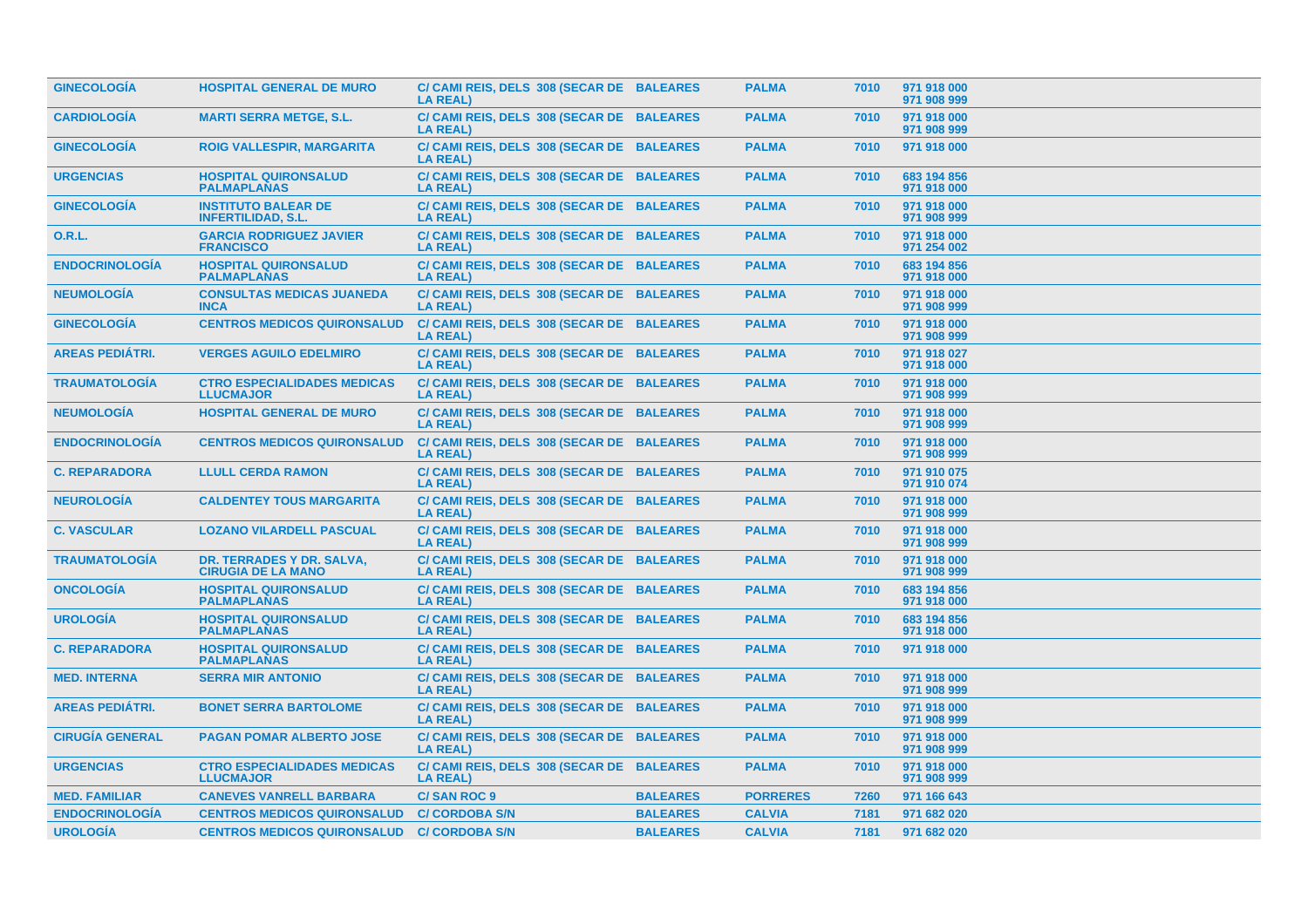| | | | | | | |
|---|---|---|---|---|---|---|
| GINECOLOGÍA | HOSPITAL GENERAL DE MURO | C/ CAMI REIS, DELS 308 (SECAR DE LA REAL) | BALEARES | PALMA | 7010 | 971 918 000 971 908 999 |
| CARDIOLOGÍA | MARTI SERRA METGE, S.L. | C/ CAMI REIS, DELS 308 (SECAR DE LA REAL) | BALEARES | PALMA | 7010 | 971 918 000 971 908 999 |
| GINECOLOGÍA | ROIG VALLESPIR, MARGARITA | C/ CAMI REIS, DELS 308 (SECAR DE LA REAL) | BALEARES | PALMA | 7010 | 971 918 000 |
| URGENCIAS | HOSPITAL QUIRONSALUD PALMAPLANAS | C/ CAMI REIS, DELS 308 (SECAR DE LA REAL) | BALEARES | PALMA | 7010 | 683 194 856 971 918 000 |
| GINECOLOGÍA | INSTITUTO BALEAR DE INFERTILIDAD, S.L. | C/ CAMI REIS, DELS 308 (SECAR DE LA REAL) | BALEARES | PALMA | 7010 | 971 918 000 971 908 999 |
| O.R.L. | GARCIA RODRIGUEZ JAVIER FRANCISCO | C/ CAMI REIS, DELS 308 (SECAR DE LA REAL) | BALEARES | PALMA | 7010 | 971 918 000 971 254 002 |
| ENDOCRINOLOGÍA | HOSPITAL QUIRONSALUD PALMAPLANAS | C/ CAMI REIS, DELS 308 (SECAR DE LA REAL) | BALEARES | PALMA | 7010 | 683 194 856 971 918 000 |
| NEUMOLOGÍA | CONSULTAS MEDICAS JUANEDA INCA | C/ CAMI REIS, DELS 308 (SECAR DE LA REAL) | BALEARES | PALMA | 7010 | 971 918 000 971 908 999 |
| GINECOLOGÍA | CENTROS MEDICOS QUIRONSALUD | C/ CAMI REIS, DELS 308 (SECAR DE LA REAL) | BALEARES | PALMA | 7010 | 971 918 000 971 908 999 |
| AREAS PEDIÁTRI. | VERGES AGUILO EDELMIRO | C/ CAMI REIS, DELS 308 (SECAR DE LA REAL) | BALEARES | PALMA | 7010 | 971 918 027 971 918 000 |
| TRAUMATOLOGÍA | CTRO ESPECIALIDADES MEDICAS LLUCMAJOR | C/ CAMI REIS, DELS 308 (SECAR DE LA REAL) | BALEARES | PALMA | 7010 | 971 918 000 971 908 999 |
| NEUMOLOGÍA | HOSPITAL GENERAL DE MURO | C/ CAMI REIS, DELS 308 (SECAR DE LA REAL) | BALEARES | PALMA | 7010 | 971 918 000 971 908 999 |
| ENDOCRINOLOGÍA | CENTROS MEDICOS QUIRONSALUD | C/ CAMI REIS, DELS 308 (SECAR DE LA REAL) | BALEARES | PALMA | 7010 | 971 918 000 971 908 999 |
| C. REPARADORA | LLULL CERDA RAMON | C/ CAMI REIS, DELS 308 (SECAR DE LA REAL) | BALEARES | PALMA | 7010 | 971 910 075 971 910 074 |
| NEUROLOGÍA | CALDENTEY TOUS MARGARITA | C/ CAMI REIS, DELS 308 (SECAR DE LA REAL) | BALEARES | PALMA | 7010 | 971 918 000 971 908 999 |
| C. VASCULAR | LOZANO VILARDELL PASCUAL | C/ CAMI REIS, DELS 308 (SECAR DE LA REAL) | BALEARES | PALMA | 7010 | 971 918 000 971 908 999 |
| TRAUMATOLOGÍA | DR. TERRADES Y DR. SALVA, CIRUGIA DE LA MANO | C/ CAMI REIS, DELS 308 (SECAR DE LA REAL) | BALEARES | PALMA | 7010 | 971 918 000 971 908 999 |
| ONCOLOGÍA | HOSPITAL QUIRONSALUD PALMAPLANAS | C/ CAMI REIS, DELS 308 (SECAR DE LA REAL) | BALEARES | PALMA | 7010 | 683 194 856 971 918 000 |
| UROLOGÍA | HOSPITAL QUIRONSALUD PALMAPLANAS | C/ CAMI REIS, DELS 308 (SECAR DE LA REAL) | BALEARES | PALMA | 7010 | 683 194 856 971 918 000 |
| C. REPARADORA | HOSPITAL QUIRONSALUD PALMAPLANAS | C/ CAMI REIS, DELS 308 (SECAR DE LA REAL) | BALEARES | PALMA | 7010 | 971 918 000 |
| MED. INTERNA | SERRA MIR ANTONIO | C/ CAMI REIS, DELS 308 (SECAR DE LA REAL) | BALEARES | PALMA | 7010 | 971 918 000 971 908 999 |
| AREAS PEDIÁTRI. | BONET SERRA BARTOLOME | C/ CAMI REIS, DELS 308 (SECAR DE LA REAL) | BALEARES | PALMA | 7010 | 971 918 000 971 908 999 |
| CIRUGÍA GENERAL | PAGAN POMAR ALBERTO JOSE | C/ CAMI REIS, DELS 308 (SECAR DE LA REAL) | BALEARES | PALMA | 7010 | 971 918 000 971 908 999 |
| URGENCIAS | CTRO ESPECIALIDADES MEDICAS LLUCMAJOR | C/ CAMI REIS, DELS 308 (SECAR DE LA REAL) | BALEARES | PALMA | 7010 | 971 918 000 971 908 999 |
| MED. FAMILIAR | CANEVES VANRELL BARBARA | C/ SAN ROC 9 | BALEARES | PORRERES | 7260 | 971 166 643 |
| ENDOCRINOLOGÍA | CENTROS MEDICOS QUIRONSALUD | C/ CORDOBA S/N | BALEARES | CALVIA | 7181 | 971 682 020 |
| UROLOGÍA | CENTROS MEDICOS QUIRONSALUD | C/ CORDOBA S/N | BALEARES | CALVIA | 7181 | 971 682 020 |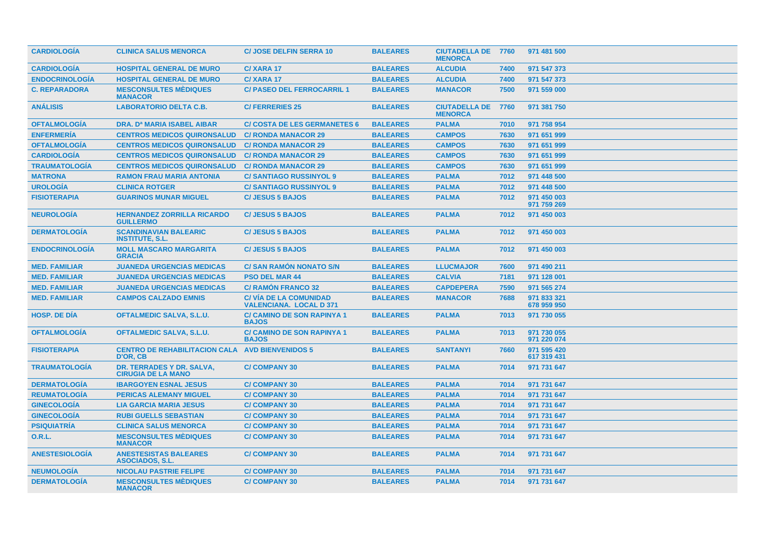| | | | | | | |
|---|---|---|---|---|---|---|
| CARDIOLOGÍA | CLINICA SALUS MENORCA | C/ JOSE DELFIN SERRA 10 | BALEARES | CIUTADELLA DE MENORCA | 7760 | 971 481 500 |
| CARDIOLOGÍA | HOSPITAL GENERAL DE MURO | C/ XARA 17 | BALEARES | ALCUDIA | 7400 | 971 547 373 |
| ENDOCRINOLOGÍA | HOSPITAL GENERAL DE MURO | C/ XARA 17 | BALEARES | ALCUDIA | 7400 | 971 547 373 |
| C. REPARADORA | MESCONSULTES MÈDIQUES MANACOR | C/ PASEO DEL FERROCARRIL 1 | BALEARES | MANACOR | 7500 | 971 559 000 |
| ANÁLISIS | LABORATORIO DELTA C.B. | C/ FERRERIES 25 | BALEARES | CIUTADELLA DE MENORCA | 7760 | 971 381 750 |
| OFTALMOLOGÍA | DRA. Dª MARIA ISABEL AIBAR | C/ COSTA DE LES GERMANETES 6 | BALEARES | PALMA | 7010 | 971 758 954 |
| ENFERMERÍA | CENTROS MEDICOS QUIRONSALUD | C/ RONDA MANACOR 29 | BALEARES | CAMPOS | 7630 | 971 651 999 |
| OFTALMOLOGÍA | CENTROS MEDICOS QUIRONSALUD | C/ RONDA MANACOR 29 | BALEARES | CAMPOS | 7630 | 971 651 999 |
| CARDIOLOGÍA | CENTROS MEDICOS QUIRONSALUD | C/ RONDA MANACOR 29 | BALEARES | CAMPOS | 7630 | 971 651 999 |
| TRAUMATOLOGÍA | CENTROS MEDICOS QUIRONSALUD | C/ RONDA MANACOR 29 | BALEARES | CAMPOS | 7630 | 971 651 999 |
| MATRONA | RAMON FRAU MARIA ANTONIA | C/ SANTIAGO RUSSINYOL 9 | BALEARES | PALMA | 7012 | 971 448 500 |
| UROLOGÍA | CLINICA ROTGER | C/ SANTIAGO RUSSINYOL 9 | BALEARES | PALMA | 7012 | 971 448 500 |
| FISIOTERAPIA | GUARINOS MUNAR MIGUEL | C/ JESUS 5 BAJOS | BALEARES | PALMA | 7012 | 971 450 003<br>971 759 269 |
| NEUROLOGÍA | HERNANDEZ ZORRILLA RICARDO GUILLERMO | C/ JESUS 5 BAJOS | BALEARES | PALMA | 7012 | 971 450 003 |
| DERMATOLOGÍA | SCANDINAVIAN BALEARIC INSTITUTE, S.L. | C/ JESUS 5 BAJOS | BALEARES | PALMA | 7012 | 971 450 003 |
| ENDOCRINOLOGÍA | MOLL MASCARO MARGARITA GRACIA | C/ JESUS 5 BAJOS | BALEARES | PALMA | 7012 | 971 450 003 |
| MED. FAMILIAR | JUANEDA URGENCIAS MEDICAS | C/ SAN RAMÓN NONATO S/N | BALEARES | LLUCMAJOR | 7600 | 971 490 211 |
| MED. FAMILIAR | JUANEDA URGENCIAS MEDICAS | PSO DEL MAR 44 | BALEARES | CALVIA | 7181 | 971 128 001 |
| MED. FAMILIAR | JUANEDA URGENCIAS MEDICAS | C/ RAMÓN FRANCO 32 | BALEARES | CAPDEPERA | 7590 | 971 565 274 |
| MED. FAMILIAR | CAMPOS CALZADO EMNIS | C/ VÍA DE LA COMUNIDAD VALENCIANA. LOCAL D 371 | BALEARES | MANACOR | 7688 | 971 833 321<br>678 959 950 |
| HOSP. DE DÍA | OFTALMEDIC SALVA, S.L.U. | C/ CAMINO DE SON RAPINYA 1 BAJOS | BALEARES | PALMA | 7013 | 971 730 055 |
| OFTALMOLOGÍA | OFTALMEDIC SALVA, S.L.U. | C/ CAMINO DE SON RAPINYA 1 BAJOS | BALEARES | PALMA | 7013 | 971 730 055<br>971 220 074 |
| FISIOTERAPIA | CENTRO DE REHABILITACION CALA D'OR, CB | AVD BIENVENIDOS 5 | BALEARES | SANTANYI | 7660 | 971 595 420<br>617 319 431 |
| TRAUMATOLOGÍA | DR. TERRADES Y DR. SALVA, CIRUGIA DE LA MANO | C/ COMPANY 30 | BALEARES | PALMA | 7014 | 971 731 647 |
| DERMATOLOGÍA | IBARGOYEN ESNAL JESUS | C/ COMPANY 30 | BALEARES | PALMA | 7014 | 971 731 647 |
| REUMATOLOGÍA | PERICAS ALEMANY MIGUEL | C/ COMPANY 30 | BALEARES | PALMA | 7014 | 971 731 647 |
| GINECOLOGÍA | LIA GARCIA MARIA JESUS | C/ COMPANY 30 | BALEARES | PALMA | 7014 | 971 731 647 |
| GINECOLOGÍA | RUBI GUELLS SEBASTIAN | C/ COMPANY 30 | BALEARES | PALMA | 7014 | 971 731 647 |
| PSIQUIATRÍA | CLINICA SALUS MENORCA | C/ COMPANY 30 | BALEARES | PALMA | 7014 | 971 731 647 |
| O.R.L. | MESCONSULTES MÈDIQUES MANACOR | C/ COMPANY 30 | BALEARES | PALMA | 7014 | 971 731 647 |
| ANESTESIOLOGÍA | ANESTESISTAS BALEARES ASOCIADOS, S.L. | C/ COMPANY 30 | BALEARES | PALMA | 7014 | 971 731 647 |
| NEUMOLOGÍA | NICOLAU PASTRIE FELIPE | C/ COMPANY 30 | BALEARES | PALMA | 7014 | 971 731 647 |
| DERMATOLOGÍA | MESCONSULTES MÈDIQUES MANACOR | C/ COMPANY 30 | BALEARES | PALMA | 7014 | 971 731 647 |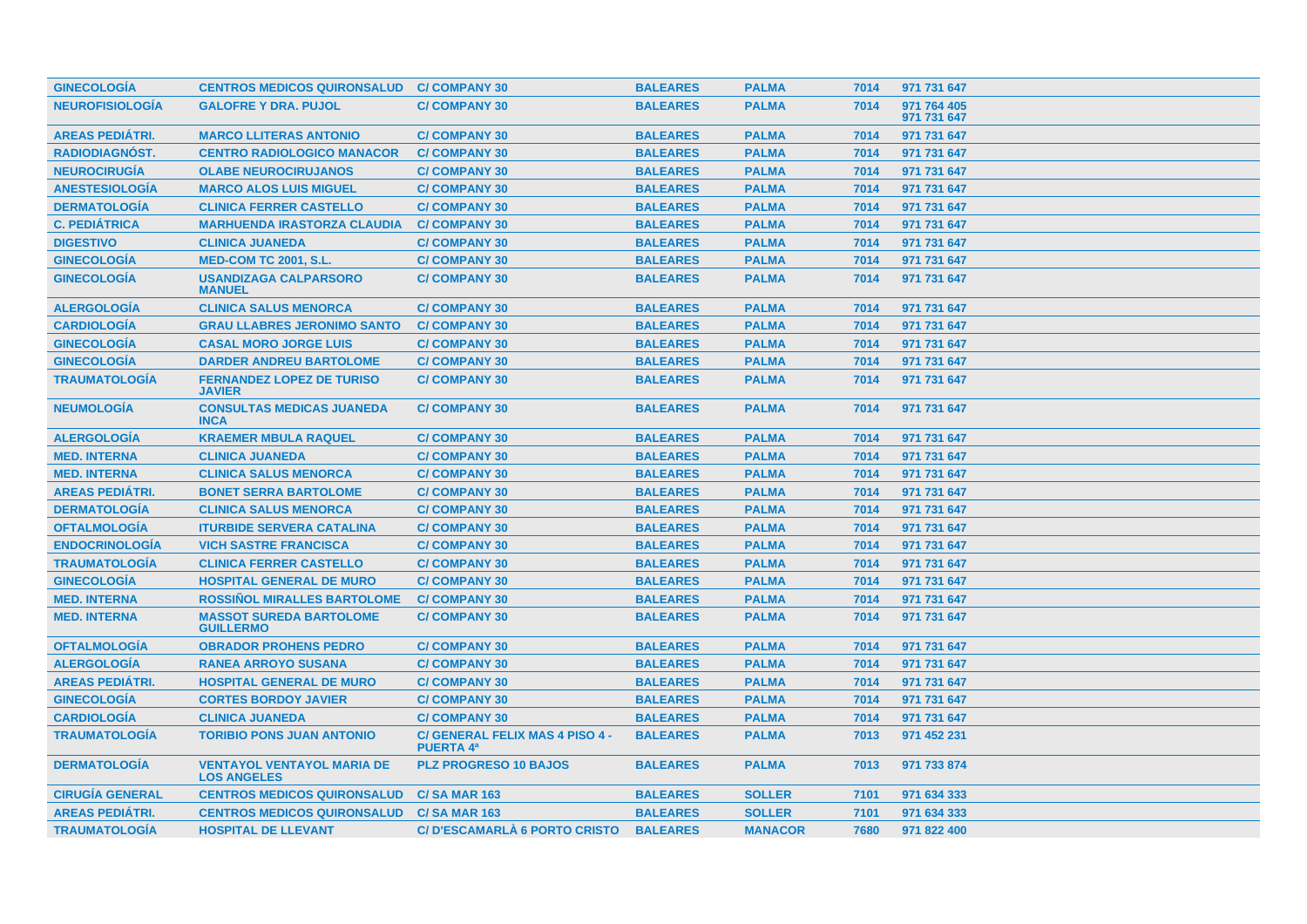| GINECOLOGÍA | CENTROS MEDICOS QUIRONSALUD | C/ COMPANY 30 | BALEARES | PALMA | 7014 | 971 731 647 |
|---|---|---|---|---|---|---|
| NEUROFISIOLOGÍA | GALOFRE Y DRA. PUJOL | C/ COMPANY 30 | BALEARES | PALMA | 7014 | 971 764 405<br>971 731 647 |
| AREAS PEDIÁTRI. | MARCO LLITERAS ANTONIO | C/ COMPANY 30 | BALEARES | PALMA | 7014 | 971 731 647 |
| RADIODIAGNÓST. | CENTRO RADIOLOGICO MANACOR | C/ COMPANY 30 | BALEARES | PALMA | 7014 | 971 731 647 |
| NEUROCIRUGÍA | OLABE NEUROCIRUJANOS | C/ COMPANY 30 | BALEARES | PALMA | 7014 | 971 731 647 |
| ANESTESIOLOGÍA | MARCO ALOS LUIS MIGUEL | C/ COMPANY 30 | BALEARES | PALMA | 7014 | 971 731 647 |
| DERMATOLOGÍA | CLINICA FERRER CASTELLO | C/ COMPANY 30 | BALEARES | PALMA | 7014 | 971 731 647 |
| C. PEDIÁTRICA | MARHUENDA IRASTORZA CLAUDIA | C/ COMPANY 30 | BALEARES | PALMA | 7014 | 971 731 647 |
| DIGESTIVO | CLINICA JUANEDA | C/ COMPANY 30 | BALEARES | PALMA | 7014 | 971 731 647 |
| GINECOLOGÍA | MED-COM TC 2001, S.L. | C/ COMPANY 30 | BALEARES | PALMA | 7014 | 971 731 647 |
| GINECOLOGÍA | USANDIZAGA CALPARSORO MANUEL | C/ COMPANY 30 | BALEARES | PALMA | 7014 | 971 731 647 |
| ALERGOLOGÍA | CLINICA SALUS MENORCA | C/ COMPANY 30 | BALEARES | PALMA | 7014 | 971 731 647 |
| CARDIOLOGÍA | GRAU LLABRES JERONIMO SANTO | C/ COMPANY 30 | BALEARES | PALMA | 7014 | 971 731 647 |
| GINECOLOGÍA | CASAL MORO JORGE LUIS | C/ COMPANY 30 | BALEARES | PALMA | 7014 | 971 731 647 |
| GINECOLOGÍA | DARDER ANDREU BARTOLOME | C/ COMPANY 30 | BALEARES | PALMA | 7014 | 971 731 647 |
| TRAUMATOLOGÍA | FERNANDEZ LOPEZ DE TURISO JAVIER | C/ COMPANY 30 | BALEARES | PALMA | 7014 | 971 731 647 |
| NEUMOLOGÍA | CONSULTAS MEDICAS JUANEDA INCA | C/ COMPANY 30 | BALEARES | PALMA | 7014 | 971 731 647 |
| ALERGOLOGÍA | KRAEMER MBULA RAQUEL | C/ COMPANY 30 | BALEARES | PALMA | 7014 | 971 731 647 |
| MED. INTERNA | CLINICA JUANEDA | C/ COMPANY 30 | BALEARES | PALMA | 7014 | 971 731 647 |
| MED. INTERNA | CLINICA SALUS MENORCA | C/ COMPANY 30 | BALEARES | PALMA | 7014 | 971 731 647 |
| AREAS PEDIÁTRI. | BONET SERRA BARTOLOME | C/ COMPANY 30 | BALEARES | PALMA | 7014 | 971 731 647 |
| DERMATOLOGÍA | CLINICA SALUS MENORCA | C/ COMPANY 30 | BALEARES | PALMA | 7014 | 971 731 647 |
| OFTALMOLOGÍA | ITURBIDE SERVERA CATALINA | C/ COMPANY 30 | BALEARES | PALMA | 7014 | 971 731 647 |
| ENDOCRINOLOGÍA | VICH SASTRE FRANCISCA | C/ COMPANY 30 | BALEARES | PALMA | 7014 | 971 731 647 |
| TRAUMATOLOGÍA | CLINICA FERRER CASTELLO | C/ COMPANY 30 | BALEARES | PALMA | 7014 | 971 731 647 |
| GINECOLOGÍA | HOSPITAL GENERAL DE MURO | C/ COMPANY 30 | BALEARES | PALMA | 7014 | 971 731 647 |
| MED. INTERNA | ROSSIÑOL MIRALLES BARTOLOME | C/ COMPANY 30 | BALEARES | PALMA | 7014 | 971 731 647 |
| MED. INTERNA | MASSOT SUREDA BARTOLOME GUILLERMO | C/ COMPANY 30 | BALEARES | PALMA | 7014 | 971 731 647 |
| OFTALMOLOGÍA | OBRADOR PROHENS PEDRO | C/ COMPANY 30 | BALEARES | PALMA | 7014 | 971 731 647 |
| ALERGOLOGÍA | RANEA ARROYO SUSANA | C/ COMPANY 30 | BALEARES | PALMA | 7014 | 971 731 647 |
| AREAS PEDIÁTRI. | HOSPITAL GENERAL DE MURO | C/ COMPANY 30 | BALEARES | PALMA | 7014 | 971 731 647 |
| GINECOLOGÍA | CORTES BORDOY JAVIER | C/ COMPANY 30 | BALEARES | PALMA | 7014 | 971 731 647 |
| CARDIOLOGÍA | CLINICA JUANEDA | C/ COMPANY 30 | BALEARES | PALMA | 7014 | 971 731 647 |
| TRAUMATOLOGÍA | TORIBIO PONS JUAN ANTONIO | C/ GENERAL FELIX MAS 4 PISO 4 - PUERTA 4ª | BALEARES | PALMA | 7013 | 971 452 231 |
| DERMATOLOGÍA | VENTAYOL VENTAYOL MARIA DE LOS ANGELES | PLZ PROGRESO 10 BAJOS | BALEARES | PALMA | 7013 | 971 733 874 |
| CIRUGÍA GENERAL | CENTROS MEDICOS QUIRONSALUD | C/ SA MAR 163 | BALEARES | SOLLER | 7101 | 971 634 333 |
| AREAS PEDIÁTRI. | CENTROS MEDICOS QUIRONSALUD | C/ SA MAR 163 | BALEARES | SOLLER | 7101 | 971 634 333 |
| TRAUMATOLOGÍA | HOSPITAL DE LLEVANT | C/ D'ESCAMARLÀ 6 PORTO CRISTO | BALEARES | MANACOR | 7680 | 971 822 400 |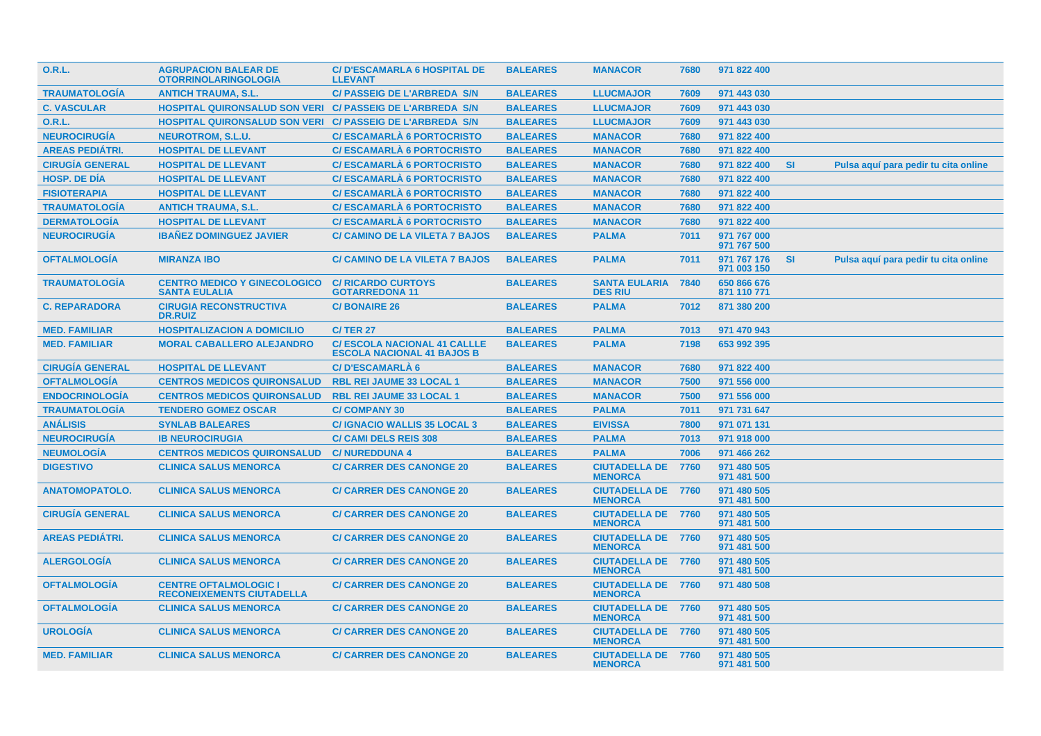| | | | | | | | | |
|---|---|---|---|---|---|---|---|---|
| O.R.L. | AGRUPACION BALEAR DE OTORRINOLARINGOLOGIA | C/ D'ESCAMARLA 6 HOSPITAL DE LLEVANT | BALEARES | MANACOR | 7680 | 971 822 400 | | |
| TRAUMATOLOGÍA | ANTICH TRAUMA, S.L. | C/ PASSEIG DE L'ARBREDA S/N | BALEARES | LLUCMAJOR | 7609 | 971 443 030 | | |
| C. VASCULAR | HOSPITAL QUIRONSALUD SON VERI | C/ PASSEIG DE L'ARBREDA S/N | BALEARES | LLUCMAJOR | 7609 | 971 443 030 | | |
| O.R.L. | HOSPITAL QUIRONSALUD SON VERI | C/ PASSEIG DE L'ARBREDA S/N | BALEARES | LLUCMAJOR | 7609 | 971 443 030 | | |
| NEUROCIRUGÍA | NEUROTROM, S.L.U. | C/ ESCAMARLÀ 6 PORTOCRISTO | BALEARES | MANACOR | 7680 | 971 822 400 | | |
| AREAS PEDIÁTRI. | HOSPITAL DE LLEVANT | C/ ESCAMARLÀ 6 PORTOCRISTO | BALEARES | MANACOR | 7680 | 971 822 400 | | |
| CIRUGÍA GENERAL | HOSPITAL DE LLEVANT | C/ ESCAMARLÀ 6 PORTOCRISTO | BALEARES | MANACOR | 7680 | 971 822 400 | SI | Pulsa aquí para pedir tu cita online |
| HOSP. DE DÍA | HOSPITAL DE LLEVANT | C/ ESCAMARLÀ 6 PORTOCRISTO | BALEARES | MANACOR | 7680 | 971 822 400 | | |
| FISIOTERAPIA | HOSPITAL DE LLEVANT | C/ ESCAMARLÀ 6 PORTOCRISTO | BALEARES | MANACOR | 7680 | 971 822 400 | | |
| TRAUMATOLOGÍA | ANTICH TRAUMA, S.L. | C/ ESCAMARLÀ 6 PORTOCRISTO | BALEARES | MANACOR | 7680 | 971 822 400 | | |
| DERMATOLOGÍA | HOSPITAL DE LLEVANT | C/ ESCAMARLÀ 6 PORTOCRISTO | BALEARES | MANACOR | 7680 | 971 822 400 | | |
| NEUROCIRUGÍA | IBAÑEZ DOMINGUEZ JAVIER | C/ CAMINO DE LA VILETA 7 BAJOS | BALEARES | PALMA | 7011 | 971 767 000 971 767 500 | | |
| OFTALMOLOGÍA | MIRANZA IBO | C/ CAMINO DE LA VILETA 7 BAJOS | BALEARES | PALMA | 7011 | 971 767 176 971 003 150 | SI | Pulsa aquí para pedir tu cita online |
| TRAUMATOLOGÍA | CENTRO MEDICO Y GINECOLOGICO SANTA EULALIA | C/ RICARDO CURTOYS GOTARREDONA 11 | BALEARES | SANTA EULARIA DES RIU | 7840 | 650 866 676 871 110 771 | | |
| C. REPARADORA | CIRUGIA RECONSTRUCTIVA DR.RUIZ | C/ BONAIRE 26 | BALEARES | PALMA | 7012 | 871 380 200 | | |
| MED. FAMILIAR | HOSPITALIZACION A DOMICILIO | C/ TER 27 | BALEARES | PALMA | 7013 | 971 470 943 | | |
| MED. FAMILIAR | MORAL CABALLERO ALEJANDRO | C/ ESCOLA NACIONAL 41 CALLLE ESCOLA NACIONAL 41 BAJOS B | BALEARES | PALMA | 7198 | 653 992 395 | | |
| CIRUGÍA GENERAL | HOSPITAL DE LLEVANT | C/ D'ESCAMARLÀ 6 | BALEARES | MANACOR | 7680 | 971 822 400 | | |
| OFTALMOLOGÍA | CENTROS MEDICOS QUIRONSALUD | RBL REI JAUME 33 LOCAL 1 | BALEARES | MANACOR | 7500 | 971 556 000 | | |
| ENDOCRINOLOGÍA | CENTROS MEDICOS QUIRONSALUD | RBL REI JAUME 33 LOCAL 1 | BALEARES | MANACOR | 7500 | 971 556 000 | | |
| TRAUMATOLOGÍA | TENDERO GOMEZ OSCAR | C/ COMPANY 30 | BALEARES | PALMA | 7011 | 971 731 647 | | |
| ANÁLISIS | SYNLAB BALEARES | C/ IGNACIO WALLIS 35 LOCAL 3 | BALEARES | EIVISSA | 7800 | 971 071 131 | | |
| NEUROCIRUGÍA | IB NEUROCIRUGIA | C/ CAMI DELS REIS 308 | BALEARES | PALMA | 7013 | 971 918 000 | | |
| NEUMOLOGÍA | CENTROS MEDICOS QUIRONSALUD | C/ NUREDDUNA 4 | BALEARES | PALMA | 7006 | 971 466 262 | | |
| DIGESTIVO | CLINICA SALUS MENORCA | C/ CARRER DES CANONGE 20 | BALEARES | CIUTADELLA DE MENORCA | 7760 | 971 480 505 971 481 500 | | |
| ANATOMOPATOLO. | CLINICA SALUS MENORCA | C/ CARRER DES CANONGE 20 | BALEARES | CIUTADELLA DE MENORCA | 7760 | 971 480 505 971 481 500 | | |
| CIRUGÍA GENERAL | CLINICA SALUS MENORCA | C/ CARRER DES CANONGE 20 | BALEARES | CIUTADELLA DE MENORCA | 7760 | 971 480 505 971 481 500 | | |
| AREAS PEDIÁTRI. | CLINICA SALUS MENORCA | C/ CARRER DES CANONGE 20 | BALEARES | CIUTADELLA DE MENORCA | 7760 | 971 480 505 971 481 500 | | |
| ALERGOLOGÍA | CLINICA SALUS MENORCA | C/ CARRER DES CANONGE 20 | BALEARES | CIUTADELLA DE MENORCA | 7760 | 971 480 505 971 481 500 | | |
| OFTALMOLOGÍA | CENTRE OFTALMOLOGIC I RECONEIXEMENTS CIUTADELLA | C/ CARRER DES CANONGE 20 | BALEARES | CIUTADELLA DE MENORCA | 7760 | 971 480 508 | | |
| OFTALMOLOGÍA | CLINICA SALUS MENORCA | C/ CARRER DES CANONGE 20 | BALEARES | CIUTADELLA DE MENORCA | 7760 | 971 480 505 971 481 500 | | |
| UROLOGÍA | CLINICA SALUS MENORCA | C/ CARRER DES CANONGE 20 | BALEARES | CIUTADELLA DE MENORCA | 7760 | 971 480 505 971 481 500 | | |
| MED. FAMILIAR | CLINICA SALUS MENORCA | C/ CARRER DES CANONGE 20 | BALEARES | CIUTADELLA DE MENORCA | 7760 | 971 480 505 971 481 500 | | |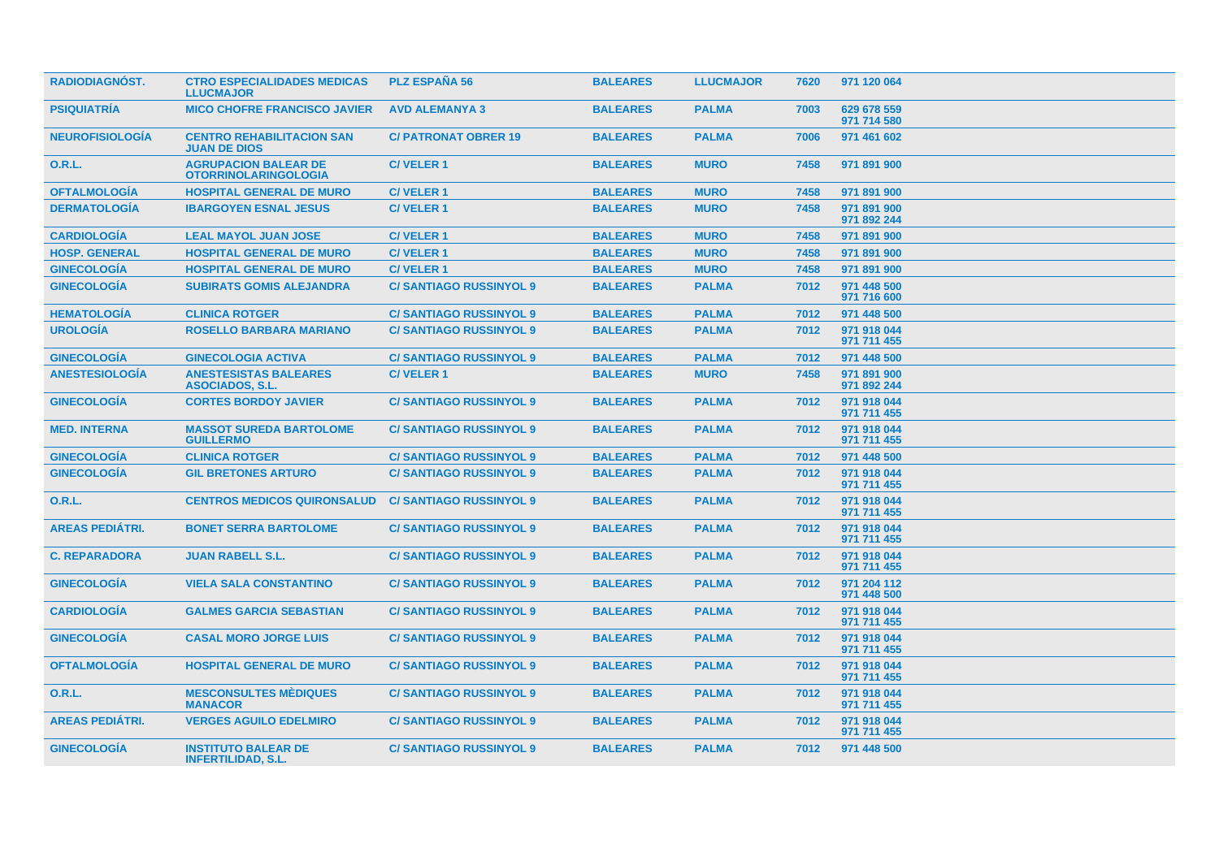| RADIODIAGNÓST. | CTRO ESPECIALIDADES MEDICAS LLUCMAJOR | PLZ ESPAÑA 56 | BALEARES | LLUCMAJOR | 7620 | 971 120 064 |
|---|---|---|---|---|---|---|
| PSIQUIATRÍA | MICO CHOFRE FRANCISCO JAVIER | AVD ALEMANYA 3 | BALEARES | PALMA | 7003 | 629 678 559 971 714 580 |
| NEUROFISIOLOGÍA | CENTRO REHABILITACION SAN JUAN DE DIOS | C/ PATRONAT OBRER 19 | BALEARES | PALMA | 7006 | 971 461 602 |
| O.R.L. | AGRUPACION BALEAR DE OTORRINOLARINGOLOGIA | C/ VELER 1 | BALEARES | MURO | 7458 | 971 891 900 |
| OFTALMOLOGÍA | HOSPITAL GENERAL DE MURO | C/ VELER 1 | BALEARES | MURO | 7458 | 971 891 900 |
| DERMATOLOGÍA | IBARGOYEN ESNAL JESUS | C/ VELER 1 | BALEARES | MURO | 7458 | 971 891 900 971 892 244 |
| CARDIOLOGÍA | LEAL MAYOL JUAN JOSE | C/ VELER 1 | BALEARES | MURO | 7458 | 971 891 900 |
| HOSP. GENERAL | HOSPITAL GENERAL DE MURO | C/ VELER 1 | BALEARES | MURO | 7458 | 971 891 900 |
| GINECOLOGÍA | HOSPITAL GENERAL DE MURO | C/ VELER 1 | BALEARES | MURO | 7458 | 971 891 900 |
| GINECOLOGÍA | SUBIRATS GOMIS ALEJANDRA | C/ SANTIAGO RUSSINYOL 9 | BALEARES | PALMA | 7012 | 971 448 500 971 716 600 |
| HEMATOLOGÍA | CLINICA ROTGER | C/ SANTIAGO RUSSINYOL 9 | BALEARES | PALMA | 7012 | 971 448 500 |
| UROLOGÍA | ROSELLO BARBARA MARIANO | C/ SANTIAGO RUSSINYOL 9 | BALEARES | PALMA | 7012 | 971 918 044 971 711 455 |
| GINECOLOGÍA | GINECOLOGIA ACTIVA | C/ SANTIAGO RUSSINYOL 9 | BALEARES | PALMA | 7012 | 971 448 500 |
| ANESTESIOLOGÍA | ANESTESISTAS BALEARES ASOCIADOS, S.L. | C/ VELER 1 | BALEARES | MURO | 7458 | 971 891 900 971 892 244 |
| GINECOLOGÍA | CORTES BORDOY JAVIER | C/ SANTIAGO RUSSINYOL 9 | BALEARES | PALMA | 7012 | 971 918 044 971 711 455 |
| MED. INTERNA | MASSOT SUREDA BARTOLOME GUILLERMO | C/ SANTIAGO RUSSINYOL 9 | BALEARES | PALMA | 7012 | 971 918 044 971 711 455 |
| GINECOLOGÍA | CLINICA ROTGER | C/ SANTIAGO RUSSINYOL 9 | BALEARES | PALMA | 7012 | 971 448 500 |
| GINECOLOGÍA | GIL BRETONES ARTURO | C/ SANTIAGO RUSSINYOL 9 | BALEARES | PALMA | 7012 | 971 918 044 971 711 455 |
| O.R.L. | CENTROS MEDICOS QUIRONSALUD | C/ SANTIAGO RUSSINYOL 9 | BALEARES | PALMA | 7012 | 971 918 044 971 711 455 |
| AREAS PEDIÁTRI. | BONET SERRA BARTOLOME | C/ SANTIAGO RUSSINYOL 9 | BALEARES | PALMA | 7012 | 971 918 044 971 711 455 |
| C. REPARADORA | JUAN RABELL S.L. | C/ SANTIAGO RUSSINYOL 9 | BALEARES | PALMA | 7012 | 971 918 044 971 711 455 |
| GINECOLOGÍA | VIELA SALA CONSTANTINO | C/ SANTIAGO RUSSINYOL 9 | BALEARES | PALMA | 7012 | 971 204 112 971 448 500 |
| CARDIOLOGÍA | GALMES GARCIA SEBASTIAN | C/ SANTIAGO RUSSINYOL 9 | BALEARES | PALMA | 7012 | 971 918 044 971 711 455 |
| GINECOLOGÍA | CASAL MORO JORGE LUIS | C/ SANTIAGO RUSSINYOL 9 | BALEARES | PALMA | 7012 | 971 918 044 971 711 455 |
| OFTALMOLOGÍA | HOSPITAL GENERAL DE MURO | C/ SANTIAGO RUSSINYOL 9 | BALEARES | PALMA | 7012 | 971 918 044 971 711 455 |
| O.R.L. | MESCONSULTES MÈDIQUES MANACOR | C/ SANTIAGO RUSSINYOL 9 | BALEARES | PALMA | 7012 | 971 918 044 971 711 455 |
| AREAS PEDIÁTRI. | VERGES AGUILO EDELMIRO | C/ SANTIAGO RUSSINYOL 9 | BALEARES | PALMA | 7012 | 971 918 044 971 711 455 |
| GINECOLOGÍA | INSTITUTO BALEAR DE INFERTILIDAD, S.L. | C/ SANTIAGO RUSSINYOL 9 | BALEARES | PALMA | 7012 | 971 448 500 |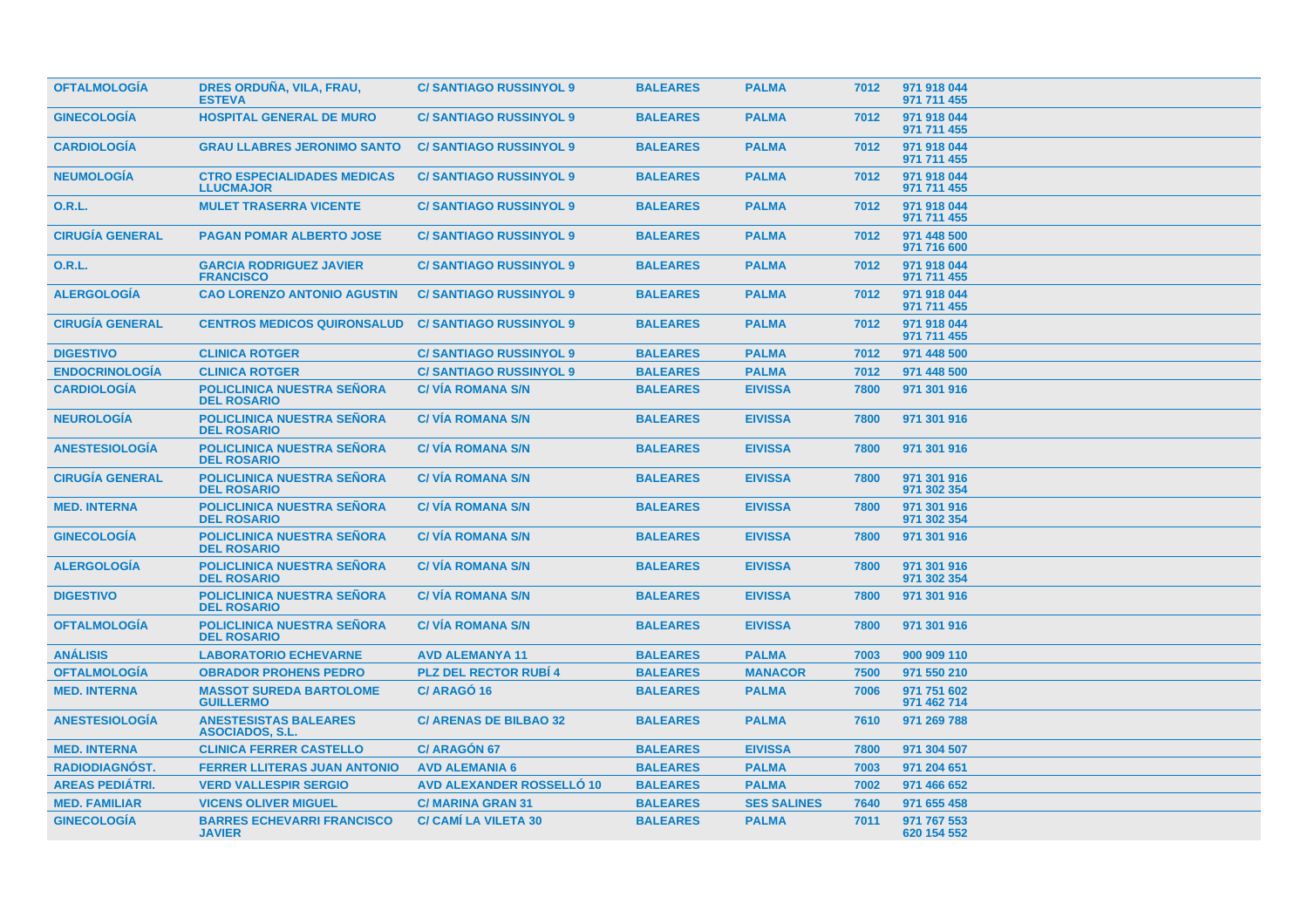| | | | | | | |
|---|---|---|---|---|---|---|
| **OFTALMOLOGÍA** | **DRES ORDUÑA, VILA, FRAU, ESTEVA** | **C/ SANTIAGO RUSSINYOL 9** | **BALEARES** | **PALMA** | **7012** | **971 918 044 971 711 455** |
| **GINECOLOGÍA** | **HOSPITAL GENERAL DE MURO** | **C/ SANTIAGO RUSSINYOL 9** | **BALEARES** | **PALMA** | **7012** | **971 918 044 971 711 455** |
| **CARDIOLOGÍA** | **GRAU LLABRES JERONIMO SANTO** | **C/ SANTIAGO RUSSINYOL 9** | **BALEARES** | **PALMA** | **7012** | **971 918 044 971 711 455** |
| **NEUMOLOGÍA** | **CTRO ESPECIALIDADES MEDICAS LLUCMAJOR** | **C/ SANTIAGO RUSSINYOL 9** | **BALEARES** | **PALMA** | **7012** | **971 918 044 971 711 455** |
| **O.R.L.** | **MULET TRASERRA VICENTE** | **C/ SANTIAGO RUSSINYOL 9** | **BALEARES** | **PALMA** | **7012** | **971 918 044 971 711 455** |
| **CIRUGÍA GENERAL** | **PAGAN POMAR ALBERTO JOSE** | **C/ SANTIAGO RUSSINYOL 9** | **BALEARES** | **PALMA** | **7012** | **971 448 500 971 716 600** |
| **O.R.L.** | **GARCIA RODRIGUEZ JAVIER FRANCISCO** | **C/ SANTIAGO RUSSINYOL 9** | **BALEARES** | **PALMA** | **7012** | **971 918 044 971 711 455** |
| **ALERGOLOGÍA** | **CAO LORENZO ANTONIO AGUSTIN** | **C/ SANTIAGO RUSSINYOL 9** | **BALEARES** | **PALMA** | **7012** | **971 918 044 971 711 455** |
| **CIRUGÍA GENERAL** | **CENTROS MEDICOS QUIRONSALUD** | **C/ SANTIAGO RUSSINYOL 9** | **BALEARES** | **PALMA** | **7012** | **971 918 044 971 711 455** |
| **DIGESTIVO** | **CLINICA ROTGER** | **C/ SANTIAGO RUSSINYOL 9** | **BALEARES** | **PALMA** | **7012** | **971 448 500** |
| **ENDOCRINOLOGÍA** | **CLINICA ROTGER** | **C/ SANTIAGO RUSSINYOL 9** | **BALEARES** | **PALMA** | **7012** | **971 448 500** |
| **CARDIOLOGÍA** | **POLICLINICA NUESTRA SEÑORA DEL ROSARIO** | **C/ VÍA ROMANA S/N** | **BALEARES** | **EIVISSA** | **7800** | **971 301 916** |
| **NEUROLOGÍA** | **POLICLINICA NUESTRA SEÑORA DEL ROSARIO** | **C/ VÍA ROMANA S/N** | **BALEARES** | **EIVISSA** | **7800** | **971 301 916** |
| **ANESTESIOLOGÍA** | **POLICLINICA NUESTRA SEÑORA DEL ROSARIO** | **C/ VÍA ROMANA S/N** | **BALEARES** | **EIVISSA** | **7800** | **971 301 916** |
| **CIRUGÍA GENERAL** | **POLICLINICA NUESTRA SEÑORA DEL ROSARIO** | **C/ VÍA ROMANA S/N** | **BALEARES** | **EIVISSA** | **7800** | **971 301 916 971 302 354** |
| **MED. INTERNA** | **POLICLINICA NUESTRA SEÑORA DEL ROSARIO** | **C/ VÍA ROMANA S/N** | **BALEARES** | **EIVISSA** | **7800** | **971 301 916 971 302 354** |
| **GINECOLOGÍA** | **POLICLINICA NUESTRA SEÑORA DEL ROSARIO** | **C/ VÍA ROMANA S/N** | **BALEARES** | **EIVISSA** | **7800** | **971 301 916** |
| **ALERGOLOGÍA** | **POLICLINICA NUESTRA SEÑORA DEL ROSARIO** | **C/ VÍA ROMANA S/N** | **BALEARES** | **EIVISSA** | **7800** | **971 301 916 971 302 354** |
| **DIGESTIVO** | **POLICLINICA NUESTRA SEÑORA DEL ROSARIO** | **C/ VÍA ROMANA S/N** | **BALEARES** | **EIVISSA** | **7800** | **971 301 916** |
| **OFTALMOLOGÍA** | **POLICLINICA NUESTRA SEÑORA DEL ROSARIO** | **C/ VÍA ROMANA S/N** | **BALEARES** | **EIVISSA** | **7800** | **971 301 916** |
| **ANÁLISIS** | **LABORATORIO ECHEVARNE** | **AVD ALEMANYA 11** | **BALEARES** | **PALMA** | **7003** | **900 909 110** |
| **OFTALMOLOGÍA** | **OBRADOR PROHENS PEDRO** | **PLZ DEL RECTOR RUBÍ 4** | **BALEARES** | **MANACOR** | **7500** | **971 550 210** |
| **MED. INTERNA** | **MASSOT SUREDA BARTOLOME GUILLERMO** | **C/ ARAGÓ 16** | **BALEARES** | **PALMA** | **7006** | **971 751 602 971 462 714** |
| **ANESTESIOLOGÍA** | **ANESTESISTAS BALEARES ASOCIADOS, S.L.** | **C/ ARENAS DE BILBAO 32** | **BALEARES** | **PALMA** | **7610** | **971 269 788** |
| **MED. INTERNA** | **CLINICA FERRER CASTELLO** | **C/ ARAGÓN 67** | **BALEARES** | **EIVISSA** | **7800** | **971 304 507** |
| **RADIODIAGNÓST.** | **FERRER LLITERAS JUAN ANTONIO** | **AVD ALEMANIA 6** | **BALEARES** | **PALMA** | **7003** | **971 204 651** |
| **AREAS PEDIÁTRI.** | **VERD VALLESPIR SERGIO** | **AVD ALEXANDER ROSSELLÓ 10** | **BALEARES** | **PALMA** | **7002** | **971 466 652** |
| **MED. FAMILIAR** | **VICENS OLIVER MIGUEL** | **C/ MARINA GRAN 31** | **BALEARES** | **SES SALINES** | **7640** | **971 655 458** |
| **GINECOLOGÍA** | **BARRES ECHEVARRI FRANCISCO JAVIER** | **C/ CAMÍ LA VILETA 30** | **BALEARES** | **PALMA** | **7011** | **971 767 553 620 154 552** |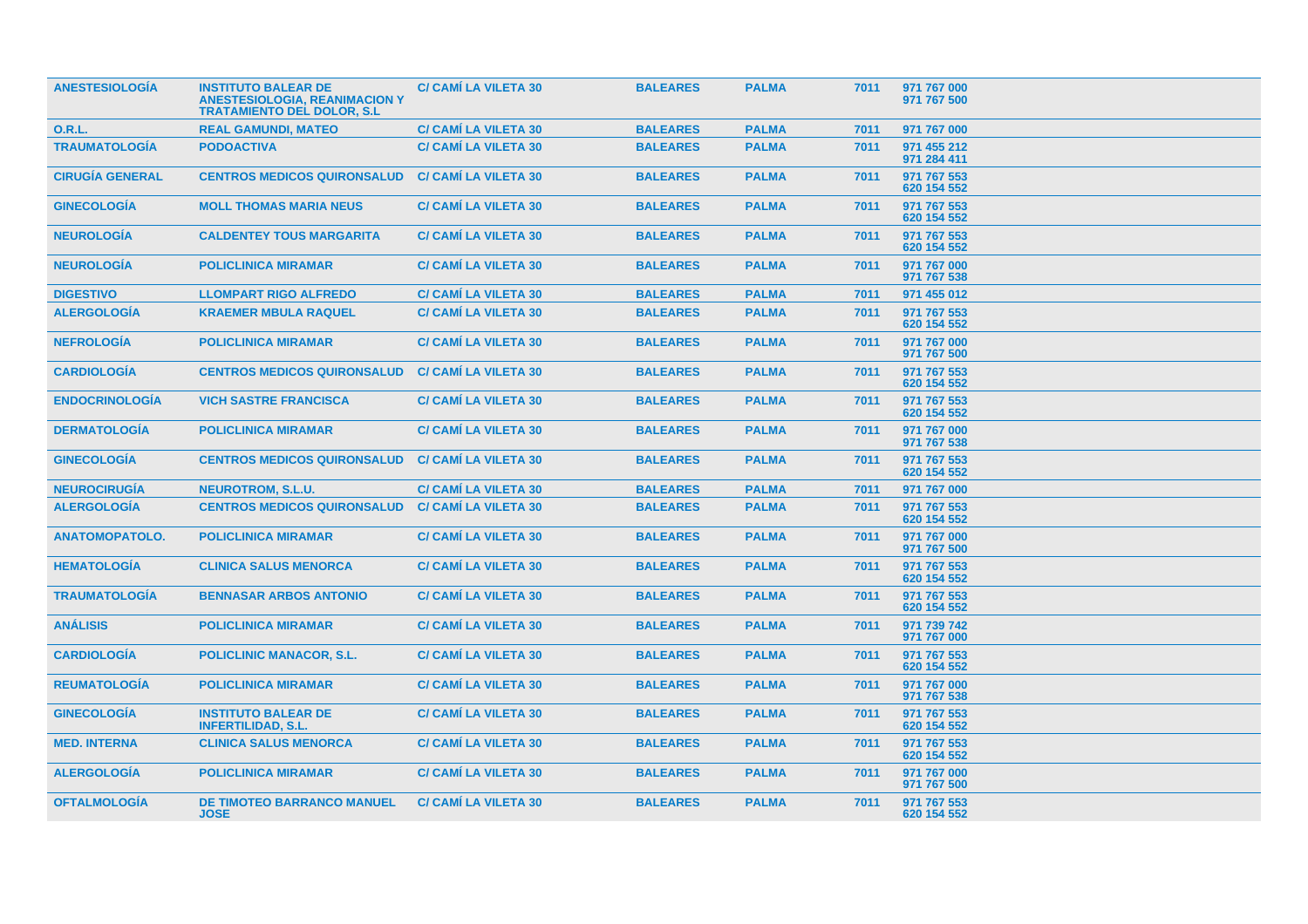| | | | | | | |
|---|---|---|---|---|---|---|
| **ANESTESIOLOGÍA** | **INSTITUTO BALEAR DE ANESTESIOLOGIA, REANIMACION Y TRATAMIENTO DEL DOLOR, S.L** | **C/ CAMÍ LA VILETA 30** | **BALEARES** | **PALMA** | **7011** | **971 767 000 971 767 500** |
| **O.R.L.** | **REAL GAMUNDI, MATEO** | **C/ CAMÍ LA VILETA 30** | **BALEARES** | **PALMA** | **7011** | **971 767 000** |
| **TRAUMATOLOGÍA** | **PODOACTIVA** | **C/ CAMÍ LA VILETA 30** | **BALEARES** | **PALMA** | **7011** | **971 455 212 971 284 411** |
| **CIRUGÍA GENERAL** | **CENTROS MEDICOS QUIRONSALUD** | **C/ CAMÍ LA VILETA 30** | **BALEARES** | **PALMA** | **7011** | **971 767 553 620 154 552** |
| **GINECOLOGÍA** | **MOLL THOMAS MARIA NEUS** | **C/ CAMÍ LA VILETA 30** | **BALEARES** | **PALMA** | **7011** | **971 767 553 620 154 552** |
| **NEUROLOGÍA** | **CALDENTEY TOUS MARGARITA** | **C/ CAMÍ LA VILETA 30** | **BALEARES** | **PALMA** | **7011** | **971 767 553 620 154 552** |
| **NEUROLOGÍA** | **POLICLINICA MIRAMAR** | **C/ CAMÍ LA VILETA 30** | **BALEARES** | **PALMA** | **7011** | **971 767 000 971 767 538** |
| **DIGESTIVO** | **LLOMPART RIGO ALFREDO** | **C/ CAMÍ LA VILETA 30** | **BALEARES** | **PALMA** | **7011** | **971 455 012** |
| **ALERGOLOGÍA** | **KRAEMER MBULA RAQUEL** | **C/ CAMÍ LA VILETA 30** | **BALEARES** | **PALMA** | **7011** | **971 767 553 620 154 552** |
| **NEFROLOGÍA** | **POLICLINICA MIRAMAR** | **C/ CAMÍ LA VILETA 30** | **BALEARES** | **PALMA** | **7011** | **971 767 000 971 767 500** |
| **CARDIOLOGÍA** | **CENTROS MEDICOS QUIRONSALUD** | **C/ CAMÍ LA VILETA 30** | **BALEARES** | **PALMA** | **7011** | **971 767 553 620 154 552** |
| **ENDOCRINOLOGÍA** | **VICH SASTRE FRANCISCA** | **C/ CAMÍ LA VILETA 30** | **BALEARES** | **PALMA** | **7011** | **971 767 553 620 154 552** |
| **DERMATOLOGÍA** | **POLICLINICA MIRAMAR** | **C/ CAMÍ LA VILETA 30** | **BALEARES** | **PALMA** | **7011** | **971 767 000 971 767 538** |
| **GINECOLOGÍA** | **CENTROS MEDICOS QUIRONSALUD** | **C/ CAMÍ LA VILETA 30** | **BALEARES** | **PALMA** | **7011** | **971 767 553 620 154 552** |
| **NEUROCIRUGÍA** | **NEUROTROM, S.L.U.** | **C/ CAMÍ LA VILETA 30** | **BALEARES** | **PALMA** | **7011** | **971 767 000** |
| **ALERGOLOGÍA** | **CENTROS MEDICOS QUIRONSALUD** | **C/ CAMÍ LA VILETA 30** | **BALEARES** | **PALMA** | **7011** | **971 767 553 620 154 552** |
| **ANATOMOPATOLO.** | **POLICLINICA MIRAMAR** | **C/ CAMÍ LA VILETA 30** | **BALEARES** | **PALMA** | **7011** | **971 767 000 971 767 500** |
| **HEMATOLOGÍA** | **CLINICA SALUS MENORCA** | **C/ CAMÍ LA VILETA 30** | **BALEARES** | **PALMA** | **7011** | **971 767 553 620 154 552** |
| **TRAUMATOLOGÍA** | **BENNASAR ARBOS ANTONIO** | **C/ CAMÍ LA VILETA 30** | **BALEARES** | **PALMA** | **7011** | **971 767 553 620 154 552** |
| **ANÁLISIS** | **POLICLINICA MIRAMAR** | **C/ CAMÍ LA VILETA 30** | **BALEARES** | **PALMA** | **7011** | **971 739 742 971 767 000** |
| **CARDIOLOGÍA** | **POLICLINIC MANACOR, S.L.** | **C/ CAMÍ LA VILETA 30** | **BALEARES** | **PALMA** | **7011** | **971 767 553 620 154 552** |
| **REUMATOLOGÍA** | **POLICLINICA MIRAMAR** | **C/ CAMÍ LA VILETA 30** | **BALEARES** | **PALMA** | **7011** | **971 767 000 971 767 538** |
| **GINECOLOGÍA** | **INSTITUTO BALEAR DE INFERTILIDAD, S.L.** | **C/ CAMÍ LA VILETA 30** | **BALEARES** | **PALMA** | **7011** | **971 767 553 620 154 552** |
| **MED. INTERNA** | **CLINICA SALUS MENORCA** | **C/ CAMÍ LA VILETA 30** | **BALEARES** | **PALMA** | **7011** | **971 767 553 620 154 552** |
| **ALERGOLOGÍA** | **POLICLINICA MIRAMAR** | **C/ CAMÍ LA VILETA 30** | **BALEARES** | **PALMA** | **7011** | **971 767 000 971 767 500** |
| **OFTALMOLOGÍA** | **DE TIMOTEO BARRANCO MANUEL JOSE** | **C/ CAMÍ LA VILETA 30** | **BALEARES** | **PALMA** | **7011** | **971 767 553 620 154 552** |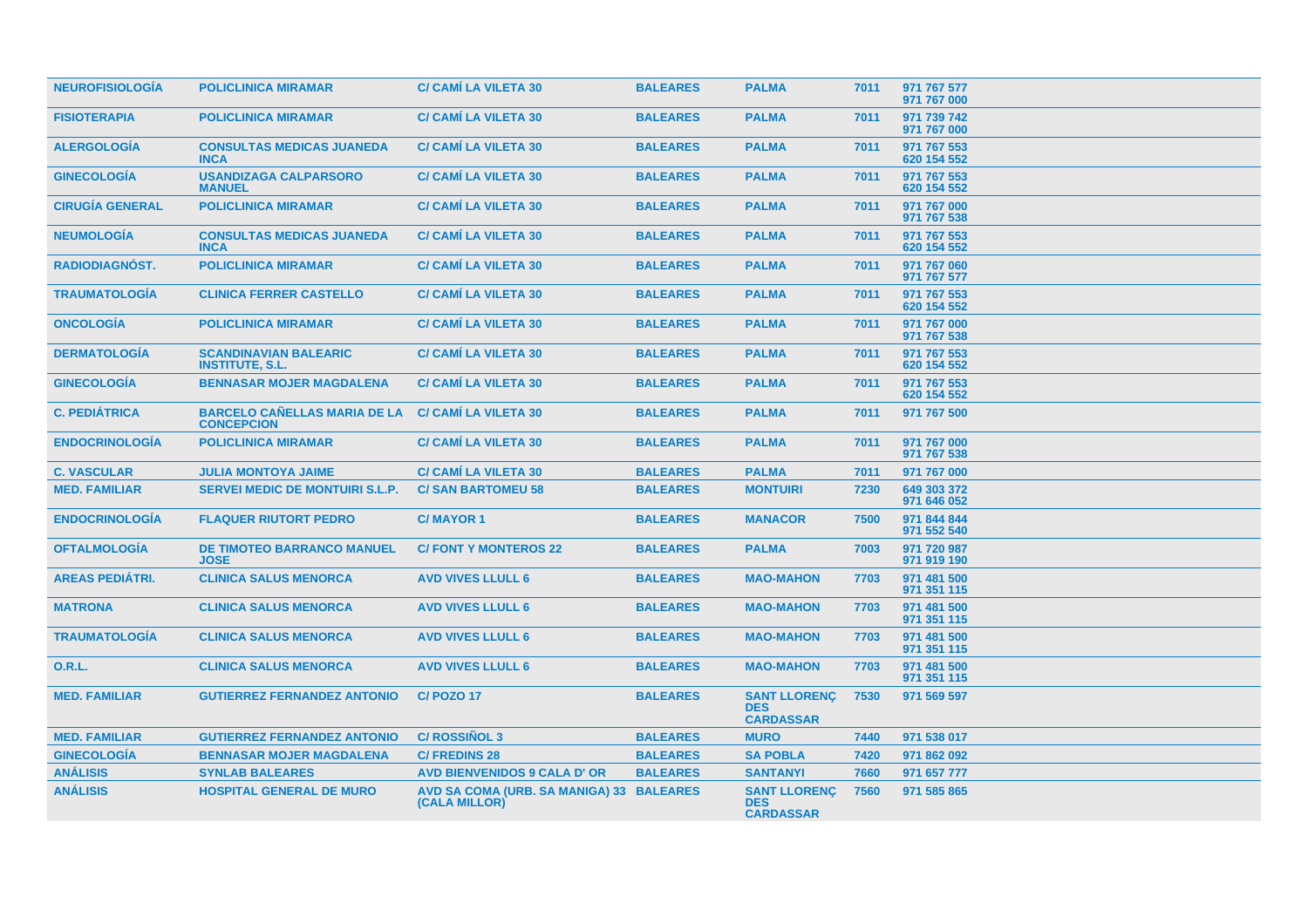| NEUROFISIOLOGÍA | POLICLINICA MIRAMAR | C/ CAMÍ LA VILETA 30 | BALEARES | PALMA | 7011 | 971 767 577<br>971 767 000 |
|---|---|---|---|---|---|---|
| FISIOTERAPIA | POLICLINICA MIRAMAR | C/ CAMÍ LA VILETA 30 | BALEARES | PALMA | 7011 | 971 739 742<br>971 767 000 |
| ALERGOLOGÍA | CONSULTAS MEDICAS JUANEDA INCA | C/ CAMÍ LA VILETA 30 | BALEARES | PALMA | 7011 | 971 767 553<br>620 154 552 |
| GINECOLOGÍA | USANDIZAGA CALPARSORO MANUEL | C/ CAMÍ LA VILETA 30 | BALEARES | PALMA | 7011 | 971 767 553<br>620 154 552 |
| CIRUGÍA GENERAL | POLICLINICA MIRAMAR | C/ CAMÍ LA VILETA 30 | BALEARES | PALMA | 7011 | 971 767 000<br>971 767 538 |
| NEUMOLOGÍA | CONSULTAS MEDICAS JUANEDA INCA | C/ CAMÍ LA VILETA 30 | BALEARES | PALMA | 7011 | 971 767 553<br>620 154 552 |
| RADIODIAGNÓST. | POLICLINICA MIRAMAR | C/ CAMÍ LA VILETA 30 | BALEARES | PALMA | 7011 | 971 767 060<br>971 767 577 |
| TRAUMATOLOGÍA | CLINICA FERRER CASTELLO | C/ CAMÍ LA VILETA 30 | BALEARES | PALMA | 7011 | 971 767 553<br>620 154 552 |
| ONCOLOGÍA | POLICLINICA MIRAMAR | C/ CAMÍ LA VILETA 30 | BALEARES | PALMA | 7011 | 971 767 000<br>971 767 538 |
| DERMATOLOGÍA | SCANDINAVIAN BALEARIC INSTITUTE, S.L. | C/ CAMÍ LA VILETA 30 | BALEARES | PALMA | 7011 | 971 767 553<br>620 154 552 |
| GINECOLOGÍA | BENNASAR MOJER MAGDALENA | C/ CAMÍ LA VILETA 30 | BALEARES | PALMA | 7011 | 971 767 553<br>620 154 552 |
| C. PEDIÁTRICA | BARCELO CAÑELLAS MARIA DE LA CONCEPCION | C/ CAMÍ LA VILETA 30 | BALEARES | PALMA | 7011 | 971 767 500 |
| ENDOCRINOLOGÍA | POLICLINICA MIRAMAR | C/ CAMÍ LA VILETA 30 | BALEARES | PALMA | 7011 | 971 767 000<br>971 767 538 |
| C. VASCULAR | JULIA MONTOYA JAIME | C/ CAMÍ LA VILETA 30 | BALEARES | PALMA | 7011 | 971 767 000 |
| MED. FAMILIAR | SERVEI MEDIC DE MONTUIRI S.L.P. | C/ SAN BARTOMEU 58 | BALEARES | MONTUIRI | 7230 | 649 303 372<br>971 646 052 |
| ENDOCRINOLOGÍA | FLAQUER RIUTORT PEDRO | C/ MAYOR 1 | BALEARES | MANACOR | 7500 | 971 844 844<br>971 552 540 |
| OFTALMOLOGÍA | DE TIMOTEO BARRANCO MANUEL JOSE | C/ FONT Y MONTEROS 22 | BALEARES | PALMA | 7003 | 971 720 987<br>971 919 190 |
| AREAS PEDIÁTRI. | CLINICA SALUS MENORCA | AVD VIVES LLULL 6 | BALEARES | MAO-MAHON | 7703 | 971 481 500<br>971 351 115 |
| MATRONA | CLINICA SALUS MENORCA | AVD VIVES LLULL 6 | BALEARES | MAO-MAHON | 7703 | 971 481 500<br>971 351 115 |
| TRAUMATOLOGÍA | CLINICA SALUS MENORCA | AVD VIVES LLULL 6 | BALEARES | MAO-MAHON | 7703 | 971 481 500<br>971 351 115 |
| O.R.L. | CLINICA SALUS MENORCA | AVD VIVES LLULL 6 | BALEARES | MAO-MAHON | 7703 | 971 481 500<br>971 351 115 |
| MED. FAMILIAR | GUTIERREZ FERNANDEZ ANTONIO | C/ POZO 17 | BALEARES | SANT LLORENÇ DES CARDASSAR | 7530 | 971 569 597 |
| MED. FAMILIAR | GUTIERREZ FERNANDEZ ANTONIO | C/ ROSSIÑOL 3 | BALEARES | MURO | 7440 | 971 538 017 |
| GINECOLOGÍA | BENNASAR MOJER MAGDALENA | C/ FREDINS 28 | BALEARES | SA POBLA | 7420 | 971 862 092 |
| ANÁLISIS | SYNLAB BALEARES | AVD BIENVENIDOS 9 CALA D' OR | BALEARES | SANTANYI | 7660 | 971 657 777 |
| ANÁLISIS | HOSPITAL GENERAL DE MURO | AVD SA COMA (URB. SA MANIGA) 33 (CALA MILLOR) | BALEARES | SANT LLORENÇ DES CARDASSAR | 7560 | 971 585 865 |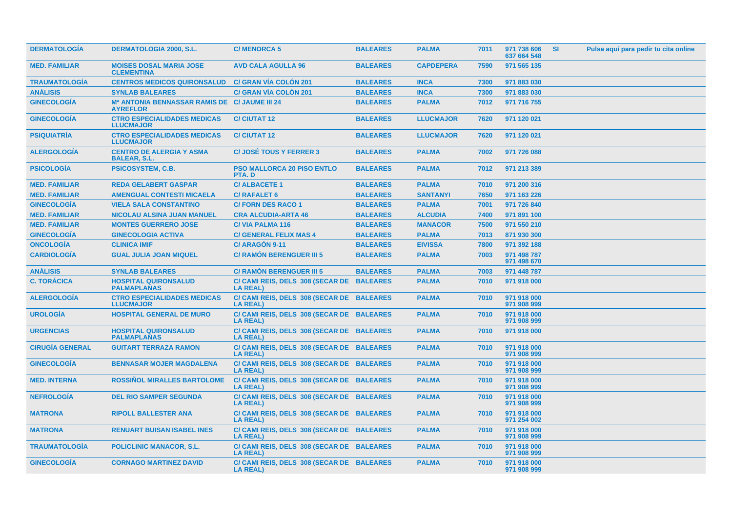| DERMATOLOGÍA | DERMATOLOGIA 2000, S.L. | C/ MENORCA 5 | BALEARES | PALMA | 7011 | 971 738 606 637 664 548 | SI | Pulsa aquí para pedir tu cita online |
|---|---|---|---|---|---|---|---|---|
| MED. FAMILIAR | MOISES DOSAL MARIA JOSE CLEMENTINA | AVD CALA AGULLA 96 | BALEARES | CAPDEPERA | 7590 | 971 565 135 | | |
| TRAUMATOLOGÍA | CENTROS MEDICOS QUIRONSALUD | C/ GRAN VÍA COLÓN 201 | BALEARES | INCA | 7300 | 971 883 030 | | |
| ANÁLISIS | SYNLAB BALEARES | C/ GRAN VÍA COLÓN 201 | BALEARES | INCA | 7300 | 971 883 030 | | |
| GINECOLOGÍA | Mª ANTONIA BENNASSAR RAMIS DE AYREFLOR | C/ JAUME III 24 | BALEARES | PALMA | 7012 | 971 716 755 | | |
| GINECOLOGÍA | CTRO ESPECIALIDADES MEDICAS LLUCMAJOR | C/ CIUTAT 12 | BALEARES | LLUCMAJOR | 7620 | 971 120 021 | | |
| PSIQUIATRÍA | CTRO ESPECIALIDADES MEDICAS LLUCMAJOR | C/ CIUTAT 12 | BALEARES | LLUCMAJOR | 7620 | 971 120 021 | | |
| ALERGOLOGÍA | CENTRO DE ALERGIA Y ASMA BALEAR, S.L. | C/ JOSÉ TOUS Y FERRER 3 | BALEARES | PALMA | 7002 | 971 726 088 | | |
| PSICOLOGÍA | PSICOSYSTEM, C.B. | PSO MALLORCA 20 PISO ENTLO PTA. D | BALEARES | PALMA | 7012 | 971 213 389 | | |
| MED. FAMILIAR | REDA GELABERT GASPAR | C/ ALBACETE 1 | BALEARES | PALMA | 7010 | 971 200 316 | | |
| MED. FAMILIAR | AMENGUAL CONTESTI MICAELA | C/ RAFALET 6 | BALEARES | SANTANYI | 7650 | 971 163 226 | | |
| GINECOLOGÍA | VIELA SALA CONSTANTINO | C/ FORN DES RACO 1 | BALEARES | PALMA | 7001 | 971 726 840 | | |
| MED. FAMILIAR | NICOLAU ALSINA JUAN MANUEL | CRA ALCUDIA-ARTA 46 | BALEARES | ALCUDIA | 7400 | 971 891 100 | | |
| MED. FAMILIAR | MONTES GUERRERO JOSE | C/ VIA PALMA 116 | BALEARES | MANACOR | 7500 | 971 550 210 | | |
| GINECOLOGÍA | GINECOLOGIA ACTIVA | C/ GENERAL FELIX MAS 4 | BALEARES | PALMA | 7013 | 871 930 300 | | |
| ONCOLOGÍA | CLINICA IMIF | C/ ARAGÓN 9-11 | BALEARES | EIVISSA | 7800 | 971 392 188 | | |
| CARDIOLOGÍA | GUAL JULIA JOAN MIQUEL | C/ RAMÓN BERENGUER III 5 | BALEARES | PALMA | 7003 | 971 498 787 971 498 670 | | |
| ANÁLISIS | SYNLAB BALEARES | C/ RAMÓN BERENGUER III 5 | BALEARES | PALMA | 7003 | 971 448 787 | | |
| C. TORÁCICA | HOSPITAL QUIRONSALUD PALMAPLANAS | C/ CAMI REIS, DELS 308 (SECAR DE LA REAL) | BALEARES | PALMA | 7010 | 971 918 000 | | |
| ALERGOLOGÍA | CTRO ESPECIALIDADES MEDICAS LLUCMAJOR | C/ CAMI REIS, DELS 308 (SECAR DE LA REAL) | BALEARES | PALMA | 7010 | 971 918 000 971 908 999 | | |
| UROLOGÍA | HOSPITAL GENERAL DE MURO | C/ CAMI REIS, DELS 308 (SECAR DE LA REAL) | BALEARES | PALMA | 7010 | 971 918 000 971 908 999 | | |
| URGENCIAS | HOSPITAL QUIRONSALUD PALMAPLANAS | C/ CAMI REIS, DELS 308 (SECAR DE LA REAL) | BALEARES | PALMA | 7010 | 971 918 000 | | |
| CIRUGÍA GENERAL | GUITART TERRAZA RAMON | C/ CAMI REIS, DELS 308 (SECAR DE LA REAL) | BALEARES | PALMA | 7010 | 971 918 000 971 908 999 | | |
| GINECOLOGÍA | BENNASAR MOJER MAGDALENA | C/ CAMI REIS, DELS 308 (SECAR DE LA REAL) | BALEARES | PALMA | 7010 | 971 918 000 971 908 999 | | |
| MED. INTERNA | ROSSIÑOL MIRALLES BARTOLOME | C/ CAMI REIS, DELS 308 (SECAR DE LA REAL) | BALEARES | PALMA | 7010 | 971 918 000 971 908 999 | | |
| NEFROLOGÍA | DEL RIO SAMPER SEGUNDA | C/ CAMI REIS, DELS 308 (SECAR DE LA REAL) | BALEARES | PALMA | 7010 | 971 918 000 971 908 999 | | |
| MATRONA | RIPOLL BALLESTER ANA | C/ CAMI REIS, DELS 308 (SECAR DE LA REAL) | BALEARES | PALMA | 7010 | 971 918 000 971 254 002 | | |
| MATRONA | RENUART BUISAN ISABEL INES | C/ CAMI REIS, DELS 308 (SECAR DE LA REAL) | BALEARES | PALMA | 7010 | 971 918 000 971 908 999 | | |
| TRAUMATOLOGÍA | POLICLINIC MANACOR, S.L. | C/ CAMI REIS, DELS 308 (SECAR DE LA REAL) | BALEARES | PALMA | 7010 | 971 918 000 971 908 999 | | |
| GINECOLOGÍA | CORNAGO MARTINEZ DAVID | C/ CAMI REIS, DELS 308 (SECAR DE LA REAL) | BALEARES | PALMA | 7010 | 971 918 000 971 908 999 | | |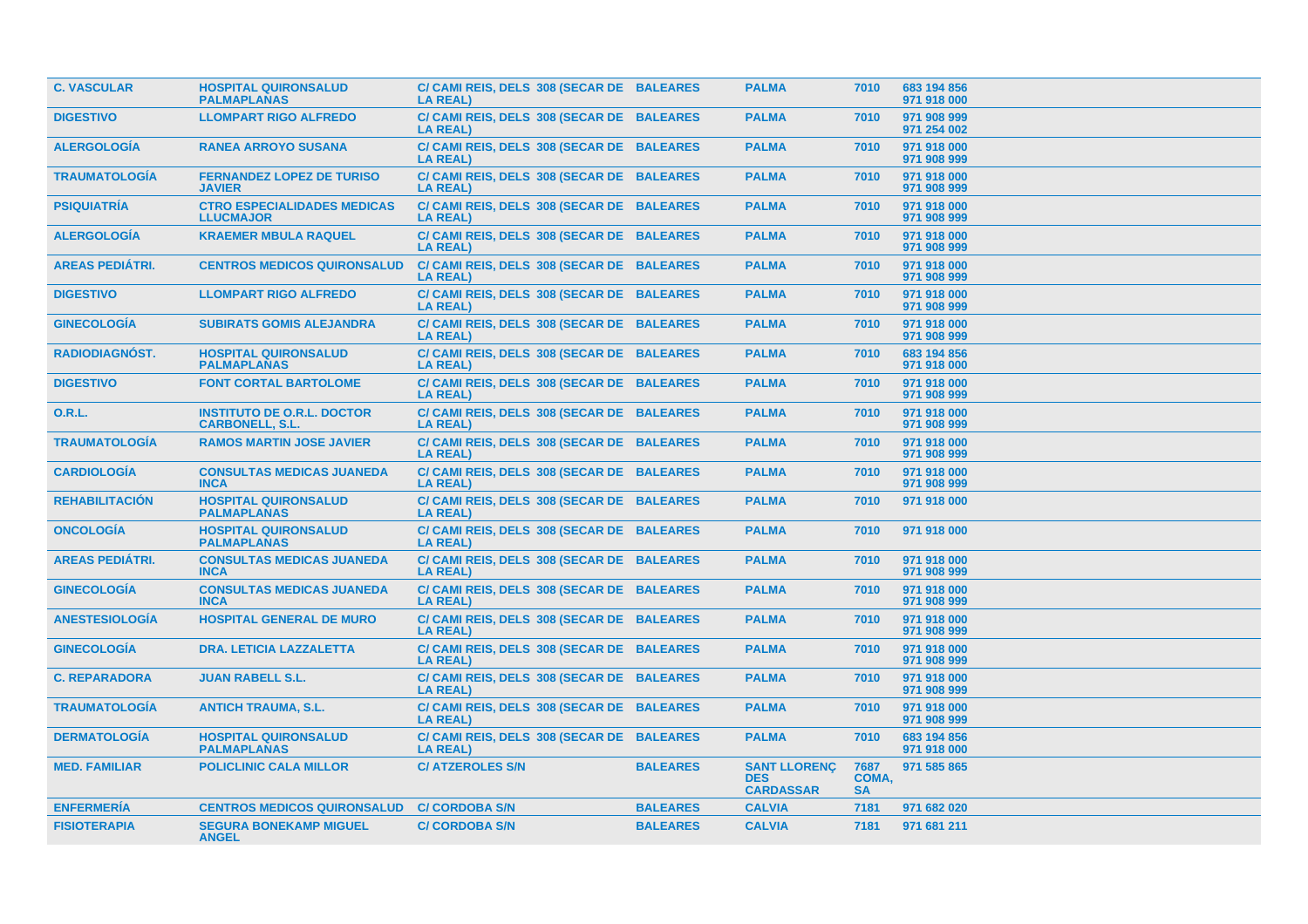| | | | | | | |
|---|---|---|---|---|---|---|
| **C. VASCULAR** | **HOSPITAL QUIRONSALUD PALMAPLANAS** | **C/ CAMI REIS, DELS 308 (SECAR DE LA REAL)** | **BALEARES** | **PALMA** | **7010** | **683 194 856 971 918 000** |
| **DIGESTIVO** | **LLOMPART RIGO ALFREDO** | **C/ CAMI REIS, DELS 308 (SECAR DE LA REAL)** | **BALEARES** | **PALMA** | **7010** | **971 908 999 971 254 002** |
| **ALERGOLOGÍA** | **RANEA ARROYO SUSANA** | **C/ CAMI REIS, DELS 308 (SECAR DE LA REAL)** | **BALEARES** | **PALMA** | **7010** | **971 918 000 971 908 999** |
| **TRAUMATOLOGÍA** | **FERNANDEZ LOPEZ DE TURISO JAVIER** | **C/ CAMI REIS, DELS 308 (SECAR DE LA REAL)** | **BALEARES** | **PALMA** | **7010** | **971 918 000 971 908 999** |
| **PSIQUIATRÍA** | **CTRO ESPECIALIDADES MEDICAS LLUCMAJOR** | **C/ CAMI REIS, DELS 308 (SECAR DE LA REAL)** | **BALEARES** | **PALMA** | **7010** | **971 918 000 971 908 999** |
| **ALERGOLOGÍA** | **KRAEMER MBULA RAQUEL** | **C/ CAMI REIS, DELS 308 (SECAR DE LA REAL)** | **BALEARES** | **PALMA** | **7010** | **971 918 000 971 908 999** |
| **AREAS PEDIÁTRI.** | **CENTROS MEDICOS QUIRONSALUD** | **C/ CAMI REIS, DELS 308 (SECAR DE LA REAL)** | **BALEARES** | **PALMA** | **7010** | **971 918 000 971 908 999** |
| **DIGESTIVO** | **LLOMPART RIGO ALFREDO** | **C/ CAMI REIS, DELS 308 (SECAR DE LA REAL)** | **BALEARES** | **PALMA** | **7010** | **971 918 000 971 908 999** |
| **GINECOLOGÍA** | **SUBIRATS GOMIS ALEJANDRA** | **C/ CAMI REIS, DELS 308 (SECAR DE LA REAL)** | **BALEARES** | **PALMA** | **7010** | **971 918 000 971 908 999** |
| **RADIODIAGNÓST.** | **HOSPITAL QUIRONSALUD PALMAPLANAS** | **C/ CAMI REIS, DELS 308 (SECAR DE LA REAL)** | **BALEARES** | **PALMA** | **7010** | **683 194 856 971 918 000** |
| **DIGESTIVO** | **FONT CORTAL BARTOLOME** | **C/ CAMI REIS, DELS 308 (SECAR DE LA REAL)** | **BALEARES** | **PALMA** | **7010** | **971 918 000 971 908 999** |
| **O.R.L.** | **INSTITUTO DE O.R.L. DOCTOR CARBONELL, S.L.** | **C/ CAMI REIS, DELS 308 (SECAR DE LA REAL)** | **BALEARES** | **PALMA** | **7010** | **971 918 000 971 908 999** |
| **TRAUMATOLOGÍA** | **RAMOS MARTIN JOSE JAVIER** | **C/ CAMI REIS, DELS 308 (SECAR DE LA REAL)** | **BALEARES** | **PALMA** | **7010** | **971 918 000 971 908 999** |
| **CARDIOLOGÍA** | **CONSULTAS MEDICAS JUANEDA INCA** | **C/ CAMI REIS, DELS 308 (SECAR DE LA REAL)** | **BALEARES** | **PALMA** | **7010** | **971 918 000 971 908 999** |
| **REHABILITACIÓN** | **HOSPITAL QUIRONSALUD PALMAPLANAS** | **C/ CAMI REIS, DELS 308 (SECAR DE LA REAL)** | **BALEARES** | **PALMA** | **7010** | **971 918 000** |
| **ONCOLOGÍA** | **HOSPITAL QUIRONSALUD PALMAPLANAS** | **C/ CAMI REIS, DELS 308 (SECAR DE LA REAL)** | **BALEARES** | **PALMA** | **7010** | **971 918 000** |
| **AREAS PEDIÁTRI.** | **CONSULTAS MEDICAS JUANEDA INCA** | **C/ CAMI REIS, DELS 308 (SECAR DE LA REAL)** | **BALEARES** | **PALMA** | **7010** | **971 918 000 971 908 999** |
| **GINECOLOGÍA** | **CONSULTAS MEDICAS JUANEDA INCA** | **C/ CAMI REIS, DELS 308 (SECAR DE LA REAL)** | **BALEARES** | **PALMA** | **7010** | **971 918 000 971 908 999** |
| **ANESTESIOLOGÍA** | **HOSPITAL GENERAL DE MURO** | **C/ CAMI REIS, DELS 308 (SECAR DE LA REAL)** | **BALEARES** | **PALMA** | **7010** | **971 918 000 971 908 999** |
| **GINECOLOGÍA** | **DRA. LETICIA LAZZALETTA** | **C/ CAMI REIS, DELS 308 (SECAR DE LA REAL)** | **BALEARES** | **PALMA** | **7010** | **971 918 000 971 908 999** |
| **C. REPARADORA** | **JUAN RABELL S.L.** | **C/ CAMI REIS, DELS 308 (SECAR DE LA REAL)** | **BALEARES** | **PALMA** | **7010** | **971 918 000 971 908 999** |
| **TRAUMATOLOGÍA** | **ANTICH TRAUMA, S.L.** | **C/ CAMI REIS, DELS 308 (SECAR DE LA REAL)** | **BALEARES** | **PALMA** | **7010** | **971 918 000 971 908 999** |
| **DERMATOLOGÍA** | **HOSPITAL QUIRONSALUD PALMAPLANAS** | **C/ CAMI REIS, DELS 308 (SECAR DE LA REAL)** | **BALEARES** | **PALMA** | **7010** | **683 194 856 971 918 000** |
| **MED. FAMILIAR** | **POLICLINIC CALA MILLOR** | **C/ ATZEROLES S/N** | **BALEARES** | **SANT LLORENÇ DES CARDASSAR** | **7687 COMA, SA** | **971 585 865** |
| **ENFERMERÍA** | **CENTROS MEDICOS QUIRONSALUD** | **C/ CORDOBA S/N** | **BALEARES** | **CALVIA** | **7181** | **971 682 020** |
| **FISIOTERAPIA** | **SEGURA BONEKAMP MIGUEL ANGEL** | **C/ CORDOBA S/N** | **BALEARES** | **CALVIA** | **7181** | **971 681 211** |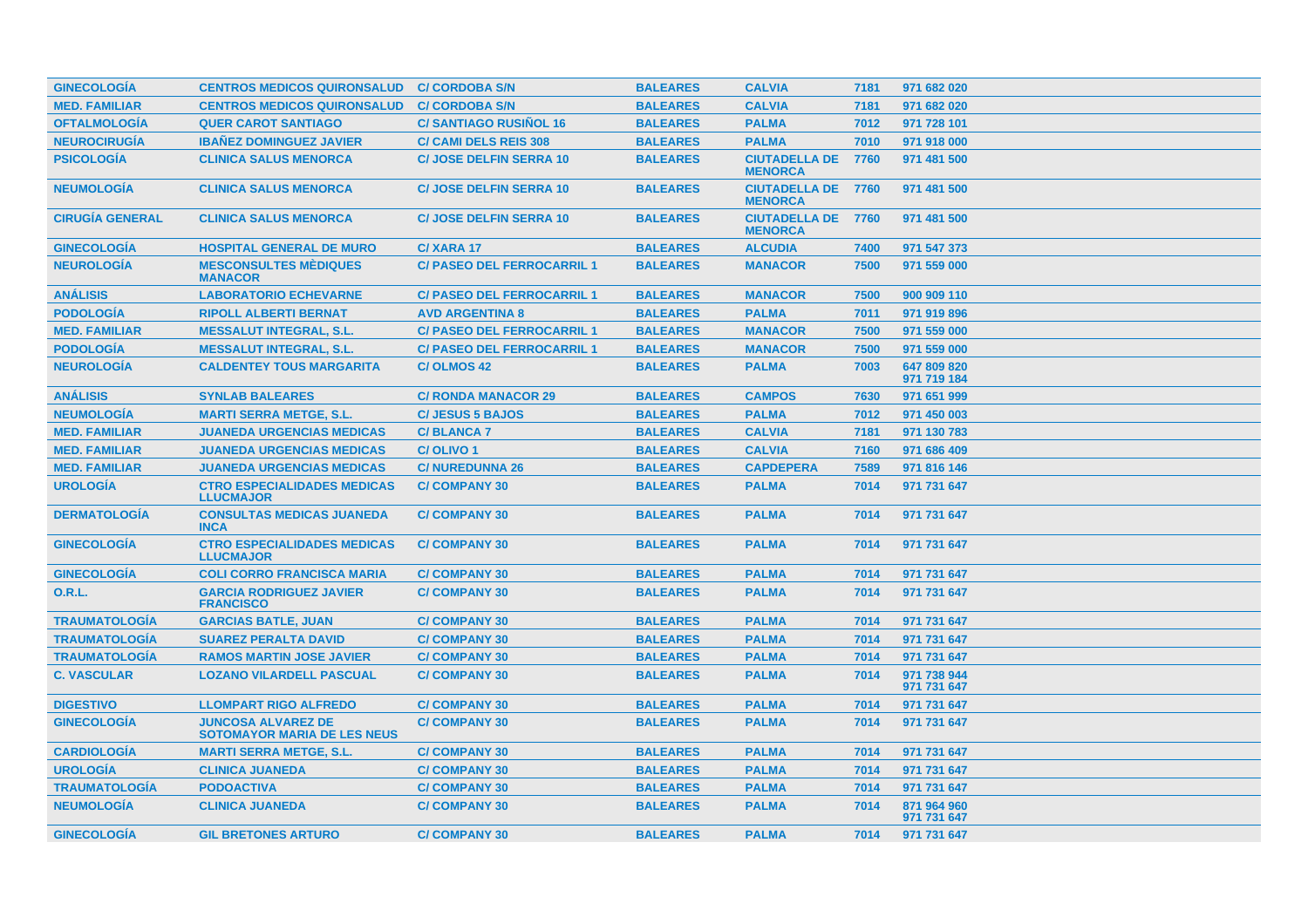| | | | | | | |
|---|---|---|---|---|---|---|
| GINECOLOGÍA | CENTROS MEDICOS QUIRONSALUD | C/ CORDOBA S/N | BALEARES | CALVIA | 7181 | 971 682 020 |
| MED. FAMILIAR | CENTROS MEDICOS QUIRONSALUD | C/ CORDOBA S/N | BALEARES | CALVIA | 7181 | 971 682 020 |
| OFTALMOLOGÍA | QUER CAROT SANTIAGO | C/ SANTIAGO RUSIÑOL 16 | BALEARES | PALMA | 7012 | 971 728 101 |
| NEUROCIRUGÍA | IBAÑEZ DOMINGUEZ JAVIER | C/ CAMI DELS REIS 308 | BALEARES | PALMA | 7010 | 971 918 000 |
| PSICOLOGÍA | CLINICA SALUS MENORCA | C/ JOSE DELFIN SERRA 10 | BALEARES | CIUTADELLA DE MENORCA | 7760 | 971 481 500 |
| NEUMOLOGÍA | CLINICA SALUS MENORCA | C/ JOSE DELFIN SERRA 10 | BALEARES | CIUTADELLA DE MENORCA | 7760 | 971 481 500 |
| CIRUGÍA GENERAL | CLINICA SALUS MENORCA | C/ JOSE DELFIN SERRA 10 | BALEARES | CIUTADELLA DE MENORCA | 7760 | 971 481 500 |
| GINECOLOGÍA | HOSPITAL GENERAL DE MURO | C/ XARA 17 | BALEARES | ALCUDIA | 7400 | 971 547 373 |
| NEUROLOGÍA | MESCONSULTES MÈDIQUES MANACOR | C/ PASEO DEL FERROCARRIL 1 | BALEARES | MANACOR | 7500 | 971 559 000 |
| ANÁLISIS | LABORATORIO ECHEVARNE | C/ PASEO DEL FERROCARRIL 1 | BALEARES | MANACOR | 7500 | 900 909 110 |
| PODOLOGÍA | RIPOLL ALBERTI BERNAT | AVD ARGENTINA 8 | BALEARES | PALMA | 7011 | 971 919 896 |
| MED. FAMILIAR | MESSALUT INTEGRAL, S.L. | C/ PASEO DEL FERROCARRIL 1 | BALEARES | MANACOR | 7500 | 971 559 000 |
| PODOLOGÍA | MESSALUT INTEGRAL, S.L. | C/ PASEO DEL FERROCARRIL 1 | BALEARES | MANACOR | 7500 | 971 559 000 |
| NEUROLOGÍA | CALDENTEY TOUS MARGARITA | C/ OLMOS 42 | BALEARES | PALMA | 7003 | 647 809 820<br>971 719 184 |
| ANÁLISIS | SYNLAB BALEARES | C/ RONDA MANACOR 29 | BALEARES | CAMPOS | 7630 | 971 651 999 |
| NEUMOLOGÍA | MARTI SERRA METGE, S.L. | C/ JESUS 5 BAJOS | BALEARES | PALMA | 7012 | 971 450 003 |
| MED. FAMILIAR | JUANEDA URGENCIAS MEDICAS | C/ BLANCA 7 | BALEARES | CALVIA | 7181 | 971 130 783 |
| MED. FAMILIAR | JUANEDA URGENCIAS MEDICAS | C/ OLIVO 1 | BALEARES | CALVIA | 7160 | 971 686 409 |
| MED. FAMILIAR | JUANEDA URGENCIAS MEDICAS | C/ NUREDUNNA 26 | BALEARES | CAPDEPERA | 7589 | 971 816 146 |
| UROLOGÍA | CTRO ESPECIALIDADES MEDICAS LLUCMAJOR | C/ COMPANY 30 | BALEARES | PALMA | 7014 | 971 731 647 |
| DERMATOLOGÍA | CONSULTAS MEDICAS JUANEDA INCA | C/ COMPANY 30 | BALEARES | PALMA | 7014 | 971 731 647 |
| GINECOLOGÍA | CTRO ESPECIALIDADES MEDICAS LLUCMAJOR | C/ COMPANY 30 | BALEARES | PALMA | 7014 | 971 731 647 |
| GINECOLOGÍA | COLI CORRO FRANCISCA MARIA | C/ COMPANY 30 | BALEARES | PALMA | 7014 | 971 731 647 |
| O.R.L. | GARCIA RODRIGUEZ JAVIER FRANCISCO | C/ COMPANY 30 | BALEARES | PALMA | 7014 | 971 731 647 |
| TRAUMATOLOGÍA | GARCIAS BATLE, JUAN | C/ COMPANY 30 | BALEARES | PALMA | 7014 | 971 731 647 |
| TRAUMATOLOGÍA | SUAREZ PERALTA DAVID | C/ COMPANY 30 | BALEARES | PALMA | 7014 | 971 731 647 |
| TRAUMATOLOGÍA | RAMOS MARTIN JOSE JAVIER | C/ COMPANY 30 | BALEARES | PALMA | 7014 | 971 731 647 |
| C. VASCULAR | LOZANO VILARDELL PASCUAL | C/ COMPANY 30 | BALEARES | PALMA | 7014 | 971 738 944<br>971 731 647 |
| DIGESTIVO | LLOMPART RIGO ALFREDO | C/ COMPANY 30 | BALEARES | PALMA | 7014 | 971 731 647 |
| GINECOLOGÍA | JUNCOSA ALVAREZ DE SOTOMAYOR MARIA DE LES NEUS | C/ COMPANY 30 | BALEARES | PALMA | 7014 | 971 731 647 |
| CARDIOLOGÍA | MARTI SERRA METGE, S.L. | C/ COMPANY 30 | BALEARES | PALMA | 7014 | 971 731 647 |
| UROLOGÍA | CLINICA JUANEDA | C/ COMPANY 30 | BALEARES | PALMA | 7014 | 971 731 647 |
| TRAUMATOLOGÍA | PODOACTIVA | C/ COMPANY 30 | BALEARES | PALMA | 7014 | 971 731 647 |
| NEUMOLOGÍA | CLINICA JUANEDA | C/ COMPANY 30 | BALEARES | PALMA | 7014 | 871 964 960<br>971 731 647 |
| GINECOLOGÍA | GIL BRETONES ARTURO | C/ COMPANY 30 | BALEARES | PALMA | 7014 | 971 731 647 |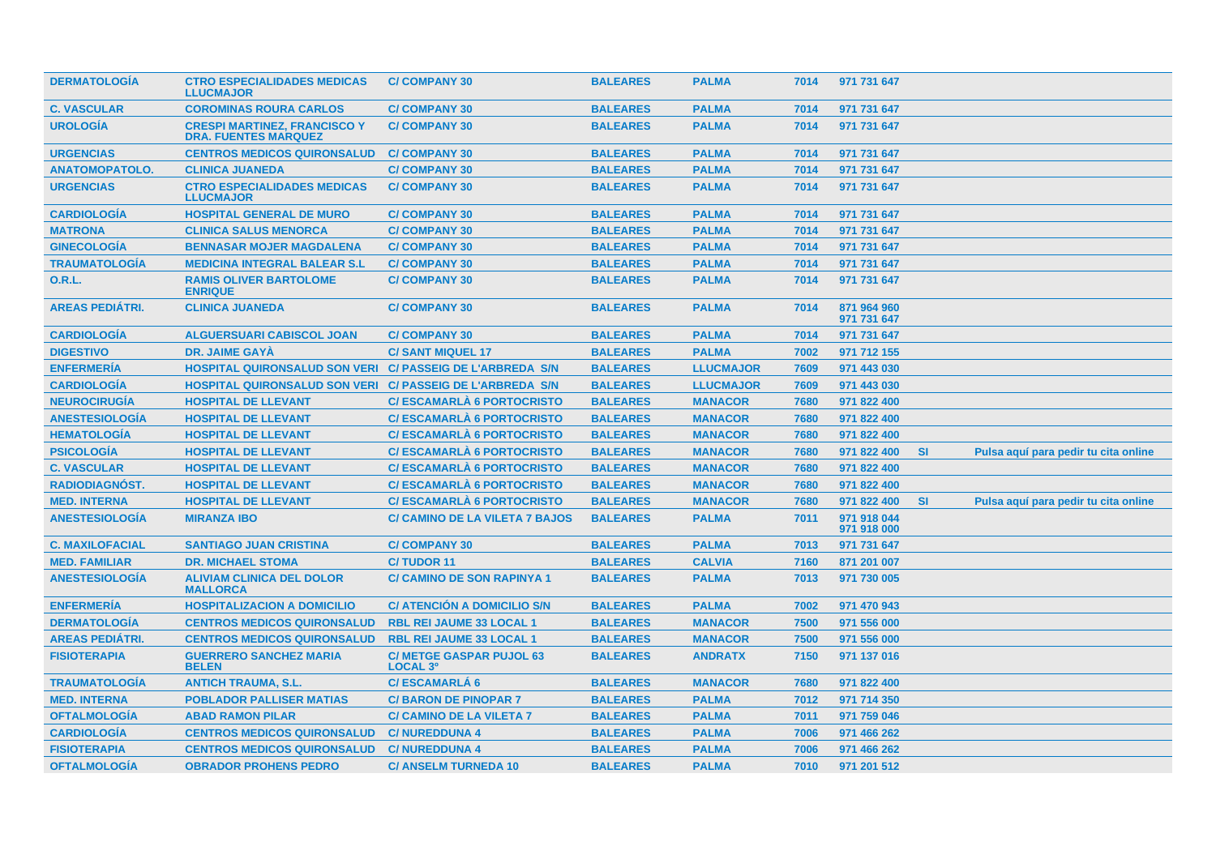| | | | | | | | | |
|---|---|---|---|---|---|---|---|---|
| DERMATOLOGÍA | CTRO ESPECIALIDADES MEDICAS LLUCMAJOR | C/ COMPANY 30 | BALEARES | PALMA | 7014 | 971 731 647 | | |
| C. VASCULAR | COROMINAS ROURA CARLOS | C/ COMPANY 30 | BALEARES | PALMA | 7014 | 971 731 647 | | |
| UROLOGÍA | CRESPI MARTINEZ, FRANCISCO Y DRA. FUENTES MARQUEZ | C/ COMPANY 30 | BALEARES | PALMA | 7014 | 971 731 647 | | |
| URGENCIAS | CENTROS MEDICOS QUIRONSALUD | C/ COMPANY 30 | BALEARES | PALMA | 7014 | 971 731 647 | | |
| ANATOMOPATOLO. | CLINICA JUANEDA | C/ COMPANY 30 | BALEARES | PALMA | 7014 | 971 731 647 | | |
| URGENCIAS | CTRO ESPECIALIDADES MEDICAS LLUCMAJOR | C/ COMPANY 30 | BALEARES | PALMA | 7014 | 971 731 647 | | |
| CARDIOLOGÍA | HOSPITAL GENERAL DE MURO | C/ COMPANY 30 | BALEARES | PALMA | 7014 | 971 731 647 | | |
| MATRONA | CLINICA SALUS MENORCA | C/ COMPANY 30 | BALEARES | PALMA | 7014 | 971 731 647 | | |
| GINECOLOGÍA | BENNASAR MOJER MAGDALENA | C/ COMPANY 30 | BALEARES | PALMA | 7014 | 971 731 647 | | |
| TRAUMATOLOGÍA | MEDICINA INTEGRAL BALEAR S.L | C/ COMPANY 30 | BALEARES | PALMA | 7014 | 971 731 647 | | |
| O.R.L. | RAMIS OLIVER BARTOLOME ENRIQUE | C/ COMPANY 30 | BALEARES | PALMA | 7014 | 971 731 647 | | |
| AREAS PEDIÁTRI. | CLINICA JUANEDA | C/ COMPANY 30 | BALEARES | PALMA | 7014 | 871 964 960<br>971 731 647 | | |
| CARDIOLOGÍA | ALGUERSUARI CABISCOL JOAN | C/ COMPANY 30 | BALEARES | PALMA | 7014 | 971 731 647 | | |
| DIGESTIVO | DR. JAIME GAYÀ | C/ SANT MIQUEL 17 | BALEARES | PALMA | 7002 | 971 712 155 | | |
| ENFERMERÍA | HOSPITAL QUIRONSALUD SON VERI | C/ PASSEIG DE L'ARBREDA S/N | BALEARES | LLUCMAJOR | 7609 | 971 443 030 | | |
| CARDIOLOGÍA | HOSPITAL QUIRONSALUD SON VERI | C/ PASSEIG DE L'ARBREDA S/N | BALEARES | LLUCMAJOR | 7609 | 971 443 030 | | |
| NEUROCIRUGÍA | HOSPITAL DE LLEVANT | C/ ESCAMARLÀ 6 PORTOCRISTO | BALEARES | MANACOR | 7680 | 971 822 400 | | |
| ANESTESIOLOGÍA | HOSPITAL DE LLEVANT | C/ ESCAMARLÀ 6 PORTOCRISTO | BALEARES | MANACOR | 7680 | 971 822 400 | | |
| HEMATOLOGÍA | HOSPITAL DE LLEVANT | C/ ESCAMARLÀ 6 PORTOCRISTO | BALEARES | MANACOR | 7680 | 971 822 400 | | |
| PSICOLOGÍA | HOSPITAL DE LLEVANT | C/ ESCAMARLÀ 6 PORTOCRISTO | BALEARES | MANACOR | 7680 | 971 822 400 | SI | Pulsa aquí para pedir tu cita online |
| C. VASCULAR | HOSPITAL DE LLEVANT | C/ ESCAMARLÀ 6 PORTOCRISTO | BALEARES | MANACOR | 7680 | 971 822 400 | | |
| RADIODIAGNÓST. | HOSPITAL DE LLEVANT | C/ ESCAMARLÀ 6 PORTOCRISTO | BALEARES | MANACOR | 7680 | 971 822 400 | | |
| MED. INTERNA | HOSPITAL DE LLEVANT | C/ ESCAMARLÀ 6 PORTOCRISTO | BALEARES | MANACOR | 7680 | 971 822 400 | SI | Pulsa aquí para pedir tu cita online |
| ANESTESIOLOGÍA | MIRANZA IBO | C/ CAMINO DE LA VILETA 7 BAJOS | BALEARES | PALMA | 7011 | 971 918 044<br>971 918 000 | | |
| C. MAXILOFACIAL | SANTIAGO JUAN CRISTINA | C/ COMPANY 30 | BALEARES | PALMA | 7013 | 971 731 647 | | |
| MED. FAMILIAR | DR. MICHAEL STOMA | C/ TUDOR 11 | BALEARES | CALVIA | 7160 | 871 201 007 | | |
| ANESTESIOLOGÍA | ALIVIAM CLINICA DEL DOLOR MALLORCA | C/ CAMINO DE SON RAPINYA 1 | BALEARES | PALMA | 7013 | 971 730 005 | | |
| ENFERMERÍA | HOSPITALIZACION A DOMICILIO | C/ ATENCIÓN A DOMICILIO S/N | BALEARES | PALMA | 7002 | 971 470 943 | | |
| DERMATOLOGÍA | CENTROS MEDICOS QUIRONSALUD | RBL REI JAUME 33 LOCAL 1 | BALEARES | MANACOR | 7500 | 971 556 000 | | |
| AREAS PEDIÁTRI. | CENTROS MEDICOS QUIRONSALUD | RBL REI JAUME 33 LOCAL 1 | BALEARES | MANACOR | 7500 | 971 556 000 | | |
| FISIOTERAPIA | GUERRERO SANCHEZ MARIA BELEN | C/ METGE GASPAR PUJOL 63 LOCAL 3º | BALEARES | ANDRATX | 7150 | 971 137 016 | | |
| TRAUMATOLOGÍA | ANTICH TRAUMA, S.L. | C/ ESCAMARLÁ 6 | BALEARES | MANACOR | 7680 | 971 822 400 | | |
| MED. INTERNA | POBLADOR PALLISER MATIAS | C/ BARON DE PINOPAR 7 | BALEARES | PALMA | 7012 | 971 714 350 | | |
| OFTALMOLOGÍA | ABAD RAMON PILAR | C/ CAMINO DE LA VILETA 7 | BALEARES | PALMA | 7011 | 971 759 046 | | |
| CARDIOLOGÍA | CENTROS MEDICOS QUIRONSALUD | C/ NUREDDUNA 4 | BALEARES | PALMA | 7006 | 971 466 262 | | |
| FISIOTERAPIA | CENTROS MEDICOS QUIRONSALUD | C/ NUREDDUNA 4 | BALEARES | PALMA | 7006 | 971 466 262 | | |
| OFTALMOLOGÍA | OBRADOR PROHENS PEDRO | C/ ANSELM TURNEDA 10 | BALEARES | PALMA | 7010 | 971 201 512 | | |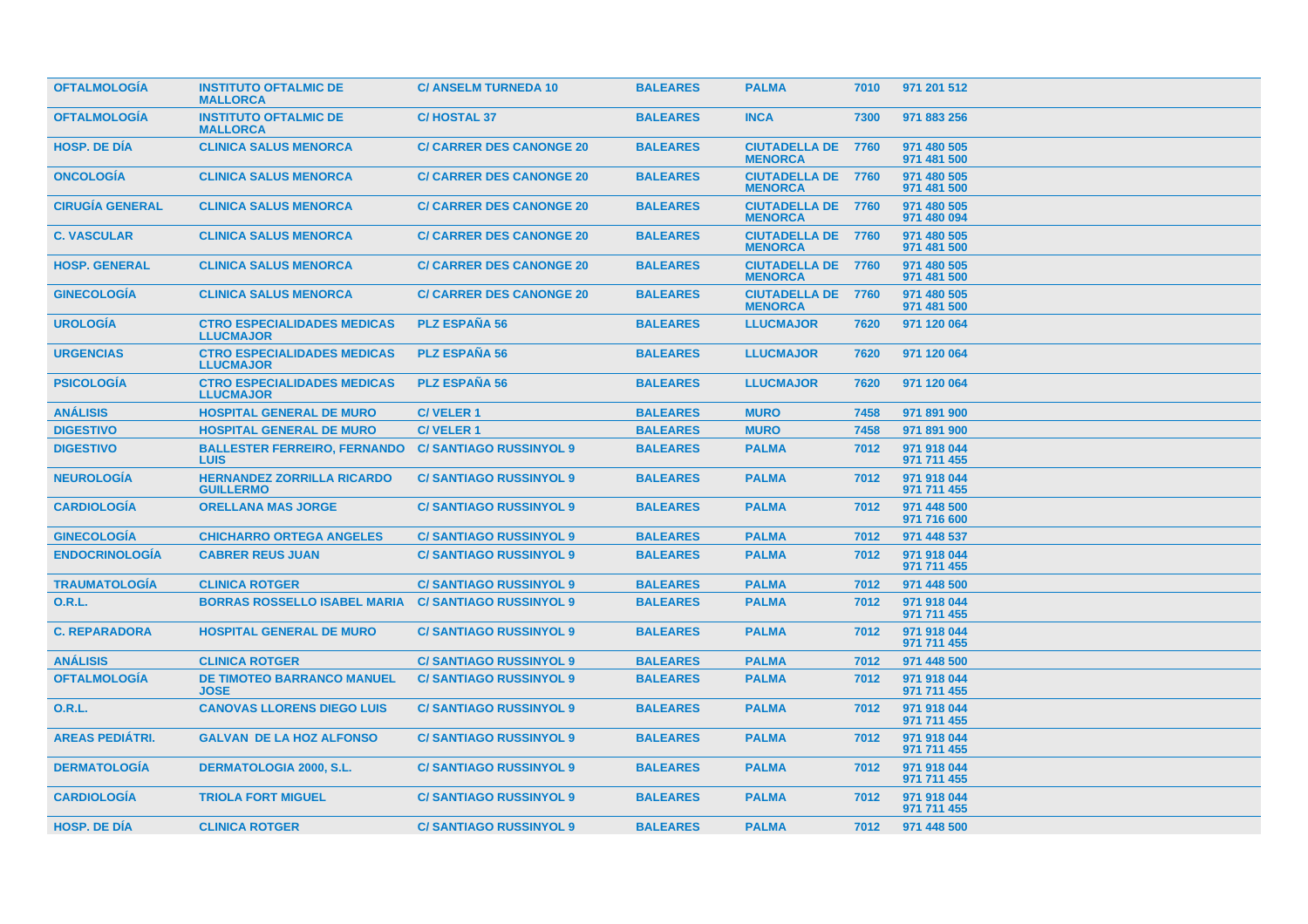| | | | | | | |
|---|---|---|---|---|---|---|
| OFTALMOLOGÍA | INSTITUTO OFTALMIC DE MALLORCA | C/ ANSELM TURNEDA 10 | BALEARES | PALMA | 7010 | 971 201 512 |
| OFTALMOLOGÍA | INSTITUTO OFTALMIC DE MALLORCA | C/ HOSTAL 37 | BALEARES | INCA | 7300 | 971 883 256 |
| HOSP. DE DÍA | CLINICA SALUS MENORCA | C/ CARRER DES CANONGE 20 | BALEARES | CIUTADELLA DE MENORCA | 7760 | 971 480 505 971 481 500 |
| ONCOLOGÍA | CLINICA SALUS MENORCA | C/ CARRER DES CANONGE 20 | BALEARES | CIUTADELLA DE MENORCA | 7760 | 971 480 505 971 481 500 |
| CIRUGÍA GENERAL | CLINICA SALUS MENORCA | C/ CARRER DES CANONGE 20 | BALEARES | CIUTADELLA DE MENORCA | 7760 | 971 480 505 971 480 094 |
| C. VASCULAR | CLINICA SALUS MENORCA | C/ CARRER DES CANONGE 20 | BALEARES | CIUTADELLA DE MENORCA | 7760 | 971 480 505 971 481 500 |
| HOSP. GENERAL | CLINICA SALUS MENORCA | C/ CARRER DES CANONGE 20 | BALEARES | CIUTADELLA DE MENORCA | 7760 | 971 480 505 971 481 500 |
| GINECOLOGÍA | CLINICA SALUS MENORCA | C/ CARRER DES CANONGE 20 | BALEARES | CIUTADELLA DE MENORCA | 7760 | 971 480 505 971 481 500 |
| UROLOGÍA | CTRO ESPECIALIDADES MEDICAS LLUCMAJOR | PLZ ESPAÑA 56 | BALEARES | LLUCMAJOR | 7620 | 971 120 064 |
| URGENCIAS | CTRO ESPECIALIDADES MEDICAS LLUCMAJOR | PLZ ESPAÑA 56 | BALEARES | LLUCMAJOR | 7620 | 971 120 064 |
| PSICOLOGÍA | CTRO ESPECIALIDADES MEDICAS LLUCMAJOR | PLZ ESPAÑA 56 | BALEARES | LLUCMAJOR | 7620 | 971 120 064 |
| ANÁLISIS | HOSPITAL GENERAL DE MURO | C/ VELER 1 | BALEARES | MURO | 7458 | 971 891 900 |
| DIGESTIVO | HOSPITAL GENERAL DE MURO | C/ VELER 1 | BALEARES | MURO | 7458 | 971 891 900 |
| DIGESTIVO | BALLESTER FERREIRO, FERNANDO LUIS | C/ SANTIAGO RUSSINYOL 9 | BALEARES | PALMA | 7012 | 971 918 044 971 711 455 |
| NEUROLOGÍA | HERNANDEZ ZORRILLA RICARDO GUILLERMO | C/ SANTIAGO RUSSINYOL 9 | BALEARES | PALMA | 7012 | 971 918 044 971 711 455 |
| CARDIOLOGÍA | ORELLANA MAS JORGE | C/ SANTIAGO RUSSINYOL 9 | BALEARES | PALMA | 7012 | 971 448 500 971 716 600 |
| GINECOLOGÍA | CHICHARRO ORTEGA ANGELES | C/ SANTIAGO RUSSINYOL 9 | BALEARES | PALMA | 7012 | 971 448 537 |
| ENDOCRINOLOGÍA | CABRER REUS JUAN | C/ SANTIAGO RUSSINYOL 9 | BALEARES | PALMA | 7012 | 971 918 044 971 711 455 |
| TRAUMATOLOGÍA | CLINICA ROTGER | C/ SANTIAGO RUSSINYOL 9 | BALEARES | PALMA | 7012 | 971 448 500 |
| O.R.L. | BORRAS ROSSELLO ISABEL MARIA | C/ SANTIAGO RUSSINYOL 9 | BALEARES | PALMA | 7012 | 971 918 044 971 711 455 |
| C. REPARADORA | HOSPITAL GENERAL DE MURO | C/ SANTIAGO RUSSINYOL 9 | BALEARES | PALMA | 7012 | 971 918 044 971 711 455 |
| ANÁLISIS | CLINICA ROTGER | C/ SANTIAGO RUSSINYOL 9 | BALEARES | PALMA | 7012 | 971 448 500 |
| OFTALMOLOGÍA | DE TIMOTEO BARRANCO MANUEL JOSE | C/ SANTIAGO RUSSINYOL 9 | BALEARES | PALMA | 7012 | 971 918 044 971 711 455 |
| O.R.L. | CANOVAS LLORENS DIEGO LUIS | C/ SANTIAGO RUSSINYOL 9 | BALEARES | PALMA | 7012 | 971 918 044 971 711 455 |
| AREAS PEDIÁTRI. | GALVAN DE LA HOZ ALFONSO | C/ SANTIAGO RUSSINYOL 9 | BALEARES | PALMA | 7012 | 971 918 044 971 711 455 |
| DERMATOLOGÍA | DERMATOLOGIA 2000, S.L. | C/ SANTIAGO RUSSINYOL 9 | BALEARES | PALMA | 7012 | 971 918 044 971 711 455 |
| CARDIOLOGÍA | TRIOLA FORT MIGUEL | C/ SANTIAGO RUSSINYOL 9 | BALEARES | PALMA | 7012 | 971 918 044 971 711 455 |
| HOSP. DE DÍA | CLINICA ROTGER | C/ SANTIAGO RUSSINYOL 9 | BALEARES | PALMA | 7012 | 971 448 500 |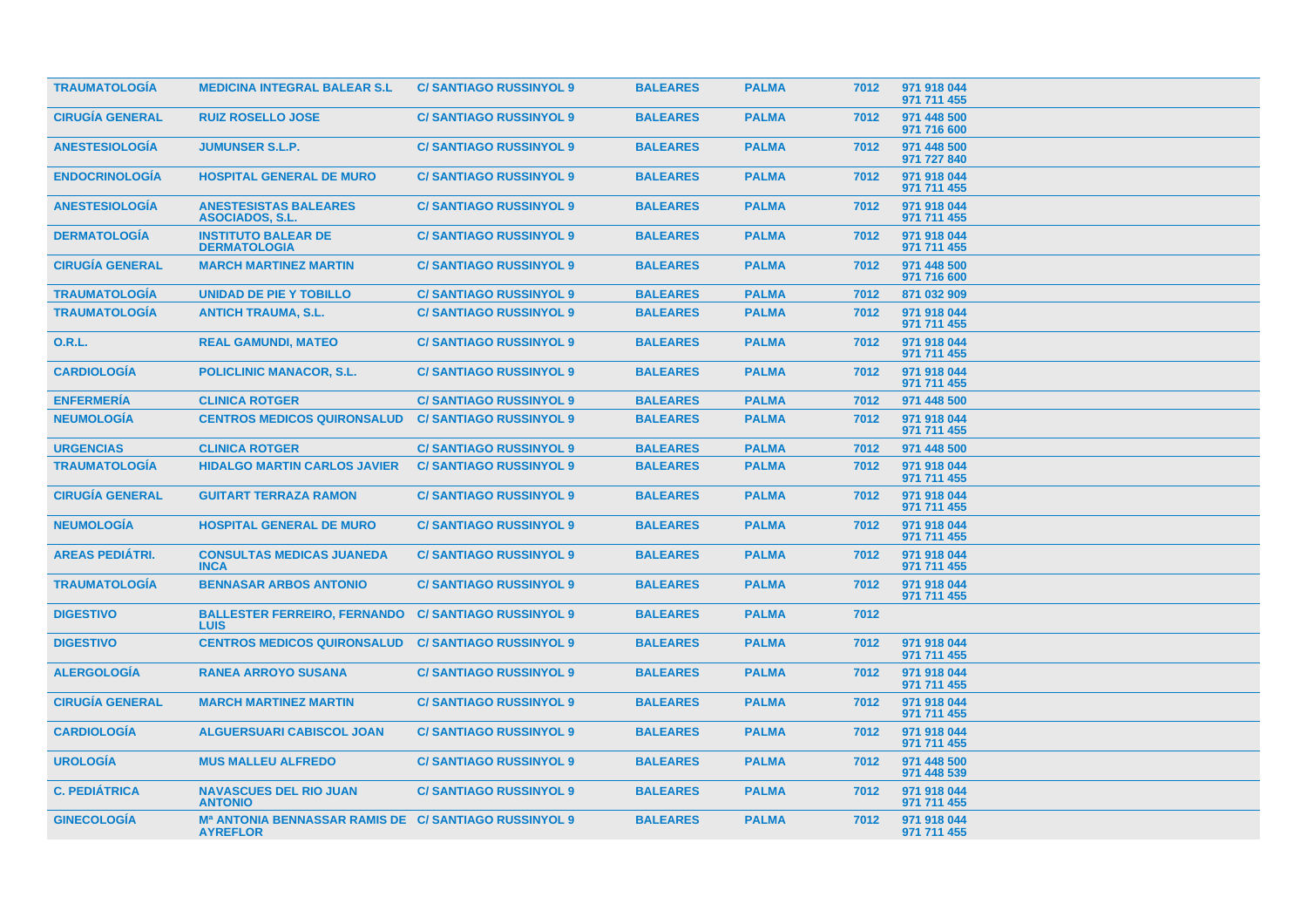| | | | | | | |
|---|---|---|---|---|---|---|
| **TRAUMATOLOGÍA** | **MEDICINA INTEGRAL BALEAR S.L** | **C/ SANTIAGO RUSSINYOL 9** | **BALEARES** | **PALMA** | **7012** | **971 918 044 971 711 455** |
| **CIRUGÍA GENERAL** | **RUIZ ROSELLO JOSE** | **C/ SANTIAGO RUSSINYOL 9** | **BALEARES** | **PALMA** | **7012** | **971 448 500 971 716 600** |
| **ANESTESIOLOGÍA** | **JUMUNSER S.L.P.** | **C/ SANTIAGO RUSSINYOL 9** | **BALEARES** | **PALMA** | **7012** | **971 448 500 971 727 840** |
| **ENDOCRINOLOGÍA** | **HOSPITAL GENERAL DE MURO** | **C/ SANTIAGO RUSSINYOL 9** | **BALEARES** | **PALMA** | **7012** | **971 918 044 971 711 455** |
| **ANESTESIOLOGÍA** | **ANESTESISTAS BALEARES ASOCIADOS, S.L.** | **C/ SANTIAGO RUSSINYOL 9** | **BALEARES** | **PALMA** | **7012** | **971 918 044 971 711 455** |
| **DERMATOLOGÍA** | **INSTITUTO BALEAR DE DERMATOLOGIA** | **C/ SANTIAGO RUSSINYOL 9** | **BALEARES** | **PALMA** | **7012** | **971 918 044 971 711 455** |
| **CIRUGÍA GENERAL** | **MARCH MARTINEZ MARTIN** | **C/ SANTIAGO RUSSINYOL 9** | **BALEARES** | **PALMA** | **7012** | **971 448 500 971 716 600** |
| **TRAUMATOLOGÍA** | **UNIDAD DE PIE Y TOBILLO** | **C/ SANTIAGO RUSSINYOL 9** | **BALEARES** | **PALMA** | **7012** | **871 032 909** |
| **TRAUMATOLOGÍA** | **ANTICH TRAUMA, S.L.** | **C/ SANTIAGO RUSSINYOL 9** | **BALEARES** | **PALMA** | **7012** | **971 918 044 971 711 455** |
| **O.R.L.** | **REAL GAMUNDI, MATEO** | **C/ SANTIAGO RUSSINYOL 9** | **BALEARES** | **PALMA** | **7012** | **971 918 044 971 711 455** |
| **CARDIOLOGÍA** | **POLICLINIC MANACOR, S.L.** | **C/ SANTIAGO RUSSINYOL 9** | **BALEARES** | **PALMA** | **7012** | **971 918 044 971 711 455** |
| **ENFERMERÍA** | **CLINICA ROTGER** | **C/ SANTIAGO RUSSINYOL 9** | **BALEARES** | **PALMA** | **7012** | **971 448 500** |
| **NEUMOLOGÍA** | **CENTROS MEDICOS QUIRONSALUD** | **C/ SANTIAGO RUSSINYOL 9** | **BALEARES** | **PALMA** | **7012** | **971 918 044 971 711 455** |
| **URGENCIAS** | **CLINICA ROTGER** | **C/ SANTIAGO RUSSINYOL 9** | **BALEARES** | **PALMA** | **7012** | **971 448 500** |
| **TRAUMATOLOGÍA** | **HIDALGO MARTIN CARLOS JAVIER** | **C/ SANTIAGO RUSSINYOL 9** | **BALEARES** | **PALMA** | **7012** | **971 918 044 971 711 455** |
| **CIRUGÍA GENERAL** | **GUITART TERRAZA RAMON** | **C/ SANTIAGO RUSSINYOL 9** | **BALEARES** | **PALMA** | **7012** | **971 918 044 971 711 455** |
| **NEUMOLOGÍA** | **HOSPITAL GENERAL DE MURO** | **C/ SANTIAGO RUSSINYOL 9** | **BALEARES** | **PALMA** | **7012** | **971 918 044 971 711 455** |
| **AREAS PEDIÁTRI.** | **CONSULTAS MEDICAS JUANEDA INCA** | **C/ SANTIAGO RUSSINYOL 9** | **BALEARES** | **PALMA** | **7012** | **971 918 044 971 711 455** |
| **TRAUMATOLOGÍA** | **BENNASAR ARBOS ANTONIO** | **C/ SANTIAGO RUSSINYOL 9** | **BALEARES** | **PALMA** | **7012** | **971 918 044 971 711 455** |
| **DIGESTIVO** | **BALLESTER FERREIRO, FERNANDO LUIS** | **C/ SANTIAGO RUSSINYOL 9** | **BALEARES** | **PALMA** | **7012** | |
| **DIGESTIVO** | **CENTROS MEDICOS QUIRONSALUD** | **C/ SANTIAGO RUSSINYOL 9** | **BALEARES** | **PALMA** | **7012** | **971 918 044 971 711 455** |
| **ALERGOLOGÍA** | **RANEA ARROYO SUSANA** | **C/ SANTIAGO RUSSINYOL 9** | **BALEARES** | **PALMA** | **7012** | **971 918 044 971 711 455** |
| **CIRUGÍA GENERAL** | **MARCH MARTINEZ MARTIN** | **C/ SANTIAGO RUSSINYOL 9** | **BALEARES** | **PALMA** | **7012** | **971 918 044 971 711 455** |
| **CARDIOLOGÍA** | **ALGUERSUARI CABISCOL JOAN** | **C/ SANTIAGO RUSSINYOL 9** | **BALEARES** | **PALMA** | **7012** | **971 918 044 971 711 455** |
| **UROLOGÍA** | **MUS MALLEU ALFREDO** | **C/ SANTIAGO RUSSINYOL 9** | **BALEARES** | **PALMA** | **7012** | **971 448 500 971 448 539** |
| **C. PEDIÁTRICA** | **NAVASCUES DEL RIO JUAN ANTONIO** | **C/ SANTIAGO RUSSINYOL 9** | **BALEARES** | **PALMA** | **7012** | **971 918 044 971 711 455** |
| **GINECOLOGÍA** | **Mª ANTONIA BENNASSAR RAMIS DE AYREFLOR** | **C/ SANTIAGO RUSSINYOL 9** | **BALEARES** | **PALMA** | **7012** | **971 918 044 971 711 455** |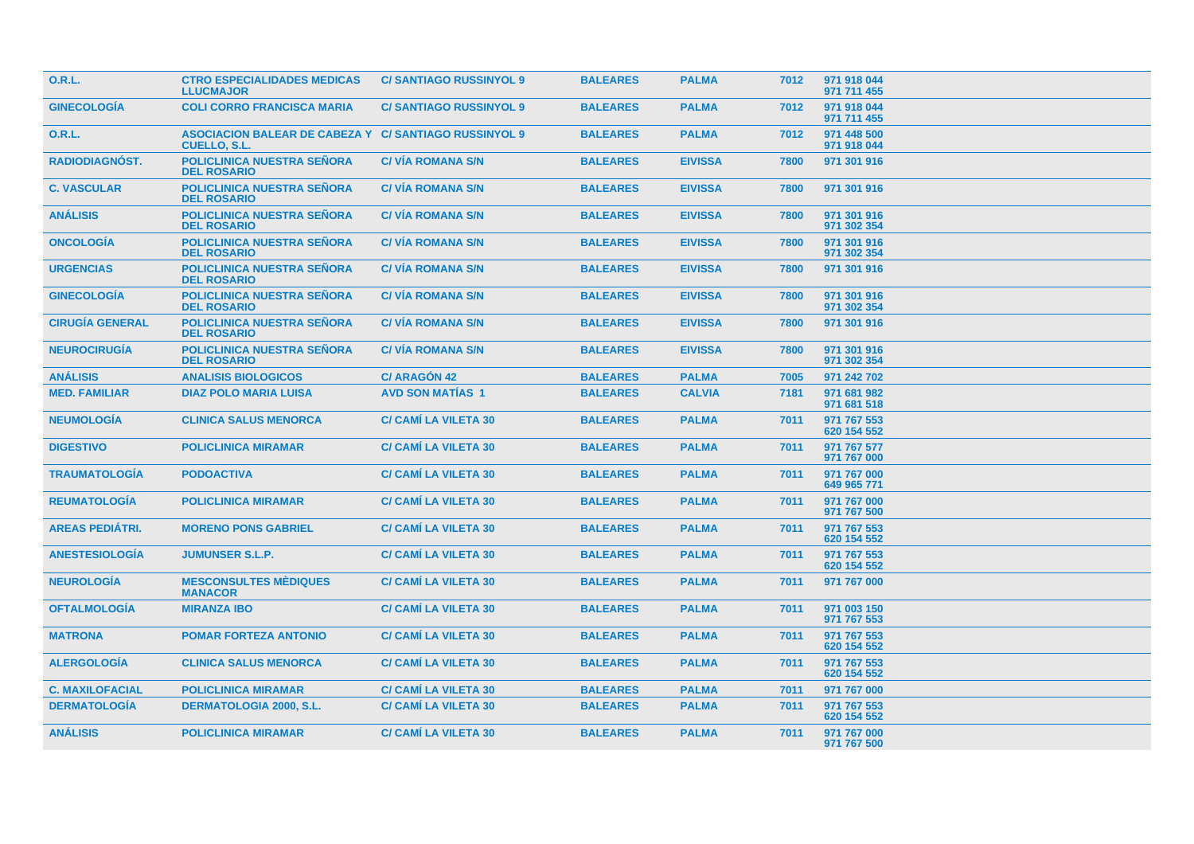| | | | | | | |
|---|---|---|---|---|---|---|
| O.R.L. | CTRO ESPECIALIDADES MEDICAS LLUCMAJOR | C/ SANTIAGO RUSSINYOL 9 | BALEARES | PALMA | 7012 | 971 918 044<br>971 711 455 |
| GINECOLOGÍA | COLI CORRO FRANCISCA MARIA | C/ SANTIAGO RUSSINYOL 9 | BALEARES | PALMA | 7012 | 971 918 044<br>971 711 455 |
| O.R.L. | ASOCIACION BALEAR DE CABEZA Y CUELLO, S.L. | C/ SANTIAGO RUSSINYOL 9 | BALEARES | PALMA | 7012 | 971 448 500<br>971 918 044 |
| RADIODIAGNÓST. | POLICLINICA NUESTRA SEÑORA DEL ROSARIO | C/ VÍA ROMANA S/N | BALEARES | EIVISSA | 7800 | 971 301 916 |
| C. VASCULAR | POLICLINICA NUESTRA SEÑORA DEL ROSARIO | C/ VÍA ROMANA S/N | BALEARES | EIVISSA | 7800 | 971 301 916 |
| ANÁLISIS | POLICLINICA NUESTRA SEÑORA DEL ROSARIO | C/ VÍA ROMANA S/N | BALEARES | EIVISSA | 7800 | 971 301 916<br>971 302 354 |
| ONCOLOGÍA | POLICLINICA NUESTRA SEÑORA DEL ROSARIO | C/ VÍA ROMANA S/N | BALEARES | EIVISSA | 7800 | 971 301 916<br>971 302 354 |
| URGENCIAS | POLICLINICA NUESTRA SEÑORA DEL ROSARIO | C/ VÍA ROMANA S/N | BALEARES | EIVISSA | 7800 | 971 301 916 |
| GINECOLOGÍA | POLICLINICA NUESTRA SEÑORA DEL ROSARIO | C/ VÍA ROMANA S/N | BALEARES | EIVISSA | 7800 | 971 301 916<br>971 302 354 |
| CIRUGÍA GENERAL | POLICLINICA NUESTRA SEÑORA DEL ROSARIO | C/ VÍA ROMANA S/N | BALEARES | EIVISSA | 7800 | 971 301 916 |
| NEUROCIRUGÍA | POLICLINICA NUESTRA SEÑORA DEL ROSARIO | C/ VÍA ROMANA S/N | BALEARES | EIVISSA | 7800 | 971 301 916<br>971 302 354 |
| ANÁLISIS | ANALISIS BIOLOGICOS | C/ ARAGÓN 42 | BALEARES | PALMA | 7005 | 971 242 702 |
| MED. FAMILIAR | DIAZ POLO MARIA LUISA | AVD SON MATÍAS 1 | BALEARES | CALVIA | 7181 | 971 681 982<br>971 681 518 |
| NEUMOLOGÍA | CLINICA SALUS MENORCA | C/ CAMÍ LA VILETA 30 | BALEARES | PALMA | 7011 | 971 767 553<br>620 154 552 |
| DIGESTIVO | POLICLINICA MIRAMAR | C/ CAMÍ LA VILETA 30 | BALEARES | PALMA | 7011 | 971 767 577<br>971 767 000 |
| TRAUMATOLOGÍA | PODOACTIVA | C/ CAMÍ LA VILETA 30 | BALEARES | PALMA | 7011 | 971 767 000<br>649 965 771 |
| REUMATOLOGÍA | POLICLINICA MIRAMAR | C/ CAMÍ LA VILETA 30 | BALEARES | PALMA | 7011 | 971 767 000<br>971 767 500 |
| AREAS PEDIÁTRI. | MORENO PONS GABRIEL | C/ CAMÍ LA VILETA 30 | BALEARES | PALMA | 7011 | 971 767 553<br>620 154 552 |
| ANESTESIOLOGÍA | JUMUNSER S.L.P. | C/ CAMÍ LA VILETA 30 | BALEARES | PALMA | 7011 | 971 767 553<br>620 154 552 |
| NEUROLOGÍA | MESCONSULTES MÈDIQUES MANACOR | C/ CAMÍ LA VILETA 30 | BALEARES | PALMA | 7011 | 971 767 000 |
| OFTALMOLOGÍA | MIRANZA IBO | C/ CAMÍ LA VILETA 30 | BALEARES | PALMA | 7011 | 971 003 150<br>971 767 553 |
| MATRONA | POMAR FORTEZA ANTONIO | C/ CAMÍ LA VILETA 30 | BALEARES | PALMA | 7011 | 971 767 553<br>620 154 552 |
| ALERGOLOGÍA | CLINICA SALUS MENORCA | C/ CAMÍ LA VILETA 30 | BALEARES | PALMA | 7011 | 971 767 553<br>620 154 552 |
| C. MAXILOFACIAL | POLICLINICA MIRAMAR | C/ CAMÍ LA VILETA 30 | BALEARES | PALMA | 7011 | 971 767 000 |
| DERMATOLOGÍA | DERMATOLOGIA 2000, S.L. | C/ CAMÍ LA VILETA 30 | BALEARES | PALMA | 7011 | 971 767 553<br>620 154 552 |
| ANÁLISIS | POLICLINICA MIRAMAR | C/ CAMÍ LA VILETA 30 | BALEARES | PALMA | 7011 | 971 767 000<br>971 767 500 |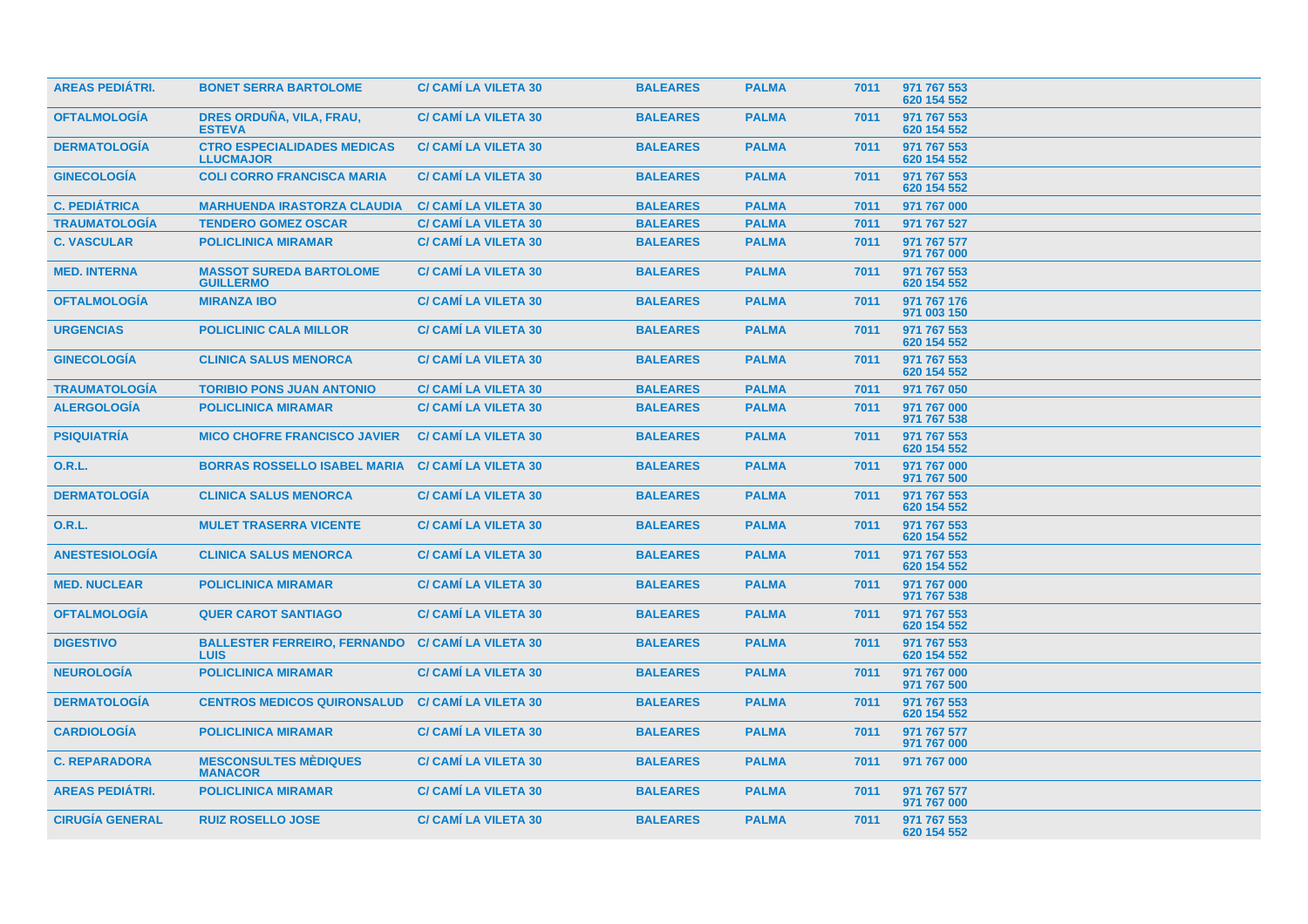| AREAS PEDIÁTRI. | BONET SERRA BARTOLOME | C/ CAMÍ LA VILETA 30 | BALEARES | PALMA | 7011 | 971 767 553<br>620 154 552 |
|---|---|---|---|---|---|---|
| OFTALMOLOGÍA | DRES ORDUÑA, VILA, FRAU, ESTEVA | C/ CAMÍ LA VILETA 30 | BALEARES | PALMA | 7011 | 971 767 553<br>620 154 552 |
| DERMATOLOGÍA | CTRO ESPECIALIDADES MEDICAS LLUCMAJOR | C/ CAMÍ LA VILETA 30 | BALEARES | PALMA | 7011 | 971 767 553<br>620 154 552 |
| GINECOLOGÍA | COLI CORRO FRANCISCA MARIA | C/ CAMÍ LA VILETA 30 | BALEARES | PALMA | 7011 | 971 767 553<br>620 154 552 |
| C. PEDIÁTRICA | MARHUENDA IRASTORZA CLAUDIA | C/ CAMÍ LA VILETA 30 | BALEARES | PALMA | 7011 | 971 767 000 |
| TRAUMATOLOGÍA | TENDERO GOMEZ OSCAR | C/ CAMÍ LA VILETA 30 | BALEARES | PALMA | 7011 | 971 767 527 |
| C. VASCULAR | POLICLINICA MIRAMAR | C/ CAMÍ LA VILETA 30 | BALEARES | PALMA | 7011 | 971 767 577<br>971 767 000 |
| MED. INTERNA | MASSOT SUREDA BARTOLOME GUILLERMO | C/ CAMÍ LA VILETA 30 | BALEARES | PALMA | 7011 | 971 767 553<br>620 154 552 |
| OFTALMOLOGÍA | MIRANZA IBO | C/ CAMÍ LA VILETA 30 | BALEARES | PALMA | 7011 | 971 767 176<br>971 003 150 |
| URGENCIAS | POLICLINIC CALA MILLOR | C/ CAMÍ LA VILETA 30 | BALEARES | PALMA | 7011 | 971 767 553<br>620 154 552 |
| GINECOLOGÍA | CLINICA SALUS MENORCA | C/ CAMÍ LA VILETA 30 | BALEARES | PALMA | 7011 | 971 767 553<br>620 154 552 |
| TRAUMATOLOGÍA | TORIBIO PONS JUAN ANTONIO | C/ CAMÍ LA VILETA 30 | BALEARES | PALMA | 7011 | 971 767 050 |
| ALERGOLOGÍA | POLICLINICA MIRAMAR | C/ CAMÍ LA VILETA 30 | BALEARES | PALMA | 7011 | 971 767 000<br>971 767 538 |
| PSIQUIATRÍA | MICO CHOFRE FRANCISCO JAVIER | C/ CAMÍ LA VILETA 30 | BALEARES | PALMA | 7011 | 971 767 553<br>620 154 552 |
| O.R.L. | BORRAS ROSSELLO ISABEL MARIA | C/ CAMÍ LA VILETA 30 | BALEARES | PALMA | 7011 | 971 767 000<br>971 767 500 |
| DERMATOLOGÍA | CLINICA SALUS MENORCA | C/ CAMÍ LA VILETA 30 | BALEARES | PALMA | 7011 | 971 767 553<br>620 154 552 |
| O.R.L. | MULET TRASERRA VICENTE | C/ CAMÍ LA VILETA 30 | BALEARES | PALMA | 7011 | 971 767 553<br>620 154 552 |
| ANESTESIOLOGÍA | CLINICA SALUS MENORCA | C/ CAMÍ LA VILETA 30 | BALEARES | PALMA | 7011 | 971 767 553<br>620 154 552 |
| MED. NUCLEAR | POLICLINICA MIRAMAR | C/ CAMÍ LA VILETA 30 | BALEARES | PALMA | 7011 | 971 767 000<br>971 767 538 |
| OFTALMOLOGÍA | QUER CAROT SANTIAGO | C/ CAMÍ LA VILETA 30 | BALEARES | PALMA | 7011 | 971 767 553<br>620 154 552 |
| DIGESTIVO | BALLESTER FERREIRO, FERNANDO LUIS | C/ CAMÍ LA VILETA 30 | BALEARES | PALMA | 7011 | 971 767 553<br>620 154 552 |
| NEUROLOGÍA | POLICLINICA MIRAMAR | C/ CAMÍ LA VILETA 30 | BALEARES | PALMA | 7011 | 971 767 000<br>971 767 500 |
| DERMATOLOGÍA | CENTROS MEDICOS QUIRONSALUD | C/ CAMÍ LA VILETA 30 | BALEARES | PALMA | 7011 | 971 767 553<br>620 154 552 |
| CARDIOLOGÍA | POLICLINICA MIRAMAR | C/ CAMÍ LA VILETA 30 | BALEARES | PALMA | 7011 | 971 767 577<br>971 767 000 |
| C. REPARADORA | MESCONSULTES MÈDIQUES MANACOR | C/ CAMÍ LA VILETA 30 | BALEARES | PALMA | 7011 | 971 767 000 |
| AREAS PEDIÁTRI. | POLICLINICA MIRAMAR | C/ CAMÍ LA VILETA 30 | BALEARES | PALMA | 7011 | 971 767 577<br>971 767 000 |
| CIRUGÍA GENERAL | RUIZ ROSELLO JOSE | C/ CAMÍ LA VILETA 30 | BALEARES | PALMA | 7011 | 971 767 553<br>620 154 552 |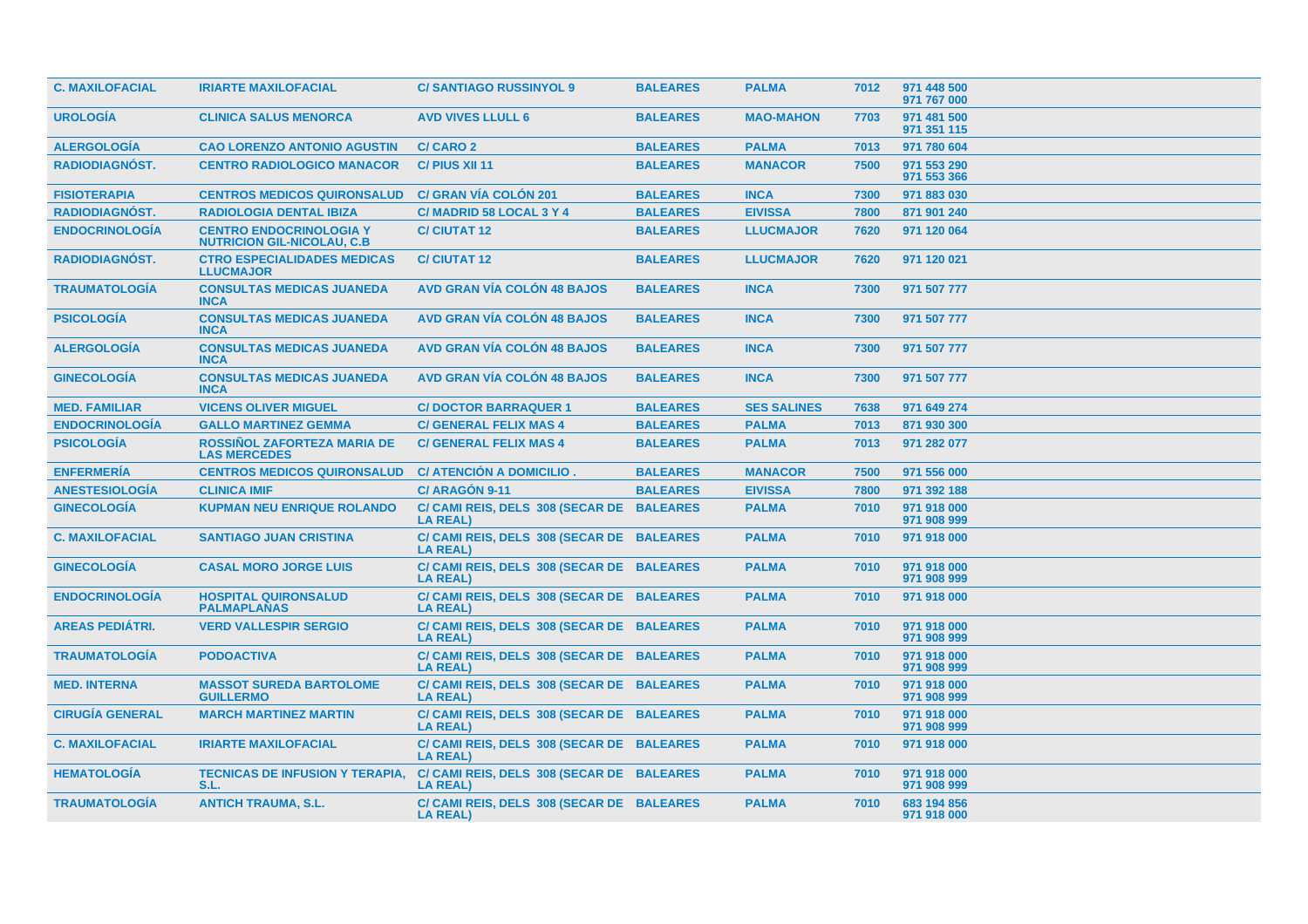| | | | | | | |
|---|---|---|---|---|---|---|
| C. MAXILOFACIAL | IRIARTE MAXILOFACIAL | C/ SANTIAGO RUSSINYOL 9 | BALEARES | PALMA | 7012 | 971 448 500<br>971 767 000 |
| UROLOGÍA | CLINICA SALUS MENORCA | AVD VIVES LLULL 6 | BALEARES | MAO-MAHON | 7703 | 971 481 500<br>971 351 115 |
| ALERGOLOGÍA | CAO LORENZO ANTONIO AGUSTIN | C/ CARO 2 | BALEARES | PALMA | 7013 | 971 780 604 |
| RADIODIAGNÓST. | CENTRO RADIOLOGICO MANACOR | C/ PIUS XII 11 | BALEARES | MANACOR | 7500 | 971 553 290<br>971 553 366 |
| FISIOTERAPIA | CENTROS MEDICOS QUIRONSALUD | C/ GRAN VÍA COLÓN 201 | BALEARES | INCA | 7300 | 971 883 030 |
| RADIODIAGNÓST. | RADIOLOGIA DENTAL IBIZA | C/ MADRID 58 LOCAL 3 Y 4 | BALEARES | EIVISSA | 7800 | 871 901 240 |
| ENDOCRINOLOGÍA | CENTRO ENDOCRINOLOGIA Y NUTRICION GIL-NICOLAU, C.B | C/ CIUTAT 12 | BALEARES | LLUCMAJOR | 7620 | 971 120 064 |
| RADIODIAGNÓST. | CTRO ESPECIALIDADES MEDICAS LLUCMAJOR | C/ CIUTAT 12 | BALEARES | LLUCMAJOR | 7620 | 971 120 021 |
| TRAUMATOLOGÍA | CONSULTAS MEDICAS JUANEDA INCA | AVD GRAN VÍA COLÓN 48 BAJOS | BALEARES | INCA | 7300 | 971 507 777 |
| PSICOLOGÍA | CONSULTAS MEDICAS JUANEDA INCA | AVD GRAN VÍA COLÓN 48 BAJOS | BALEARES | INCA | 7300 | 971 507 777 |
| ALERGOLOGÍA | CONSULTAS MEDICAS JUANEDA INCA | AVD GRAN VÍA COLÓN 48 BAJOS | BALEARES | INCA | 7300 | 971 507 777 |
| GINECOLOGÍA | CONSULTAS MEDICAS JUANEDA INCA | AVD GRAN VÍA COLÓN 48 BAJOS | BALEARES | INCA | 7300 | 971 507 777 |
| MED. FAMILIAR | VICENS OLIVER MIGUEL | C/ DOCTOR BARRAQUER 1 | BALEARES | SES SALINES | 7638 | 971 649 274 |
| ENDOCRINOLOGÍA | GALLO MARTINEZ GEMMA | C/ GENERAL FELIX MAS 4 | BALEARES | PALMA | 7013 | 871 930 300 |
| PSICOLOGÍA | ROSSIÑOL ZAFORTEZA MARIA DE LAS MERCEDES | C/ GENERAL FELIX MAS 4 | BALEARES | PALMA | 7013 | 971 282 077 |
| ENFERMERÍA | CENTROS MEDICOS QUIRONSALUD | C/ ATENCIÓN A DOMICILIO . | BALEARES | MANACOR | 7500 | 971 556 000 |
| ANESTESIOLOGÍA | CLINICA IMIF | C/ ARAGÓN 9-11 | BALEARES | EIVISSA | 7800 | 971 392 188 |
| GINECOLOGÍA | KUPMAN NEU ENRIQUE ROLANDO | C/ CAMI REIS, DELS 308 (SECAR DE LA REAL) | BALEARES | PALMA | 7010 | 971 918 000<br>971 908 999 |
| C. MAXILOFACIAL | SANTIAGO JUAN CRISTINA | C/ CAMI REIS, DELS 308 (SECAR DE LA REAL) | BALEARES | PALMA | 7010 | 971 918 000 |
| GINECOLOGÍA | CASAL MORO JORGE LUIS | C/ CAMI REIS, DELS 308 (SECAR DE LA REAL) | BALEARES | PALMA | 7010 | 971 918 000<br>971 908 999 |
| ENDOCRINOLOGÍA | HOSPITAL QUIRONSALUD PALMAPLANAS | C/ CAMI REIS, DELS 308 (SECAR DE LA REAL) | BALEARES | PALMA | 7010 | 971 918 000 |
| AREAS PEDIÁTRI. | VERD VALLESPIR SERGIO | C/ CAMI REIS, DELS 308 (SECAR DE LA REAL) | BALEARES | PALMA | 7010 | 971 918 000<br>971 908 999 |
| TRAUMATOLOGÍA | PODOACTIVA | C/ CAMI REIS, DELS 308 (SECAR DE LA REAL) | BALEARES | PALMA | 7010 | 971 918 000<br>971 908 999 |
| MED. INTERNA | MASSOT SUREDA BARTOLOME GUILLERMO | C/ CAMI REIS, DELS 308 (SECAR DE LA REAL) | BALEARES | PALMA | 7010 | 971 918 000<br>971 908 999 |
| CIRUGÍA GENERAL | MARCH MARTINEZ MARTIN | C/ CAMI REIS, DELS 308 (SECAR DE LA REAL) | BALEARES | PALMA | 7010 | 971 918 000<br>971 908 999 |
| C. MAXILOFACIAL | IRIARTE MAXILOFACIAL | C/ CAMI REIS, DELS 308 (SECAR DE LA REAL) | BALEARES | PALMA | 7010 | 971 918 000 |
| HEMATOLOGÍA | TECNICAS DE INFUSION Y TERAPIA, S.L. | C/ CAMI REIS, DELS 308 (SECAR DE LA REAL) | BALEARES | PALMA | 7010 | 971 918 000<br>971 908 999 |
| TRAUMATOLOGÍA | ANTICH TRAUMA, S.L. | C/ CAMI REIS, DELS 308 (SECAR DE LA REAL) | BALEARES | PALMA | 7010 | 683 194 856<br>971 918 000 |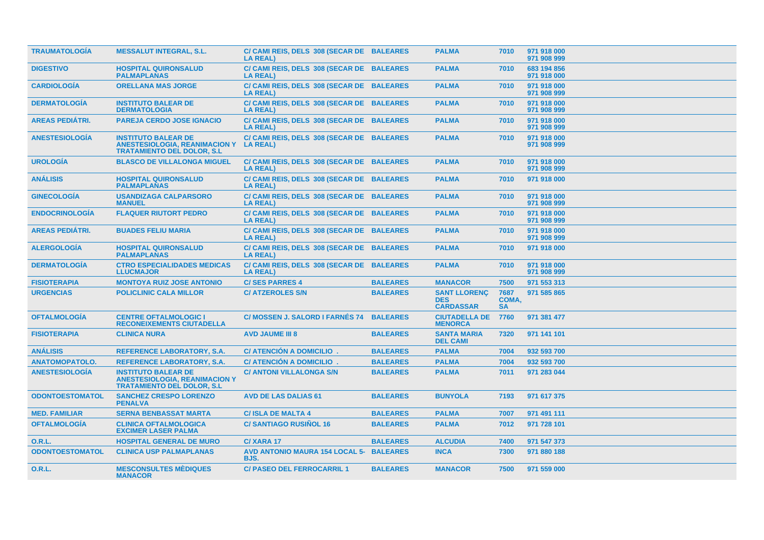| TRAUMATOLOGÍA | MESSALUT INTEGRAL, S.L. | C/ CAMI REIS, DELS 308 (SECAR DE LA REAL) | BALEARES | PALMA | 7010 | 971 918 000 971 908 999 |
|---|---|---|---|---|---|---|
| DIGESTIVO | HOSPITAL QUIRONSALUD PALMAPLANAS | C/ CAMI REIS, DELS 308 (SECAR DE LA REAL) | BALEARES | PALMA | 7010 | 683 194 856 971 918 000 |
| CARDIOLOGÍA | ORELLANA MAS JORGE | C/ CAMI REIS, DELS 308 (SECAR DE LA REAL) | BALEARES | PALMA | 7010 | 971 918 000 971 908 999 |
| DERMATOLOGÍA | INSTITUTO BALEAR DE DERMATOLOGIA | C/ CAMI REIS, DELS 308 (SECAR DE LA REAL) | BALEARES | PALMA | 7010 | 971 918 000 971 908 999 |
| AREAS PEDIÁTRI. | PAREJA CERDO JOSE IGNACIO | C/ CAMI REIS, DELS 308 (SECAR DE LA REAL) | BALEARES | PALMA | 7010 | 971 918 000 971 908 999 |
| ANESTESIOLOGÍA | INSTITUTO BALEAR DE ANESTESIOLOGIA, REANIMACION Y TRATAMIENTO DEL DOLOR, S.L | C/ CAMI REIS, DELS 308 (SECAR DE LA REAL) | BALEARES | PALMA | 7010 | 971 918 000 971 908 999 |
| UROLOGÍA | BLASCO DE VILLALONGA MIGUEL | C/ CAMI REIS, DELS 308 (SECAR DE LA REAL) | BALEARES | PALMA | 7010 | 971 918 000 971 908 999 |
| ANÁLISIS | HOSPITAL QUIRONSALUD PALMAPLANAS | C/ CAMI REIS, DELS 308 (SECAR DE LA REAL) | BALEARES | PALMA | 7010 | 971 918 000 |
| GINECOLOGÍA | USANDIZAGA CALPARSORO MANUEL | C/ CAMI REIS, DELS 308 (SECAR DE LA REAL) | BALEARES | PALMA | 7010 | 971 918 000 971 908 999 |
| ENDOCRINOLOGÍA | FLAQUER RIUTORT PEDRO | C/ CAMI REIS, DELS 308 (SECAR DE LA REAL) | BALEARES | PALMA | 7010 | 971 918 000 971 908 999 |
| AREAS PEDIÁTRI. | BUADES FELIU MARIA | C/ CAMI REIS, DELS 308 (SECAR DE LA REAL) | BALEARES | PALMA | 7010 | 971 918 000 971 908 999 |
| ALERGOLOGÍA | HOSPITAL QUIRONSALUD PALMAPLANAS | C/ CAMI REIS, DELS 308 (SECAR DE LA REAL) | BALEARES | PALMA | 7010 | 971 918 000 |
| DERMATOLOGÍA | CTRO ESPECIALIDADES MEDICAS LLUCMAJOR | C/ CAMI REIS, DELS 308 (SECAR DE LA REAL) | BALEARES | PALMA | 7010 | 971 918 000 971 908 999 |
| FISIOTERAPIA | MONTOYA RUIZ JOSE ANTONIO | C/ SES PARRES 4 | BALEARES | MANACOR | 7500 | 971 553 313 |
| URGENCIAS | POLICLINIC CALA MILLOR | C/ ATZEROLES S/N | BALEARES | SANT LLORENÇ DES CARDASSAR | 7687 COMA, SA | 971 585 865 |
| OFTALMOLOGÍA | CENTRE OFTALMOLOGIC I RECONEIXEMENTS CIUTADELLA | C/ MOSSEN J. SALORD I FARNÉS 74 | BALEARES | CIUTADELLA DE MENORCA | 7760 | 971 381 477 |
| FISIOTERAPIA | CLINICA NURA | AVD JAUME III 8 | BALEARES | SANTA MARIA DEL CAMI | 7320 | 971 141 101 |
| ANÁLISIS | REFERENCE LABORATORY, S.A. | C/ ATENCIÓN A DOMICILIO . | BALEARES | PALMA | 7004 | 932 593 700 |
| ANATOMOPATOLO. | REFERENCE LABORATORY, S.A. | C/ ATENCIÓN A DOMICILIO . | BALEARES | PALMA | 7004 | 932 593 700 |
| ANESTESIOLOGÍA | INSTITUTO BALEAR DE ANESTESIOLOGIA, REANIMACION Y TRATAMIENTO DEL DOLOR, S.L | C/ ANTONI VILLALONGA S/N | BALEARES | PALMA | 7011 | 971 283 044 |
| ODONTOESTOMATOL | SANCHEZ CRESPO LORENZO PENALVA | AVD DE LAS DALIAS 61 | BALEARES | BUNYOLA | 7193 | 971 617 375 |
| MED. FAMILIAR | SERNA BENBASSAT MARTA | C/ ISLA DE MALTA 4 | BALEARES | PALMA | 7007 | 971 491 111 |
| OFTALMOLOGÍA | CLINICA OFTALMOLOGICA EXCIMER LASER PALMA | C/ SANTIAGO RUSIÑOL 16 | BALEARES | PALMA | 7012 | 971 728 101 |
| O.R.L. | HOSPITAL GENERAL DE MURO | C/ XARA 17 | BALEARES | ALCUDIA | 7400 | 971 547 373 |
| ODONTOESTOMATOL | CLINICA USP PALMAPLANAS | AVD ANTONIO MAURA 154 LOCAL 5- BJS. | BALEARES | INCA | 7300 | 971 880 188 |
| O.R.L. | MESCONSULTES MÈDIQUES MANACOR | C/ PASEO DEL FERROCARRIL 1 | BALEARES | MANACOR | 7500 | 971 559 000 |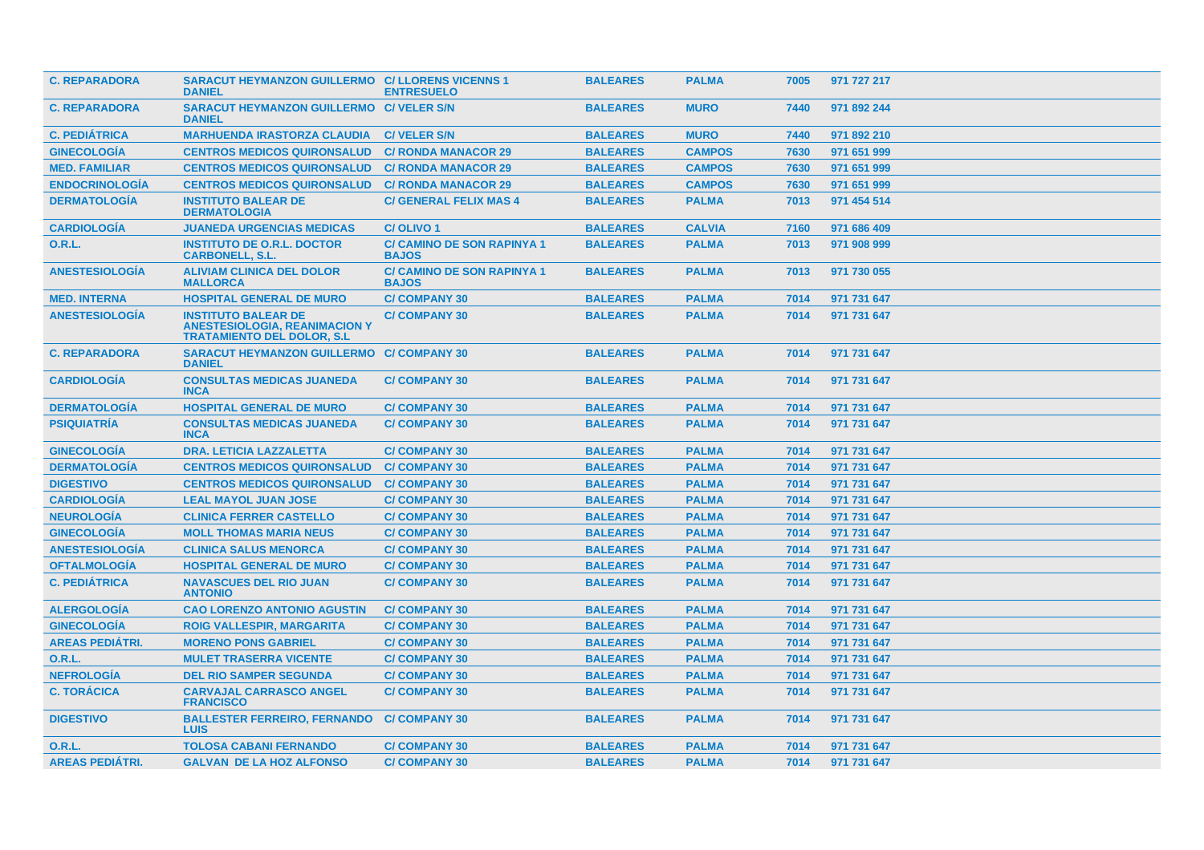| | | | | | | |
|---|---|---|---|---|---|---|
| **C. REPARADORA** | **SARACUT HEYMANZON GUILLERMO DANIEL** | **C/ LLORENS VICENNS 1 ENTRESUELO** | **BALEARES** | **PALMA** | **7005** | **971 727 217** |
| **C. REPARADORA** | **SARACUT HEYMANZON GUILLERMO DANIEL** | **C/ VELER S/N** | **BALEARES** | **MURO** | **7440** | **971 892 244** |
| **C. PEDIÁTRICA** | **MARHUENDA IRASTORZA CLAUDIA** | **C/ VELER S/N** | **BALEARES** | **MURO** | **7440** | **971 892 210** |
| **GINECOLOGÍA** | **CENTROS MEDICOS QUIRONSALUD** | **C/ RONDA MANACOR 29** | **BALEARES** | **CAMPOS** | **7630** | **971 651 999** |
| **MED. FAMILIAR** | **CENTROS MEDICOS QUIRONSALUD** | **C/ RONDA MANACOR 29** | **BALEARES** | **CAMPOS** | **7630** | **971 651 999** |
| **ENDOCRINOLOGÍA** | **CENTROS MEDICOS QUIRONSALUD** | **C/ RONDA MANACOR 29** | **BALEARES** | **CAMPOS** | **7630** | **971 651 999** |
| **DERMATOLOGÍA** | **INSTITUTO BALEAR DE DERMATOLOGIA** | **C/ GENERAL FELIX MAS 4** | **BALEARES** | **PALMA** | **7013** | **971 454 514** |
| **CARDIOLOGÍA** | **JUANEDA URGENCIAS MEDICAS** | **C/ OLIVO 1** | **BALEARES** | **CALVIA** | **7160** | **971 686 409** |
| **O.R.L.** | **INSTITUTO DE O.R.L. DOCTOR CARBONELL, S.L.** | **C/ CAMINO DE SON RAPINYA 1 BAJOS** | **BALEARES** | **PALMA** | **7013** | **971 908 999** |
| **ANESTESIOLOGÍA** | **ALIVIAM CLINICA DEL DOLOR MALLORCA** | **C/ CAMINO DE SON RAPINYA 1 BAJOS** | **BALEARES** | **PALMA** | **7013** | **971 730 055** |
| **MED. INTERNA** | **HOSPITAL GENERAL DE MURO** | **C/ COMPANY 30** | **BALEARES** | **PALMA** | **7014** | **971 731 647** |
| **ANESTESIOLOGÍA** | **INSTITUTO BALEAR DE ANESTESIOLOGIA, REANIMACION Y TRATAMIENTO DEL DOLOR, S.L** | **C/ COMPANY 30** | **BALEARES** | **PALMA** | **7014** | **971 731 647** |
| **C. REPARADORA** | **SARACUT HEYMANZON GUILLERMO DANIEL** | **C/ COMPANY 30** | **BALEARES** | **PALMA** | **7014** | **971 731 647** |
| **CARDIOLOGÍA** | **CONSULTAS MEDICAS JUANEDA INCA** | **C/ COMPANY 30** | **BALEARES** | **PALMA** | **7014** | **971 731 647** |
| **DERMATOLOGÍA** | **HOSPITAL GENERAL DE MURO** | **C/ COMPANY 30** | **BALEARES** | **PALMA** | **7014** | **971 731 647** |
| **PSIQUIATRÍA** | **CONSULTAS MEDICAS JUANEDA INCA** | **C/ COMPANY 30** | **BALEARES** | **PALMA** | **7014** | **971 731 647** |
| **GINECOLOGÍA** | **DRA. LETICIA LAZZALETTA** | **C/ COMPANY 30** | **BALEARES** | **PALMA** | **7014** | **971 731 647** |
| **DERMATOLOGÍA** | **CENTROS MEDICOS QUIRONSALUD** | **C/ COMPANY 30** | **BALEARES** | **PALMA** | **7014** | **971 731 647** |
| **DIGESTIVO** | **CENTROS MEDICOS QUIRONSALUD** | **C/ COMPANY 30** | **BALEARES** | **PALMA** | **7014** | **971 731 647** |
| **CARDIOLOGÍA** | **LEAL MAYOL JUAN JOSE** | **C/ COMPANY 30** | **BALEARES** | **PALMA** | **7014** | **971 731 647** |
| **NEUROLOGÍA** | **CLINICA FERRER CASTELLO** | **C/ COMPANY 30** | **BALEARES** | **PALMA** | **7014** | **971 731 647** |
| **GINECOLOGÍA** | **MOLL THOMAS MARIA NEUS** | **C/ COMPANY 30** | **BALEARES** | **PALMA** | **7014** | **971 731 647** |
| **ANESTESIOLOGÍA** | **CLINICA SALUS MENORCA** | **C/ COMPANY 30** | **BALEARES** | **PALMA** | **7014** | **971 731 647** |
| **OFTALMOLOGÍA** | **HOSPITAL GENERAL DE MURO** | **C/ COMPANY 30** | **BALEARES** | **PALMA** | **7014** | **971 731 647** |
| **C. PEDIÁTRICA** | **NAVASCUES DEL RIO JUAN ANTONIO** | **C/ COMPANY 30** | **BALEARES** | **PALMA** | **7014** | **971 731 647** |
| **ALERGOLOGÍA** | **CAO LORENZO ANTONIO AGUSTIN** | **C/ COMPANY 30** | **BALEARES** | **PALMA** | **7014** | **971 731 647** |
| **GINECOLOGÍA** | **ROIG VALLESPIR, MARGARITA** | **C/ COMPANY 30** | **BALEARES** | **PALMA** | **7014** | **971 731 647** |
| **AREAS PEDIÁTRI.** | **MORENO PONS GABRIEL** | **C/ COMPANY 30** | **BALEARES** | **PALMA** | **7014** | **971 731 647** |
| **O.R.L.** | **MULET TRASERRA VICENTE** | **C/ COMPANY 30** | **BALEARES** | **PALMA** | **7014** | **971 731 647** |
| **NEFROLOGÍA** | **DEL RIO SAMPER SEGUNDA** | **C/ COMPANY 30** | **BALEARES** | **PALMA** | **7014** | **971 731 647** |
| **C. TORÁCICA** | **CARVAJAL CARRASCO ANGEL FRANCISCO** | **C/ COMPANY 30** | **BALEARES** | **PALMA** | **7014** | **971 731 647** |
| **DIGESTIVO** | **BALLESTER FERREIRO, FERNANDO LUIS** | **C/ COMPANY 30** | **BALEARES** | **PALMA** | **7014** | **971 731 647** |
| **O.R.L.** | **TOLOSA CABANI FERNANDO** | **C/ COMPANY 30** | **BALEARES** | **PALMA** | **7014** | **971 731 647** |
| **AREAS PEDIÁTRI.** | **GALVAN DE LA HOZ ALFONSO** | **C/ COMPANY 30** | **BALEARES** | **PALMA** | **7014** | **971 731 647** |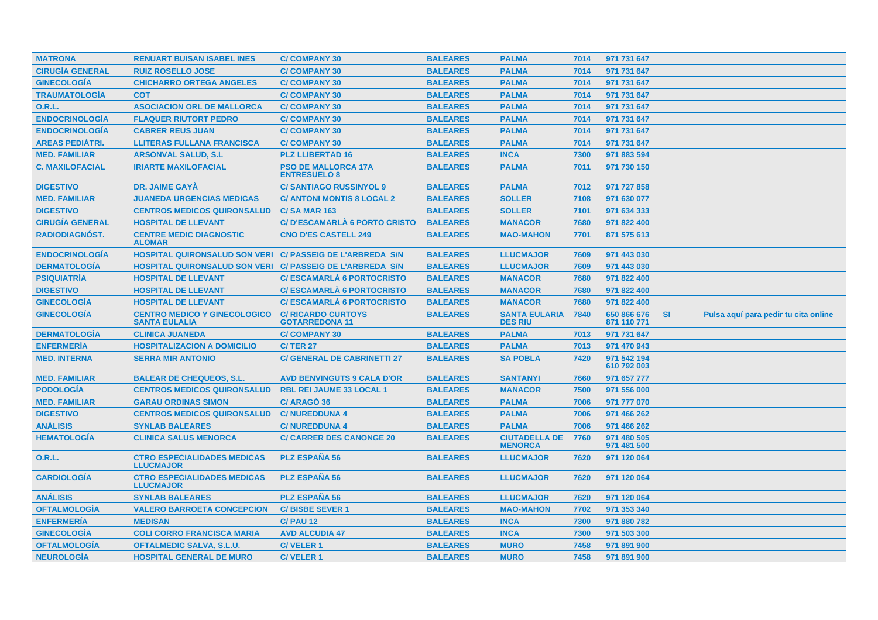| | | | | | | | | |
|---|---|---|---|---|---|---|---|---|
| **MATRONA** | **RENUART BUISAN ISABEL INES** | **C/ COMPANY 30** | **BALEARES** | **PALMA** | **7014** | **971 731 647** | | |
| **CIRUGÍA GENERAL** | **RUIZ ROSELLO JOSE** | **C/ COMPANY 30** | **BALEARES** | **PALMA** | **7014** | **971 731 647** | | |
| **GINECOLOGÍA** | **CHICHARRO ORTEGA ANGELES** | **C/ COMPANY 30** | **BALEARES** | **PALMA** | **7014** | **971 731 647** | | |
| **TRAUMATOLOGÍA** | **COT** | **C/ COMPANY 30** | **BALEARES** | **PALMA** | **7014** | **971 731 647** | | |
| **O.R.L.** | **ASOCIACION ORL DE MALLORCA** | **C/ COMPANY 30** | **BALEARES** | **PALMA** | **7014** | **971 731 647** | | |
| **ENDOCRINOLOGÍA** | **FLAQUER RIUTORT PEDRO** | **C/ COMPANY 30** | **BALEARES** | **PALMA** | **7014** | **971 731 647** | | |
| **ENDOCRINOLOGÍA** | **CABRER REUS JUAN** | **C/ COMPANY 30** | **BALEARES** | **PALMA** | **7014** | **971 731 647** | | |
| **AREAS PEDIÁTRI.** | **LLITERAS FULLANA FRANCISCA** | **C/ COMPANY 30** | **BALEARES** | **PALMA** | **7014** | **971 731 647** | | |
| **MED. FAMILIAR** | **ARSONVAL SALUD, S.L** | **PLZ LLIBERTAD 16** | **BALEARES** | **INCA** | **7300** | **971 883 594** | | |
| **C. MAXILOFACIAL** | **IRIARTE MAXILOFACIAL** | **PSO DE MALLORCA 17A ENTRESUELO 8** | **BALEARES** | **PALMA** | **7011** | **971 730 150** | | |
| **DIGESTIVO** | **DR. JAIME GAYÀ** | **C/ SANTIAGO RUSSINYOL 9** | **BALEARES** | **PALMA** | **7012** | **971 727 858** | | |
| **MED. FAMILIAR** | **JUANEDA URGENCIAS MEDICAS** | **C/ ANTONI MONTIS 8 LOCAL 2** | **BALEARES** | **SOLLER** | **7108** | **971 630 077** | | |
| **DIGESTIVO** | **CENTROS MEDICOS QUIRONSALUD** | **C/ SA MAR 163** | **BALEARES** | **SOLLER** | **7101** | **971 634 333** | | |
| **CIRUGÍA GENERAL** | **HOSPITAL DE LLEVANT** | **C/ D'ESCAMARLÀ 6 PORTO CRISTO** | **BALEARES** | **MANACOR** | **7680** | **971 822 400** | | |
| **RADIODIAGNÓST.** | **CENTRE MEDIC DIAGNOSTIC ALOMAR** | **CNO D'ES CASTELL 249** | **BALEARES** | **MAO-MAHON** | **7701** | **871 575 613** | | |
| **ENDOCRINOLOGÍA** | **HOSPITAL QUIRONSALUD SON VERI** | **C/ PASSEIG DE L'ARBREDA S/N** | **BALEARES** | **LLUCMAJOR** | **7609** | **971 443 030** | | |
| **DERMATOLOGÍA** | **HOSPITAL QUIRONSALUD SON VERI** | **C/ PASSEIG DE L'ARBREDA S/N** | **BALEARES** | **LLUCMAJOR** | **7609** | **971 443 030** | | |
| **PSIQUIATRÍA** | **HOSPITAL DE LLEVANT** | **C/ ESCAMARLÀ 6 PORTOCRISTO** | **BALEARES** | **MANACOR** | **7680** | **971 822 400** | | |
| **DIGESTIVO** | **HOSPITAL DE LLEVANT** | **C/ ESCAMARLÀ 6 PORTOCRISTO** | **BALEARES** | **MANACOR** | **7680** | **971 822 400** | | |
| **GINECOLOGÍA** | **HOSPITAL DE LLEVANT** | **C/ ESCAMARLÀ 6 PORTOCRISTO** | **BALEARES** | **MANACOR** | **7680** | **971 822 400** | | |
| **GINECOLOGÍA** | **CENTRO MEDICO Y GINECOLOGICO SANTA EULALIA** | **C/ RICARDO CURTOYS GOTARREDONA 11** | **BALEARES** | **SANTA EULARIA DES RIU** | **7840** | **650 866 676 871 110 771** | **SI** | **Pulsa aquí para pedir tu cita online** |
| **DERMATOLOGÍA** | **CLINICA JUANEDA** | **C/ COMPANY 30** | **BALEARES** | **PALMA** | **7013** | **971 731 647** | | |
| **ENFERMERÍA** | **HOSPITALIZACION A DOMICILIO** | **C/ TER 27** | **BALEARES** | **PALMA** | **7013** | **971 470 943** | | |
| **MED. INTERNA** | **SERRA MIR ANTONIO** | **C/ GENERAL DE CABRINETTI 27** | **BALEARES** | **SA POBLA** | **7420** | **971 542 194 610 792 003** | | |
| **MED. FAMILIAR** | **BALEAR DE CHEQUEOS, S.L.** | **AVD BENVINGUTS 9 CALA D'OR** | **BALEARES** | **SANTANYI** | **7660** | **971 657 777** | | |
| **PODOLOGÍA** | **CENTROS MEDICOS QUIRONSALUD** | **RBL REI JAUME 33 LOCAL 1** | **BALEARES** | **MANACOR** | **7500** | **971 556 000** | | |
| **MED. FAMILIAR** | **GARAU ORDINAS SIMON** | **C/ ARAGÓ 36** | **BALEARES** | **PALMA** | **7006** | **971 777 070** | | |
| **DIGESTIVO** | **CENTROS MEDICOS QUIRONSALUD** | **C/ NUREDDUNA 4** | **BALEARES** | **PALMA** | **7006** | **971 466 262** | | |
| **ANÁLISIS** | **SYNLAB BALEARES** | **C/ NUREDDUNA 4** | **BALEARES** | **PALMA** | **7006** | **971 466 262** | | |
| **HEMATOLOGÍA** | **CLINICA SALUS MENORCA** | **C/ CARRER DES CANONGE 20** | **BALEARES** | **CIUTADELLA DE MENORCA** | **7760** | **971 480 505 971 481 500** | | |
| **O.R.L.** | **CTRO ESPECIALIDADES MEDICAS LLUCMAJOR** | **PLZ ESPAÑA 56** | **BALEARES** | **LLUCMAJOR** | **7620** | **971 120 064** | | |
| **CARDIOLOGÍA** | **CTRO ESPECIALIDADES MEDICAS LLUCMAJOR** | **PLZ ESPAÑA 56** | **BALEARES** | **LLUCMAJOR** | **7620** | **971 120 064** | | |
| **ANÁLISIS** | **SYNLAB BALEARES** | **PLZ ESPAÑA 56** | **BALEARES** | **LLUCMAJOR** | **7620** | **971 120 064** | | |
| **OFTALMOLOGÍA** | **VALERO BARROETA CONCEPCION** | **C/ BISBE SEVER 1** | **BALEARES** | **MAO-MAHON** | **7702** | **971 353 340** | | |
| **ENFERMERÍA** | **MEDISAN** | **C/ PAU 12** | **BALEARES** | **INCA** | **7300** | **971 880 782** | | |
| **GINECOLOGÍA** | **COLI CORRO FRANCISCA MARIA** | **AVD ALCUDIA 47** | **BALEARES** | **INCA** | **7300** | **971 503 300** | | |
| **OFTALMOLOGÍA** | **OFTALMEDIC SALVA, S.L.U.** | **C/ VELER 1** | **BALEARES** | **MURO** | **7458** | **971 891 900** | | |
| **NEUROLOGÍA** | **HOSPITAL GENERAL DE MURO** | **C/ VELER 1** | **BALEARES** | **MURO** | **7458** | **971 891 900** | | |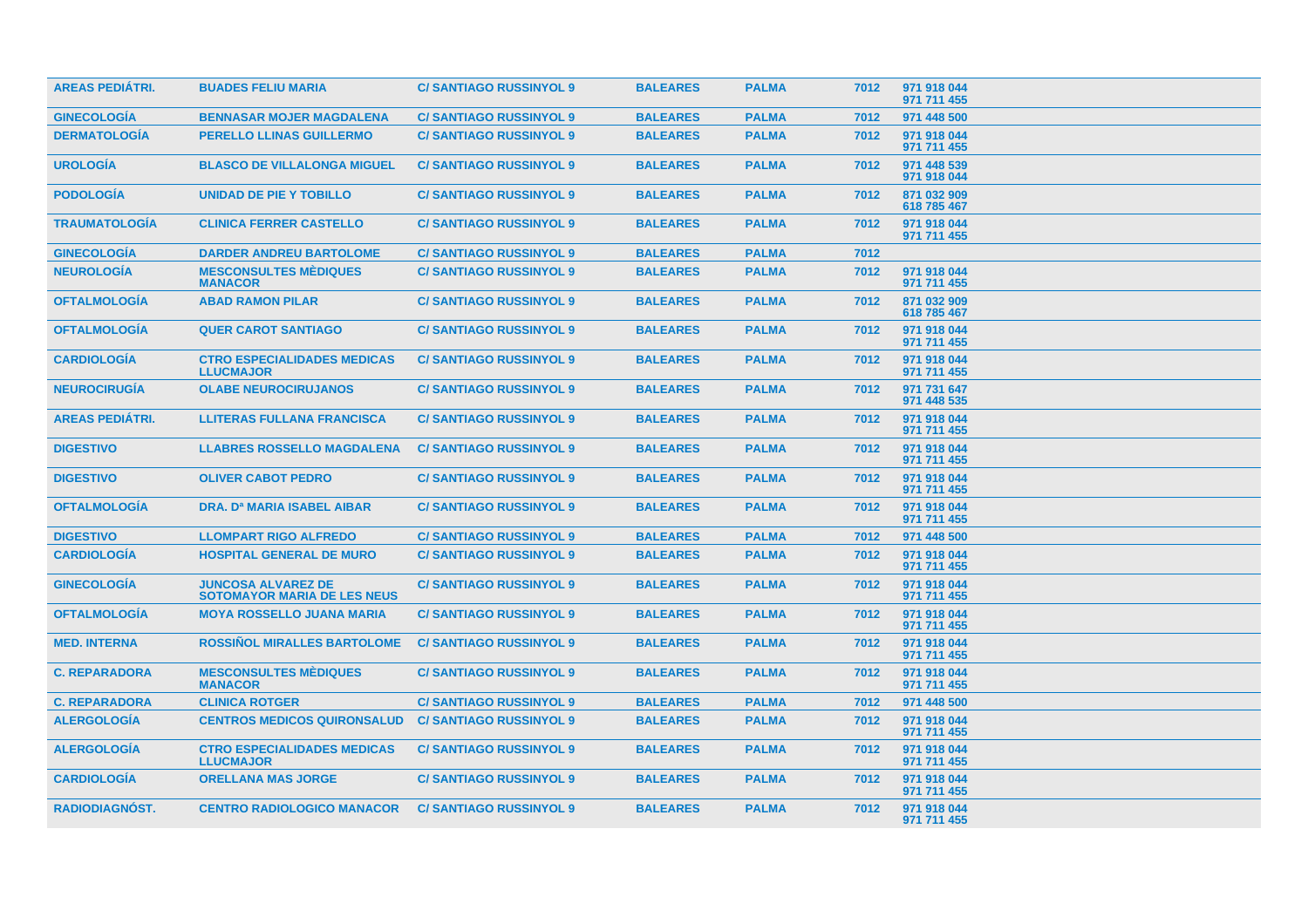| | | | | | | |
|---|---|---|---|---|---|---|
| **AREAS PEDIÁTRI.** | **BUADES FELIU MARIA** | **C/ SANTIAGO RUSSINYOL 9** | **BALEARES** | **PALMA** | **7012** | **971 918 044 971 711 455** |
| **GINECOLOGÍA** | **BENNASAR MOJER MAGDALENA** | **C/ SANTIAGO RUSSINYOL 9** | **BALEARES** | **PALMA** | **7012** | **971 448 500** |
| **DERMATOLOGÍA** | **PERELLO LLINAS GUILLERMO** | **C/ SANTIAGO RUSSINYOL 9** | **BALEARES** | **PALMA** | **7012** | **971 918 044 971 711 455** |
| **UROLOGÍA** | **BLASCO DE VILLALONGA MIGUEL** | **C/ SANTIAGO RUSSINYOL 9** | **BALEARES** | **PALMA** | **7012** | **971 448 539 971 918 044** |
| **PODOLOGÍA** | **UNIDAD DE PIE Y TOBILLO** | **C/ SANTIAGO RUSSINYOL 9** | **BALEARES** | **PALMA** | **7012** | **871 032 909 618 785 467** |
| **TRAUMATOLOGÍA** | **CLINICA FERRER CASTELLO** | **C/ SANTIAGO RUSSINYOL 9** | **BALEARES** | **PALMA** | **7012** | **971 918 044 971 711 455** |
| **GINECOLOGÍA** | **DARDER ANDREU BARTOLOME** | **C/ SANTIAGO RUSSINYOL 9** | **BALEARES** | **PALMA** | **7012** | |
| **NEUROLOGÍA** | **MESCONSULTES MÈDIQUES MANACOR** | **C/ SANTIAGO RUSSINYOL 9** | **BALEARES** | **PALMA** | **7012** | **971 918 044 971 711 455** |
| **OFTALMOLOGÍA** | **ABAD RAMON PILAR** | **C/ SANTIAGO RUSSINYOL 9** | **BALEARES** | **PALMA** | **7012** | **871 032 909 618 785 467** |
| **OFTALMOLOGÍA** | **QUER CAROT SANTIAGO** | **C/ SANTIAGO RUSSINYOL 9** | **BALEARES** | **PALMA** | **7012** | **971 918 044 971 711 455** |
| **CARDIOLOGÍA** | **CTRO ESPECIALIDADES MEDICAS LLUCMAJOR** | **C/ SANTIAGO RUSSINYOL 9** | **BALEARES** | **PALMA** | **7012** | **971 918 044 971 711 455** |
| **NEUROCIRUGÍA** | **OLABE NEUROCIRUJANOS** | **C/ SANTIAGO RUSSINYOL 9** | **BALEARES** | **PALMA** | **7012** | **971 731 647 971 448 535** |
| **AREAS PEDIÁTRI.** | **LLITERAS FULLANA FRANCISCA** | **C/ SANTIAGO RUSSINYOL 9** | **BALEARES** | **PALMA** | **7012** | **971 918 044 971 711 455** |
| **DIGESTIVO** | **LLABRES ROSSELLO MAGDALENA** | **C/ SANTIAGO RUSSINYOL 9** | **BALEARES** | **PALMA** | **7012** | **971 918 044 971 711 455** |
| **DIGESTIVO** | **OLIVER CABOT PEDRO** | **C/ SANTIAGO RUSSINYOL 9** | **BALEARES** | **PALMA** | **7012** | **971 918 044 971 711 455** |
| **OFTALMOLOGÍA** | **DRA. Dª MARIA ISABEL AIBAR** | **C/ SANTIAGO RUSSINYOL 9** | **BALEARES** | **PALMA** | **7012** | **971 918 044 971 711 455** |
| **DIGESTIVO** | **LLOMPART RIGO ALFREDO** | **C/ SANTIAGO RUSSINYOL 9** | **BALEARES** | **PALMA** | **7012** | **971 448 500** |
| **CARDIOLOGÍA** | **HOSPITAL GENERAL DE MURO** | **C/ SANTIAGO RUSSINYOL 9** | **BALEARES** | **PALMA** | **7012** | **971 918 044 971 711 455** |
| **GINECOLOGÍA** | **JUNCOSA ALVAREZ DE SOTOMAYOR MARIA DE LES NEUS** | **C/ SANTIAGO RUSSINYOL 9** | **BALEARES** | **PALMA** | **7012** | **971 918 044 971 711 455** |
| **OFTALMOLOGÍA** | **MOYA ROSSELLO JUANA MARIA** | **C/ SANTIAGO RUSSINYOL 9** | **BALEARES** | **PALMA** | **7012** | **971 918 044 971 711 455** |
| **MED. INTERNA** | **ROSSIÑOL MIRALLES BARTOLOME** | **C/ SANTIAGO RUSSINYOL 9** | **BALEARES** | **PALMA** | **7012** | **971 918 044 971 711 455** |
| **C. REPARADORA** | **MESCONSULTES MÈDIQUES MANACOR** | **C/ SANTIAGO RUSSINYOL 9** | **BALEARES** | **PALMA** | **7012** | **971 918 044 971 711 455** |
| **C. REPARADORA** | **CLINICA ROTGER** | **C/ SANTIAGO RUSSINYOL 9** | **BALEARES** | **PALMA** | **7012** | **971 448 500** |
| **ALERGOLOGÍA** | **CENTROS MEDICOS QUIRONSALUD** | **C/ SANTIAGO RUSSINYOL 9** | **BALEARES** | **PALMA** | **7012** | **971 918 044 971 711 455** |
| **ALERGOLOGÍA** | **CTRO ESPECIALIDADES MEDICAS LLUCMAJOR** | **C/ SANTIAGO RUSSINYOL 9** | **BALEARES** | **PALMA** | **7012** | **971 918 044 971 711 455** |
| **CARDIOLOGÍA** | **ORELLANA MAS JORGE** | **C/ SANTIAGO RUSSINYOL 9** | **BALEARES** | **PALMA** | **7012** | **971 918 044 971 711 455** |
| **RADIODIAGNÓST.** | **CENTRO RADIOLOGICO MANACOR** | **C/ SANTIAGO RUSSINYOL 9** | **BALEARES** | **PALMA** | **7012** | **971 918 044 971 711 455** |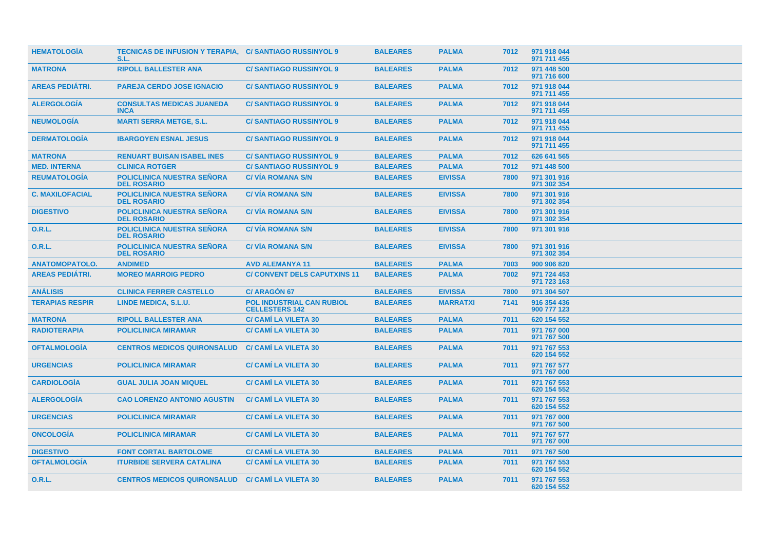| | | | | | | |
|---|---|---|---|---|---|---|
| **HEMATOLOGÍA** | **TECNICAS DE INFUSION Y TERAPIA, S.L.** | **C/ SANTIAGO RUSSINYOL 9** | **BALEARES** | **PALMA** | **7012** | **971 918 044 971 711 455** |
| **MATRONA** | **RIPOLL BALLESTER ANA** | **C/ SANTIAGO RUSSINYOL 9** | **BALEARES** | **PALMA** | **7012** | **971 448 500 971 716 600** |
| **AREAS PEDIÁTRI.** | **PAREJA CERDO JOSE IGNACIO** | **C/ SANTIAGO RUSSINYOL 9** | **BALEARES** | **PALMA** | **7012** | **971 918 044 971 711 455** |
| **ALERGOLOGÍA** | **CONSULTAS MEDICAS JUANEDA INCA** | **C/ SANTIAGO RUSSINYOL 9** | **BALEARES** | **PALMA** | **7012** | **971 918 044 971 711 455** |
| **NEUMOLOGÍA** | **MARTI SERRA METGE, S.L.** | **C/ SANTIAGO RUSSINYOL 9** | **BALEARES** | **PALMA** | **7012** | **971 918 044 971 711 455** |
| **DERMATOLOGÍA** | **IBARGOYEN ESNAL JESUS** | **C/ SANTIAGO RUSSINYOL 9** | **BALEARES** | **PALMA** | **7012** | **971 918 044 971 711 455** |
| **MATRONA** | **RENUART BUISAN ISABEL INES** | **C/ SANTIAGO RUSSINYOL 9** | **BALEARES** | **PALMA** | **7012** | **626 641 565** |
| **MED. INTERNA** | **CLINICA ROTGER** | **C/ SANTIAGO RUSSINYOL 9** | **BALEARES** | **PALMA** | **7012** | **971 448 500** |
| **REUMATOLOGÍA** | **POLICLINICA NUESTRA SEÑORA DEL ROSARIO** | **C/ VÍA ROMANA S/N** | **BALEARES** | **EIVISSA** | **7800** | **971 301 916 971 302 354** |
| **C. MAXILOFACIAL** | **POLICLINICA NUESTRA SEÑORA DEL ROSARIO** | **C/ VÍA ROMANA S/N** | **BALEARES** | **EIVISSA** | **7800** | **971 301 916 971 302 354** |
| **DIGESTIVO** | **POLICLINICA NUESTRA SEÑORA DEL ROSARIO** | **C/ VÍA ROMANA S/N** | **BALEARES** | **EIVISSA** | **7800** | **971 301 916 971 302 354** |
| **O.R.L.** | **POLICLINICA NUESTRA SEÑORA DEL ROSARIO** | **C/ VÍA ROMANA S/N** | **BALEARES** | **EIVISSA** | **7800** | **971 301 916** |
| **O.R.L.** | **POLICLINICA NUESTRA SEÑORA DEL ROSARIO** | **C/ VÍA ROMANA S/N** | **BALEARES** | **EIVISSA** | **7800** | **971 301 916 971 302 354** |
| **ANATOMOPATOLO.** | **ANDIMED** | **AVD ALEMANYA 11** | **BALEARES** | **PALMA** | **7003** | **900 906 820** |
| **AREAS PEDIÁTRI.** | **MOREO MARROIG PEDRO** | **C/ CONVENT DELS CAPUTXINS 11** | **BALEARES** | **PALMA** | **7002** | **971 724 453 971 723 163** |
| **ANÁLISIS** | **CLINICA FERRER CASTELLO** | **C/ ARAGÓN 67** | **BALEARES** | **EIVISSA** | **7800** | **971 304 507** |
| **TERAPIAS RESPIR** | **LINDE MEDICA, S.L.U.** | **POL INDUSTRIAL CAN RUBIOL CELLESTERS 142** | **BALEARES** | **MARRATXI** | **7141** | **916 354 436 900 777 123** |
| **MATRONA** | **RIPOLL BALLESTER ANA** | **C/ CAMÍ LA VILETA 30** | **BALEARES** | **PALMA** | **7011** | **620 154 552** |
| **RADIOTERAPIA** | **POLICLINICA MIRAMAR** | **C/ CAMÍ LA VILETA 30** | **BALEARES** | **PALMA** | **7011** | **971 767 000 971 767 500** |
| **OFTALMOLOGÍA** | **CENTROS MEDICOS QUIRONSALUD** | **C/ CAMÍ LA VILETA 30** | **BALEARES** | **PALMA** | **7011** | **971 767 553 620 154 552** |
| **URGENCIAS** | **POLICLINICA MIRAMAR** | **C/ CAMÍ LA VILETA 30** | **BALEARES** | **PALMA** | **7011** | **971 767 577 971 767 000** |
| **CARDIOLOGÍA** | **GUAL JULIA JOAN MIQUEL** | **C/ CAMÍ LA VILETA 30** | **BALEARES** | **PALMA** | **7011** | **971 767 553 620 154 552** |
| **ALERGOLOGÍA** | **CAO LORENZO ANTONIO AGUSTIN** | **C/ CAMÍ LA VILETA 30** | **BALEARES** | **PALMA** | **7011** | **971 767 553 620 154 552** |
| **URGENCIAS** | **POLICLINICA MIRAMAR** | **C/ CAMÍ LA VILETA 30** | **BALEARES** | **PALMA** | **7011** | **971 767 000 971 767 500** |
| **ONCOLOGÍA** | **POLICLINICA MIRAMAR** | **C/ CAMÍ LA VILETA 30** | **BALEARES** | **PALMA** | **7011** | **971 767 577 971 767 000** |
| **DIGESTIVO** | **FONT CORTAL BARTOLOME** | **C/ CAMÍ LA VILETA 30** | **BALEARES** | **PALMA** | **7011** | **971 767 500** |
| **OFTALMOLOGÍA** | **ITURBIDE SERVERA CATALINA** | **C/ CAMÍ LA VILETA 30** | **BALEARES** | **PALMA** | **7011** | **971 767 553 620 154 552** |
| **O.R.L.** | **CENTROS MEDICOS QUIRONSALUD** | **C/ CAMÍ LA VILETA 30** | **BALEARES** | **PALMA** | **7011** | **971 767 553 620 154 552** |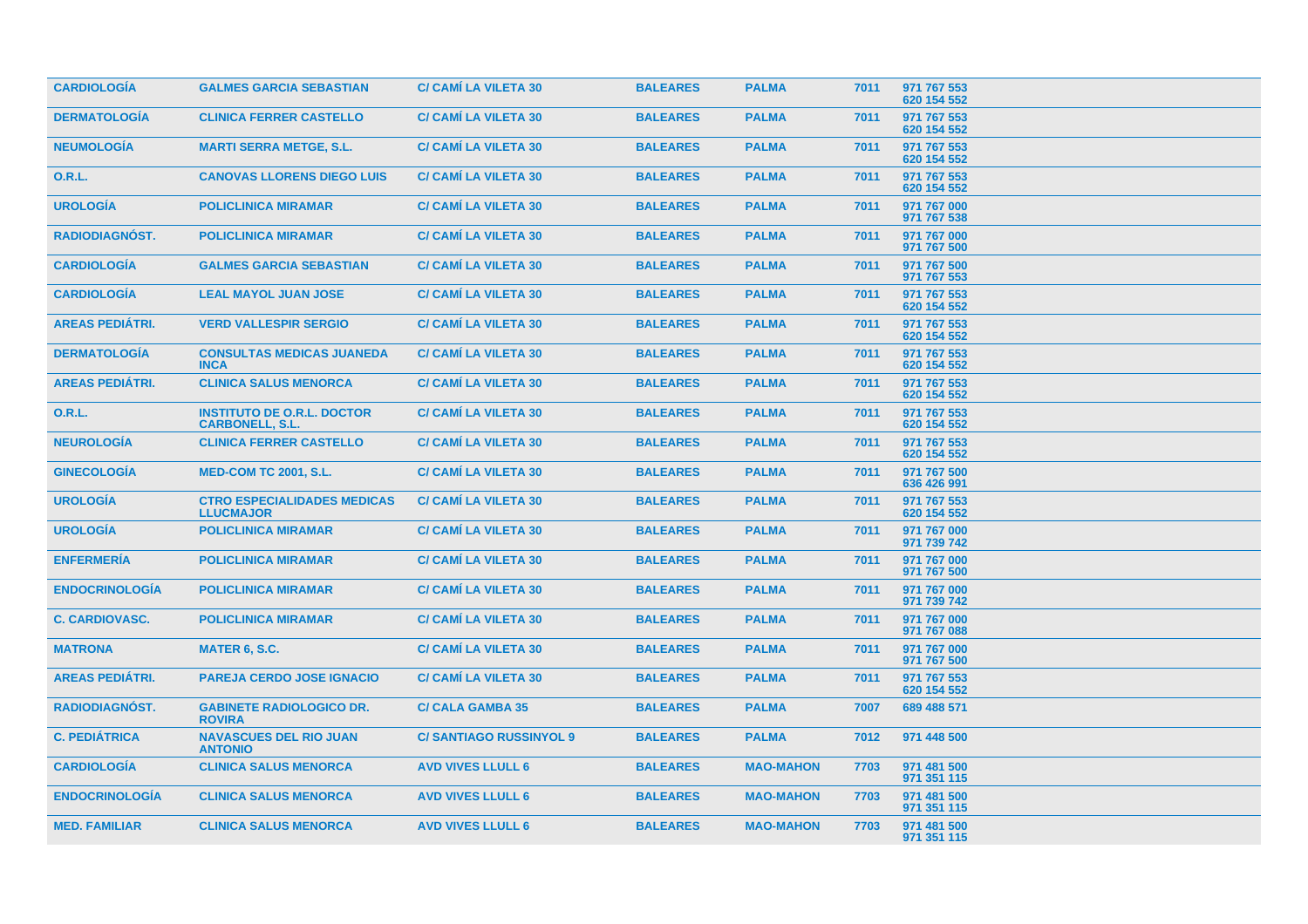| | | | | | | |
|---|---|---|---|---|---|---|
| **CARDIOLOGÍA** | **GALMES GARCIA SEBASTIAN** | **C/ CAMÍ LA VILETA 30** | **BALEARES** | **PALMA** | **7011** | **971 767 553 620 154 552** |
| **DERMATOLOGÍA** | **CLINICA FERRER CASTELLO** | **C/ CAMÍ LA VILETA 30** | **BALEARES** | **PALMA** | **7011** | **971 767 553 620 154 552** |
| **NEUMOLOGÍA** | **MARTI SERRA METGE, S.L.** | **C/ CAMÍ LA VILETA 30** | **BALEARES** | **PALMA** | **7011** | **971 767 553 620 154 552** |
| **O.R.L.** | **CANOVAS LLORENS DIEGO LUIS** | **C/ CAMÍ LA VILETA 30** | **BALEARES** | **PALMA** | **7011** | **971 767 553 620 154 552** |
| **UROLOGÍA** | **POLICLINICA MIRAMAR** | **C/ CAMÍ LA VILETA 30** | **BALEARES** | **PALMA** | **7011** | **971 767 000 971 767 538** |
| **RADIODIAGNÓST.** | **POLICLINICA MIRAMAR** | **C/ CAMÍ LA VILETA 30** | **BALEARES** | **PALMA** | **7011** | **971 767 000 971 767 500** |
| **CARDIOLOGÍA** | **GALMES GARCIA SEBASTIAN** | **C/ CAMÍ LA VILETA 30** | **BALEARES** | **PALMA** | **7011** | **971 767 500 971 767 553** |
| **CARDIOLOGÍA** | **LEAL MAYOL JUAN JOSE** | **C/ CAMÍ LA VILETA 30** | **BALEARES** | **PALMA** | **7011** | **971 767 553 620 154 552** |
| **AREAS PEDIÁTRI.** | **VERD VALLESPIR SERGIO** | **C/ CAMÍ LA VILETA 30** | **BALEARES** | **PALMA** | **7011** | **971 767 553 620 154 552** |
| **DERMATOLOGÍA** | **CONSULTAS MEDICAS JUANEDA INCA** | **C/ CAMÍ LA VILETA 30** | **BALEARES** | **PALMA** | **7011** | **971 767 553 620 154 552** |
| **AREAS PEDIÁTRI.** | **CLINICA SALUS MENORCA** | **C/ CAMÍ LA VILETA 30** | **BALEARES** | **PALMA** | **7011** | **971 767 553 620 154 552** |
| **O.R.L.** | **INSTITUTO DE O.R.L. DOCTOR CARBONELL, S.L.** | **C/ CAMÍ LA VILETA 30** | **BALEARES** | **PALMA** | **7011** | **971 767 553 620 154 552** |
| **NEUROLOGÍA** | **CLINICA FERRER CASTELLO** | **C/ CAMÍ LA VILETA 30** | **BALEARES** | **PALMA** | **7011** | **971 767 553 620 154 552** |
| **GINECOLOGÍA** | **MED-COM TC 2001, S.L.** | **C/ CAMÍ LA VILETA 30** | **BALEARES** | **PALMA** | **7011** | **971 767 500 636 426 991** |
| **UROLOGÍA** | **CTRO ESPECIALIDADES MEDICAS LLUCMAJOR** | **C/ CAMÍ LA VILETA 30** | **BALEARES** | **PALMA** | **7011** | **971 767 553 620 154 552** |
| **UROLOGÍA** | **POLICLINICA MIRAMAR** | **C/ CAMÍ LA VILETA 30** | **BALEARES** | **PALMA** | **7011** | **971 767 000 971 739 742** |
| **ENFERMERÍA** | **POLICLINICA MIRAMAR** | **C/ CAMÍ LA VILETA 30** | **BALEARES** | **PALMA** | **7011** | **971 767 000 971 767 500** |
| **ENDOCRINOLOGÍA** | **POLICLINICA MIRAMAR** | **C/ CAMÍ LA VILETA 30** | **BALEARES** | **PALMA** | **7011** | **971 767 000 971 739 742** |
| **C. CARDIOVASC.** | **POLICLINICA MIRAMAR** | **C/ CAMÍ LA VILETA 30** | **BALEARES** | **PALMA** | **7011** | **971 767 000 971 767 088** |
| **MATRONA** | **MATER 6, S.C.** | **C/ CAMÍ LA VILETA 30** | **BALEARES** | **PALMA** | **7011** | **971 767 000 971 767 500** |
| **AREAS PEDIÁTRI.** | **PAREJA CERDO JOSE IGNACIO** | **C/ CAMÍ LA VILETA 30** | **BALEARES** | **PALMA** | **7011** | **971 767 553 620 154 552** |
| **RADIODIAGNÓST.** | **GABINETE RADIOLOGICO DR. ROVIRA** | **C/ CALA GAMBA 35** | **BALEARES** | **PALMA** | **7007** | **689 488 571** |
| **C. PEDIÁTRICA** | **NAVASCUES DEL RIO JUAN ANTONIO** | **C/ SANTIAGO RUSSINYOL 9** | **BALEARES** | **PALMA** | **7012** | **971 448 500** |
| **CARDIOLOGÍA** | **CLINICA SALUS MENORCA** | **AVD VIVES LLULL 6** | **BALEARES** | **MAO-MAHON** | **7703** | **971 481 500 971 351 115** |
| **ENDOCRINOLOGÍA** | **CLINICA SALUS MENORCA** | **AVD VIVES LLULL 6** | **BALEARES** | **MAO-MAHON** | **7703** | **971 481 500 971 351 115** |
| **MED. FAMILIAR** | **CLINICA SALUS MENORCA** | **AVD VIVES LLULL 6** | **BALEARES** | **MAO-MAHON** | **7703** | **971 481 500 971 351 115** |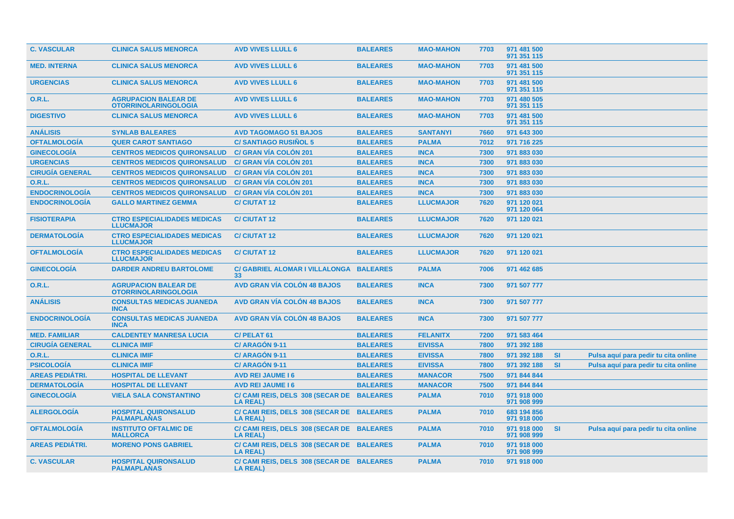| | | | | | | | | |
|---|---|---|---|---|---|---|---|---|
| **C. VASCULAR** | **CLINICA SALUS MENORCA** | **AVD VIVES LLULL 6** | **BALEARES** | **MAO-MAHON** | **7703** | **971 481 500 971 351 115** | | |
| **MED. INTERNA** | **CLINICA SALUS MENORCA** | **AVD VIVES LLULL 6** | **BALEARES** | **MAO-MAHON** | **7703** | **971 481 500 971 351 115** | | |
| **URGENCIAS** | **CLINICA SALUS MENORCA** | **AVD VIVES LLULL 6** | **BALEARES** | **MAO-MAHON** | **7703** | **971 481 500 971 351 115** | | |
| **O.R.L.** | **AGRUPACION BALEAR DE OTORRINOLARINGOLOGIA** | **AVD VIVES LLULL 6** | **BALEARES** | **MAO-MAHON** | **7703** | **971 480 505 971 351 115** | | |
| **DIGESTIVO** | **CLINICA SALUS MENORCA** | **AVD VIVES LLULL 6** | **BALEARES** | **MAO-MAHON** | **7703** | **971 481 500 971 351 115** | | |
| **ANÁLISIS** | **SYNLAB BALEARES** | **AVD TAGOMAGO 51 BAJOS** | **BALEARES** | **SANTANYI** | **7660** | **971 643 300** | | |
| **OFTALMOLOGÍA** | **QUER CAROT SANTIAGO** | **C/ SANTIAGO RUSIÑOL 5** | **BALEARES** | **PALMA** | **7012** | **971 716 225** | | |
| **GINECOLOGÍA** | **CENTROS MEDICOS QUIRONSALUD** | **C/ GRAN VÍA COLÓN 201** | **BALEARES** | **INCA** | **7300** | **971 883 030** | | |
| **URGENCIAS** | **CENTROS MEDICOS QUIRONSALUD** | **C/ GRAN VÍA COLÓN 201** | **BALEARES** | **INCA** | **7300** | **971 883 030** | | |
| **CIRUGÍA GENERAL** | **CENTROS MEDICOS QUIRONSALUD** | **C/ GRAN VÍA COLÓN 201** | **BALEARES** | **INCA** | **7300** | **971 883 030** | | |
| **O.R.L.** | **CENTROS MEDICOS QUIRONSALUD** | **C/ GRAN VÍA COLÓN 201** | **BALEARES** | **INCA** | **7300** | **971 883 030** | | |
| **ENDOCRINOLOGÍA** | **CENTROS MEDICOS QUIRONSALUD** | **C/ GRAN VÍA COLÓN 201** | **BALEARES** | **INCA** | **7300** | **971 883 030** | | |
| **ENDOCRINOLOGÍA** | **GALLO MARTINEZ GEMMA** | **C/ CIUTAT 12** | **BALEARES** | **LLUCMAJOR** | **7620** | **971 120 021 971 120 064** | | |
| **FISIOTERAPIA** | **CTRO ESPECIALIDADES MEDICAS LLUCMAJOR** | **C/ CIUTAT 12** | **BALEARES** | **LLUCMAJOR** | **7620** | **971 120 021** | | |
| **DERMATOLOGÍA** | **CTRO ESPECIALIDADES MEDICAS LLUCMAJOR** | **C/ CIUTAT 12** | **BALEARES** | **LLUCMAJOR** | **7620** | **971 120 021** | | |
| **OFTALMOLOGÍA** | **CTRO ESPECIALIDADES MEDICAS LLUCMAJOR** | **C/ CIUTAT 12** | **BALEARES** | **LLUCMAJOR** | **7620** | **971 120 021** | | |
| **GINECOLOGÍA** | **DARDER ANDREU BARTOLOME** | **C/ GABRIEL ALOMAR I VILLALONGA 33** | **BALEARES** | **PALMA** | **7006** | **971 462 685** | | |
| **O.R.L.** | **AGRUPACION BALEAR DE OTORRINOLARINGOLOGIA** | **AVD GRAN VÍA COLÓN 48 BAJOS** | **BALEARES** | **INCA** | **7300** | **971 507 777** | | |
| **ANÁLISIS** | **CONSULTAS MEDICAS JUANEDA INCA** | **AVD GRAN VÍA COLÓN 48 BAJOS** | **BALEARES** | **INCA** | **7300** | **971 507 777** | | |
| **ENDOCRINOLOGÍA** | **CONSULTAS MEDICAS JUANEDA INCA** | **AVD GRAN VÍA COLÓN 48 BAJOS** | **BALEARES** | **INCA** | **7300** | **971 507 777** | | |
| **MED. FAMILIAR** | **CALDENTEY MANRESA LUCIA** | **C/ PELAT 61** | **BALEARES** | **FELANITX** | **7200** | **971 583 464** | | |
| **CIRUGÍA GENERAL** | **CLINICA IMIF** | **C/ ARAGÓN 9-11** | **BALEARES** | **EIVISSA** | **7800** | **971 392 188** | | |
| **O.R.L.** | **CLINICA IMIF** | **C/ ARAGÓN 9-11** | **BALEARES** | **EIVISSA** | **7800** | **971 392 188** | **SI** | **Pulsa aquí para pedir tu cita online** |
| **PSICOLOGÍA** | **CLINICA IMIF** | **C/ ARAGÓN 9-11** | **BALEARES** | **EIVISSA** | **7800** | **971 392 188** | **SI** | **Pulsa aquí para pedir tu cita online** |
| **AREAS PEDIÁTRI.** | **HOSPITAL DE LLEVANT** | **AVD REI JAUME I 6** | **BALEARES** | **MANACOR** | **7500** | **971 844 844** | | |
| **DERMATOLOGÍA** | **HOSPITAL DE LLEVANT** | **AVD REI JAUME I 6** | **BALEARES** | **MANACOR** | **7500** | **971 844 844** | | |
| **GINECOLOGÍA** | **VIELA SALA CONSTANTINO** | **C/ CAMI REIS, DELS 308 (SECAR DE LA REAL)** | **BALEARES** | **PALMA** | **7010** | **971 918 000 971 908 999** | | |
| **ALERGOLOGÍA** | **HOSPITAL QUIRONSALUD PALMAPLANAS** | **C/ CAMI REIS, DELS 308 (SECAR DE LA REAL)** | **BALEARES** | **PALMA** | **7010** | **683 194 856 971 918 000** | | |
| **OFTALMOLOGÍA** | **INSTITUTO OFTALMIC DE MALLORCA** | **C/ CAMI REIS, DELS 308 (SECAR DE LA REAL)** | **BALEARES** | **PALMA** | **7010** | **971 918 000 971 908 999** | **SI** | **Pulsa aquí para pedir tu cita online** |
| **AREAS PEDIÁTRI.** | **MORENO PONS GABRIEL** | **C/ CAMI REIS, DELS 308 (SECAR DE LA REAL)** | **BALEARES** | **PALMA** | **7010** | **971 918 000 971 908 999** | | |
| **C. VASCULAR** | **HOSPITAL QUIRONSALUD PALMAPLANAS** | **C/ CAMI REIS, DELS 308 (SECAR DE LA REAL)** | **BALEARES** | **PALMA** | **7010** | **971 918 000** | | |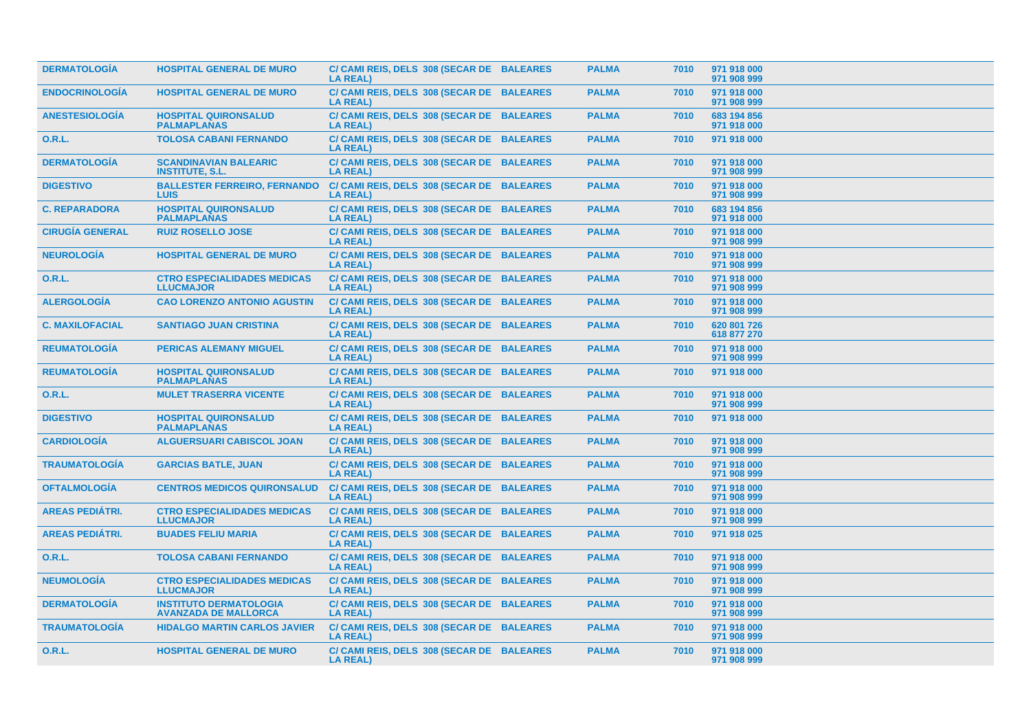| | | | | | | |
|---|---|---|---|---|---|---|
| **DERMATOLOGÍA** | **HOSPITAL GENERAL DE MURO** | **C/ CAMI REIS, DELS 308 (SECAR DE LA REAL)** | **BALEARES** | **PALMA** | **7010** | **971 918 000 971 908 999** |
| **ENDOCRINOLOGÍA** | **HOSPITAL GENERAL DE MURO** | **C/ CAMI REIS, DELS 308 (SECAR DE LA REAL)** | **BALEARES** | **PALMA** | **7010** | **971 918 000 971 908 999** |
| **ANESTESIOLOGÍA** | **HOSPITAL QUIRONSALUD PALMAPLANAS** | **C/ CAMI REIS, DELS 308 (SECAR DE LA REAL)** | **BALEARES** | **PALMA** | **7010** | **683 194 856 971 918 000** |
| **O.R.L.** | **TOLOSA CABANI FERNANDO** | **C/ CAMI REIS, DELS 308 (SECAR DE LA REAL)** | **BALEARES** | **PALMA** | **7010** | **971 918 000** |
| **DERMATOLOGÍA** | **SCANDINAVIAN BALEARIC INSTITUTE, S.L.** | **C/ CAMI REIS, DELS 308 (SECAR DE LA REAL)** | **BALEARES** | **PALMA** | **7010** | **971 918 000 971 908 999** |
| **DIGESTIVO** | **BALLESTER FERREIRO, FERNANDO LUIS** | **C/ CAMI REIS, DELS 308 (SECAR DE LA REAL)** | **BALEARES** | **PALMA** | **7010** | **971 918 000 971 908 999** |
| **C. REPARADORA** | **HOSPITAL QUIRONSALUD PALMAPLANAS** | **C/ CAMI REIS, DELS 308 (SECAR DE LA REAL)** | **BALEARES** | **PALMA** | **7010** | **683 194 856 971 918 000** |
| **CIRUGÍA GENERAL** | **RUIZ ROSELLO JOSE** | **C/ CAMI REIS, DELS 308 (SECAR DE LA REAL)** | **BALEARES** | **PALMA** | **7010** | **971 918 000 971 908 999** |
| **NEUROLOGÍA** | **HOSPITAL GENERAL DE MURO** | **C/ CAMI REIS, DELS 308 (SECAR DE LA REAL)** | **BALEARES** | **PALMA** | **7010** | **971 918 000 971 908 999** |
| **O.R.L.** | **CTRO ESPECIALIDADES MEDICAS LLUCMAJOR** | **C/ CAMI REIS, DELS 308 (SECAR DE LA REAL)** | **BALEARES** | **PALMA** | **7010** | **971 918 000 971 908 999** |
| **ALERGOLOGÍA** | **CAO LORENZO ANTONIO AGUSTIN** | **C/ CAMI REIS, DELS 308 (SECAR DE LA REAL)** | **BALEARES** | **PALMA** | **7010** | **971 918 000 971 908 999** |
| **C. MAXILOFACIAL** | **SANTIAGO JUAN CRISTINA** | **C/ CAMI REIS, DELS 308 (SECAR DE LA REAL)** | **BALEARES** | **PALMA** | **7010** | **620 801 726 618 877 270** |
| **REUMATOLOGÍA** | **PERICAS ALEMANY MIGUEL** | **C/ CAMI REIS, DELS 308 (SECAR DE LA REAL)** | **BALEARES** | **PALMA** | **7010** | **971 918 000 971 908 999** |
| **REUMATOLOGÍA** | **HOSPITAL QUIRONSALUD PALMAPLANAS** | **C/ CAMI REIS, DELS 308 (SECAR DE LA REAL)** | **BALEARES** | **PALMA** | **7010** | **971 918 000** |
| **O.R.L.** | **MULET TRASERRA VICENTE** | **C/ CAMI REIS, DELS 308 (SECAR DE LA REAL)** | **BALEARES** | **PALMA** | **7010** | **971 918 000 971 908 999** |
| **DIGESTIVO** | **HOSPITAL QUIRONSALUD PALMAPLANAS** | **C/ CAMI REIS, DELS 308 (SECAR DE LA REAL)** | **BALEARES** | **PALMA** | **7010** | **971 918 000** |
| **CARDIOLOGÍA** | **ALGUERSUARI CABISCOL JOAN** | **C/ CAMI REIS, DELS 308 (SECAR DE LA REAL)** | **BALEARES** | **PALMA** | **7010** | **971 918 000 971 908 999** |
| **TRAUMATOLOGÍA** | **GARCIAS BATLE, JUAN** | **C/ CAMI REIS, DELS 308 (SECAR DE LA REAL)** | **BALEARES** | **PALMA** | **7010** | **971 918 000 971 908 999** |
| **OFTALMOLOGÍA** | **CENTROS MEDICOS QUIRONSALUD** | **C/ CAMI REIS, DELS 308 (SECAR DE LA REAL)** | **BALEARES** | **PALMA** | **7010** | **971 918 000 971 908 999** |
| **AREAS PEDIÁTRI.** | **CTRO ESPECIALIDADES MEDICAS LLUCMAJOR** | **C/ CAMI REIS, DELS 308 (SECAR DE LA REAL)** | **BALEARES** | **PALMA** | **7010** | **971 918 000 971 908 999** |
| **AREAS PEDIÁTRI.** | **BUADES FELIU MARIA** | **C/ CAMI REIS, DELS 308 (SECAR DE LA REAL)** | **BALEARES** | **PALMA** | **7010** | **971 918 025** |
| **O.R.L.** | **TOLOSA CABANI FERNANDO** | **C/ CAMI REIS, DELS 308 (SECAR DE LA REAL)** | **BALEARES** | **PALMA** | **7010** | **971 918 000 971 908 999** |
| **NEUMOLOGÍA** | **CTRO ESPECIALIDADES MEDICAS LLUCMAJOR** | **C/ CAMI REIS, DELS 308 (SECAR DE LA REAL)** | **BALEARES** | **PALMA** | **7010** | **971 918 000 971 908 999** |
| **DERMATOLOGÍA** | **INSTITUTO DERMATOLOGIA AVANZADA DE MALLORCA** | **C/ CAMI REIS, DELS 308 (SECAR DE LA REAL)** | **BALEARES** | **PALMA** | **7010** | **971 918 000 971 908 999** |
| **TRAUMATOLOGÍA** | **HIDALGO MARTIN CARLOS JAVIER** | **C/ CAMI REIS, DELS 308 (SECAR DE LA REAL)** | **BALEARES** | **PALMA** | **7010** | **971 918 000 971 908 999** |
| **O.R.L.** | **HOSPITAL GENERAL DE MURO** | **C/ CAMI REIS, DELS 308 (SECAR DE LA REAL)** | **BALEARES** | **PALMA** | **7010** | **971 918 000 971 908 999** |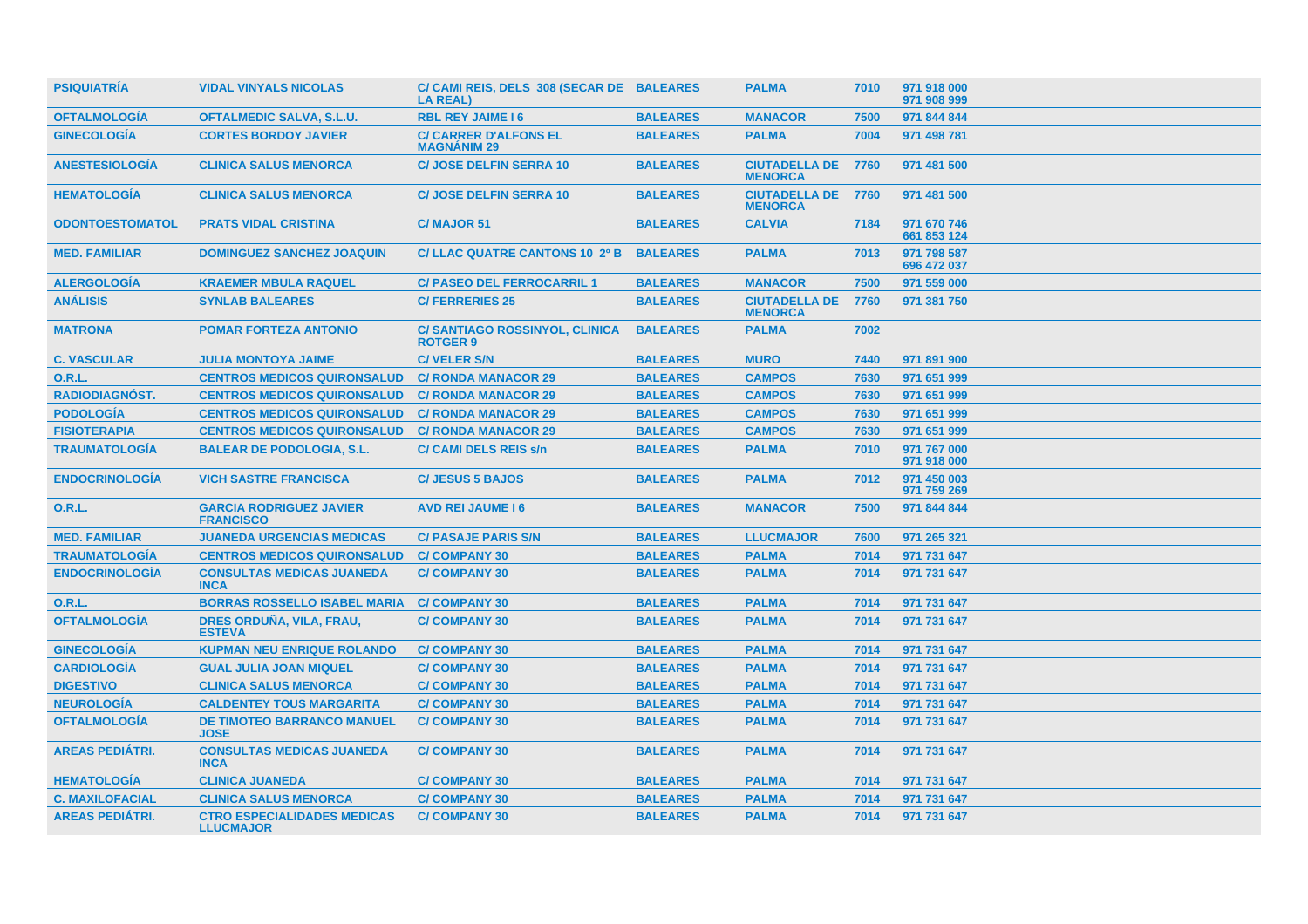| | | | | | | |
|---|---|---|---|---|---|---|
| PSIQUIATRÍA | VIDAL VINYALS NICOLAS | C/ CAMI REIS, DELS 308 (SECAR DE LA REAL) | BALEARES | PALMA | 7010 | 971 918 000<br>971 908 999 |
| OFTALMOLOGÍA | OFTALMEDIC SALVA, S.L.U. | RBL REY JAIME I 6 | BALEARES | MANACOR | 7500 | 971 844 844 |
| GINECOLOGÍA | CORTES BORDOY JAVIER | C/ CARRER D'ALFONS EL MAGNÁNIM 29 | BALEARES | PALMA | 7004 | 971 498 781 |
| ANESTESIOLOGÍA | CLINICA SALUS MENORCA | C/ JOSE DELFIN SERRA 10 | BALEARES | CIUTADELLA DE MENORCA | 7760 | 971 481 500 |
| HEMATOLOGÍA | CLINICA SALUS MENORCA | C/ JOSE DELFIN SERRA 10 | BALEARES | CIUTADELLA DE MENORCA | 7760 | 971 481 500 |
| ODONTOESTOMATOL | PRATS VIDAL CRISTINA | C/ MAJOR 51 | BALEARES | CALVIA | 7184 | 971 670 746<br>661 853 124 |
| MED. FAMILIAR | DOMINGUEZ SANCHEZ JOAQUIN | C/ LLAC QUATRE CANTONS 10 2º B | BALEARES | PALMA | 7013 | 971 798 587<br>696 472 037 |
| ALERGOLOGÍA | KRAEMER MBULA RAQUEL | C/ PASEO DEL FERROCARRIL 1 | BALEARES | MANACOR | 7500 | 971 559 000 |
| ANÁLISIS | SYNLAB BALEARES | C/ FERRERIES 25 | BALEARES | CIUTADELLA DE MENORCA | 7760 | 971 381 750 |
| MATRONA | POMAR FORTEZA ANTONIO | C/ SANTIAGO ROSSINYOL, CLINICA ROTGER 9 | BALEARES | PALMA | 7002 | |
| C. VASCULAR | JULIA MONTOYA JAIME | C/ VELER S/N | BALEARES | MURO | 7440 | 971 891 900 |
| O.R.L. | CENTROS MEDICOS QUIRONSALUD | C/ RONDA MANACOR 29 | BALEARES | CAMPOS | 7630 | 971 651 999 |
| RADIODIAGNÓST. | CENTROS MEDICOS QUIRONSALUD | C/ RONDA MANACOR 29 | BALEARES | CAMPOS | 7630 | 971 651 999 |
| PODOLOGÍA | CENTROS MEDICOS QUIRONSALUD | C/ RONDA MANACOR 29 | BALEARES | CAMPOS | 7630 | 971 651 999 |
| FISIOTERAPIA | CENTROS MEDICOS QUIRONSALUD | C/ RONDA MANACOR 29 | BALEARES | CAMPOS | 7630 | 971 651 999 |
| TRAUMATOLOGÍA | BALEAR DE PODOLOGIA, S.L. | C/ CAMI DELS REIS s/n | BALEARES | PALMA | 7010 | 971 767 000<br>971 918 000 |
| ENDOCRINOLOGÍA | VICH SASTRE FRANCISCA | C/ JESUS 5 BAJOS | BALEARES | PALMA | 7012 | 971 450 003<br>971 759 269 |
| O.R.L. | GARCIA RODRIGUEZ JAVIER FRANCISCO | AVD REI JAUME I 6 | BALEARES | MANACOR | 7500 | 971 844 844 |
| MED. FAMILIAR | JUANEDA URGENCIAS MEDICAS | C/ PASAJE PARIS S/N | BALEARES | LLUCMAJOR | 7600 | 971 265 321 |
| TRAUMATOLOGÍA | CENTROS MEDICOS QUIRONSALUD | C/ COMPANY 30 | BALEARES | PALMA | 7014 | 971 731 647 |
| ENDOCRINOLOGÍA | CONSULTAS MEDICAS JUANEDA INCA | C/ COMPANY 30 | BALEARES | PALMA | 7014 | 971 731 647 |
| O.R.L. | BORRAS ROSSELLO ISABEL MARIA | C/ COMPANY 30 | BALEARES | PALMA | 7014 | 971 731 647 |
| OFTALMOLOGÍA | DRES ORDUÑA, VILA, FRAU, ESTEVA | C/ COMPANY 30 | BALEARES | PALMA | 7014 | 971 731 647 |
| GINECOLOGÍA | KUPMAN NEU ENRIQUE ROLANDO | C/ COMPANY 30 | BALEARES | PALMA | 7014 | 971 731 647 |
| CARDIOLOGÍA | GUAL JULIA JOAN MIQUEL | C/ COMPANY 30 | BALEARES | PALMA | 7014 | 971 731 647 |
| DIGESTIVO | CLINICA SALUS MENORCA | C/ COMPANY 30 | BALEARES | PALMA | 7014 | 971 731 647 |
| NEUROLOGÍA | CALDENTEY TOUS MARGARITA | C/ COMPANY 30 | BALEARES | PALMA | 7014 | 971 731 647 |
| OFTALMOLOGÍA | DE TIMOTEO BARRANCO MANUEL JOSE | C/ COMPANY 30 | BALEARES | PALMA | 7014 | 971 731 647 |
| AREAS PEDIÁTRI. | CONSULTAS MEDICAS JUANEDA INCA | C/ COMPANY 30 | BALEARES | PALMA | 7014 | 971 731 647 |
| HEMATOLOGÍA | CLINICA JUANEDA | C/ COMPANY 30 | BALEARES | PALMA | 7014 | 971 731 647 |
| C. MAXILOFACIAL | CLINICA SALUS MENORCA | C/ COMPANY 30 | BALEARES | PALMA | 7014 | 971 731 647 |
| AREAS PEDIÁTRI. | CTRO ESPECIALIDADES MEDICAS LLUCMAJOR | C/ COMPANY 30 | BALEARES | PALMA | 7014 | 971 731 647 |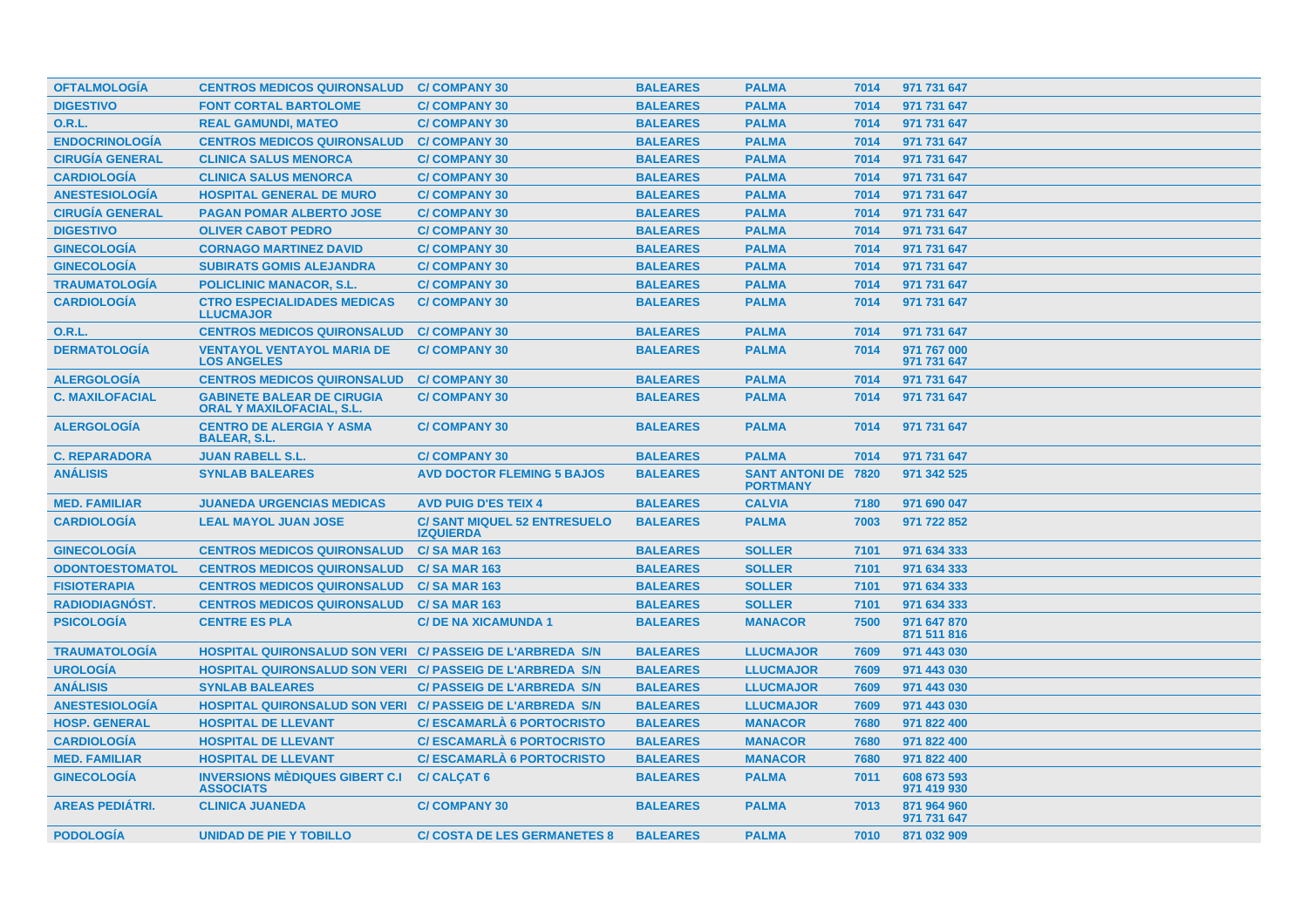| | | | | | | |
|---|---|---|---|---|---|---|
| OFTALMOLOGÍA | CENTROS MEDICOS QUIRONSALUD | C/ COMPANY 30 | BALEARES | PALMA | 7014 | 971 731 647 |
| DIGESTIVO | FONT CORTAL BARTOLOME | C/ COMPANY 30 | BALEARES | PALMA | 7014 | 971 731 647 |
| O.R.L. | REAL GAMUNDI, MATEO | C/ COMPANY 30 | BALEARES | PALMA | 7014 | 971 731 647 |
| ENDOCRINOLOGÍA | CENTROS MEDICOS QUIRONSALUD | C/ COMPANY 30 | BALEARES | PALMA | 7014 | 971 731 647 |
| CIRUGÍA GENERAL | CLINICA SALUS MENORCA | C/ COMPANY 30 | BALEARES | PALMA | 7014 | 971 731 647 |
| CARDIOLOGÍA | CLINICA SALUS MENORCA | C/ COMPANY 30 | BALEARES | PALMA | 7014 | 971 731 647 |
| ANESTESIOLOGÍA | HOSPITAL GENERAL DE MURO | C/ COMPANY 30 | BALEARES | PALMA | 7014 | 971 731 647 |
| CIRUGÍA GENERAL | PAGAN POMAR ALBERTO JOSE | C/ COMPANY 30 | BALEARES | PALMA | 7014 | 971 731 647 |
| DIGESTIVO | OLIVER CABOT PEDRO | C/ COMPANY 30 | BALEARES | PALMA | 7014 | 971 731 647 |
| GINECOLOGÍA | CORNAGO MARTINEZ DAVID | C/ COMPANY 30 | BALEARES | PALMA | 7014 | 971 731 647 |
| GINECOLOGÍA | SUBIRATS GOMIS ALEJANDRA | C/ COMPANY 30 | BALEARES | PALMA | 7014 | 971 731 647 |
| TRAUMATOLOGÍA | POLICLINIC MANACOR, S.L. | C/ COMPANY 30 | BALEARES | PALMA | 7014 | 971 731 647 |
| CARDIOLOGÍA | CTRO ESPECIALIDADES MEDICAS LLUCMAJOR | C/ COMPANY 30 | BALEARES | PALMA | 7014 | 971 731 647 |
| O.R.L. | CENTROS MEDICOS QUIRONSALUD | C/ COMPANY 30 | BALEARES | PALMA | 7014 | 971 731 647 |
| DERMATOLOGÍA | VENTAYOL VENTAYOL MARIA DE LOS ANGELES | C/ COMPANY 30 | BALEARES | PALMA | 7014 | 971 767 000 971 731 647 |
| ALERGOLOGÍA | CENTROS MEDICOS QUIRONSALUD | C/ COMPANY 30 | BALEARES | PALMA | 7014 | 971 731 647 |
| C. MAXILOFACIAL | GABINETE BALEAR DE CIRUGIA ORAL Y MAXILOFACIAL, S.L. | C/ COMPANY 30 | BALEARES | PALMA | 7014 | 971 731 647 |
| ALERGOLOGÍA | CENTRO DE ALERGIA Y ASMA BALEAR, S.L. | C/ COMPANY 30 | BALEARES | PALMA | 7014 | 971 731 647 |
| C. REPARADORA | JUAN RABELL S.L. | C/ COMPANY 30 | BALEARES | PALMA | 7014 | 971 731 647 |
| ANÁLISIS | SYNLAB BALEARES | AVD DOCTOR FLEMING 5 BAJOS | BALEARES | SANT ANTONI DE PORTMANY | 7820 | 971 342 525 |
| MED. FAMILIAR | JUANEDA URGENCIAS MEDICAS | AVD PUIG D'ES TEIX 4 | BALEARES | CALVIA | 7180 | 971 690 047 |
| CARDIOLOGÍA | LEAL MAYOL JUAN JOSE | C/ SANT MIQUEL 52 ENTRESUELO IZQUIERDA | BALEARES | PALMA | 7003 | 971 722 852 |
| GINECOLOGÍA | CENTROS MEDICOS QUIRONSALUD | C/ SA MAR 163 | BALEARES | SOLLER | 7101 | 971 634 333 |
| ODONTOESTOMATOL | CENTROS MEDICOS QUIRONSALUD | C/ SA MAR 163 | BALEARES | SOLLER | 7101 | 971 634 333 |
| FISIOTERAPIA | CENTROS MEDICOS QUIRONSALUD | C/ SA MAR 163 | BALEARES | SOLLER | 7101 | 971 634 333 |
| RADIODIAGNÓST. | CENTROS MEDICOS QUIRONSALUD | C/ SA MAR 163 | BALEARES | SOLLER | 7101 | 971 634 333 |
| PSICOLOGÍA | CENTRE ES PLA | C/ DE NA XICAMUNDA 1 | BALEARES | MANACOR | 7500 | 971 647 870 871 511 816 |
| TRAUMATOLOGÍA | HOSPITAL QUIRONSALUD SON VERI | C/ PASSEIG DE L'ARBREDA S/N | BALEARES | LLUCMAJOR | 7609 | 971 443 030 |
| UROLOGÍA | HOSPITAL QUIRONSALUD SON VERI | C/ PASSEIG DE L'ARBREDA S/N | BALEARES | LLUCMAJOR | 7609 | 971 443 030 |
| ANÁLISIS | SYNLAB BALEARES | C/ PASSEIG DE L'ARBREDA S/N | BALEARES | LLUCMAJOR | 7609 | 971 443 030 |
| ANESTESIOLOGÍA | HOSPITAL QUIRONSALUD SON VERI | C/ PASSEIG DE L'ARBREDA S/N | BALEARES | LLUCMAJOR | 7609 | 971 443 030 |
| HOSP. GENERAL | HOSPITAL DE LLEVANT | C/ ESCAMARLÀ 6 PORTOCRISTO | BALEARES | MANACOR | 7680 | 971 822 400 |
| CARDIOLOGÍA | HOSPITAL DE LLEVANT | C/ ESCAMARLÀ 6 PORTOCRISTO | BALEARES | MANACOR | 7680 | 971 822 400 |
| MED. FAMILIAR | HOSPITAL DE LLEVANT | C/ ESCAMARLÀ 6 PORTOCRISTO | BALEARES | MANACOR | 7680 | 971 822 400 |
| GINECOLOGÍA | INVERSIONS MÈDIQUES GIBERT C.I ASSOCIATS | C/ CALÇAT 6 | BALEARES | PALMA | 7011 | 608 673 593 971 419 930 |
| AREAS PEDIÁTRI. | CLINICA JUANEDA | C/ COMPANY 30 | BALEARES | PALMA | 7013 | 871 964 960 971 731 647 |
| PODOLOGÍA | UNIDAD DE PIE Y TOBILLO | C/ COSTA DE LES GERMANETES 8 | BALEARES | PALMA | 7010 | 871 032 909 |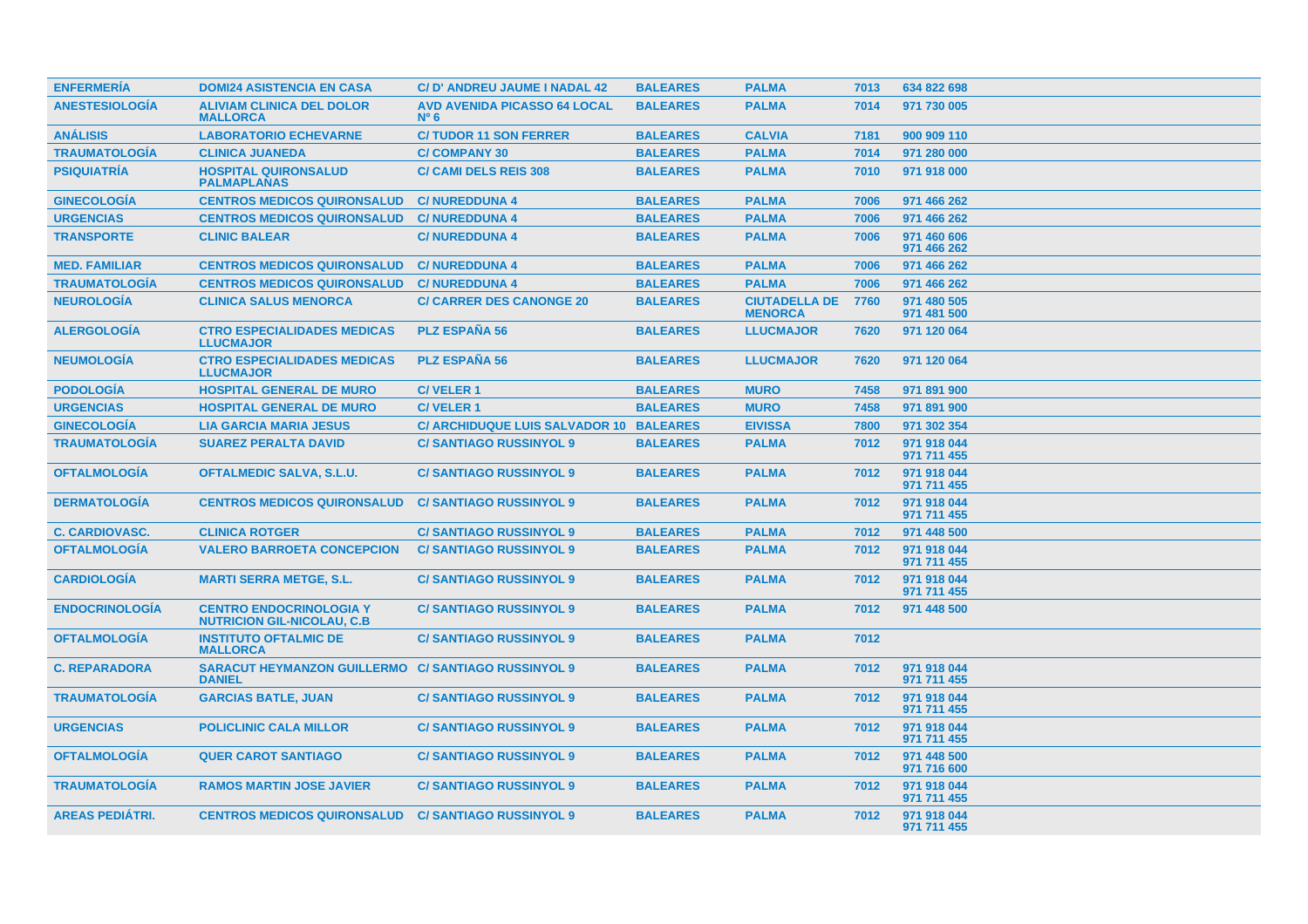| | | | | | | |
|---|---|---|---|---|---|---|
| ENFERMERÍA | DOMI24 ASISTENCIA EN CASA | C/ D' ANDREU JAUME I NADAL 42 | BALEARES | PALMA | 7013 | 634 822 698 |
| ANESTESIOLOGÍA | ALIVIAM CLINICA DEL DOLOR MALLORCA | AVD AVENIDA PICASSO 64 LOCAL Nº 6 | BALEARES | PALMA | 7014 | 971 730 005 |
| ANÁLISIS | LABORATORIO ECHEVARNE | C/ TUDOR 11 SON FERRER | BALEARES | CALVIA | 7181 | 900 909 110 |
| TRAUMATOLOGÍA | CLINICA JUANEDA | C/ COMPANY 30 | BALEARES | PALMA | 7014 | 971 280 000 |
| PSIQUIATRÍA | HOSPITAL QUIRONSALUD PALMAPLANAS | C/ CAMI DELS REIS 308 | BALEARES | PALMA | 7010 | 971 918 000 |
| GINECOLOGÍA | CENTROS MEDICOS QUIRONSALUD | C/ NUREDDUNA 4 | BALEARES | PALMA | 7006 | 971 466 262 |
| URGENCIAS | CENTROS MEDICOS QUIRONSALUD | C/ NUREDDUNA 4 | BALEARES | PALMA | 7006 | 971 466 262 |
| TRANSPORTE | CLINIC BALEAR | C/ NUREDDUNA 4 | BALEARES | PALMA | 7006 | 971 460 606<br>971 466 262 |
| MED. FAMILIAR | CENTROS MEDICOS QUIRONSALUD | C/ NUREDDUNA 4 | BALEARES | PALMA | 7006 | 971 466 262 |
| TRAUMATOLOGÍA | CENTROS MEDICOS QUIRONSALUD | C/ NUREDDUNA 4 | BALEARES | PALMA | 7006 | 971 466 262 |
| NEUROLOGÍA | CLINICA SALUS MENORCA | C/ CARRER DES CANONGE 20 | BALEARES | CIUTADELLA DE MENORCA | 7760 | 971 480 505<br>971 481 500 |
| ALERGOLOGÍA | CTRO ESPECIALIDADES MEDICAS LLUCMAJOR | PLZ ESPAÑA 56 | BALEARES | LLUCMAJOR | 7620 | 971 120 064 |
| NEUMOLOGÍA | CTRO ESPECIALIDADES MEDICAS LLUCMAJOR | PLZ ESPAÑA 56 | BALEARES | LLUCMAJOR | 7620 | 971 120 064 |
| PODOLOGÍA | HOSPITAL GENERAL DE MURO | C/ VELER 1 | BALEARES | MURO | 7458 | 971 891 900 |
| URGENCIAS | HOSPITAL GENERAL DE MURO | C/ VELER 1 | BALEARES | MURO | 7458 | 971 891 900 |
| GINECOLOGÍA | LIA GARCIA MARIA JESUS | C/ ARCHIDUQUE LUIS SALVADOR 10 | BALEARES | EIVISSA | 7800 | 971 302 354 |
| TRAUMATOLOGÍA | SUAREZ PERALTA DAVID | C/ SANTIAGO RUSSINYOL 9 | BALEARES | PALMA | 7012 | 971 918 044<br>971 711 455 |
| OFTALMOLOGÍA | OFTALMEDIC SALVA, S.L.U. | C/ SANTIAGO RUSSINYOL 9 | BALEARES | PALMA | 7012 | 971 918 044<br>971 711 455 |
| DERMATOLOGÍA | CENTROS MEDICOS QUIRONSALUD | C/ SANTIAGO RUSSINYOL 9 | BALEARES | PALMA | 7012 | 971 918 044<br>971 711 455 |
| C. CARDIOVASC. | CLINICA ROTGER | C/ SANTIAGO RUSSINYOL 9 | BALEARES | PALMA | 7012 | 971 448 500 |
| OFTALMOLOGÍA | VALERO BARROETA CONCEPCION | C/ SANTIAGO RUSSINYOL 9 | BALEARES | PALMA | 7012 | 971 918 044<br>971 711 455 |
| CARDIOLOGÍA | MARTI SERRA METGE, S.L. | C/ SANTIAGO RUSSINYOL 9 | BALEARES | PALMA | 7012 | 971 918 044<br>971 711 455 |
| ENDOCRINOLOGÍA | CENTRO ENDOCRINOLOGIA Y NUTRICION GIL-NICOLAU, C.B | C/ SANTIAGO RUSSINYOL 9 | BALEARES | PALMA | 7012 | 971 448 500 |
| OFTALMOLOGÍA | INSTITUTO OFTALMIC DE MALLORCA | C/ SANTIAGO RUSSINYOL 9 | BALEARES | PALMA | 7012 | |
| C. REPARADORA | SARACUT HEYMANZON GUILLERMO DANIEL | C/ SANTIAGO RUSSINYOL 9 | BALEARES | PALMA | 7012 | 971 918 044<br>971 711 455 |
| TRAUMATOLOGÍA | GARCIAS BATLE, JUAN | C/ SANTIAGO RUSSINYOL 9 | BALEARES | PALMA | 7012 | 971 918 044<br>971 711 455 |
| URGENCIAS | POLICLINIC CALA MILLOR | C/ SANTIAGO RUSSINYOL 9 | BALEARES | PALMA | 7012 | 971 918 044<br>971 711 455 |
| OFTALMOLOGÍA | QUER CAROT SANTIAGO | C/ SANTIAGO RUSSINYOL 9 | BALEARES | PALMA | 7012 | 971 448 500<br>971 716 600 |
| TRAUMATOLOGÍA | RAMOS MARTIN JOSE JAVIER | C/ SANTIAGO RUSSINYOL 9 | BALEARES | PALMA | 7012 | 971 918 044<br>971 711 455 |
| AREAS PEDIÁTRI. | CENTROS MEDICOS QUIRONSALUD | C/ SANTIAGO RUSSINYOL 9 | BALEARES | PALMA | 7012 | 971 918 044<br>971 711 455 |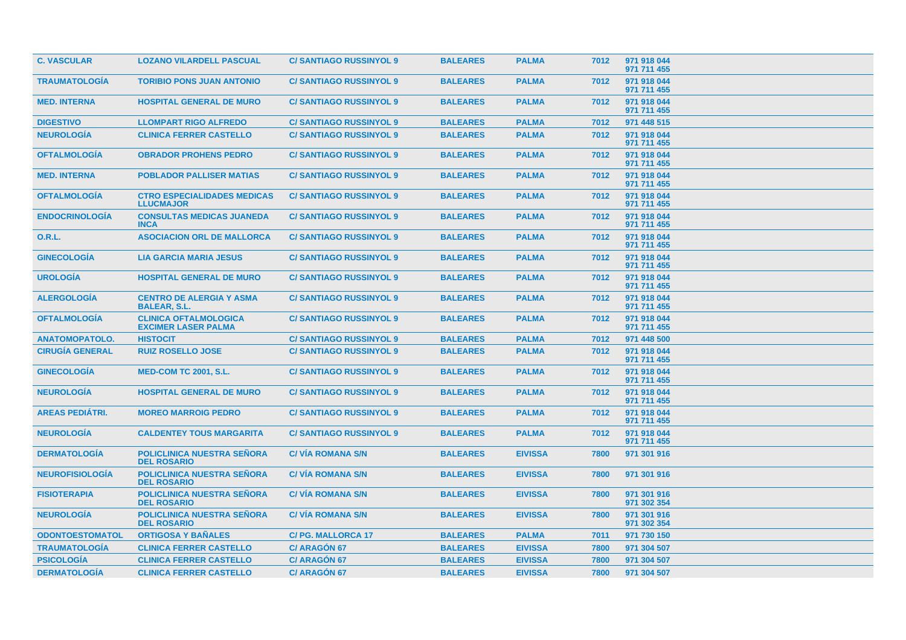| | | | | | | |
|---|---|---|---|---|---|---|
| **C. VASCULAR** | **LOZANO VILARDELL PASCUAL** | **C/ SANTIAGO RUSSINYOL 9** | **BALEARES** | **PALMA** | **7012** | **971 918 044 971 711 455** |
| **TRAUMATOLOGÍA** | **TORIBIO PONS JUAN ANTONIO** | **C/ SANTIAGO RUSSINYOL 9** | **BALEARES** | **PALMA** | **7012** | **971 918 044 971 711 455** |
| **MED. INTERNA** | **HOSPITAL GENERAL DE MURO** | **C/ SANTIAGO RUSSINYOL 9** | **BALEARES** | **PALMA** | **7012** | **971 918 044 971 711 455** |
| **DIGESTIVO** | **LLOMPART RIGO ALFREDO** | **C/ SANTIAGO RUSSINYOL 9** | **BALEARES** | **PALMA** | **7012** | **971 448 515** |
| **NEUROLOGÍA** | **CLINICA FERRER CASTELLO** | **C/ SANTIAGO RUSSINYOL 9** | **BALEARES** | **PALMA** | **7012** | **971 918 044 971 711 455** |
| **OFTALMOLOGÍA** | **OBRADOR PROHENS PEDRO** | **C/ SANTIAGO RUSSINYOL 9** | **BALEARES** | **PALMA** | **7012** | **971 918 044 971 711 455** |
| **MED. INTERNA** | **POBLADOR PALLISER MATIAS** | **C/ SANTIAGO RUSSINYOL 9** | **BALEARES** | **PALMA** | **7012** | **971 918 044 971 711 455** |
| **OFTALMOLOGÍA** | **CTRO ESPECIALIDADES MEDICAS LLUCMAJOR** | **C/ SANTIAGO RUSSINYOL 9** | **BALEARES** | **PALMA** | **7012** | **971 918 044 971 711 455** |
| **ENDOCRINOLOGÍA** | **CONSULTAS MEDICAS JUANEDA INCA** | **C/ SANTIAGO RUSSINYOL 9** | **BALEARES** | **PALMA** | **7012** | **971 918 044 971 711 455** |
| **O.R.L.** | **ASOCIACION ORL DE MALLORCA** | **C/ SANTIAGO RUSSINYOL 9** | **BALEARES** | **PALMA** | **7012** | **971 918 044 971 711 455** |
| **GINECOLOGÍA** | **LIA GARCIA MARIA JESUS** | **C/ SANTIAGO RUSSINYOL 9** | **BALEARES** | **PALMA** | **7012** | **971 918 044 971 711 455** |
| **UROLOGÍA** | **HOSPITAL GENERAL DE MURO** | **C/ SANTIAGO RUSSINYOL 9** | **BALEARES** | **PALMA** | **7012** | **971 918 044 971 711 455** |
| **ALERGOLOGÍA** | **CENTRO DE ALERGIA Y ASMA BALEAR, S.L.** | **C/ SANTIAGO RUSSINYOL 9** | **BALEARES** | **PALMA** | **7012** | **971 918 044 971 711 455** |
| **OFTALMOLOGÍA** | **CLINICA OFTALMOLOGICA EXCIMER LASER PALMA** | **C/ SANTIAGO RUSSINYOL 9** | **BALEARES** | **PALMA** | **7012** | **971 918 044 971 711 455** |
| **ANATOMOPATOLO.** | **HISTOCIT** | **C/ SANTIAGO RUSSINYOL 9** | **BALEARES** | **PALMA** | **7012** | **971 448 500** |
| **CIRUGÍA GENERAL** | **RUIZ ROSELLO JOSE** | **C/ SANTIAGO RUSSINYOL 9** | **BALEARES** | **PALMA** | **7012** | **971 918 044 971 711 455** |
| **GINECOLOGÍA** | **MED-COM TC 2001, S.L.** | **C/ SANTIAGO RUSSINYOL 9** | **BALEARES** | **PALMA** | **7012** | **971 918 044 971 711 455** |
| **NEUROLOGÍA** | **HOSPITAL GENERAL DE MURO** | **C/ SANTIAGO RUSSINYOL 9** | **BALEARES** | **PALMA** | **7012** | **971 918 044 971 711 455** |
| **AREAS PEDIÁTRI.** | **MOREO MARROIG PEDRO** | **C/ SANTIAGO RUSSINYOL 9** | **BALEARES** | **PALMA** | **7012** | **971 918 044 971 711 455** |
| **NEUROLOGÍA** | **CALDENTEY TOUS MARGARITA** | **C/ SANTIAGO RUSSINYOL 9** | **BALEARES** | **PALMA** | **7012** | **971 918 044 971 711 455** |
| **DERMATOLOGÍA** | **POLICLINICA NUESTRA SEÑORA DEL ROSARIO** | **C/ VÍA ROMANA S/N** | **BALEARES** | **EIVISSA** | **7800** | **971 301 916** |
| **NEUROFISIOLOGÍA** | **POLICLINICA NUESTRA SEÑORA DEL ROSARIO** | **C/ VÍA ROMANA S/N** | **BALEARES** | **EIVISSA** | **7800** | **971 301 916** |
| **FISIOTERAPIA** | **POLICLINICA NUESTRA SEÑORA DEL ROSARIO** | **C/ VÍA ROMANA S/N** | **BALEARES** | **EIVISSA** | **7800** | **971 301 916 971 302 354** |
| **NEUROLOGÍA** | **POLICLINICA NUESTRA SEÑORA DEL ROSARIO** | **C/ VÍA ROMANA S/N** | **BALEARES** | **EIVISSA** | **7800** | **971 301 916 971 302 354** |
| **ODONTOESTOMATOL** | **ORTIGOSA Y BAÑALES** | **C/ PG. MALLORCA 17** | **BALEARES** | **PALMA** | **7011** | **971 730 150** |
| **TRAUMATOLOGÍA** | **CLINICA FERRER CASTELLO** | **C/ ARAGÓN 67** | **BALEARES** | **EIVISSA** | **7800** | **971 304 507** |
| **PSICOLOGÍA** | **CLINICA FERRER CASTELLO** | **C/ ARAGÓN 67** | **BALEARES** | **EIVISSA** | **7800** | **971 304 507** |
| **DERMATOLOGÍA** | **CLINICA FERRER CASTELLO** | **C/ ARAGÓN 67** | **BALEARES** | **EIVISSA** | **7800** | **971 304 507** |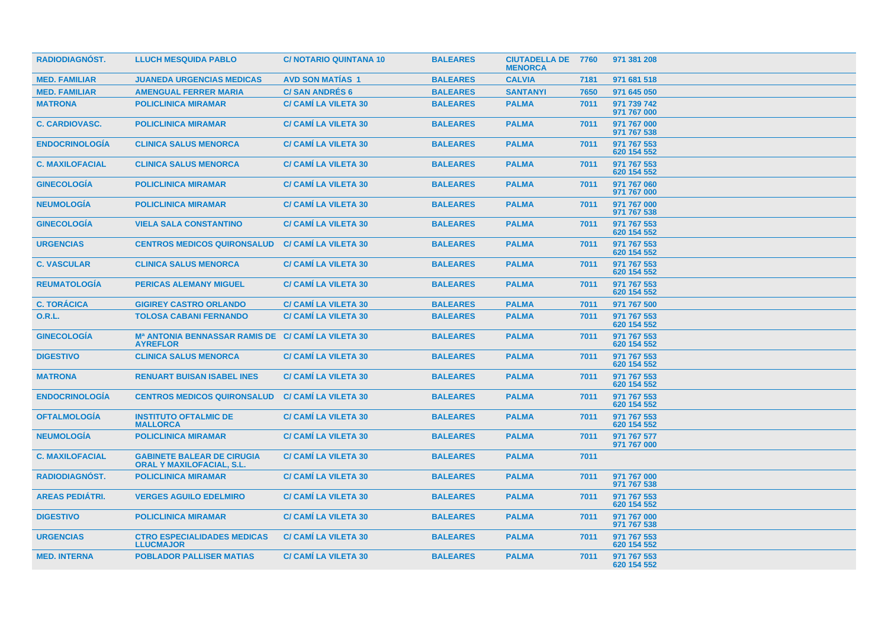| RADIODIAGNÓST. | LLUCH MESQUIDA PABLO | C/ NOTARIO QUINTANA 10 | BALEARES | CIUTADELLA DE MENORCA | 7760 | 971 381 208 |
|---|---|---|---|---|---|---|
| MED. FAMILIAR | JUANEDA URGENCIAS MEDICAS | AVD SON MATÍAS 1 | BALEARES | CALVIA | 7181 | 971 681 518 |
| MED. FAMILIAR | AMENGUAL FERRER MARIA | C/ SAN ANDRÉS 6 | BALEARES | SANTANYI | 7650 | 971 645 050 |
| MATRONA | POLICLINICA MIRAMAR | C/ CAMÍ LA VILETA 30 | BALEARES | PALMA | 7011 | 971 739 742<br>971 767 000 |
| C. CARDIOVASC. | POLICLINICA MIRAMAR | C/ CAMÍ LA VILETA 30 | BALEARES | PALMA | 7011 | 971 767 000<br>971 767 538 |
| ENDOCRINOLOGÍA | CLINICA SALUS MENORCA | C/ CAMÍ LA VILETA 30 | BALEARES | PALMA | 7011 | 971 767 553<br>620 154 552 |
| C. MAXILOFACIAL | CLINICA SALUS MENORCA | C/ CAMÍ LA VILETA 30 | BALEARES | PALMA | 7011 | 971 767 553<br>620 154 552 |
| GINECOLOGÍA | POLICLINICA MIRAMAR | C/ CAMÍ LA VILETA 30 | BALEARES | PALMA | 7011 | 971 767 060<br>971 767 000 |
| NEUMOLOGÍA | POLICLINICA MIRAMAR | C/ CAMÍ LA VILETA 30 | BALEARES | PALMA | 7011 | 971 767 000<br>971 767 538 |
| GINECOLOGÍA | VIELA SALA CONSTANTINO | C/ CAMÍ LA VILETA 30 | BALEARES | PALMA | 7011 | 971 767 553<br>620 154 552 |
| URGENCIAS | CENTROS MEDICOS QUIRONSALUD | C/ CAMÍ LA VILETA 30 | BALEARES | PALMA | 7011 | 971 767 553<br>620 154 552 |
| C. VASCULAR | CLINICA SALUS MENORCA | C/ CAMÍ LA VILETA 30 | BALEARES | PALMA | 7011 | 971 767 553<br>620 154 552 |
| REUMATOLOGÍA | PERICAS ALEMANY MIGUEL | C/ CAMÍ LA VILETA 30 | BALEARES | PALMA | 7011 | 971 767 553<br>620 154 552 |
| C. TORÁCICA | GIGIREY CASTRO ORLANDO | C/ CAMÍ LA VILETA 30 | BALEARES | PALMA | 7011 | 971 767 500 |
| O.R.L. | TOLOSA CABANI FERNANDO | C/ CAMÍ LA VILETA 30 | BALEARES | PALMA | 7011 | 971 767 553<br>620 154 552 |
| GINECOLOGÍA | Mª ANTONIA BENNASSAR RAMIS DE AYREFLOR | C/ CAMÍ LA VILETA 30 | BALEARES | PALMA | 7011 | 971 767 553<br>620 154 552 |
| DIGESTIVO | CLINICA SALUS MENORCA | C/ CAMÍ LA VILETA 30 | BALEARES | PALMA | 7011 | 971 767 553<br>620 154 552 |
| MATRONA | RENUART BUISAN ISABEL INES | C/ CAMÍ LA VILETA 30 | BALEARES | PALMA | 7011 | 971 767 553<br>620 154 552 |
| ENDOCRINOLOGÍA | CENTROS MEDICOS QUIRONSALUD | C/ CAMÍ LA VILETA 30 | BALEARES | PALMA | 7011 | 971 767 553<br>620 154 552 |
| OFTALMOLOGÍA | INSTITUTO OFTALMIC DE MALLORCA | C/ CAMÍ LA VILETA 30 | BALEARES | PALMA | 7011 | 971 767 553<br>620 154 552 |
| NEUMOLOGÍA | POLICLINICA MIRAMAR | C/ CAMÍ LA VILETA 30 | BALEARES | PALMA | 7011 | 971 767 577<br>971 767 000 |
| C. MAXILOFACIAL | GABINETE BALEAR DE CIRUGIA ORAL Y MAXILOFACIAL, S.L. | C/ CAMÍ LA VILETA 30 | BALEARES | PALMA | 7011 | |
| RADIODIAGNÓST. | POLICLINICA MIRAMAR | C/ CAMÍ LA VILETA 30 | BALEARES | PALMA | 7011 | 971 767 000<br>971 767 538 |
| AREAS PEDIÁTRI. | VERGES AGUILO EDELMIRO | C/ CAMÍ LA VILETA 30 | BALEARES | PALMA | 7011 | 971 767 553<br>620 154 552 |
| DIGESTIVO | POLICLINICA MIRAMAR | C/ CAMÍ LA VILETA 30 | BALEARES | PALMA | 7011 | 971 767 000<br>971 767 538 |
| URGENCIAS | CTRO ESPECIALIDADES MEDICAS LLUCMAJOR | C/ CAMÍ LA VILETA 30 | BALEARES | PALMA | 7011 | 971 767 553<br>620 154 552 |
| MED. INTERNA | POBLADOR PALLISER MATIAS | C/ CAMÍ LA VILETA 30 | BALEARES | PALMA | 7011 | 971 767 553<br>620 154 552 |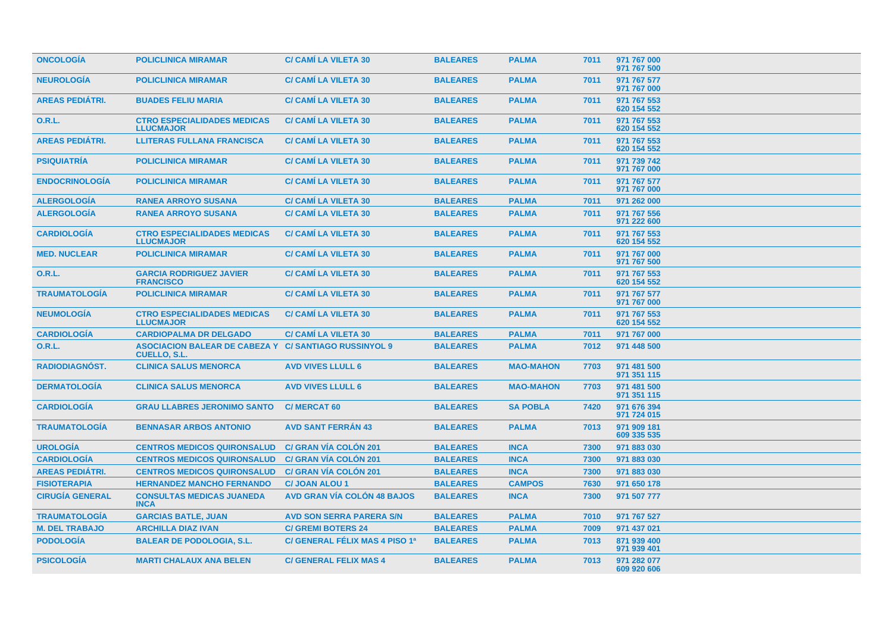| | | | | | | |
|---|---|---|---|---|---|---|
| ONCOLOGÍA | POLICLINICA MIRAMAR | C/ CAMÍ LA VILETA 30 | BALEARES | PALMA | 7011 | 971 767 000<br>971 767 500 |
| NEUROLOGÍA | POLICLINICA MIRAMAR | C/ CAMÍ LA VILETA 30 | BALEARES | PALMA | 7011 | 971 767 577<br>971 767 000 |
| AREAS PEDIÁTRI. | BUADES FELIU MARIA | C/ CAMÍ LA VILETA 30 | BALEARES | PALMA | 7011 | 971 767 553<br>620 154 552 |
| O.R.L. | CTRO ESPECIALIDADES MEDICAS LLUCMAJOR | C/ CAMÍ LA VILETA 30 | BALEARES | PALMA | 7011 | 971 767 553<br>620 154 552 |
| AREAS PEDIÁTRI. | LLITERAS FULLANA FRANCISCA | C/ CAMÍ LA VILETA 30 | BALEARES | PALMA | 7011 | 971 767 553<br>620 154 552 |
| PSIQUIATRÍA | POLICLINICA MIRAMAR | C/ CAMÍ LA VILETA 30 | BALEARES | PALMA | 7011 | 971 739 742<br>971 767 000 |
| ENDOCRINOLOGÍA | POLICLINICA MIRAMAR | C/ CAMÍ LA VILETA 30 | BALEARES | PALMA | 7011 | 971 767 577<br>971 767 000 |
| ALERGOLOGÍA | RANEA ARROYO SUSANA | C/ CAMÍ LA VILETA 30 | BALEARES | PALMA | 7011 | 971 262 000 |
| ALERGOLOGÍA | RANEA ARROYO SUSANA | C/ CAMÍ LA VILETA 30 | BALEARES | PALMA | 7011 | 971 767 556<br>971 222 600 |
| CARDIOLOGÍA | CTRO ESPECIALIDADES MEDICAS LLUCMAJOR | C/ CAMÍ LA VILETA 30 | BALEARES | PALMA | 7011 | 971 767 553<br>620 154 552 |
| MED. NUCLEAR | POLICLINICA MIRAMAR | C/ CAMÍ LA VILETA 30 | BALEARES | PALMA | 7011 | 971 767 000<br>971 767 500 |
| O.R.L. | GARCIA RODRIGUEZ JAVIER FRANCISCO | C/ CAMÍ LA VILETA 30 | BALEARES | PALMA | 7011 | 971 767 553<br>620 154 552 |
| TRAUMATOLOGÍA | POLICLINICA MIRAMAR | C/ CAMÍ LA VILETA 30 | BALEARES | PALMA | 7011 | 971 767 577<br>971 767 000 |
| NEUMOLOGÍA | CTRO ESPECIALIDADES MEDICAS LLUCMAJOR | C/ CAMÍ LA VILETA 30 | BALEARES | PALMA | 7011 | 971 767 553<br>620 154 552 |
| CARDIOLOGÍA | CARDIOPALMA DR DELGADO | C/ CAMÍ LA VILETA 30 | BALEARES | PALMA | 7011 | 971 767 000 |
| O.R.L. | ASOCIACION BALEAR DE CABEZA Y CUELLO, S.L. | C/ SANTIAGO RUSSINYOL 9 | BALEARES | PALMA | 7012 | 971 448 500 |
| RADIODIAGNÓST. | CLINICA SALUS MENORCA | AVD VIVES LLULL 6 | BALEARES | MAO-MAHON | 7703 | 971 481 500<br>971 351 115 |
| DERMATOLOGÍA | CLINICA SALUS MENORCA | AVD VIVES LLULL 6 | BALEARES | MAO-MAHON | 7703 | 971 481 500<br>971 351 115 |
| CARDIOLOGÍA | GRAU LLABRES JERONIMO SANTO | C/ MERCAT 60 | BALEARES | SA POBLA | 7420 | 971 676 394<br>971 724 015 |
| TRAUMATOLOGÍA | BENNASAR ARBOS ANTONIO | AVD SANT FERRÁN 43 | BALEARES | PALMA | 7013 | 971 909 181<br>609 335 535 |
| UROLOGÍA | CENTROS MEDICOS QUIRONSALUD | C/ GRAN VÍA COLÓN 201 | BALEARES | INCA | 7300 | 971 883 030 |
| CARDIOLOGÍA | CENTROS MEDICOS QUIRONSALUD | C/ GRAN VÍA COLÓN 201 | BALEARES | INCA | 7300 | 971 883 030 |
| AREAS PEDIÁTRI. | CENTROS MEDICOS QUIRONSALUD | C/ GRAN VÍA COLÓN 201 | BALEARES | INCA | 7300 | 971 883 030 |
| FISIOTERAPIA | HERNANDEZ MANCHO FERNANDO | C/ JOAN ALOU 1 | BALEARES | CAMPOS | 7630 | 971 650 178 |
| CIRUGÍA GENERAL | CONSULTAS MEDICAS JUANEDA INCA | AVD GRAN VÍA COLÓN 48 BAJOS | BALEARES | INCA | 7300 | 971 507 777 |
| TRAUMATOLOGÍA | GARCIAS BATLE, JUAN | AVD SON SERRA PARERA S/N | BALEARES | PALMA | 7010 | 971 767 527 |
| M. DEL TRABAJO | ARCHILLA DIAZ IVAN | C/ GREMI BOTERS 24 | BALEARES | PALMA | 7009 | 971 437 021 |
| PODOLOGÍA | BALEAR DE PODOLOGIA, S.L. | C/ GENERAL FÉLIX MAS 4 PISO 1ª | BALEARES | PALMA | 7013 | 871 939 400<br>971 939 401 |
| PSICOLOGÍA | MARTI CHALAUX ANA BELEN | C/ GENERAL FELIX MAS 4 | BALEARES | PALMA | 7013 | 971 282 077<br>609 920 606 |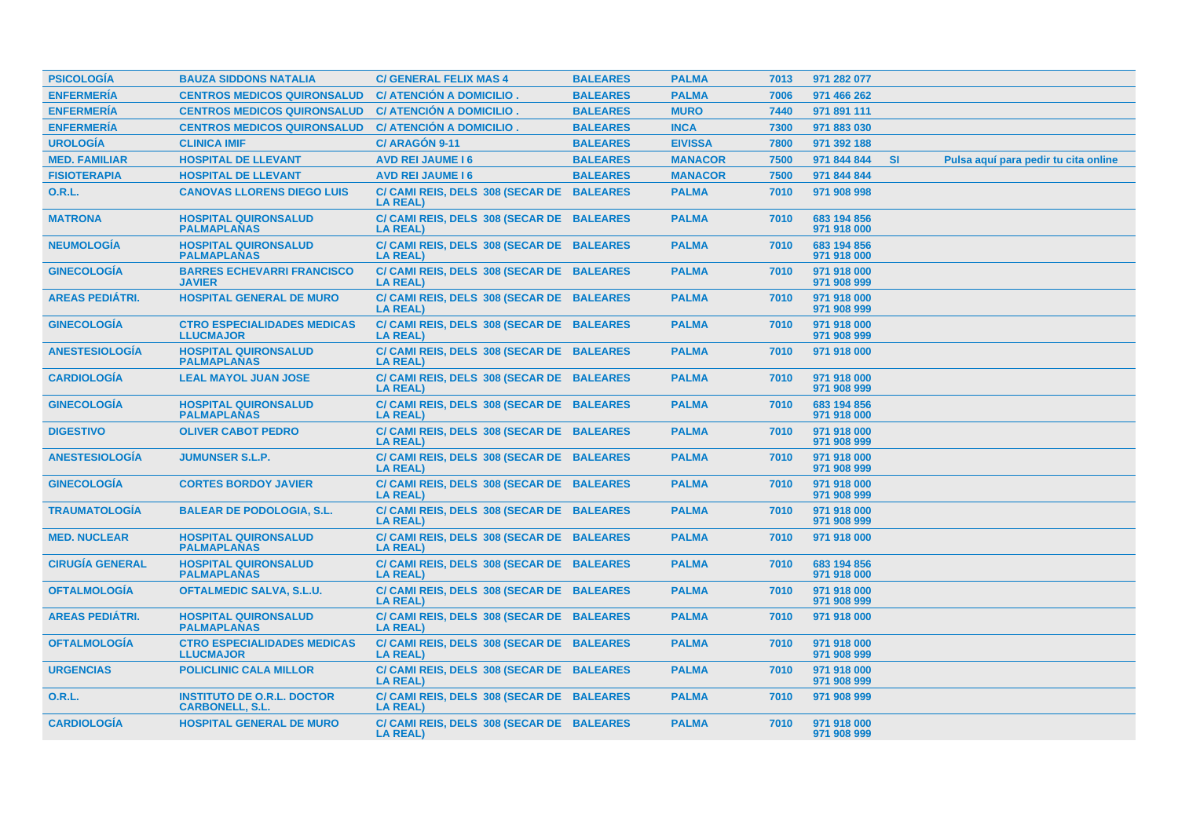| | | | | | | | | |
|---|---|---|---|---|---|---|---|---|
| PSICOLOGÍA | BAUZA SIDDONS NATALIA | C/ GENERAL FELIX MAS 4 | BALEARES | PALMA | 7013 | 971 282 077 | | |
| ENFERMERÍA | CENTROS MEDICOS QUIRONSALUD | C/ ATENCIÓN A DOMICILIO . | BALEARES | PALMA | 7006 | 971 466 262 | | |
| ENFERMERÍA | CENTROS MEDICOS QUIRONSALUD | C/ ATENCIÓN A DOMICILIO . | BALEARES | MURO | 7440 | 971 891 111 | | |
| ENFERMERÍA | CENTROS MEDICOS QUIRONSALUD | C/ ATENCIÓN A DOMICILIO . | BALEARES | INCA | 7300 | 971 883 030 | | |
| UROLOGÍA | CLINICA IMIF | C/ ARAGÓN 9-11 | BALEARES | EIVISSA | 7800 | 971 392 188 | | |
| MED. FAMILIAR | HOSPITAL DE LLEVANT | AVD REI JAUME I 6 | BALEARES | MANACOR | 7500 | 971 844 844 | SI | Pulsa aquí para pedir tu cita online |
| FISIOTERAPIA | HOSPITAL DE LLEVANT | AVD REI JAUME I 6 | BALEARES | MANACOR | 7500 | 971 844 844 | | |
| O.R.L. | CANOVAS LLORENS DIEGO LUIS | C/ CAMI REIS, DELS 308 (SECAR DE LA REAL) | BALEARES | PALMA | 7010 | 971 908 998 | | |
| MATRONA | HOSPITAL QUIRONSALUD PALMAPLANAS | C/ CAMI REIS, DELS 308 (SECAR DE LA REAL) | BALEARES | PALMA | 7010 | 683 194 856<br>971 918 000 | | |
| NEUMOLOGÍA | HOSPITAL QUIRONSALUD PALMAPLANAS | C/ CAMI REIS, DELS 308 (SECAR DE LA REAL) | BALEARES | PALMA | 7010 | 683 194 856<br>971 918 000 | | |
| GINECOLOGÍA | BARRES ECHEVARRI FRANCISCO JAVIER | C/ CAMI REIS, DELS 308 (SECAR DE LA REAL) | BALEARES | PALMA | 7010 | 971 918 000<br>971 908 999 | | |
| AREAS PEDIÁTRI. | HOSPITAL GENERAL DE MURO | C/ CAMI REIS, DELS 308 (SECAR DE LA REAL) | BALEARES | PALMA | 7010 | 971 918 000<br>971 908 999 | | |
| GINECOLOGÍA | CTRO ESPECIALIDADES MEDICAS LLUCMAJOR | C/ CAMI REIS, DELS 308 (SECAR DE LA REAL) | BALEARES | PALMA | 7010 | 971 918 000<br>971 908 999 | | |
| ANESTESIOLOGÍA | HOSPITAL QUIRONSALUD PALMAPLANAS | C/ CAMI REIS, DELS 308 (SECAR DE LA REAL) | BALEARES | PALMA | 7010 | 971 918 000 | | |
| CARDIOLOGÍA | LEAL MAYOL JUAN JOSE | C/ CAMI REIS, DELS 308 (SECAR DE LA REAL) | BALEARES | PALMA | 7010 | 971 918 000<br>971 908 999 | | |
| GINECOLOGÍA | HOSPITAL QUIRONSALUD PALMAPLANAS | C/ CAMI REIS, DELS 308 (SECAR DE LA REAL) | BALEARES | PALMA | 7010 | 683 194 856<br>971 918 000 | | |
| DIGESTIVO | OLIVER CABOT PEDRO | C/ CAMI REIS, DELS 308 (SECAR DE LA REAL) | BALEARES | PALMA | 7010 | 971 918 000<br>971 908 999 | | |
| ANESTESIOLOGÍA | JUMUNSER S.L.P. | C/ CAMI REIS, DELS 308 (SECAR DE LA REAL) | BALEARES | PALMA | 7010 | 971 918 000<br>971 908 999 | | |
| GINECOLOGÍA | CORTES BORDOY JAVIER | C/ CAMI REIS, DELS 308 (SECAR DE LA REAL) | BALEARES | PALMA | 7010 | 971 918 000<br>971 908 999 | | |
| TRAUMATOLOGÍA | BALEAR DE PODOLOGIA, S.L. | C/ CAMI REIS, DELS 308 (SECAR DE LA REAL) | BALEARES | PALMA | 7010 | 971 918 000<br>971 908 999 | | |
| MED. NUCLEAR | HOSPITAL QUIRONSALUD PALMAPLANAS | C/ CAMI REIS, DELS 308 (SECAR DE LA REAL) | BALEARES | PALMA | 7010 | 971 918 000 | | |
| CIRUGÍA GENERAL | HOSPITAL QUIRONSALUD PALMAPLANAS | C/ CAMI REIS, DELS 308 (SECAR DE LA REAL) | BALEARES | PALMA | 7010 | 683 194 856<br>971 918 000 | | |
| OFTALMOLOGÍA | OFTALMEDIC SALVA, S.L.U. | C/ CAMI REIS, DELS 308 (SECAR DE LA REAL) | BALEARES | PALMA | 7010 | 971 918 000<br>971 908 999 | | |
| AREAS PEDIÁTRI. | HOSPITAL QUIRONSALUD PALMAPLANAS | C/ CAMI REIS, DELS 308 (SECAR DE LA REAL) | BALEARES | PALMA | 7010 | 971 918 000 | | |
| OFTALMOLOGÍA | CTRO ESPECIALIDADES MEDICAS LLUCMAJOR | C/ CAMI REIS, DELS 308 (SECAR DE LA REAL) | BALEARES | PALMA | 7010 | 971 918 000<br>971 908 999 | | |
| URGENCIAS | POLICLINIC CALA MILLOR | C/ CAMI REIS, DELS 308 (SECAR DE LA REAL) | BALEARES | PALMA | 7010 | 971 918 000<br>971 908 999 | | |
| O.R.L. | INSTITUTO DE O.R.L. DOCTOR CARBONELL, S.L. | C/ CAMI REIS, DELS 308 (SECAR DE LA REAL) | BALEARES | PALMA | 7010 | 971 908 999 | | |
| CARDIOLOGÍA | HOSPITAL GENERAL DE MURO | C/ CAMI REIS, DELS 308 (SECAR DE LA REAL) | BALEARES | PALMA | 7010 | 971 918 000<br>971 908 999 | | |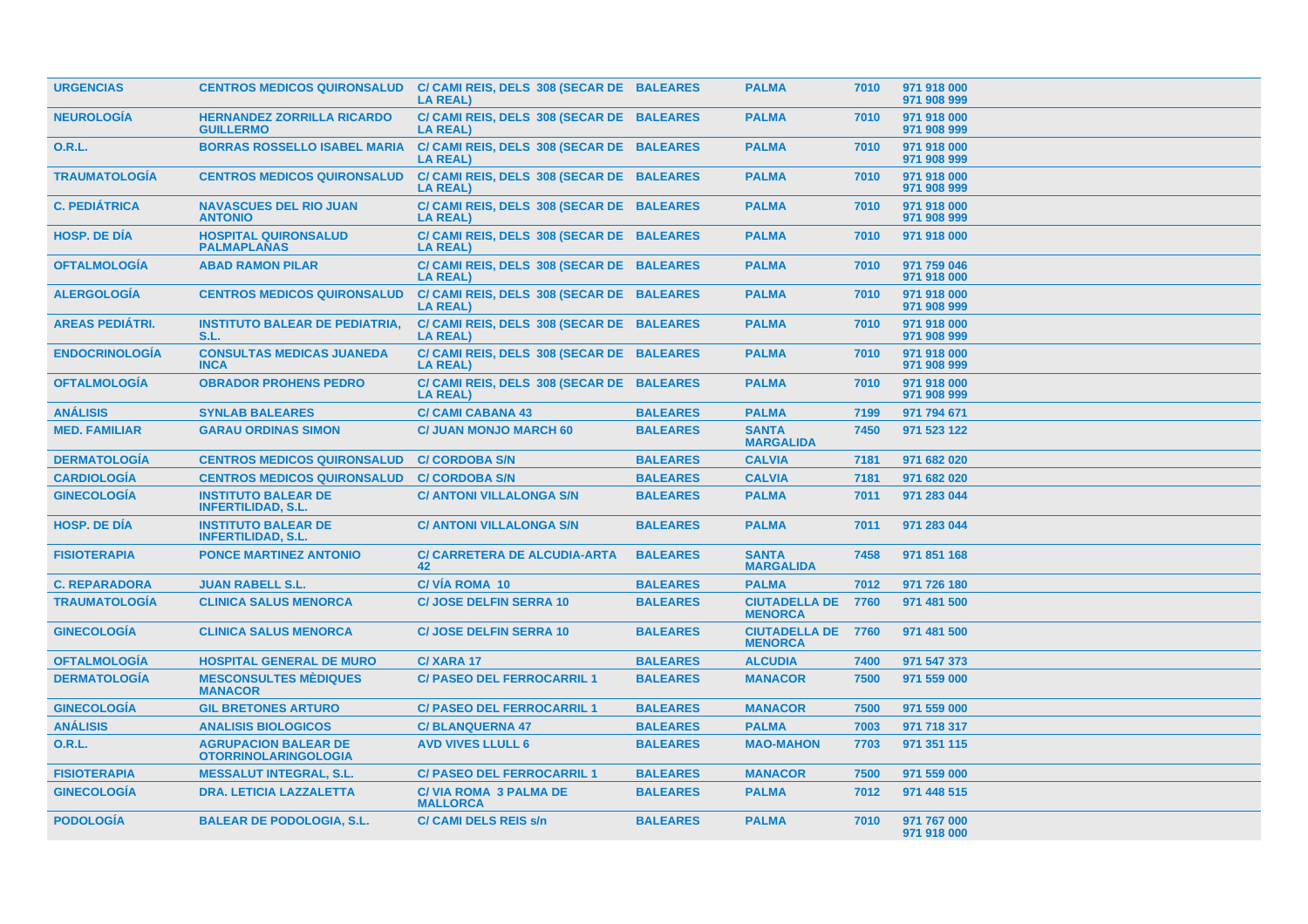| | | | | | | |
|---|---|---|---|---|---|---|
| **URGENCIAS** | **CENTROS MEDICOS QUIRONSALUD** | **C/ CAMI REIS, DELS 308 (SECAR DE LA REAL)** | **BALEARES** | **PALMA** | **7010** | **971 918 000 971 908 999** |
| **NEUROLOGÍA** | **HERNANDEZ ZORRILLA RICARDO GUILLERMO** | **C/ CAMI REIS, DELS 308 (SECAR DE LA REAL)** | **BALEARES** | **PALMA** | **7010** | **971 918 000 971 908 999** |
| **O.R.L.** | **BORRAS ROSSELLO ISABEL MARIA** | **C/ CAMI REIS, DELS 308 (SECAR DE LA REAL)** | **BALEARES** | **PALMA** | **7010** | **971 918 000 971 908 999** |
| **TRAUMATOLOGÍA** | **CENTROS MEDICOS QUIRONSALUD** | **C/ CAMI REIS, DELS 308 (SECAR DE LA REAL)** | **BALEARES** | **PALMA** | **7010** | **971 918 000 971 908 999** |
| **C. PEDIÁTRICA** | **NAVASCUES DEL RIO JUAN ANTONIO** | **C/ CAMI REIS, DELS 308 (SECAR DE LA REAL)** | **BALEARES** | **PALMA** | **7010** | **971 918 000 971 908 999** |
| **HOSP. DE DÍA** | **HOSPITAL QUIRONSALUD PALMAPLANAS** | **C/ CAMI REIS, DELS 308 (SECAR DE LA REAL)** | **BALEARES** | **PALMA** | **7010** | **971 918 000** |
| **OFTALMOLOGÍA** | **ABAD RAMON PILAR** | **C/ CAMI REIS, DELS 308 (SECAR DE LA REAL)** | **BALEARES** | **PALMA** | **7010** | **971 759 046 971 918 000** |
| **ALERGOLOGÍA** | **CENTROS MEDICOS QUIRONSALUD** | **C/ CAMI REIS, DELS 308 (SECAR DE LA REAL)** | **BALEARES** | **PALMA** | **7010** | **971 918 000 971 908 999** |
| **AREAS PEDIÁTRI.** | **INSTITUTO BALEAR DE PEDIATRIA, S.L.** | **C/ CAMI REIS, DELS 308 (SECAR DE LA REAL)** | **BALEARES** | **PALMA** | **7010** | **971 918 000 971 908 999** |
| **ENDOCRINOLOGÍA** | **CONSULTAS MEDICAS JUANEDA INCA** | **C/ CAMI REIS, DELS 308 (SECAR DE LA REAL)** | **BALEARES** | **PALMA** | **7010** | **971 918 000 971 908 999** |
| **OFTALMOLOGÍA** | **OBRADOR PROHENS PEDRO** | **C/ CAMI REIS, DELS 308 (SECAR DE LA REAL)** | **BALEARES** | **PALMA** | **7010** | **971 918 000 971 908 999** |
| **ANÁLISIS** | **SYNLAB BALEARES** | **C/ CAMI CABANA 43** | **BALEARES** | **PALMA** | **7199** | **971 794 671** |
| **MED. FAMILIAR** | **GARAU ORDINAS SIMON** | **C/ JUAN MONJO MARCH 60** | **BALEARES** | **SANTA MARGALIDA** | **7450** | **971 523 122** |
| **DERMATOLOGÍA** | **CENTROS MEDICOS QUIRONSALUD** | **C/ CORDOBA S/N** | **BALEARES** | **CALVIA** | **7181** | **971 682 020** |
| **CARDIOLOGÍA** | **CENTROS MEDICOS QUIRONSALUD** | **C/ CORDOBA S/N** | **BALEARES** | **CALVIA** | **7181** | **971 682 020** |
| **GINECOLOGÍA** | **INSTITUTO BALEAR DE INFERTILIDAD, S.L.** | **C/ ANTONI VILLALONGA S/N** | **BALEARES** | **PALMA** | **7011** | **971 283 044** |
| **HOSP. DE DÍA** | **INSTITUTO BALEAR DE INFERTILIDAD, S.L.** | **C/ ANTONI VILLALONGA S/N** | **BALEARES** | **PALMA** | **7011** | **971 283 044** |
| **FISIOTERAPIA** | **PONCE MARTINEZ ANTONIO** | **C/ CARRETERA DE ALCUDIA-ARTA 42** | **BALEARES** | **SANTA MARGALIDA** | **7458** | **971 851 168** |
| **C. REPARADORA** | **JUAN RABELL S.L.** | **C/ VÍA ROMA 10** | **BALEARES** | **PALMA** | **7012** | **971 726 180** |
| **TRAUMATOLOGÍA** | **CLINICA SALUS MENORCA** | **C/ JOSE DELFIN SERRA 10** | **BALEARES** | **CIUTADELLA DE MENORCA** | **7760** | **971 481 500** |
| **GINECOLOGÍA** | **CLINICA SALUS MENORCA** | **C/ JOSE DELFIN SERRA 10** | **BALEARES** | **CIUTADELLA DE MENORCA** | **7760** | **971 481 500** |
| **OFTALMOLOGÍA** | **HOSPITAL GENERAL DE MURO** | **C/ XARA 17** | **BALEARES** | **ALCUDIA** | **7400** | **971 547 373** |
| **DERMATOLOGÍA** | **MESCONSULTES MÈDIQUES MANACOR** | **C/ PASEO DEL FERROCARRIL 1** | **BALEARES** | **MANACOR** | **7500** | **971 559 000** |
| **GINECOLOGÍA** | **GIL BRETONES ARTURO** | **C/ PASEO DEL FERROCARRIL 1** | **BALEARES** | **MANACOR** | **7500** | **971 559 000** |
| **ANÁLISIS** | **ANALISIS BIOLOGICOS** | **C/ BLANQUERNA 47** | **BALEARES** | **PALMA** | **7003** | **971 718 317** |
| **O.R.L.** | **AGRUPACION BALEAR DE OTORRINOLARINGOLOGIA** | **AVD VIVES LLULL 6** | **BALEARES** | **MAO-MAHON** | **7703** | **971 351 115** |
| **FISIOTERAPIA** | **MESSALUT INTEGRAL, S.L.** | **C/ PASEO DEL FERROCARRIL 1** | **BALEARES** | **MANACOR** | **7500** | **971 559 000** |
| **GINECOLOGÍA** | **DRA. LETICIA LAZZALETTA** | **C/ VIA ROMA 3 PALMA DE MALLORCA** | **BALEARES** | **PALMA** | **7012** | **971 448 515** |
| **PODOLOGÍA** | **BALEAR DE PODOLOGIA, S.L.** | **C/ CAMI DELS REIS s/n** | **BALEARES** | **PALMA** | **7010** | **971 767 000 971 918 000** |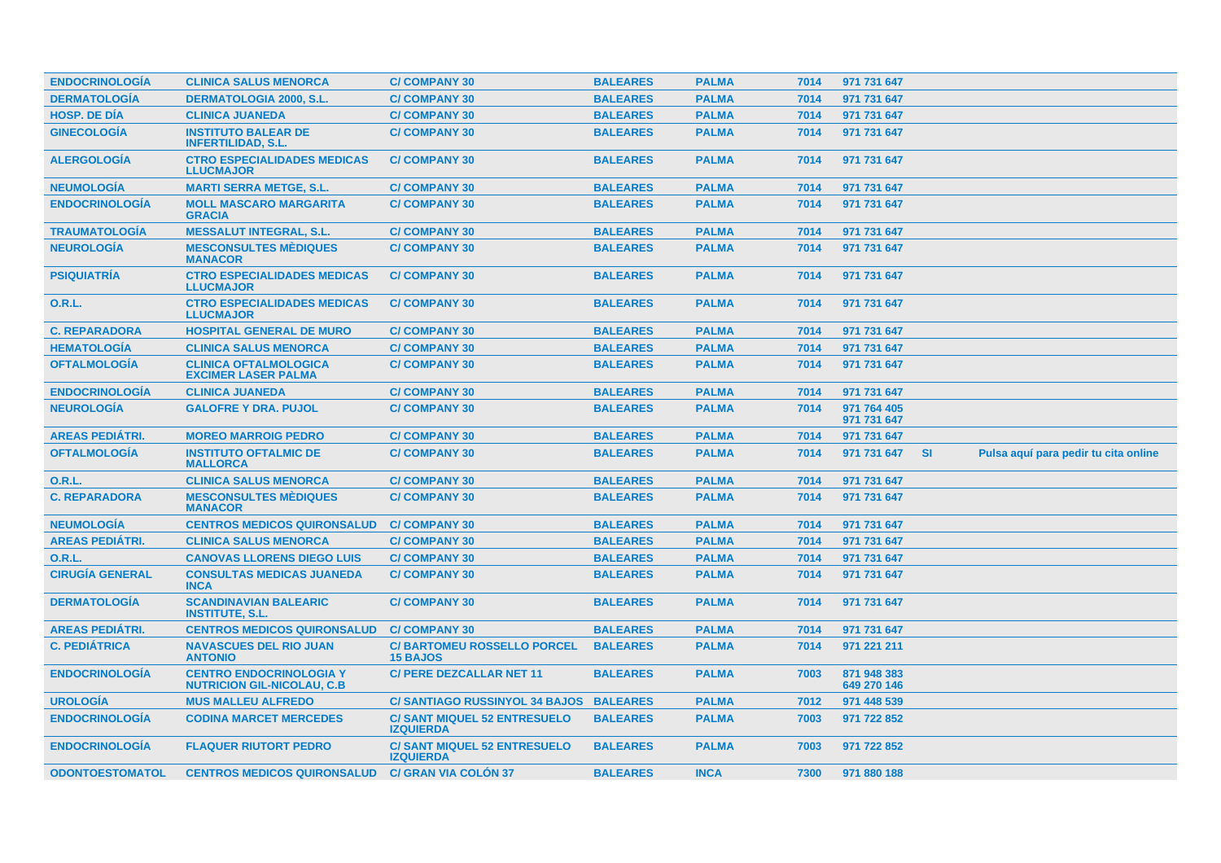| | | | | | | | | |
|---|---|---|---|---|---|---|---|---|
| ENDOCRINOLOGÍA | CLINICA SALUS MENORCA | C/ COMPANY 30 | BALEARES | PALMA | 7014 | 971 731 647 | | |
| DERMATOLOGÍA | DERMATOLOGIA 2000, S.L. | C/ COMPANY 30 | BALEARES | PALMA | 7014 | 971 731 647 | | |
| HOSP. DE DÍA | CLINICA JUANEDA | C/ COMPANY 30 | BALEARES | PALMA | 7014 | 971 731 647 | | |
| GINECOLOGÍA | INSTITUTO BALEAR DE INFERTILIDAD, S.L. | C/ COMPANY 30 | BALEARES | PALMA | 7014 | 971 731 647 | | |
| ALERGOLOGÍA | CTRO ESPECIALIDADES MEDICAS LLUCMAJOR | C/ COMPANY 30 | BALEARES | PALMA | 7014 | 971 731 647 | | |
| NEUMOLOGÍA | MARTI SERRA METGE, S.L. | C/ COMPANY 30 | BALEARES | PALMA | 7014 | 971 731 647 | | |
| ENDOCRINOLOGÍA | MOLL MASCARO MARGARITA GRACIA | C/ COMPANY 30 | BALEARES | PALMA | 7014 | 971 731 647 | | |
| TRAUMATOLOGÍA | MESSALUT INTEGRAL, S.L. | C/ COMPANY 30 | BALEARES | PALMA | 7014 | 971 731 647 | | |
| NEUROLOGÍA | MESCONSULTES MÈDIQUES MANACOR | C/ COMPANY 30 | BALEARES | PALMA | 7014 | 971 731 647 | | |
| PSIQUIATRÍA | CTRO ESPECIALIDADES MEDICAS LLUCMAJOR | C/ COMPANY 30 | BALEARES | PALMA | 7014 | 971 731 647 | | |
| O.R.L. | CTRO ESPECIALIDADES MEDICAS LLUCMAJOR | C/ COMPANY 30 | BALEARES | PALMA | 7014 | 971 731 647 | | |
| C. REPARADORA | HOSPITAL GENERAL DE MURO | C/ COMPANY 30 | BALEARES | PALMA | 7014 | 971 731 647 | | |
| HEMATOLOGÍA | CLINICA SALUS MENORCA | C/ COMPANY 30 | BALEARES | PALMA | 7014 | 971 731 647 | | |
| OFTALMOLOGÍA | CLINICA OFTALMOLOGICA EXCIMER LASER PALMA | C/ COMPANY 30 | BALEARES | PALMA | 7014 | 971 731 647 | | |
| ENDOCRINOLOGÍA | CLINICA JUANEDA | C/ COMPANY 30 | BALEARES | PALMA | 7014 | 971 731 647 | | |
| NEUROLOGÍA | GALOFRE Y DRA. PUJOL | C/ COMPANY 30 | BALEARES | PALMA | 7014 | 971 764 405 971 731 647 | | |
| AREAS PEDIÁTRI. | MOREO MARROIG PEDRO | C/ COMPANY 30 | BALEARES | PALMA | 7014 | 971 731 647 | | |
| OFTALMOLOGÍA | INSTITUTO OFTALMIC DE MALLORCA | C/ COMPANY 30 | BALEARES | PALMA | 7014 | 971 731 647 | SI | Pulsa aquí para pedir tu cita online |
| O.R.L. | CLINICA SALUS MENORCA | C/ COMPANY 30 | BALEARES | PALMA | 7014 | 971 731 647 | | |
| C. REPARADORA | MESCONSULTES MÈDIQUES MANACOR | C/ COMPANY 30 | BALEARES | PALMA | 7014 | 971 731 647 | | |
| NEUMOLOGÍA | CENTROS MEDICOS QUIRONSALUD | C/ COMPANY 30 | BALEARES | PALMA | 7014 | 971 731 647 | | |
| AREAS PEDIÁTRI. | CLINICA SALUS MENORCA | C/ COMPANY 30 | BALEARES | PALMA | 7014 | 971 731 647 | | |
| O.R.L. | CANOVAS LLORENS DIEGO LUIS | C/ COMPANY 30 | BALEARES | PALMA | 7014 | 971 731 647 | | |
| CIRUGÍA GENERAL | CONSULTAS MEDICAS JUANEDA INCA | C/ COMPANY 30 | BALEARES | PALMA | 7014 | 971 731 647 | | |
| DERMATOLOGÍA | SCANDINAVIAN BALEARIC INSTITUTE, S.L. | C/ COMPANY 30 | BALEARES | PALMA | 7014 | 971 731 647 | | |
| AREAS PEDIÁTRI. | CENTROS MEDICOS QUIRONSALUD | C/ COMPANY 30 | BALEARES | PALMA | 7014 | 971 731 647 | | |
| C. PEDIÁTRICA | NAVASCUES DEL RIO JUAN ANTONIO | C/ BARTOMEU ROSSELLO PORCEL 15 BAJOS | BALEARES | PALMA | 7014 | 971 221 211 | | |
| ENDOCRINOLOGÍA | CENTRO ENDOCRINOLOGIA Y NUTRICION GIL-NICOLAU, C.B | C/ PERE DEZCALLAR NET 11 | BALEARES | PALMA | 7003 | 871 948 383 649 270 146 | | |
| UROLOGÍA | MUS MALLEU ALFREDO | C/ SANTIAGO RUSSINYOL 34 BAJOS | BALEARES | PALMA | 7012 | 971 448 539 | | |
| ENDOCRINOLOGÍA | CODINA MARCET MERCEDES | C/ SANT MIQUEL 52 ENTRESUELO IZQUIERDA | BALEARES | PALMA | 7003 | 971 722 852 | | |
| ENDOCRINOLOGÍA | FLAQUER RIUTORT PEDRO | C/ SANT MIQUEL 52 ENTRESUELO IZQUIERDA | BALEARES | PALMA | 7003 | 971 722 852 | | |
| ODONTOESTOMATOL | CENTROS MEDICOS QUIRONSALUD | C/ GRAN VIA COLÓN 37 | BALEARES | INCA | 7300 | 971 880 188 | | |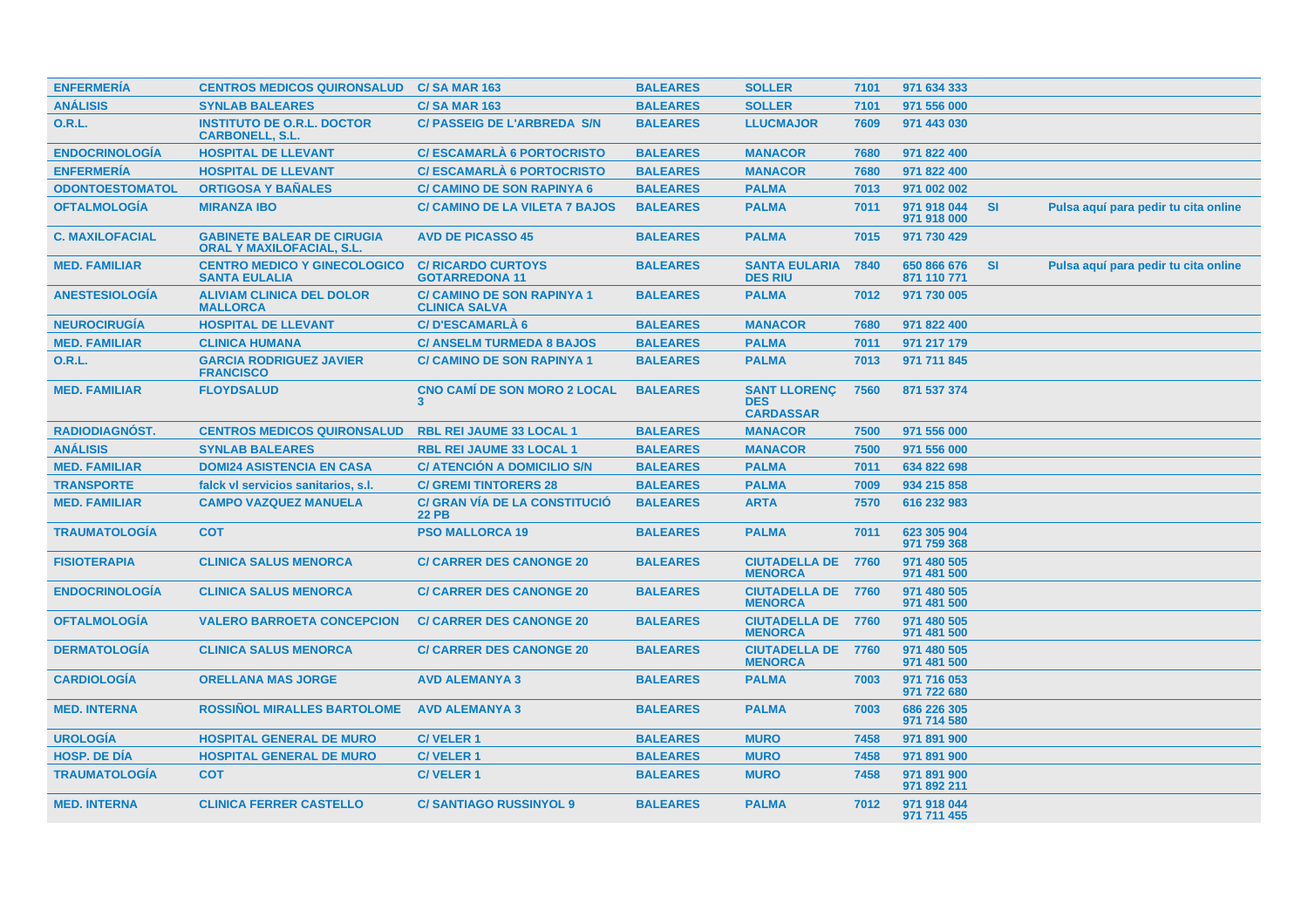| | | | | | | | | |
|---|---|---|---|---|---|---|---|---|
| **ENFERMERÍA** | **CENTROS MEDICOS QUIRONSALUD** | **C/ SA MAR 163** | **BALEARES** | **SOLLER** | **7101** | **971 634 333** | | |
| **ANÁLISIS** | **SYNLAB BALEARES** | **C/ SA MAR 163** | **BALEARES** | **SOLLER** | **7101** | **971 556 000** | | |
| **O.R.L.** | **INSTITUTO DE O.R.L. DOCTOR CARBONELL, S.L.** | **C/ PASSEIG DE L'ARBREDA S/N** | **BALEARES** | **LLUCMAJOR** | **7609** | **971 443 030** | | |
| **ENDOCRINOLOGÍA** | **HOSPITAL DE LLEVANT** | **C/ ESCAMARLÀ 6 PORTOCRISTO** | **BALEARES** | **MANACOR** | **7680** | **971 822 400** | | |
| **ENFERMERÍA** | **HOSPITAL DE LLEVANT** | **C/ ESCAMARLÀ 6 PORTOCRISTO** | **BALEARES** | **MANACOR** | **7680** | **971 822 400** | | |
| **ODONTOESTOMATOL** | **ORTIGOSA Y BAÑALES** | **C/ CAMINO DE SON RAPINYA 6** | **BALEARES** | **PALMA** | **7013** | **971 002 002** | | |
| **OFTALMOLOGÍA** | **MIRANZA IBO** | **C/ CAMINO DE LA VILETA 7 BAJOS** | **BALEARES** | **PALMA** | **7011** | **971 918 044**<br>**971 918 000** | **SI** | **Pulsa aquí para pedir tu cita online** |
| **C. MAXILOFACIAL** | **GABINETE BALEAR DE CIRUGIA ORAL Y MAXILOFACIAL, S.L.** | **AVD DE PICASSO 45** | **BALEARES** | **PALMA** | **7015** | **971 730 429** | | |
| **MED. FAMILIAR** | **CENTRO MEDICO Y GINECOLOGICO SANTA EULALIA** | **C/ RICARDO CURTOYS GOTARREDONA 11** | **BALEARES** | **SANTA EULARIA DES RIU** | **7840** | **650 866 676**<br>**871 110 771** | **SI** | **Pulsa aquí para pedir tu cita online** |
| **ANESTESIOLOGÍA** | **ALIVIAM CLINICA DEL DOLOR MALLORCA** | **C/ CAMINO DE SON RAPINYA 1 CLINICA SALVA** | **BALEARES** | **PALMA** | **7012** | **971 730 005** | | |
| **NEUROCIRUGÍA** | **HOSPITAL DE LLEVANT** | **C/ D'ESCAMARLÀ 6** | **BALEARES** | **MANACOR** | **7680** | **971 822 400** | | |
| **MED. FAMILIAR** | **CLINICA HUMANA** | **C/ ANSELM TURMEDA 8 BAJOS** | **BALEARES** | **PALMA** | **7011** | **971 217 179** | | |
| **O.R.L.** | **GARCIA RODRIGUEZ JAVIER FRANCISCO** | **C/ CAMINO DE SON RAPINYA 1** | **BALEARES** | **PALMA** | **7013** | **971 711 845** | | |
| **MED. FAMILIAR** | **FLOYDSALUD** | **CNO CAMÍ DE SON MORO 2 LOCAL 3** | **BALEARES** | **SANT LLORENÇ DES CARDASSAR** | **7560** | **871 537 374** | | |
| **RADIODIAGNÓST.** | **CENTROS MEDICOS QUIRONSALUD** | **RBL REI JAUME 33 LOCAL 1** | **BALEARES** | **MANACOR** | **7500** | **971 556 000** | | |
| **ANÁLISIS** | **SYNLAB BALEARES** | **RBL REI JAUME 33 LOCAL 1** | **BALEARES** | **MANACOR** | **7500** | **971 556 000** | | |
| **MED. FAMILIAR** | **DOMI24 ASISTENCIA EN CASA** | **C/ ATENCIÓN A DOMICILIO S/N** | **BALEARES** | **PALMA** | **7011** | **634 822 698** | | |
| **TRANSPORTE** | **falck vl servicios sanitarios, s.l.** | **C/ GREMI TINTORERS 28** | **BALEARES** | **PALMA** | **7009** | **934 215 858** | | |
| **MED. FAMILIAR** | **CAMPO VAZQUEZ MANUELA** | **C/ GRAN VÍA DE LA CONSTITUCIÓ 22 PB** | **BALEARES** | **ARTA** | **7570** | **616 232 983** | | |
| **TRAUMATOLOGÍA** | **COT** | **PSO MALLORCA 19** | **BALEARES** | **PALMA** | **7011** | **623 305 904**<br>**971 759 368** | | |
| **FISIOTERAPIA** | **CLINICA SALUS MENORCA** | **C/ CARRER DES CANONGE 20** | **BALEARES** | **CIUTADELLA DE MENORCA** | **7760** | **971 480 505**<br>**971 481 500** | | |
| **ENDOCRINOLOGÍA** | **CLINICA SALUS MENORCA** | **C/ CARRER DES CANONGE 20** | **BALEARES** | **CIUTADELLA DE MENORCA** | **7760** | **971 480 505**<br>**971 481 500** | | |
| **OFTALMOLOGÍA** | **VALERO BARROETA CONCEPCION** | **C/ CARRER DES CANONGE 20** | **BALEARES** | **CIUTADELLA DE MENORCA** | **7760** | **971 480 505**<br>**971 481 500** | | |
| **DERMATOLOGÍA** | **CLINICA SALUS MENORCA** | **C/ CARRER DES CANONGE 20** | **BALEARES** | **CIUTADELLA DE MENORCA** | **7760** | **971 480 505**<br>**971 481 500** | | |
| **CARDIOLOGÍA** | **ORELLANA MAS JORGE** | **AVD ALEMANYA 3** | **BALEARES** | **PALMA** | **7003** | **971 716 053**<br>**971 722 680** | | |
| **MED. INTERNA** | **ROSSIÑOL MIRALLES BARTOLOME** | **AVD ALEMANYA 3** | **BALEARES** | **PALMA** | **7003** | **686 226 305**<br>**971 714 580** | | |
| **UROLOGÍA** | **HOSPITAL GENERAL DE MURO** | **C/ VELER 1** | **BALEARES** | **MURO** | **7458** | **971 891 900** | | |
| **HOSP. DE DÍA** | **HOSPITAL GENERAL DE MURO** | **C/ VELER 1** | **BALEARES** | **MURO** | **7458** | **971 891 900** | | |
| **TRAUMATOLOGÍA** | **COT** | **C/ VELER 1** | **BALEARES** | **MURO** | **7458** | **971 891 900**<br>**971 892 211** | | |
| **MED. INTERNA** | **CLINICA FERRER CASTELLO** | **C/ SANTIAGO RUSSINYOL 9** | **BALEARES** | **PALMA** | **7012** | **971 918 044**<br>**971 711 455** | | |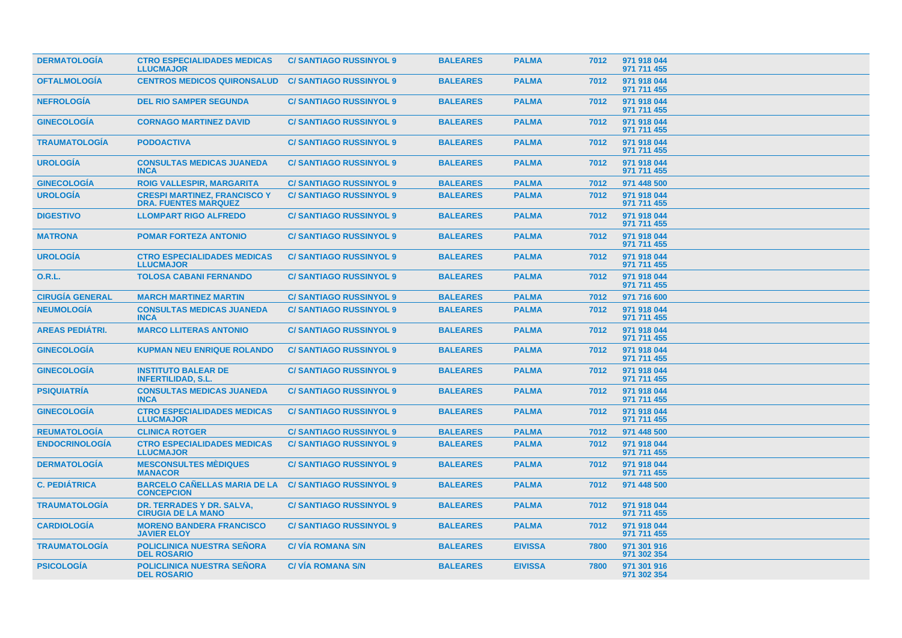| | | | | | | |
|---|---|---|---|---|---|---|
| DERMATOLOGÍA | CTRO ESPECIALIDADES MEDICAS LLUCMAJOR | C/ SANTIAGO RUSSINYOL 9 | BALEARES | PALMA | 7012 | 971 918 044<br>971 711 455 |
| OFTALMOLOGÍA | CENTROS MEDICOS QUIRONSALUD | C/ SANTIAGO RUSSINYOL 9 | BALEARES | PALMA | 7012 | 971 918 044<br>971 711 455 |
| NEFROLOGÍA | DEL RIO SAMPER SEGUNDA | C/ SANTIAGO RUSSINYOL 9 | BALEARES | PALMA | 7012 | 971 918 044<br>971 711 455 |
| GINECOLOGÍA | CORNAGO MARTINEZ DAVID | C/ SANTIAGO RUSSINYOL 9 | BALEARES | PALMA | 7012 | 971 918 044<br>971 711 455 |
| TRAUMATOLOGÍA | PODOACTIVA | C/ SANTIAGO RUSSINYOL 9 | BALEARES | PALMA | 7012 | 971 918 044<br>971 711 455 |
| UROLOGÍA | CONSULTAS MEDICAS JUANEDA INCA | C/ SANTIAGO RUSSINYOL 9 | BALEARES | PALMA | 7012 | 971 918 044<br>971 711 455 |
| GINECOLOGÍA | ROIG VALLESPIR, MARGARITA | C/ SANTIAGO RUSSINYOL 9 | BALEARES | PALMA | 7012 | 971 448 500 |
| UROLOGÍA | CRESPI MARTINEZ, FRANCISCO Y DRA. FUENTES MARQUEZ | C/ SANTIAGO RUSSINYOL 9 | BALEARES | PALMA | 7012 | 971 918 044<br>971 711 455 |
| DIGESTIVO | LLOMPART RIGO ALFREDO | C/ SANTIAGO RUSSINYOL 9 | BALEARES | PALMA | 7012 | 971 918 044<br>971 711 455 |
| MATRONA | POMAR FORTEZA ANTONIO | C/ SANTIAGO RUSSINYOL 9 | BALEARES | PALMA | 7012 | 971 918 044<br>971 711 455 |
| UROLOGÍA | CTRO ESPECIALIDADES MEDICAS LLUCMAJOR | C/ SANTIAGO RUSSINYOL 9 | BALEARES | PALMA | 7012 | 971 918 044<br>971 711 455 |
| O.R.L. | TOLOSA CABANI FERNANDO | C/ SANTIAGO RUSSINYOL 9 | BALEARES | PALMA | 7012 | 971 918 044<br>971 711 455 |
| CIRUGÍA GENERAL | MARCH MARTINEZ MARTIN | C/ SANTIAGO RUSSINYOL 9 | BALEARES | PALMA | 7012 | 971 716 600 |
| NEUMOLOGÍA | CONSULTAS MEDICAS JUANEDA INCA | C/ SANTIAGO RUSSINYOL 9 | BALEARES | PALMA | 7012 | 971 918 044<br>971 711 455 |
| AREAS PEDIÁTRI. | MARCO LLITERAS ANTONIO | C/ SANTIAGO RUSSINYOL 9 | BALEARES | PALMA | 7012 | 971 918 044<br>971 711 455 |
| GINECOLOGÍA | KUPMAN NEU ENRIQUE ROLANDO | C/ SANTIAGO RUSSINYOL 9 | BALEARES | PALMA | 7012 | 971 918 044<br>971 711 455 |
| GINECOLOGÍA | INSTITUTO BALEAR DE INFERTILIDAD, S.L. | C/ SANTIAGO RUSSINYOL 9 | BALEARES | PALMA | 7012 | 971 918 044<br>971 711 455 |
| PSIQUIATRÍA | CONSULTAS MEDICAS JUANEDA INCA | C/ SANTIAGO RUSSINYOL 9 | BALEARES | PALMA | 7012 | 971 918 044<br>971 711 455 |
| GINECOLOGÍA | CTRO ESPECIALIDADES MEDICAS LLUCMAJOR | C/ SANTIAGO RUSSINYOL 9 | BALEARES | PALMA | 7012 | 971 918 044<br>971 711 455 |
| REUMATOLOGÍA | CLINICA ROTGER | C/ SANTIAGO RUSSINYOL 9 | BALEARES | PALMA | 7012 | 971 448 500 |
| ENDOCRINOLOGÍA | CTRO ESPECIALIDADES MEDICAS LLUCMAJOR | C/ SANTIAGO RUSSINYOL 9 | BALEARES | PALMA | 7012 | 971 918 044<br>971 711 455 |
| DERMATOLOGÍA | MESCONSULTES MÈDIQUES MANACOR | C/ SANTIAGO RUSSINYOL 9 | BALEARES | PALMA | 7012 | 971 918 044<br>971 711 455 |
| C. PEDIÁTRICA | BARCELO CAÑELLAS MARIA DE LA CONCEPCION | C/ SANTIAGO RUSSINYOL 9 | BALEARES | PALMA | 7012 | 971 448 500 |
| TRAUMATOLOGÍA | DR. TERRADES Y DR. SALVA, CIRUGIA DE LA MANO | C/ SANTIAGO RUSSINYOL 9 | BALEARES | PALMA | 7012 | 971 918 044<br>971 711 455 |
| CARDIOLOGÍA | MORENO BANDERA FRANCISCO JAVIER ELOY | C/ SANTIAGO RUSSINYOL 9 | BALEARES | PALMA | 7012 | 971 918 044<br>971 711 455 |
| TRAUMATOLOGÍA | POLICLINICA NUESTRA SEÑORA DEL ROSARIO | C/ VÍA ROMANA S/N | BALEARES | EIVISSA | 7800 | 971 301 916<br>971 302 354 |
| PSICOLOGÍA | POLICLINICA NUESTRA SEÑORA DEL ROSARIO | C/ VÍA ROMANA S/N | BALEARES | EIVISSA | 7800 | 971 301 916<br>971 302 354 |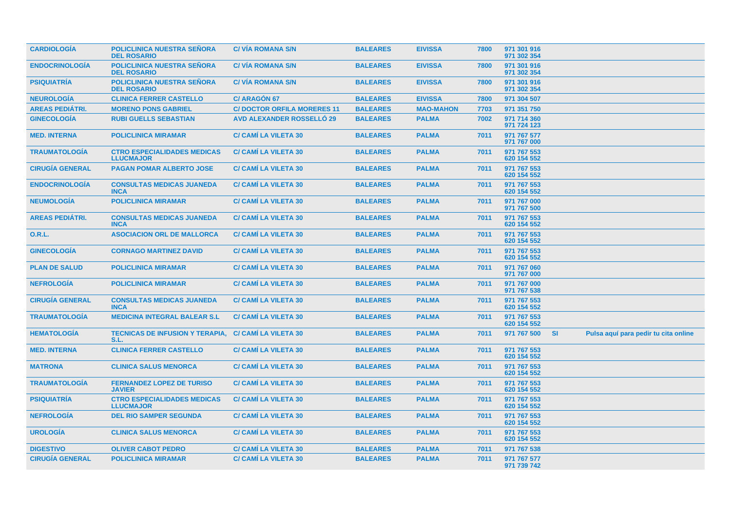| | | | | | | | | |
|---|---|---|---|---|---|---|---|---|
| CARDIOLOGÍA | POLICLINICA NUESTRA SEÑORA DEL ROSARIO | C/ VÍA ROMANA S/N | BALEARES | EIVISSA | 7800 | 971 301 916<br>971 302 354 | | |
| ENDOCRINOLOGÍA | POLICLINICA NUESTRA SEÑORA DEL ROSARIO | C/ VÍA ROMANA S/N | BALEARES | EIVISSA | 7800 | 971 301 916<br>971 302 354 | | |
| PSIQUIATRÍA | POLICLINICA NUESTRA SEÑORA DEL ROSARIO | C/ VÍA ROMANA S/N | BALEARES | EIVISSA | 7800 | 971 301 916<br>971 302 354 | | |
| NEUROLOGÍA | CLINICA FERRER CASTELLO | C/ ARAGÓN 67 | BALEARES | EIVISSA | 7800 | 971 304 507 | | |
| AREAS PEDIÁTRI. | MORENO PONS GABRIEL | C/ DOCTOR ORFILA MORERES 11 | BALEARES | MAO-MAHON | 7703 | 971 351 750 | | |
| GINECOLOGÍA | RUBI GUELLS SEBASTIAN | AVD ALEXANDER ROSSELLÓ 29 | BALEARES | PALMA | 7002 | 971 714 360<br>971 724 123 | | |
| MED. INTERNA | POLICLINICA MIRAMAR | C/ CAMÍ LA VILETA 30 | BALEARES | PALMA | 7011 | 971 767 577<br>971 767 000 | | |
| TRAUMATOLOGÍA | CTRO ESPECIALIDADES MEDICAS LLUCMAJOR | C/ CAMÍ LA VILETA 30 | BALEARES | PALMA | 7011 | 971 767 553<br>620 154 552 | | |
| CIRUGÍA GENERAL | PAGAN POMAR ALBERTO JOSE | C/ CAMÍ LA VILETA 30 | BALEARES | PALMA | 7011 | 971 767 553<br>620 154 552 | | |
| ENDOCRINOLOGÍA | CONSULTAS MEDICAS JUANEDA INCA | C/ CAMÍ LA VILETA 30 | BALEARES | PALMA | 7011 | 971 767 553<br>620 154 552 | | |
| NEUMOLOGÍA | POLICLINICA MIRAMAR | C/ CAMÍ LA VILETA 30 | BALEARES | PALMA | 7011 | 971 767 000<br>971 767 500 | | |
| AREAS PEDIÁTRI. | CONSULTAS MEDICAS JUANEDA INCA | C/ CAMÍ LA VILETA 30 | BALEARES | PALMA | 7011 | 971 767 553<br>620 154 552 | | |
| O.R.L. | ASOCIACION ORL DE MALLORCA | C/ CAMÍ LA VILETA 30 | BALEARES | PALMA | 7011 | 971 767 553<br>620 154 552 | | |
| GINECOLOGÍA | CORNAGO MARTINEZ DAVID | C/ CAMÍ LA VILETA 30 | BALEARES | PALMA | 7011 | 971 767 553<br>620 154 552 | | |
| PLAN DE SALUD | POLICLINICA MIRAMAR | C/ CAMÍ LA VILETA 30 | BALEARES | PALMA | 7011 | 971 767 060<br>971 767 000 | | |
| NEFROLOGÍA | POLICLINICA MIRAMAR | C/ CAMÍ LA VILETA 30 | BALEARES | PALMA | 7011 | 971 767 000<br>971 767 538 | | |
| CIRUGÍA GENERAL | CONSULTAS MEDICAS JUANEDA INCA | C/ CAMÍ LA VILETA 30 | BALEARES | PALMA | 7011 | 971 767 553<br>620 154 552 | | |
| TRAUMATOLOGÍA | MEDICINA INTEGRAL BALEAR S.L | C/ CAMÍ LA VILETA 30 | BALEARES | PALMA | 7011 | 971 767 553<br>620 154 552 | | |
| HEMATOLOGÍA | TECNICAS DE INFUSION Y TERAPIA, S.L. | C/ CAMÍ LA VILETA 30 | BALEARES | PALMA | 7011 | 971 767 500 | SI | Pulsa aquí para pedir tu cita online |
| MED. INTERNA | CLINICA FERRER CASTELLO | C/ CAMÍ LA VILETA 30 | BALEARES | PALMA | 7011 | 971 767 553<br>620 154 552 | | |
| MATRONA | CLINICA SALUS MENORCA | C/ CAMÍ LA VILETA 30 | BALEARES | PALMA | 7011 | 971 767 553<br>620 154 552 | | |
| TRAUMATOLOGÍA | FERNANDEZ LOPEZ DE TURISO JAVIER | C/ CAMÍ LA VILETA 30 | BALEARES | PALMA | 7011 | 971 767 553<br>620 154 552 | | |
| PSIQUIATRÍA | CTRO ESPECIALIDADES MEDICAS LLUCMAJOR | C/ CAMÍ LA VILETA 30 | BALEARES | PALMA | 7011 | 971 767 553<br>620 154 552 | | |
| NEFROLOGÍA | DEL RIO SAMPER SEGUNDA | C/ CAMÍ LA VILETA 30 | BALEARES | PALMA | 7011 | 971 767 553<br>620 154 552 | | |
| UROLOGÍA | CLINICA SALUS MENORCA | C/ CAMÍ LA VILETA 30 | BALEARES | PALMA | 7011 | 971 767 553<br>620 154 552 | | |
| DIGESTIVO | OLIVER CABOT PEDRO | C/ CAMÍ LA VILETA 30 | BALEARES | PALMA | 7011 | 971 767 538 | | |
| CIRUGÍA GENERAL | POLICLINICA MIRAMAR | C/ CAMÍ LA VILETA 30 | BALEARES | PALMA | 7011 | 971 767 577<br>971 739 742 | | |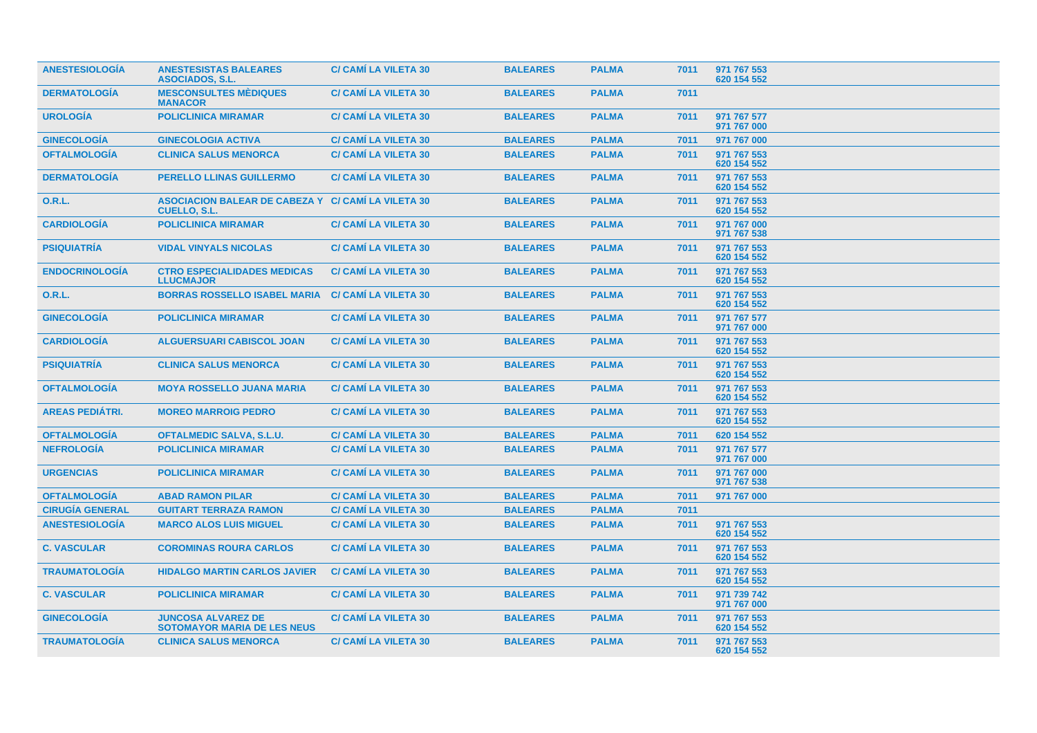| | | | | | | |
|---|---|---|---|---|---|---|
| **ANESTESIOLOGÍA** | **ANESTESISTAS BALEARES ASOCIADOS, S.L.** | **C/ CAMÍ LA VILETA 30** | **BALEARES** | **PALMA** | **7011** | **971 767 553 620 154 552** |
| **DERMATOLOGÍA** | **MESCONSULTES MÈDIQUES MANACOR** | **C/ CAMÍ LA VILETA 30** | **BALEARES** | **PALMA** | **7011** | |
| **UROLOGÍA** | **POLICLINICA MIRAMAR** | **C/ CAMÍ LA VILETA 30** | **BALEARES** | **PALMA** | **7011** | **971 767 577 971 767 000** |
| **GINECOLOGÍA** | **GINECOLOGIA ACTIVA** | **C/ CAMÍ LA VILETA 30** | **BALEARES** | **PALMA** | **7011** | **971 767 000** |
| **OFTALMOLOGÍA** | **CLINICA SALUS MENORCA** | **C/ CAMÍ LA VILETA 30** | **BALEARES** | **PALMA** | **7011** | **971 767 553 620 154 552** |
| **DERMATOLOGÍA** | **PERELLO LLINAS GUILLERMO** | **C/ CAMÍ LA VILETA 30** | **BALEARES** | **PALMA** | **7011** | **971 767 553 620 154 552** |
| **O.R.L.** | **ASOCIACION BALEAR DE CABEZA Y CUELLO, S.L.** | **C/ CAMÍ LA VILETA 30** | **BALEARES** | **PALMA** | **7011** | **971 767 553 620 154 552** |
| **CARDIOLOGÍA** | **POLICLINICA MIRAMAR** | **C/ CAMÍ LA VILETA 30** | **BALEARES** | **PALMA** | **7011** | **971 767 000 971 767 538** |
| **PSIQUIATRÍA** | **VIDAL VINYALS NICOLAS** | **C/ CAMÍ LA VILETA 30** | **BALEARES** | **PALMA** | **7011** | **971 767 553 620 154 552** |
| **ENDOCRINOLOGÍA** | **CTRO ESPECIALIDADES MEDICAS LLUCMAJOR** | **C/ CAMÍ LA VILETA 30** | **BALEARES** | **PALMA** | **7011** | **971 767 553 620 154 552** |
| **O.R.L.** | **BORRAS ROSSELLO ISABEL MARIA** | **C/ CAMÍ LA VILETA 30** | **BALEARES** | **PALMA** | **7011** | **971 767 553 620 154 552** |
| **GINECOLOGÍA** | **POLICLINICA MIRAMAR** | **C/ CAMÍ LA VILETA 30** | **BALEARES** | **PALMA** | **7011** | **971 767 577 971 767 000** |
| **CARDIOLOGÍA** | **ALGUERSUARI CABISCOL JOAN** | **C/ CAMÍ LA VILETA 30** | **BALEARES** | **PALMA** | **7011** | **971 767 553 620 154 552** |
| **PSIQUIATRÍA** | **CLINICA SALUS MENORCA** | **C/ CAMÍ LA VILETA 30** | **BALEARES** | **PALMA** | **7011** | **971 767 553 620 154 552** |
| **OFTALMOLOGÍA** | **MOYA ROSSELLO JUANA MARIA** | **C/ CAMÍ LA VILETA 30** | **BALEARES** | **PALMA** | **7011** | **971 767 553 620 154 552** |
| **AREAS PEDIÁTRI.** | **MOREO MARROIG PEDRO** | **C/ CAMÍ LA VILETA 30** | **BALEARES** | **PALMA** | **7011** | **971 767 553 620 154 552** |
| **OFTALMOLOGÍA** | **OFTALMEDIC SALVA, S.L.U.** | **C/ CAMÍ LA VILETA 30** | **BALEARES** | **PALMA** | **7011** | **620 154 552** |
| **NEFROLOGÍA** | **POLICLINICA MIRAMAR** | **C/ CAMÍ LA VILETA 30** | **BALEARES** | **PALMA** | **7011** | **971 767 577 971 767 000** |
| **URGENCIAS** | **POLICLINICA MIRAMAR** | **C/ CAMÍ LA VILETA 30** | **BALEARES** | **PALMA** | **7011** | **971 767 000 971 767 538** |
| **OFTALMOLOGÍA** | **ABAD RAMON PILAR** | **C/ CAMÍ LA VILETA 30** | **BALEARES** | **PALMA** | **7011** | **971 767 000** |
| **CIRUGÍA GENERAL** | **GUITART TERRAZA RAMON** | **C/ CAMÍ LA VILETA 30** | **BALEARES** | **PALMA** | **7011** | |
| **ANESTESIOLOGÍA** | **MARCO ALOS LUIS MIGUEL** | **C/ CAMÍ LA VILETA 30** | **BALEARES** | **PALMA** | **7011** | **971 767 553 620 154 552** |
| **C. VASCULAR** | **COROMINAS ROURA CARLOS** | **C/ CAMÍ LA VILETA 30** | **BALEARES** | **PALMA** | **7011** | **971 767 553 620 154 552** |
| **TRAUMATOLOGÍA** | **HIDALGO MARTIN CARLOS JAVIER** | **C/ CAMÍ LA VILETA 30** | **BALEARES** | **PALMA** | **7011** | **971 767 553 620 154 552** |
| **C. VASCULAR** | **POLICLINICA MIRAMAR** | **C/ CAMÍ LA VILETA 30** | **BALEARES** | **PALMA** | **7011** | **971 739 742 971 767 000** |
| **GINECOLOGÍA** | **JUNCOSA ALVAREZ DE SOTOMAYOR MARIA DE LES NEUS** | **C/ CAMÍ LA VILETA 30** | **BALEARES** | **PALMA** | **7011** | **971 767 553 620 154 552** |
| **TRAUMATOLOGÍA** | **CLINICA SALUS MENORCA** | **C/ CAMÍ LA VILETA 30** | **BALEARES** | **PALMA** | **7011** | **971 767 553 620 154 552** |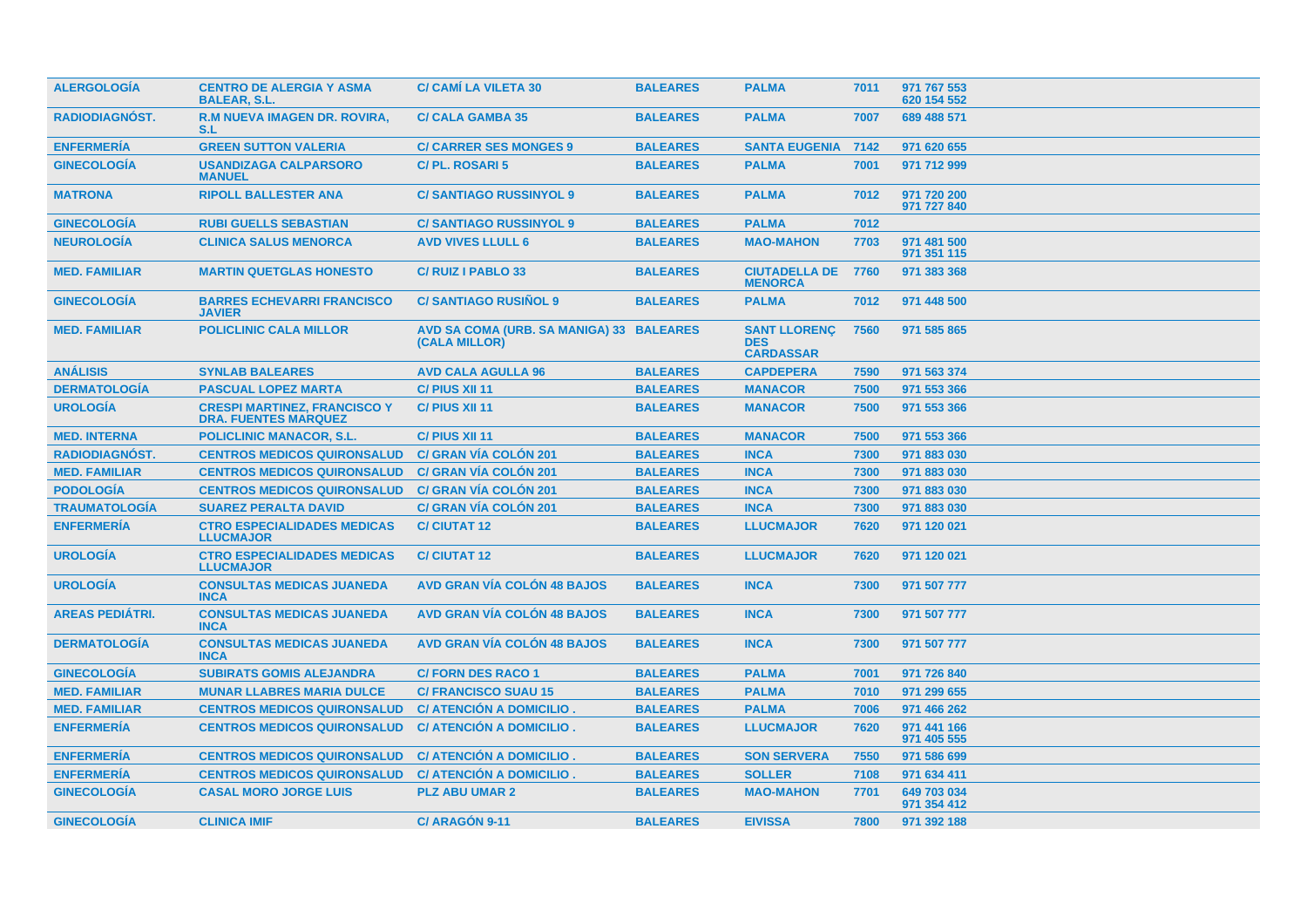| | | | | | | |
|---|---|---|---|---|---|---|
| ALERGOLOGÍA | CENTRO DE ALERGIA Y ASMA BALEAR, S.L. | C/ CAMÍ LA VILETA 30 | BALEARES | PALMA | 7011 | 971 767 553 620 154 552 |
| RADIODIAGNÓST. | R.M NUEVA IMAGEN DR. ROVIRA, S.L | C/ CALA GAMBA 35 | BALEARES | PALMA | 7007 | 689 488 571 |
| ENFERMERÍA | GREEN SUTTON VALERIA | C/ CARRER SES MONGES 9 | BALEARES | SANTA EUGENIA | 7142 | 971 620 655 |
| GINECOLOGÍA | USANDIZAGA CALPARSORO MANUEL | C/ PL. ROSARI 5 | BALEARES | PALMA | 7001 | 971 712 999 |
| MATRONA | RIPOLL BALLESTER ANA | C/ SANTIAGO RUSSINYOL 9 | BALEARES | PALMA | 7012 | 971 720 200 971 727 840 |
| GINECOLOGÍA | RUBI GUELLS SEBASTIAN | C/ SANTIAGO RUSSINYOL 9 | BALEARES | PALMA | 7012 | |
| NEUROLOGÍA | CLINICA SALUS MENORCA | AVD VIVES LLULL 6 | BALEARES | MAO-MAHON | 7703 | 971 481 500 971 351 115 |
| MED. FAMILIAR | MARTIN QUETGLAS HONESTO | C/ RUIZ I PABLO 33 | BALEARES | CIUTADELLA DE MENORCA | 7760 | 971 383 368 |
| GINECOLOGÍA | BARRES ECHEVARRI FRANCISCO JAVIER | C/ SANTIAGO RUSIÑOL 9 | BALEARES | PALMA | 7012 | 971 448 500 |
| MED. FAMILIAR | POLICLINIC CALA MILLOR | AVD SA COMA (URB. SA MANIGA) 33 (CALA MILLOR) | BALEARES | SANT LLORENÇ DES CARDASSAR | 7560 | 971 585 865 |
| ANÁLISIS | SYNLAB BALEARES | AVD CALA AGULLA 96 | BALEARES | CAPDEPERA | 7590 | 971 563 374 |
| DERMATOLOGÍA | PASCUAL LOPEZ MARTA | C/ PIUS XII 11 | BALEARES | MANACOR | 7500 | 971 553 366 |
| UROLOGÍA | CRESPI MARTINEZ, FRANCISCO Y DRA. FUENTES MARQUEZ | C/ PIUS XII 11 | BALEARES | MANACOR | 7500 | 971 553 366 |
| MED. INTERNA | POLICLINIC MANACOR, S.L. | C/ PIUS XII 11 | BALEARES | MANACOR | 7500 | 971 553 366 |
| RADIODIAGNÓST. | CENTROS MEDICOS QUIRONSALUD | C/ GRAN VÍA COLÓN 201 | BALEARES | INCA | 7300 | 971 883 030 |
| MED. FAMILIAR | CENTROS MEDICOS QUIRONSALUD | C/ GRAN VÍA COLÓN 201 | BALEARES | INCA | 7300 | 971 883 030 |
| PODOLOGÍA | CENTROS MEDICOS QUIRONSALUD | C/ GRAN VÍA COLÓN 201 | BALEARES | INCA | 7300 | 971 883 030 |
| TRAUMATOLOGÍA | SUAREZ PERALTA DAVID | C/ GRAN VÍA COLÓN 201 | BALEARES | INCA | 7300 | 971 883 030 |
| ENFERMERÍA | CTRO ESPECIALIDADES MEDICAS LLUCMAJOR | C/ CIUTAT 12 | BALEARES | LLUCMAJOR | 7620 | 971 120 021 |
| UROLOGÍA | CTRO ESPECIALIDADES MEDICAS LLUCMAJOR | C/ CIUTAT 12 | BALEARES | LLUCMAJOR | 7620 | 971 120 021 |
| UROLOGÍA | CONSULTAS MEDICAS JUANEDA INCA | AVD GRAN VÍA COLÓN 48 BAJOS | BALEARES | INCA | 7300 | 971 507 777 |
| AREAS PEDIÁTRI. | CONSULTAS MEDICAS JUANEDA INCA | AVD GRAN VÍA COLÓN 48 BAJOS | BALEARES | INCA | 7300 | 971 507 777 |
| DERMATOLOGÍA | CONSULTAS MEDICAS JUANEDA INCA | AVD GRAN VÍA COLÓN 48 BAJOS | BALEARES | INCA | 7300 | 971 507 777 |
| GINECOLOGÍA | SUBIRATS GOMIS ALEJANDRA | C/ FORN DES RACO 1 | BALEARES | PALMA | 7001 | 971 726 840 |
| MED. FAMILIAR | MUNAR LLABRES MARIA DULCE | C/ FRANCISCO SUAU 15 | BALEARES | PALMA | 7010 | 971 299 655 |
| MED. FAMILIAR | CENTROS MEDICOS QUIRONSALUD | C/ ATENCIÓN A DOMICILIO . | BALEARES | PALMA | 7006 | 971 466 262 |
| ENFERMERÍA | CENTROS MEDICOS QUIRONSALUD | C/ ATENCIÓN A DOMICILIO . | BALEARES | LLUCMAJOR | 7620 | 971 441 166 971 405 555 |
| ENFERMERÍA | CENTROS MEDICOS QUIRONSALUD | C/ ATENCIÓN A DOMICILIO . | BALEARES | SON SERVERA | 7550 | 971 586 699 |
| ENFERMERÍA | CENTROS MEDICOS QUIRONSALUD | C/ ATENCIÓN A DOMICILIO . | BALEARES | SOLLER | 7108 | 971 634 411 |
| GINECOLOGÍA | CASAL MORO JORGE LUIS | PLZ ABU UMAR 2 | BALEARES | MAO-MAHON | 7701 | 649 703 034 971 354 412 |
| GINECOLOGÍA | CLINICA IMIF | C/ ARAGÓN 9-11 | BALEARES | EIVISSA | 7800 | 971 392 188 |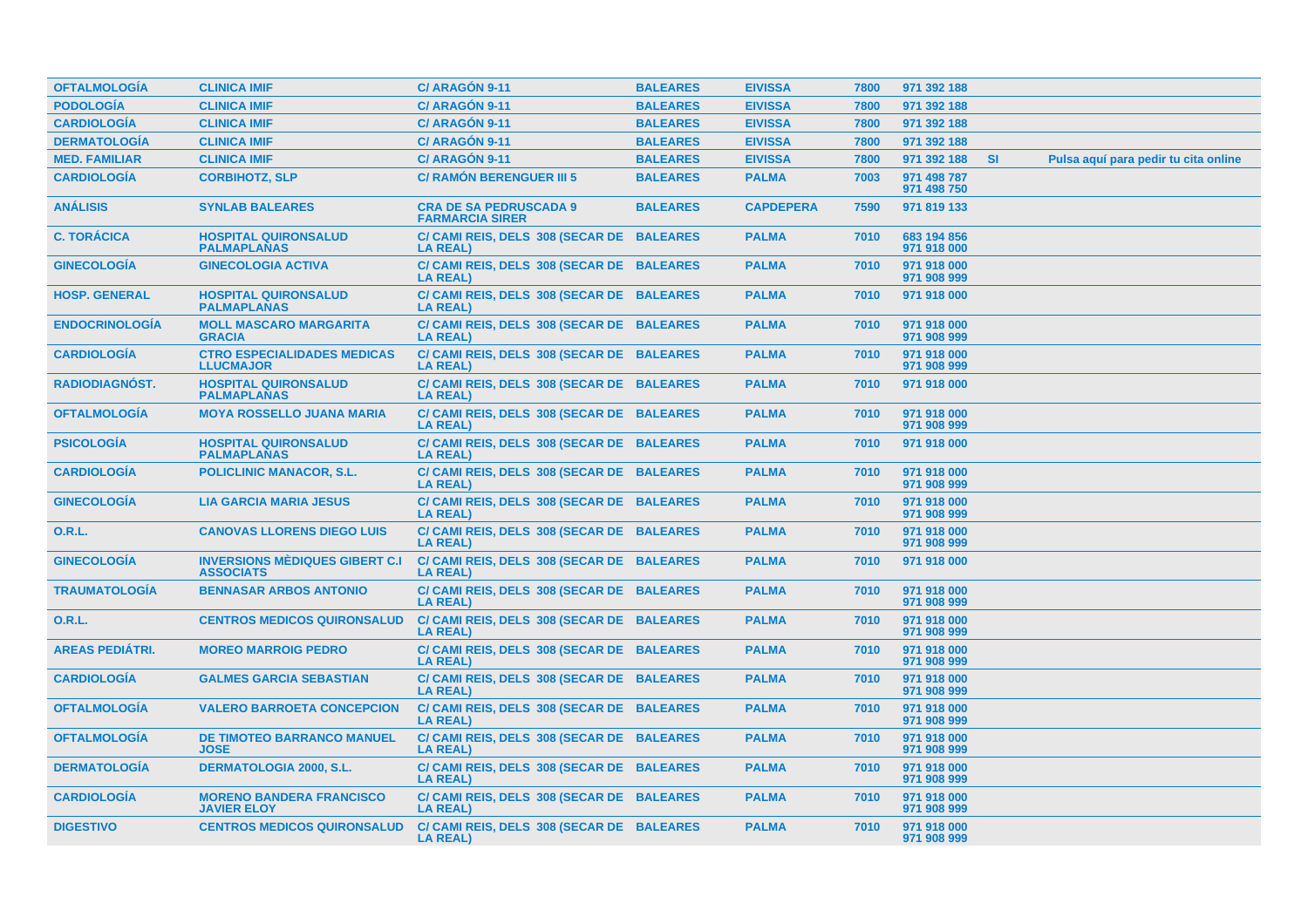| | | | | | | | | |
|---|---|---|---|---|---|---|---|---|
| OFTALMOLOGÍA | CLINICA IMIF | C/ ARAGÓN 9-11 | BALEARES | EIVISSA | 7800 | 971 392 188 | | |
| PODOLOGÍA | CLINICA IMIF | C/ ARAGÓN 9-11 | BALEARES | EIVISSA | 7800 | 971 392 188 | | |
| CARDIOLOGÍA | CLINICA IMIF | C/ ARAGÓN 9-11 | BALEARES | EIVISSA | 7800 | 971 392 188 | | |
| DERMATOLOGÍA | CLINICA IMIF | C/ ARAGÓN 9-11 | BALEARES | EIVISSA | 7800 | 971 392 188 | | |
| MED. FAMILIAR | CLINICA IMIF | C/ ARAGÓN 9-11 | BALEARES | EIVISSA | 7800 | 971 392 188 | SI | Pulsa aquí para pedir tu cita online |
| CARDIOLOGÍA | CORBIHOTZ, SLP | C/ RAMÓN BERENGUER III 5 | BALEARES | PALMA | 7003 | 971 498 787<br>971 498 750 | | |
| ANÁLISIS | SYNLAB BALEARES | CRA DE SA PEDRUSCADA 9 FARMARCIA SIRER | BALEARES | CAPDEPERA | 7590 | 971 819 133 | | |
| C. TORÁCICA | HOSPITAL QUIRONSALUD PALMAPLANAS | C/ CAMI REIS, DELS 308 (SECAR DE LA REAL) | BALEARES | PALMA | 7010 | 683 194 856<br>971 918 000 | | |
| GINECOLOGÍA | GINECOLOGIA ACTIVA | C/ CAMI REIS, DELS 308 (SECAR DE LA REAL) | BALEARES | PALMA | 7010 | 971 918 000<br>971 908 999 | | |
| HOSP. GENERAL | HOSPITAL QUIRONSALUD PALMAPLANAS | C/ CAMI REIS, DELS 308 (SECAR DE LA REAL) | BALEARES | PALMA | 7010 | 971 918 000 | | |
| ENDOCRINOLOGÍA | MOLL MASCARO MARGARITA GRACIA | C/ CAMI REIS, DELS 308 (SECAR DE LA REAL) | BALEARES | PALMA | 7010 | 971 918 000<br>971 908 999 | | |
| CARDIOLOGÍA | CTRO ESPECIALIDADES MEDICAS LLUCMAJOR | C/ CAMI REIS, DELS 308 (SECAR DE LA REAL) | BALEARES | PALMA | 7010 | 971 918 000<br>971 908 999 | | |
| RADIODIAGNÓST. | HOSPITAL QUIRONSALUD PALMAPLANAS | C/ CAMI REIS, DELS 308 (SECAR DE LA REAL) | BALEARES | PALMA | 7010 | 971 918 000 | | |
| OFTALMOLOGÍA | MOYA ROSSELLO JUANA MARIA | C/ CAMI REIS, DELS 308 (SECAR DE LA REAL) | BALEARES | PALMA | 7010 | 971 918 000<br>971 908 999 | | |
| PSICOLOGÍA | HOSPITAL QUIRONSALUD PALMAPLANAS | C/ CAMI REIS, DELS 308 (SECAR DE LA REAL) | BALEARES | PALMA | 7010 | 971 918 000 | | |
| CARDIOLOGÍA | POLICLINIC MANACOR, S.L. | C/ CAMI REIS, DELS 308 (SECAR DE LA REAL) | BALEARES | PALMA | 7010 | 971 918 000<br>971 908 999 | | |
| GINECOLOGÍA | LIA GARCIA MARIA JESUS | C/ CAMI REIS, DELS 308 (SECAR DE LA REAL) | BALEARES | PALMA | 7010 | 971 918 000<br>971 908 999 | | |
| O.R.L. | CANOVAS LLORENS DIEGO LUIS | C/ CAMI REIS, DELS 308 (SECAR DE LA REAL) | BALEARES | PALMA | 7010 | 971 918 000<br>971 908 999 | | |
| GINECOLOGÍA | INVERSIONS MÈDIQUES GIBERT C.I ASSOCIATS | C/ CAMI REIS, DELS 308 (SECAR DE LA REAL) | BALEARES | PALMA | 7010 | 971 918 000 | | |
| TRAUMATOLOGÍA | BENNASAR ARBOS ANTONIO | C/ CAMI REIS, DELS 308 (SECAR DE LA REAL) | BALEARES | PALMA | 7010 | 971 918 000<br>971 908 999 | | |
| O.R.L. | CENTROS MEDICOS QUIRONSALUD | C/ CAMI REIS, DELS 308 (SECAR DE LA REAL) | BALEARES | PALMA | 7010 | 971 918 000<br>971 908 999 | | |
| AREAS PEDIÁTRI. | MOREO MARROIG PEDRO | C/ CAMI REIS, DELS 308 (SECAR DE LA REAL) | BALEARES | PALMA | 7010 | 971 918 000<br>971 908 999 | | |
| CARDIOLOGÍA | GALMES GARCIA SEBASTIAN | C/ CAMI REIS, DELS 308 (SECAR DE LA REAL) | BALEARES | PALMA | 7010 | 971 918 000<br>971 908 999 | | |
| OFTALMOLOGÍA | VALERO BARROETA CONCEPCION | C/ CAMI REIS, DELS 308 (SECAR DE LA REAL) | BALEARES | PALMA | 7010 | 971 918 000<br>971 908 999 | | |
| OFTALMOLOGÍA | DE TIMOTEO BARRANCO MANUEL JOSE | C/ CAMI REIS, DELS 308 (SECAR DE LA REAL) | BALEARES | PALMA | 7010 | 971 918 000<br>971 908 999 | | |
| DERMATOLOGÍA | DERMATOLOGIA 2000, S.L. | C/ CAMI REIS, DELS 308 (SECAR DE LA REAL) | BALEARES | PALMA | 7010 | 971 918 000<br>971 908 999 | | |
| CARDIOLOGÍA | MORENO BANDERA FRANCISCO JAVIER ELOY | C/ CAMI REIS, DELS 308 (SECAR DE LA REAL) | BALEARES | PALMA | 7010 | 971 918 000<br>971 908 999 | | |
| DIGESTIVO | CENTROS MEDICOS QUIRONSALUD | C/ CAMI REIS, DELS 308 (SECAR DE LA REAL) | BALEARES | PALMA | 7010 | 971 918 000<br>971 908 999 | | |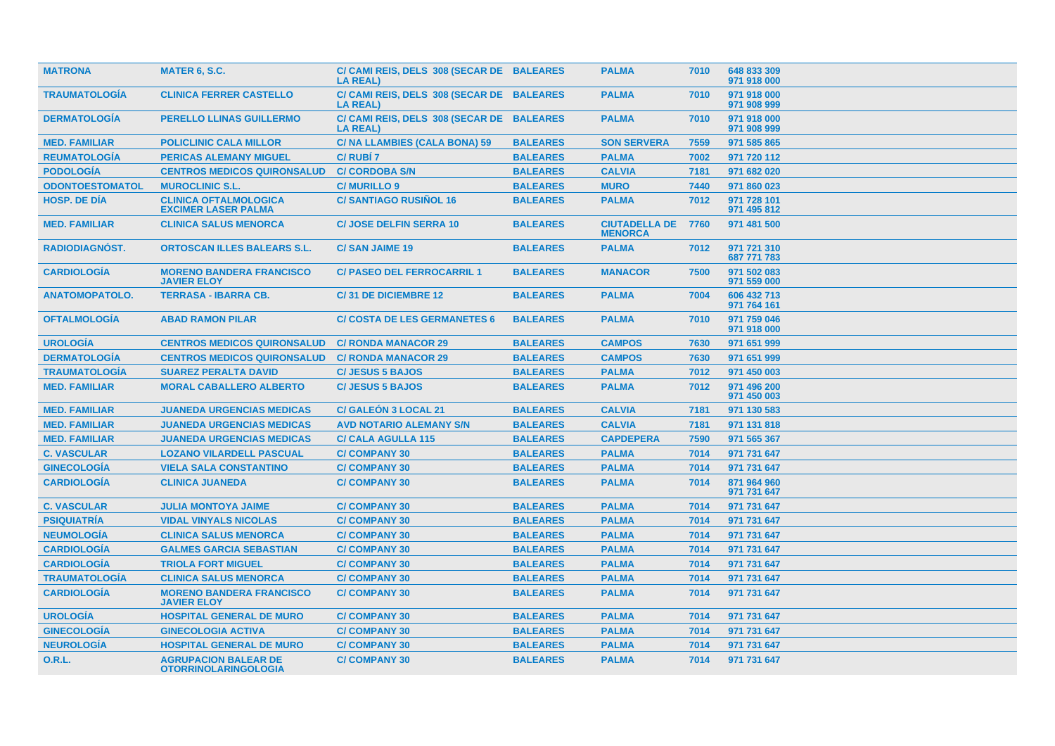| | | | | | | |
|---|---|---|---|---|---|---|
| MATRONA | MATER 6, S.C. | C/ CAMI REIS, DELS 308 (SECAR DE LA REAL) | BALEARES | PALMA | 7010 | 648 833 309 971 918 000 |
| TRAUMATOLOGÍA | CLINICA FERRER CASTELLO | C/ CAMI REIS, DELS 308 (SECAR DE LA REAL) | BALEARES | PALMA | 7010 | 971 918 000 971 908 999 |
| DERMATOLOGÍA | PERELLO LLINAS GUILLERMO | C/ CAMI REIS, DELS 308 (SECAR DE LA REAL) | BALEARES | PALMA | 7010 | 971 918 000 971 908 999 |
| MED. FAMILIAR | POLICLINIC CALA MILLOR | C/ NA LLAMBIES (CALA BONA) 59 | BALEARES | SON SERVERA | 7559 | 971 585 865 |
| REUMATOLOGÍA | PERICAS ALEMANY MIGUEL | C/ RUBÍ 7 | BALEARES | PALMA | 7002 | 971 720 112 |
| PODOLOGÍA | CENTROS MEDICOS QUIRONSALUD | C/ CORDOBA S/N | BALEARES | CALVIA | 7181 | 971 682 020 |
| ODONTOESTOMATOL | MUROCLINIC S.L. | C/ MURILLO 9 | BALEARES | MURO | 7440 | 971 860 023 |
| HOSP. DE DÍA | CLINICA OFTALMOLOGICA EXCIMER LASER PALMA | C/ SANTIAGO RUSIÑOL 16 | BALEARES | PALMA | 7012 | 971 728 101 971 495 812 |
| MED. FAMILIAR | CLINICA SALUS MENORCA | C/ JOSE DELFIN SERRA 10 | BALEARES | CIUTADELLA DE MENORCA | 7760 | 971 481 500 |
| RADIODIAGNÓST. | ORTOSCAN ILLES BALEARS S.L. | C/ SAN JAIME 19 | BALEARES | PALMA | 7012 | 971 721 310 687 771 783 |
| CARDIOLOGÍA | MORENO BANDERA FRANCISCO JAVIER ELOY | C/ PASEO DEL FERROCARRIL 1 | BALEARES | MANACOR | 7500 | 971 502 083 971 559 000 |
| ANATOMOPATOLO. | TERRASA - IBARRA CB. | C/ 31 DE DICIEMBRE 12 | BALEARES | PALMA | 7004 | 606 432 713 971 764 161 |
| OFTALMOLOGÍA | ABAD RAMON PILAR | C/ COSTA DE LES GERMANETES 6 | BALEARES | PALMA | 7010 | 971 759 046 971 918 000 |
| UROLOGÍA | CENTROS MEDICOS QUIRONSALUD | C/ RONDA MANACOR 29 | BALEARES | CAMPOS | 7630 | 971 651 999 |
| DERMATOLOGÍA | CENTROS MEDICOS QUIRONSALUD | C/ RONDA MANACOR 29 | BALEARES | CAMPOS | 7630 | 971 651 999 |
| TRAUMATOLOGÍA | SUAREZ PERALTA DAVID | C/ JESUS 5 BAJOS | BALEARES | PALMA | 7012 | 971 450 003 |
| MED. FAMILIAR | MORAL CABALLERO ALBERTO | C/ JESUS 5 BAJOS | BALEARES | PALMA | 7012 | 971 496 200 971 450 003 |
| MED. FAMILIAR | JUANEDA URGENCIAS MEDICAS | C/ GALEÓN 3 LOCAL 21 | BALEARES | CALVIA | 7181 | 971 130 583 |
| MED. FAMILIAR | JUANEDA URGENCIAS MEDICAS | AVD NOTARIO ALEMANY S/N | BALEARES | CALVIA | 7181 | 971 131 818 |
| MED. FAMILIAR | JUANEDA URGENCIAS MEDICAS | C/ CALA AGULLA 115 | BALEARES | CAPDEPERA | 7590 | 971 565 367 |
| C. VASCULAR | LOZANO VILARDELL PASCUAL | C/ COMPANY 30 | BALEARES | PALMA | 7014 | 971 731 647 |
| GINECOLOGÍA | VIELA SALA CONSTANTINO | C/ COMPANY 30 | BALEARES | PALMA | 7014 | 971 731 647 |
| CARDIOLOGÍA | CLINICA JUANEDA | C/ COMPANY 30 | BALEARES | PALMA | 7014 | 871 964 960 971 731 647 |
| C. VASCULAR | JULIA MONTOYA JAIME | C/ COMPANY 30 | BALEARES | PALMA | 7014 | 971 731 647 |
| PSIQUIATRÍA | VIDAL VINYALS NICOLAS | C/ COMPANY 30 | BALEARES | PALMA | 7014 | 971 731 647 |
| NEUMOLOGÍA | CLINICA SALUS MENORCA | C/ COMPANY 30 | BALEARES | PALMA | 7014 | 971 731 647 |
| CARDIOLOGÍA | GALMES GARCIA SEBASTIAN | C/ COMPANY 30 | BALEARES | PALMA | 7014 | 971 731 647 |
| CARDIOLOGÍA | TRIOLA FORT MIGUEL | C/ COMPANY 30 | BALEARES | PALMA | 7014 | 971 731 647 |
| TRAUMATOLOGÍA | CLINICA SALUS MENORCA | C/ COMPANY 30 | BALEARES | PALMA | 7014 | 971 731 647 |
| CARDIOLOGÍA | MORENO BANDERA FRANCISCO JAVIER ELOY | C/ COMPANY 30 | BALEARES | PALMA | 7014 | 971 731 647 |
| UROLOGÍA | HOSPITAL GENERAL DE MURO | C/ COMPANY 30 | BALEARES | PALMA | 7014 | 971 731 647 |
| GINECOLOGÍA | GINECOLOGIA ACTIVA | C/ COMPANY 30 | BALEARES | PALMA | 7014 | 971 731 647 |
| NEUROLOGÍA | HOSPITAL GENERAL DE MURO | C/ COMPANY 30 | BALEARES | PALMA | 7014 | 971 731 647 |
| O.R.L. | AGRUPACION BALEAR DE OTORRINOLARINGOLOGIA | C/ COMPANY 30 | BALEARES | PALMA | 7014 | 971 731 647 |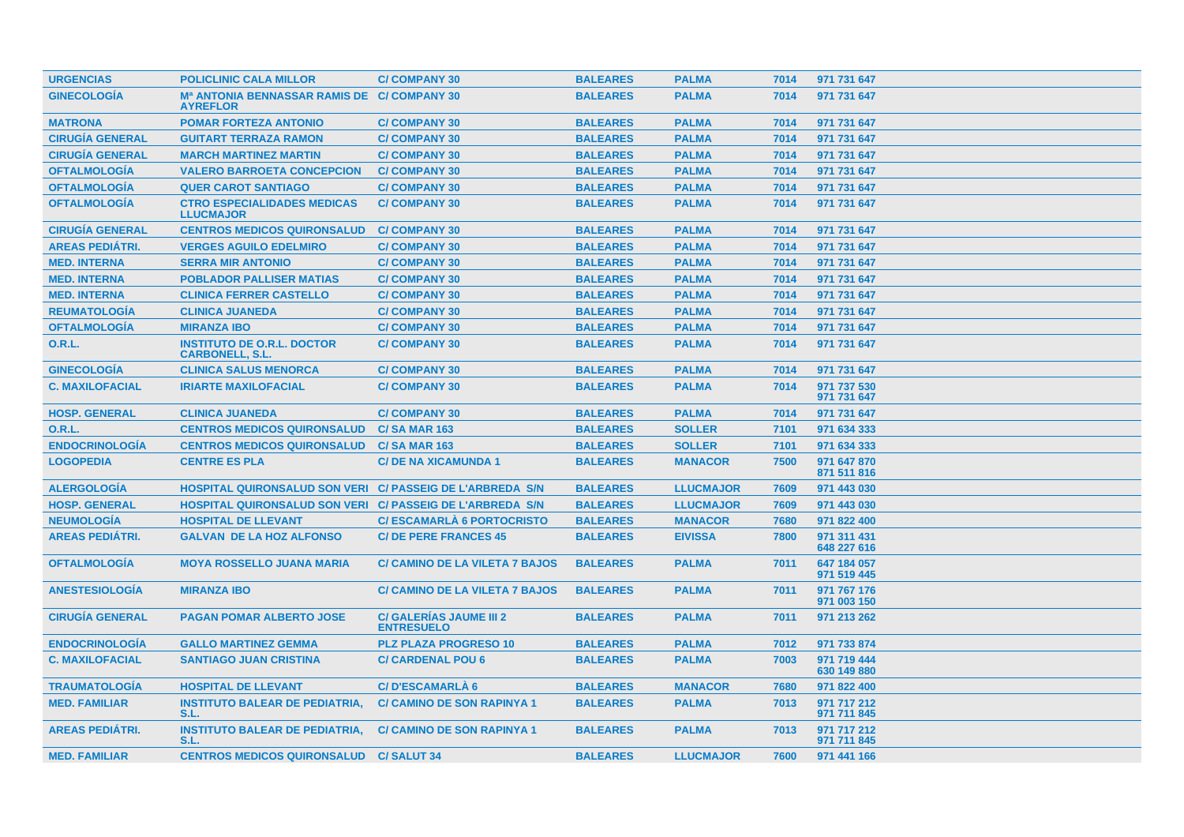| URGENCIAS | POLICLINIC CALA MILLOR | C/ COMPANY 30 | BALEARES | PALMA | 7014 | 971 731 647 |
|---|---|---|---|---|---|---|
| GINECOLOGÍA | Mª ANTONIA BENNASSAR RAMIS DE AYREFLOR | C/ COMPANY 30 | BALEARES | PALMA | 7014 | 971 731 647 |
| MATRONA | POMAR FORTEZA ANTONIO | C/ COMPANY 30 | BALEARES | PALMA | 7014 | 971 731 647 |
| CIRUGÍA GENERAL | GUITART TERRAZA RAMON | C/ COMPANY 30 | BALEARES | PALMA | 7014 | 971 731 647 |
| CIRUGÍA GENERAL | MARCH MARTINEZ MARTIN | C/ COMPANY 30 | BALEARES | PALMA | 7014 | 971 731 647 |
| OFTALMOLOGÍA | VALERO BARROETA CONCEPCION | C/ COMPANY 30 | BALEARES | PALMA | 7014 | 971 731 647 |
| OFTALMOLOGÍA | QUER CAROT SANTIAGO | C/ COMPANY 30 | BALEARES | PALMA | 7014 | 971 731 647 |
| OFTALMOLOGÍA | CTRO ESPECIALIDADES MEDICAS LLUCMAJOR | C/ COMPANY 30 | BALEARES | PALMA | 7014 | 971 731 647 |
| CIRUGÍA GENERAL | CENTROS MEDICOS QUIRONSALUD | C/ COMPANY 30 | BALEARES | PALMA | 7014 | 971 731 647 |
| AREAS PEDIÁTRI. | VERGES AGUILO EDELMIRO | C/ COMPANY 30 | BALEARES | PALMA | 7014 | 971 731 647 |
| MED. INTERNA | SERRA MIR ANTONIO | C/ COMPANY 30 | BALEARES | PALMA | 7014 | 971 731 647 |
| MED. INTERNA | POBLADOR PALLISER MATIAS | C/ COMPANY 30 | BALEARES | PALMA | 7014 | 971 731 647 |
| MED. INTERNA | CLINICA FERRER CASTELLO | C/ COMPANY 30 | BALEARES | PALMA | 7014 | 971 731 647 |
| REUMATOLOGÍA | CLINICA JUANEDA | C/ COMPANY 30 | BALEARES | PALMA | 7014 | 971 731 647 |
| OFTALMOLOGÍA | MIRANZA IBO | C/ COMPANY 30 | BALEARES | PALMA | 7014 | 971 731 647 |
| O.R.L. | INSTITUTO DE O.R.L. DOCTOR CARBONELL, S.L. | C/ COMPANY 30 | BALEARES | PALMA | 7014 | 971 731 647 |
| GINECOLOGÍA | CLINICA SALUS MENORCA | C/ COMPANY 30 | BALEARES | PALMA | 7014 | 971 731 647 |
| C. MAXILOFACIAL | IRIARTE MAXILOFACIAL | C/ COMPANY 30 | BALEARES | PALMA | 7014 | 971 737 530<br>971 731 647 |
| HOSP. GENERAL | CLINICA JUANEDA | C/ COMPANY 30 | BALEARES | PALMA | 7014 | 971 731 647 |
| O.R.L. | CENTROS MEDICOS QUIRONSALUD | C/ SA MAR 163 | BALEARES | SOLLER | 7101 | 971 634 333 |
| ENDOCRINOLOGÍA | CENTROS MEDICOS QUIRONSALUD | C/ SA MAR 163 | BALEARES | SOLLER | 7101 | 971 634 333 |
| LOGOPEDIA | CENTRE ES PLA | C/ DE NA XICAMUNDA 1 | BALEARES | MANACOR | 7500 | 971 647 870<br>871 511 816 |
| ALERGOLOGÍA | HOSPITAL QUIRONSALUD SON VERI | C/ PASSEIG DE L'ARBREDA S/N | BALEARES | LLUCMAJOR | 7609 | 971 443 030 |
| HOSP. GENERAL | HOSPITAL QUIRONSALUD SON VERI | C/ PASSEIG DE L'ARBREDA S/N | BALEARES | LLUCMAJOR | 7609 | 971 443 030 |
| NEUMOLOGÍA | HOSPITAL DE LLEVANT | C/ ESCAMARLÀ 6 PORTOCRISTO | BALEARES | MANACOR | 7680 | 971 822 400 |
| AREAS PEDIÁTRI. | GALVAN DE LA HOZ ALFONSO | C/ DE PERE FRANCES 45 | BALEARES | EIVISSA | 7800 | 971 311 431<br>648 227 616 |
| OFTALMOLOGÍA | MOYA ROSSELLO JUANA MARIA | C/ CAMINO DE LA VILETA 7 BAJOS | BALEARES | PALMA | 7011 | 647 184 057<br>971 519 445 |
| ANESTESIOLOGÍA | MIRANZA IBO | C/ CAMINO DE LA VILETA 7 BAJOS | BALEARES | PALMA | 7011 | 971 767 176<br>971 003 150 |
| CIRUGÍA GENERAL | PAGAN POMAR ALBERTO JOSE | C/ GALERÍAS JAUME III 2 ENTRESUELO | BALEARES | PALMA | 7011 | 971 213 262 |
| ENDOCRINOLOGÍA | GALLO MARTINEZ GEMMA | PLZ PLAZA PROGRESO 10 | BALEARES | PALMA | 7012 | 971 733 874 |
| C. MAXILOFACIAL | SANTIAGO JUAN CRISTINA | C/ CARDENAL POU 6 | BALEARES | PALMA | 7003 | 971 719 444<br>630 149 880 |
| TRAUMATOLOGÍA | HOSPITAL DE LLEVANT | C/ D'ESCAMARLÀ 6 | BALEARES | MANACOR | 7680 | 971 822 400 |
| MED. FAMILIAR | INSTITUTO BALEAR DE PEDIATRIA, S.L. | C/ CAMINO DE SON RAPINYA 1 | BALEARES | PALMA | 7013 | 971 717 212<br>971 711 845 |
| AREAS PEDIÁTRI. | INSTITUTO BALEAR DE PEDIATRIA, S.L. | C/ CAMINO DE SON RAPINYA 1 | BALEARES | PALMA | 7013 | 971 717 212<br>971 711 845 |
| MED. FAMILIAR | CENTROS MEDICOS QUIRONSALUD | C/ SALUT 34 | BALEARES | LLUCMAJOR | 7600 | 971 441 166 |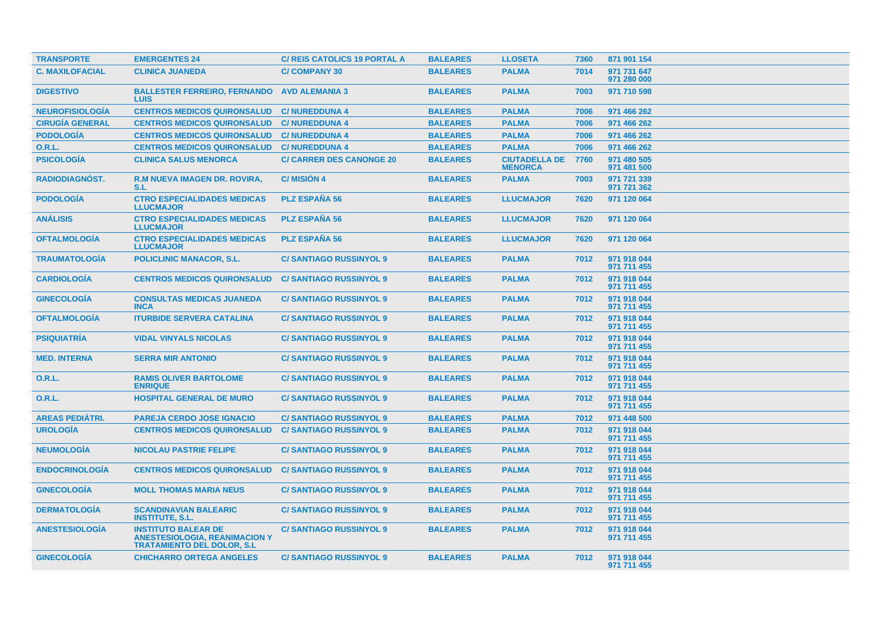| TRANSPORTE | EMERGENTES 24 | C/ REIS CATOLICS 19 PORTAL A | BALEARES | LLOSETA | 7360 | 871 901 154 |
|---|---|---|---|---|---|---|
| C. MAXILOFACIAL | CLINICA JUANEDA | C/ COMPANY 30 | BALEARES | PALMA | 7014 | 971 731 647<br>971 280 000 |
| DIGESTIVO | BALLESTER FERREIRO, FERNANDO LUIS | AVD ALEMANIA 3 | BALEARES | PALMA | 7003 | 971 710 598 |
| NEUROFISIOLOGÍA | CENTROS MEDICOS QUIRONSALUD | C/ NUREDDUNA 4 | BALEARES | PALMA | 7006 | 971 466 262 |
| CIRUGÍA GENERAL | CENTROS MEDICOS QUIRONSALUD | C/ NUREDDUNA 4 | BALEARES | PALMA | 7006 | 971 466 262 |
| PODOLOGÍA | CENTROS MEDICOS QUIRONSALUD | C/ NUREDDUNA 4 | BALEARES | PALMA | 7006 | 971 466 262 |
| O.R.L. | CENTROS MEDICOS QUIRONSALUD | C/ NUREDDUNA 4 | BALEARES | PALMA | 7006 | 971 466 262 |
| PSICOLOGÍA | CLINICA SALUS MENORCA | C/ CARRER DES CANONGE 20 | BALEARES | CIUTADELLA DE MENORCA | 7760 | 971 480 505<br>971 481 500 |
| RADIODIAGNÓST. | R.M NUEVA IMAGEN DR. ROVIRA, S.L | C/ MISIÓN 4 | BALEARES | PALMA | 7003 | 971 721 339<br>971 721 362 |
| PODOLOGÍA | CTRO ESPECIALIDADES MEDICAS LLUCMAJOR | PLZ ESPAÑA 56 | BALEARES | LLUCMAJOR | 7620 | 971 120 064 |
| ANÁLISIS | CTRO ESPECIALIDADES MEDICAS LLUCMAJOR | PLZ ESPAÑA 56 | BALEARES | LLUCMAJOR | 7620 | 971 120 064 |
| OFTALMOLOGÍA | CTRO ESPECIALIDADES MEDICAS LLUCMAJOR | PLZ ESPAÑA 56 | BALEARES | LLUCMAJOR | 7620 | 971 120 064 |
| TRAUMATOLOGÍA | POLICLINIC MANACOR, S.L. | C/ SANTIAGO RUSSINYOL 9 | BALEARES | PALMA | 7012 | 971 918 044<br>971 711 455 |
| CARDIOLOGÍA | CENTROS MEDICOS QUIRONSALUD | C/ SANTIAGO RUSSINYOL 9 | BALEARES | PALMA | 7012 | 971 918 044<br>971 711 455 |
| GINECOLOGÍA | CONSULTAS MEDICAS JUANEDA INCA | C/ SANTIAGO RUSSINYOL 9 | BALEARES | PALMA | 7012 | 971 918 044<br>971 711 455 |
| OFTALMOLOGÍA | ITURBIDE SERVERA CATALINA | C/ SANTIAGO RUSSINYOL 9 | BALEARES | PALMA | 7012 | 971 918 044<br>971 711 455 |
| PSIQUIATRÍA | VIDAL VINYALS NICOLAS | C/ SANTIAGO RUSSINYOL 9 | BALEARES | PALMA | 7012 | 971 918 044<br>971 711 455 |
| MED. INTERNA | SERRA MIR ANTONIO | C/ SANTIAGO RUSSINYOL 9 | BALEARES | PALMA | 7012 | 971 918 044<br>971 711 455 |
| O.R.L. | RAMIS OLIVER BARTOLOME ENRIQUE | C/ SANTIAGO RUSSINYOL 9 | BALEARES | PALMA | 7012 | 971 918 044<br>971 711 455 |
| O.R.L. | HOSPITAL GENERAL DE MURO | C/ SANTIAGO RUSSINYOL 9 | BALEARES | PALMA | 7012 | 971 918 044<br>971 711 455 |
| AREAS PEDIÁTRI. | PAREJA CERDO JOSE IGNACIO | C/ SANTIAGO RUSSINYOL 9 | BALEARES | PALMA | 7012 | 971 448 500 |
| UROLOGÍA | CENTROS MEDICOS QUIRONSALUD | C/ SANTIAGO RUSSINYOL 9 | BALEARES | PALMA | 7012 | 971 918 044<br>971 711 455 |
| NEUMOLOGÍA | NICOLAU PASTRIE FELIPE | C/ SANTIAGO RUSSINYOL 9 | BALEARES | PALMA | 7012 | 971 918 044<br>971 711 455 |
| ENDOCRINOLOGÍA | CENTROS MEDICOS QUIRONSALUD | C/ SANTIAGO RUSSINYOL 9 | BALEARES | PALMA | 7012 | 971 918 044<br>971 711 455 |
| GINECOLOGÍA | MOLL THOMAS MARIA NEUS | C/ SANTIAGO RUSSINYOL 9 | BALEARES | PALMA | 7012 | 971 918 044<br>971 711 455 |
| DERMATOLOGÍA | SCANDINAVIAN BALEARIC INSTITUTE, S.L. | C/ SANTIAGO RUSSINYOL 9 | BALEARES | PALMA | 7012 | 971 918 044<br>971 711 455 |
| ANESTESIOLOGÍA | INSTITUTO BALEAR DE ANESTESIOLOGIA, REANIMACION Y TRATAMIENTO DEL DOLOR, S.L | C/ SANTIAGO RUSSINYOL 9 | BALEARES | PALMA | 7012 | 971 918 044<br>971 711 455 |
| GINECOLOGÍA | CHICHARRO ORTEGA ANGELES | C/ SANTIAGO RUSSINYOL 9 | BALEARES | PALMA | 7012 | 971 918 044<br>971 711 455 |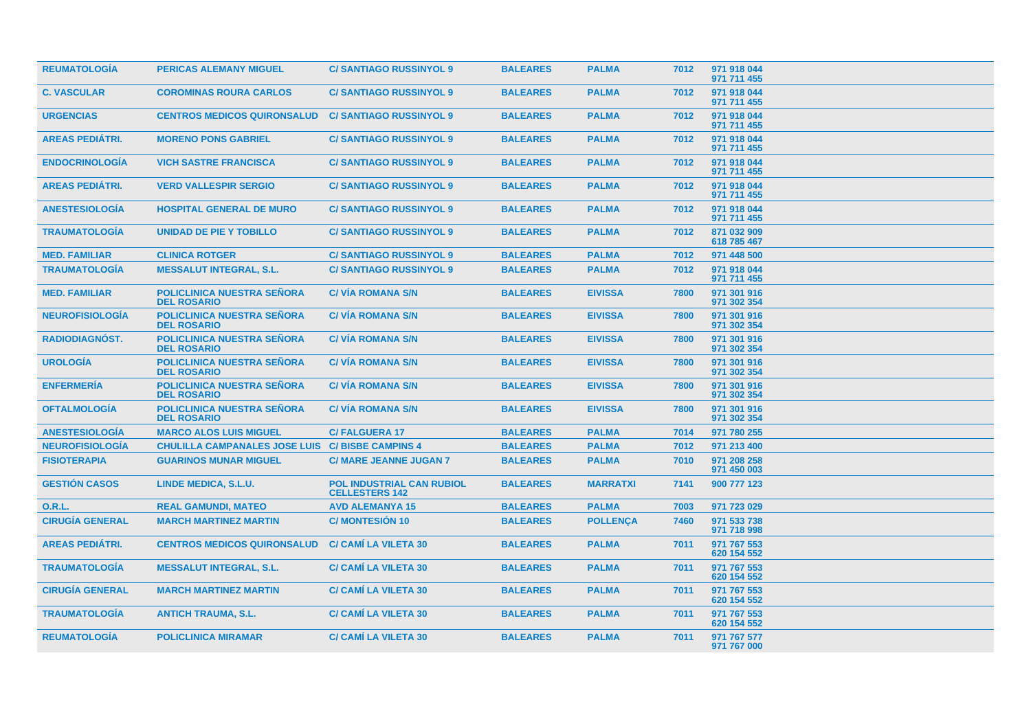| | | | | | | |
|---|---|---|---|---|---|---|
| **REUMATOLOGÍA** | **PERICAS ALEMANY MIGUEL** | **C/ SANTIAGO RUSSINYOL 9** | **BALEARES** | **PALMA** | **7012** | **971 918 044 971 711 455** |
| **C. VASCULAR** | **COROMINAS ROURA CARLOS** | **C/ SANTIAGO RUSSINYOL 9** | **BALEARES** | **PALMA** | **7012** | **971 918 044 971 711 455** |
| **URGENCIAS** | **CENTROS MEDICOS QUIRONSALUD** | **C/ SANTIAGO RUSSINYOL 9** | **BALEARES** | **PALMA** | **7012** | **971 918 044 971 711 455** |
| **AREAS PEDIÁTRI.** | **MORENO PONS GABRIEL** | **C/ SANTIAGO RUSSINYOL 9** | **BALEARES** | **PALMA** | **7012** | **971 918 044 971 711 455** |
| **ENDOCRINOLOGÍA** | **VICH SASTRE FRANCISCA** | **C/ SANTIAGO RUSSINYOL 9** | **BALEARES** | **PALMA** | **7012** | **971 918 044 971 711 455** |
| **AREAS PEDIÁTRI.** | **VERD VALLESPIR SERGIO** | **C/ SANTIAGO RUSSINYOL 9** | **BALEARES** | **PALMA** | **7012** | **971 918 044 971 711 455** |
| **ANESTESIOLOGÍA** | **HOSPITAL GENERAL DE MURO** | **C/ SANTIAGO RUSSINYOL 9** | **BALEARES** | **PALMA** | **7012** | **971 918 044 971 711 455** |
| **TRAUMATOLOGÍA** | **UNIDAD DE PIE Y TOBILLO** | **C/ SANTIAGO RUSSINYOL 9** | **BALEARES** | **PALMA** | **7012** | **871 032 909 618 785 467** |
| **MED. FAMILIAR** | **CLINICA ROTGER** | **C/ SANTIAGO RUSSINYOL 9** | **BALEARES** | **PALMA** | **7012** | **971 448 500** |
| **TRAUMATOLOGÍA** | **MESSALUT INTEGRAL, S.L.** | **C/ SANTIAGO RUSSINYOL 9** | **BALEARES** | **PALMA** | **7012** | **971 918 044 971 711 455** |
| **MED. FAMILIAR** | **POLICLINICA NUESTRA SEÑORA DEL ROSARIO** | **C/ VÍA ROMANA S/N** | **BALEARES** | **EIVISSA** | **7800** | **971 301 916 971 302 354** |
| **NEUROFISIOLOGÍA** | **POLICLINICA NUESTRA SEÑORA DEL ROSARIO** | **C/ VÍA ROMANA S/N** | **BALEARES** | **EIVISSA** | **7800** | **971 301 916 971 302 354** |
| **RADIODIAGNÓST.** | **POLICLINICA NUESTRA SEÑORA DEL ROSARIO** | **C/ VÍA ROMANA S/N** | **BALEARES** | **EIVISSA** | **7800** | **971 301 916 971 302 354** |
| **UROLOGÍA** | **POLICLINICA NUESTRA SEÑORA DEL ROSARIO** | **C/ VÍA ROMANA S/N** | **BALEARES** | **EIVISSA** | **7800** | **971 301 916 971 302 354** |
| **ENFERMERÍA** | **POLICLINICA NUESTRA SEÑORA DEL ROSARIO** | **C/ VÍA ROMANA S/N** | **BALEARES** | **EIVISSA** | **7800** | **971 301 916 971 302 354** |
| **OFTALMOLOGÍA** | **POLICLINICA NUESTRA SEÑORA DEL ROSARIO** | **C/ VÍA ROMANA S/N** | **BALEARES** | **EIVISSA** | **7800** | **971 301 916 971 302 354** |
| **ANESTESIOLOGÍA** | **MARCO ALOS LUIS MIGUEL** | **C/ FALGUERA 17** | **BALEARES** | **PALMA** | **7014** | **971 780 255** |
| **NEUROFISIOLOGÍA** | **CHULILLA CAMPANALES JOSE LUIS** | **C/ BISBE CAMPINS 4** | **BALEARES** | **PALMA** | **7012** | **971 213 400** |
| **FISIOTERAPIA** | **GUARINOS MUNAR MIGUEL** | **C/ MARE JEANNE JUGAN 7** | **BALEARES** | **PALMA** | **7010** | **971 208 258 971 450 003** |
| **GESTIÓN CASOS** | **LINDE MEDICA, S.L.U.** | **POL INDUSTRIAL CAN RUBIOL CELLESTERS 142** | **BALEARES** | **MARRATXI** | **7141** | **900 777 123** |
| **O.R.L.** | **REAL GAMUNDI, MATEO** | **AVD ALEMANYA 15** | **BALEARES** | **PALMA** | **7003** | **971 723 029** |
| **CIRUGÍA GENERAL** | **MARCH MARTINEZ MARTIN** | **C/ MONTESIÓN 10** | **BALEARES** | **POLLENÇA** | **7460** | **971 533 738 971 718 998** |
| **AREAS PEDIÁTRI.** | **CENTROS MEDICOS QUIRONSALUD** | **C/ CAMÍ LA VILETA 30** | **BALEARES** | **PALMA** | **7011** | **971 767 553 620 154 552** |
| **TRAUMATOLOGÍA** | **MESSALUT INTEGRAL, S.L.** | **C/ CAMÍ LA VILETA 30** | **BALEARES** | **PALMA** | **7011** | **971 767 553 620 154 552** |
| **CIRUGÍA GENERAL** | **MARCH MARTINEZ MARTIN** | **C/ CAMÍ LA VILETA 30** | **BALEARES** | **PALMA** | **7011** | **971 767 553 620 154 552** |
| **TRAUMATOLOGÍA** | **ANTICH TRAUMA, S.L.** | **C/ CAMÍ LA VILETA 30** | **BALEARES** | **PALMA** | **7011** | **971 767 553 620 154 552** |
| **REUMATOLOGÍA** | **POLICLINICA MIRAMAR** | **C/ CAMÍ LA VILETA 30** | **BALEARES** | **PALMA** | **7011** | **971 767 577 971 767 000** |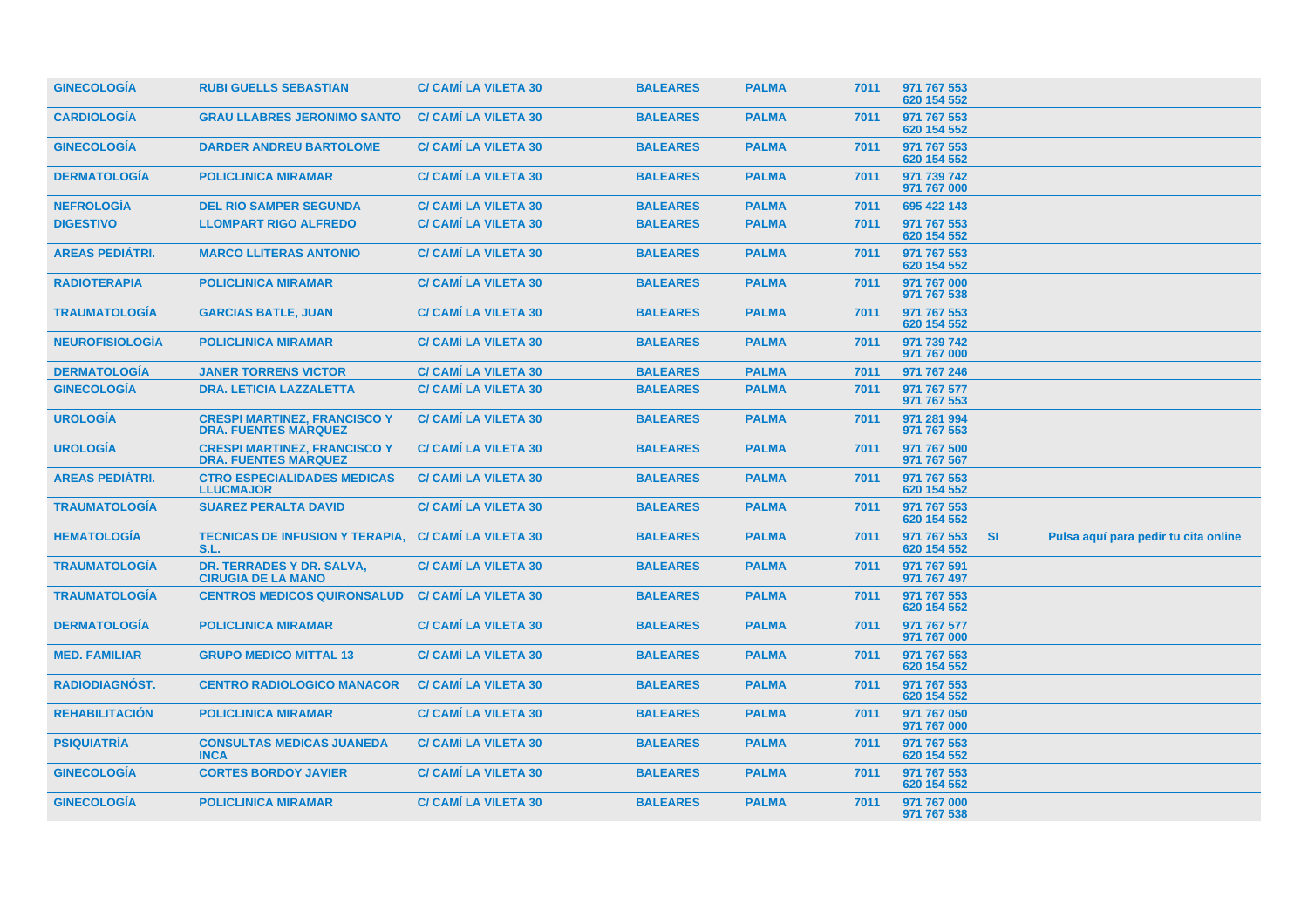| | | | | | | | | |
|---|---|---|---|---|---|---|---|---|
| GINECOLOGÍA | RUBI GUELLS SEBASTIAN | C/ CAMÍ LA VILETA 30 | BALEARES | PALMA | 7011 | 971 767 553<br>620 154 552 | | |
| CARDIOLOGÍA | GRAU LLABRES JERONIMO SANTO | C/ CAMÍ LA VILETA 30 | BALEARES | PALMA | 7011 | 971 767 553<br>620 154 552 | | |
| GINECOLOGÍA | DARDER ANDREU BARTOLOME | C/ CAMÍ LA VILETA 30 | BALEARES | PALMA | 7011 | 971 767 553<br>620 154 552 | | |
| DERMATOLOGÍA | POLICLINICA MIRAMAR | C/ CAMÍ LA VILETA 30 | BALEARES | PALMA | 7011 | 971 739 742<br>971 767 000 | | |
| NEFROLOGÍA | DEL RIO SAMPER SEGUNDA | C/ CAMÍ LA VILETA 30 | BALEARES | PALMA | 7011 | 695 422 143 | | |
| DIGESTIVO | LLOMPART RIGO ALFREDO | C/ CAMÍ LA VILETA 30 | BALEARES | PALMA | 7011 | 971 767 553<br>620 154 552 | | |
| AREAS PEDIÁTRI. | MARCO LLITERAS ANTONIO | C/ CAMÍ LA VILETA 30 | BALEARES | PALMA | 7011 | 971 767 553<br>620 154 552 | | |
| RADIOTERAPIA | POLICLINICA MIRAMAR | C/ CAMÍ LA VILETA 30 | BALEARES | PALMA | 7011 | 971 767 000<br>971 767 538 | | |
| TRAUMATOLOGÍA | GARCIAS BATLE, JUAN | C/ CAMÍ LA VILETA 30 | BALEARES | PALMA | 7011 | 971 767 553<br>620 154 552 | | |
| NEUROFISIOLOGÍA | POLICLINICA MIRAMAR | C/ CAMÍ LA VILETA 30 | BALEARES | PALMA | 7011 | 971 739 742<br>971 767 000 | | |
| DERMATOLOGÍA | JANER TORRENS VICTOR | C/ CAMÍ LA VILETA 30 | BALEARES | PALMA | 7011 | 971 767 246 | | |
| GINECOLOGÍA | DRA. LETICIA LAZZALETTA | C/ CAMÍ LA VILETA 30 | BALEARES | PALMA | 7011 | 971 767 577<br>971 767 553 | | |
| UROLOGÍA | CRESPI MARTINEZ, FRANCISCO Y DRA. FUENTES MARQUEZ | C/ CAMÍ LA VILETA 30 | BALEARES | PALMA | 7011 | 971 281 994<br>971 767 553 | | |
| UROLOGÍA | CRESPI MARTINEZ, FRANCISCO Y DRA. FUENTES MARQUEZ | C/ CAMÍ LA VILETA 30 | BALEARES | PALMA | 7011 | 971 767 500<br>971 767 567 | | |
| AREAS PEDIÁTRI. | CTRO ESPECIALIDADES MEDICAS LLUCMAJOR | C/ CAMÍ LA VILETA 30 | BALEARES | PALMA | 7011 | 971 767 553<br>620 154 552 | | |
| TRAUMATOLOGÍA | SUAREZ PERALTA DAVID | C/ CAMÍ LA VILETA 30 | BALEARES | PALMA | 7011 | 971 767 553<br>620 154 552 | | |
| HEMATOLOGÍA | TECNICAS DE INFUSION Y TERAPIA, S.L. | C/ CAMÍ LA VILETA 30 | BALEARES | PALMA | 7011 | 971 767 553<br>620 154 552 | SI | Pulsa aquí para pedir tu cita online |
| TRAUMATOLOGÍA | DR. TERRADES Y DR. SALVA, CIRUGIA DE LA MANO | C/ CAMÍ LA VILETA 30 | BALEARES | PALMA | 7011 | 971 767 591<br>971 767 497 | | |
| TRAUMATOLOGÍA | CENTROS MEDICOS QUIRONSALUD | C/ CAMÍ LA VILETA 30 | BALEARES | PALMA | 7011 | 971 767 553<br>620 154 552 | | |
| DERMATOLOGÍA | POLICLINICA MIRAMAR | C/ CAMÍ LA VILETA 30 | BALEARES | PALMA | 7011 | 971 767 577<br>971 767 000 | | |
| MED. FAMILIAR | GRUPO MEDICO MITTAL 13 | C/ CAMÍ LA VILETA 30 | BALEARES | PALMA | 7011 | 971 767 553<br>620 154 552 | | |
| RADIODIAGNÓST. | CENTRO RADIOLOGICO MANACOR | C/ CAMÍ LA VILETA 30 | BALEARES | PALMA | 7011 | 971 767 553<br>620 154 552 | | |
| REHABILITACIÓN | POLICLINICA MIRAMAR | C/ CAMÍ LA VILETA 30 | BALEARES | PALMA | 7011 | 971 767 050<br>971 767 000 | | |
| PSIQUIATRÍA | CONSULTAS MEDICAS JUANEDA INCA | C/ CAMÍ LA VILETA 30 | BALEARES | PALMA | 7011 | 971 767 553<br>620 154 552 | | |
| GINECOLOGÍA | CORTES BORDOY JAVIER | C/ CAMÍ LA VILETA 30 | BALEARES | PALMA | 7011 | 971 767 553<br>620 154 552 | | |
| GINECOLOGÍA | POLICLINICA MIRAMAR | C/ CAMÍ LA VILETA 30 | BALEARES | PALMA | 7011 | 971 767 000<br>971 767 538 | | |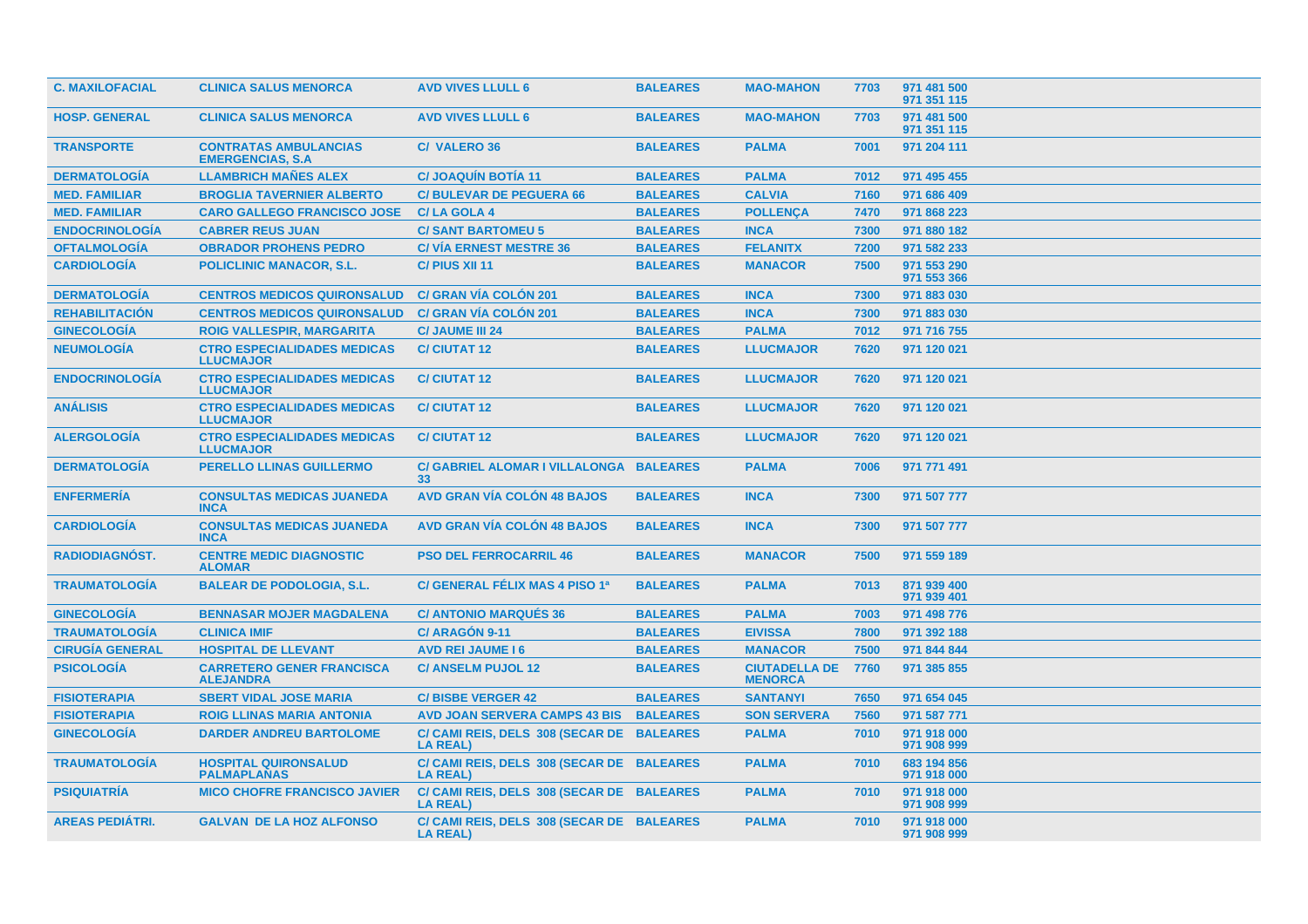| | | | | | | |
|---|---|---|---|---|---|---|
| **C. MAXILOFACIAL** | **CLINICA SALUS MENORCA** | **AVD VIVES LLULL 6** | **BALEARES** | **MAO-MAHON** | **7703** | **971 481 500 971 351 115** |
| **HOSP. GENERAL** | **CLINICA SALUS MENORCA** | **AVD VIVES LLULL 6** | **BALEARES** | **MAO-MAHON** | **7703** | **971 481 500 971 351 115** |
| **TRANSPORTE** | **CONTRATAS AMBULANCIAS EMERGENCIAS, S.A** | **C/ VALERO 36** | **BALEARES** | **PALMA** | **7001** | **971 204 111** |
| **DERMATOLOGÍA** | **LLAMBRICH MAÑES ALEX** | **C/ JOAQUÍN BOTÍA 11** | **BALEARES** | **PALMA** | **7012** | **971 495 455** |
| **MED. FAMILIAR** | **BROGLIA TAVERNIER ALBERTO** | **C/ BULEVAR DE PEGUERA 66** | **BALEARES** | **CALVIA** | **7160** | **971 686 409** |
| **MED. FAMILIAR** | **CARO GALLEGO FRANCISCO JOSE** | **C/ LA GOLA 4** | **BALEARES** | **POLLENÇA** | **7470** | **971 868 223** |
| **ENDOCRINOLOGÍA** | **CABRER REUS JUAN** | **C/ SANT BARTOMEU 5** | **BALEARES** | **INCA** | **7300** | **971 880 182** |
| **OFTALMOLOGÍA** | **OBRADOR PROHENS PEDRO** | **C/ VÍA ERNEST MESTRE 36** | **BALEARES** | **FELANITX** | **7200** | **971 582 233** |
| **CARDIOLOGÍA** | **POLICLINIC MANACOR, S.L.** | **C/ PIUS XII 11** | **BALEARES** | **MANACOR** | **7500** | **971 553 290 971 553 366** |
| **DERMATOLOGÍA** | **CENTROS MEDICOS QUIRONSALUD** | **C/ GRAN VÍA COLÓN 201** | **BALEARES** | **INCA** | **7300** | **971 883 030** |
| **REHABILITACIÓN** | **CENTROS MEDICOS QUIRONSALUD** | **C/ GRAN VÍA COLÓN 201** | **BALEARES** | **INCA** | **7300** | **971 883 030** |
| **GINECOLOGÍA** | **ROIG VALLESPIR, MARGARITA** | **C/ JAUME III 24** | **BALEARES** | **PALMA** | **7012** | **971 716 755** |
| **NEUMOLOGÍA** | **CTRO ESPECIALIDADES MEDICAS LLUCMAJOR** | **C/ CIUTAT 12** | **BALEARES** | **LLUCMAJOR** | **7620** | **971 120 021** |
| **ENDOCRINOLOGÍA** | **CTRO ESPECIALIDADES MEDICAS LLUCMAJOR** | **C/ CIUTAT 12** | **BALEARES** | **LLUCMAJOR** | **7620** | **971 120 021** |
| **ANÁLISIS** | **CTRO ESPECIALIDADES MEDICAS LLUCMAJOR** | **C/ CIUTAT 12** | **BALEARES** | **LLUCMAJOR** | **7620** | **971 120 021** |
| **ALERGOLOGÍA** | **CTRO ESPECIALIDADES MEDICAS LLUCMAJOR** | **C/ CIUTAT 12** | **BALEARES** | **LLUCMAJOR** | **7620** | **971 120 021** |
| **DERMATOLOGÍA** | **PERELLO LLINAS GUILLERMO** | **C/ GABRIEL ALOMAR I VILLALONGA 33** | **BALEARES** | **PALMA** | **7006** | **971 771 491** |
| **ENFERMERÍA** | **CONSULTAS MEDICAS JUANEDA INCA** | **AVD GRAN VÍA COLÓN 48 BAJOS** | **BALEARES** | **INCA** | **7300** | **971 507 777** |
| **CARDIOLOGÍA** | **CONSULTAS MEDICAS JUANEDA INCA** | **AVD GRAN VÍA COLÓN 48 BAJOS** | **BALEARES** | **INCA** | **7300** | **971 507 777** |
| **RADIODIAGNÓST.** | **CENTRE MEDIC DIAGNOSTIC ALOMAR** | **PSO DEL FERROCARRIL 46** | **BALEARES** | **MANACOR** | **7500** | **971 559 189** |
| **TRAUMATOLOGÍA** | **BALEAR DE PODOLOGIA, S.L.** | **C/ GENERAL FÉLIX MAS 4 PISO 1ª** | **BALEARES** | **PALMA** | **7013** | **871 939 400 971 939 401** |
| **GINECOLOGÍA** | **BENNASAR MOJER MAGDALENA** | **C/ ANTONIO MARQUÉS 36** | **BALEARES** | **PALMA** | **7003** | **971 498 776** |
| **TRAUMATOLOGÍA** | **CLINICA IMIF** | **C/ ARAGÓN 9-11** | **BALEARES** | **EIVISSA** | **7800** | **971 392 188** |
| **CIRUGÍA GENERAL** | **HOSPITAL DE LLEVANT** | **AVD REI JAUME I 6** | **BALEARES** | **MANACOR** | **7500** | **971 844 844** |
| **PSICOLOGÍA** | **CARRETERO GENER FRANCISCA ALEJANDRA** | **C/ ANSELM PUJOL 12** | **BALEARES** | **CIUTADELLA DE MENORCA** | **7760** | **971 385 855** |
| **FISIOTERAPIA** | **SBERT VIDAL JOSE MARIA** | **C/ BISBE VERGER 42** | **BALEARES** | **SANTANYI** | **7650** | **971 654 045** |
| **FISIOTERAPIA** | **ROIG LLINAS MARIA ANTONIA** | **AVD JOAN SERVERA CAMPS 43 BIS** | **BALEARES** | **SON SERVERA** | **7560** | **971 587 771** |
| **GINECOLOGÍA** | **DARDER ANDREU BARTOLOME** | **C/ CAMI REIS, DELS 308 (SECAR DE LA REAL)** | **BALEARES** | **PALMA** | **7010** | **971 918 000 971 908 999** |
| **TRAUMATOLOGÍA** | **HOSPITAL QUIRONSALUD PALMAPLANAS** | **C/ CAMI REIS, DELS 308 (SECAR DE LA REAL)** | **BALEARES** | **PALMA** | **7010** | **683 194 856 971 918 000** |
| **PSIQUIATRÍA** | **MICO CHOFRE FRANCISCO JAVIER** | **C/ CAMI REIS, DELS 308 (SECAR DE LA REAL)** | **BALEARES** | **PALMA** | **7010** | **971 918 000 971 908 999** |
| **AREAS PEDIÁTRI.** | **GALVAN DE LA HOZ ALFONSO** | **C/ CAMI REIS, DELS 308 (SECAR DE LA REAL)** | **BALEARES** | **PALMA** | **7010** | **971 918 000 971 908 999** |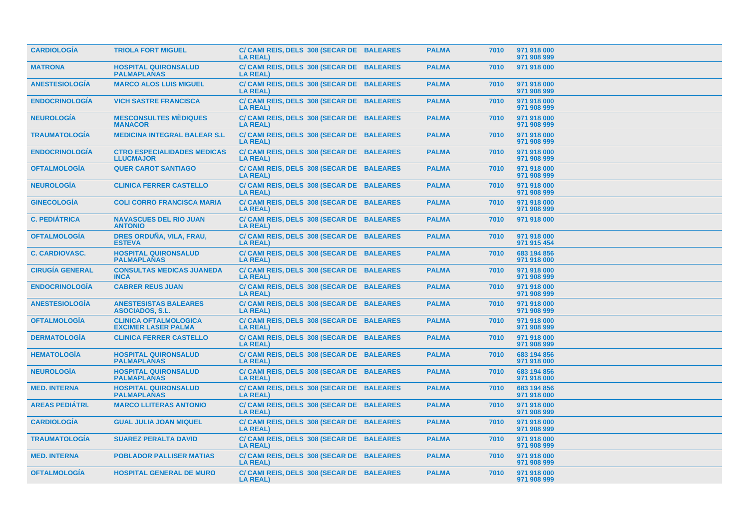| | | | | | | |
|---|---|---|---|---|---|---|
| CARDIOLOGÍA | TRIOLA FORT MIGUEL | C/ CAMI REIS, DELS 308 (SECAR DE LA REAL) | BALEARES | PALMA | 7010 | 971 918 000<br>971 908 999 |
| MATRONA | HOSPITAL QUIRONSALUD PALMAPLANAS | C/ CAMI REIS, DELS 308 (SECAR DE LA REAL) | BALEARES | PALMA | 7010 | 971 918 000 |
| ANESTESIOLOGÍA | MARCO ALOS LUIS MIGUEL | C/ CAMI REIS, DELS 308 (SECAR DE LA REAL) | BALEARES | PALMA | 7010 | 971 918 000<br>971 908 999 |
| ENDOCRINOLOGÍA | VICH SASTRE FRANCISCA | C/ CAMI REIS, DELS 308 (SECAR DE LA REAL) | BALEARES | PALMA | 7010 | 971 918 000<br>971 908 999 |
| NEUROLOGÍA | MESCONSULTES MÈDIQUES MANACOR | C/ CAMI REIS, DELS 308 (SECAR DE LA REAL) | BALEARES | PALMA | 7010 | 971 918 000<br>971 908 999 |
| TRAUMATOLOGÍA | MEDICINA INTEGRAL BALEAR S.L | C/ CAMI REIS, DELS 308 (SECAR DE LA REAL) | BALEARES | PALMA | 7010 | 971 918 000<br>971 908 999 |
| ENDOCRINOLOGÍA | CTRO ESPECIALIDADES MEDICAS LLUCMAJOR | C/ CAMI REIS, DELS 308 (SECAR DE LA REAL) | BALEARES | PALMA | 7010 | 971 918 000<br>971 908 999 |
| OFTALMOLOGÍA | QUER CAROT SANTIAGO | C/ CAMI REIS, DELS 308 (SECAR DE LA REAL) | BALEARES | PALMA | 7010 | 971 918 000<br>971 908 999 |
| NEUROLOGÍA | CLINICA FERRER CASTELLO | C/ CAMI REIS, DELS 308 (SECAR DE LA REAL) | BALEARES | PALMA | 7010 | 971 918 000<br>971 908 999 |
| GINECOLOGÍA | COLI CORRO FRANCISCA MARIA | C/ CAMI REIS, DELS 308 (SECAR DE LA REAL) | BALEARES | PALMA | 7010 | 971 918 000<br>971 908 999 |
| C. PEDIÁTRICA | NAVASCUES DEL RIO JUAN ANTONIO | C/ CAMI REIS, DELS 308 (SECAR DE LA REAL) | BALEARES | PALMA | 7010 | 971 918 000 |
| OFTALMOLOGÍA | DRES ORDUÑA, VILA, FRAU, ESTEVA | C/ CAMI REIS, DELS 308 (SECAR DE LA REAL) | BALEARES | PALMA | 7010 | 971 918 000<br>971 915 454 |
| C. CARDIOVASC. | HOSPITAL QUIRONSALUD PALMAPLANAS | C/ CAMI REIS, DELS 308 (SECAR DE LA REAL) | BALEARES | PALMA | 7010 | 683 194 856<br>971 918 000 |
| CIRUGÍA GENERAL | CONSULTAS MEDICAS JUANEDA INCA | C/ CAMI REIS, DELS 308 (SECAR DE LA REAL) | BALEARES | PALMA | 7010 | 971 918 000<br>971 908 999 |
| ENDOCRINOLOGÍA | CABRER REUS JUAN | C/ CAMI REIS, DELS 308 (SECAR DE LA REAL) | BALEARES | PALMA | 7010 | 971 918 000<br>971 908 999 |
| ANESTESIOLOGÍA | ANESTESISTAS BALEARES ASOCIADOS, S.L. | C/ CAMI REIS, DELS 308 (SECAR DE LA REAL) | BALEARES | PALMA | 7010 | 971 918 000<br>971 908 999 |
| OFTALMOLOGÍA | CLINICA OFTALMOLOGICA EXCIMER LASER PALMA | C/ CAMI REIS, DELS 308 (SECAR DE LA REAL) | BALEARES | PALMA | 7010 | 971 918 000<br>971 908 999 |
| DERMATOLOGÍA | CLINICA FERRER CASTELLO | C/ CAMI REIS, DELS 308 (SECAR DE LA REAL) | BALEARES | PALMA | 7010 | 971 918 000<br>971 908 999 |
| HEMATOLOGÍA | HOSPITAL QUIRONSALUD PALMAPLANAS | C/ CAMI REIS, DELS 308 (SECAR DE LA REAL) | BALEARES | PALMA | 7010 | 683 194 856<br>971 918 000 |
| NEUROLOGÍA | HOSPITAL QUIRONSALUD PALMAPLANAS | C/ CAMI REIS, DELS 308 (SECAR DE LA REAL) | BALEARES | PALMA | 7010 | 683 194 856<br>971 918 000 |
| MED. INTERNA | HOSPITAL QUIRONSALUD PALMAPLANAS | C/ CAMI REIS, DELS 308 (SECAR DE LA REAL) | BALEARES | PALMA | 7010 | 683 194 856<br>971 918 000 |
| AREAS PEDIÁTRI. | MARCO LLITERAS ANTONIO | C/ CAMI REIS, DELS 308 (SECAR DE LA REAL) | BALEARES | PALMA | 7010 | 971 918 000<br>971 908 999 |
| CARDIOLOGÍA | GUAL JULIA JOAN MIQUEL | C/ CAMI REIS, DELS 308 (SECAR DE LA REAL) | BALEARES | PALMA | 7010 | 971 918 000<br>971 908 999 |
| TRAUMATOLOGÍA | SUAREZ PERALTA DAVID | C/ CAMI REIS, DELS 308 (SECAR DE LA REAL) | BALEARES | PALMA | 7010 | 971 918 000<br>971 908 999 |
| MED. INTERNA | POBLADOR PALLISER MATIAS | C/ CAMI REIS, DELS 308 (SECAR DE LA REAL) | BALEARES | PALMA | 7010 | 971 918 000<br>971 908 999 |
| OFTALMOLOGÍA | HOSPITAL GENERAL DE MURO | C/ CAMI REIS, DELS 308 (SECAR DE LA REAL) | BALEARES | PALMA | 7010 | 971 918 000<br>971 908 999 |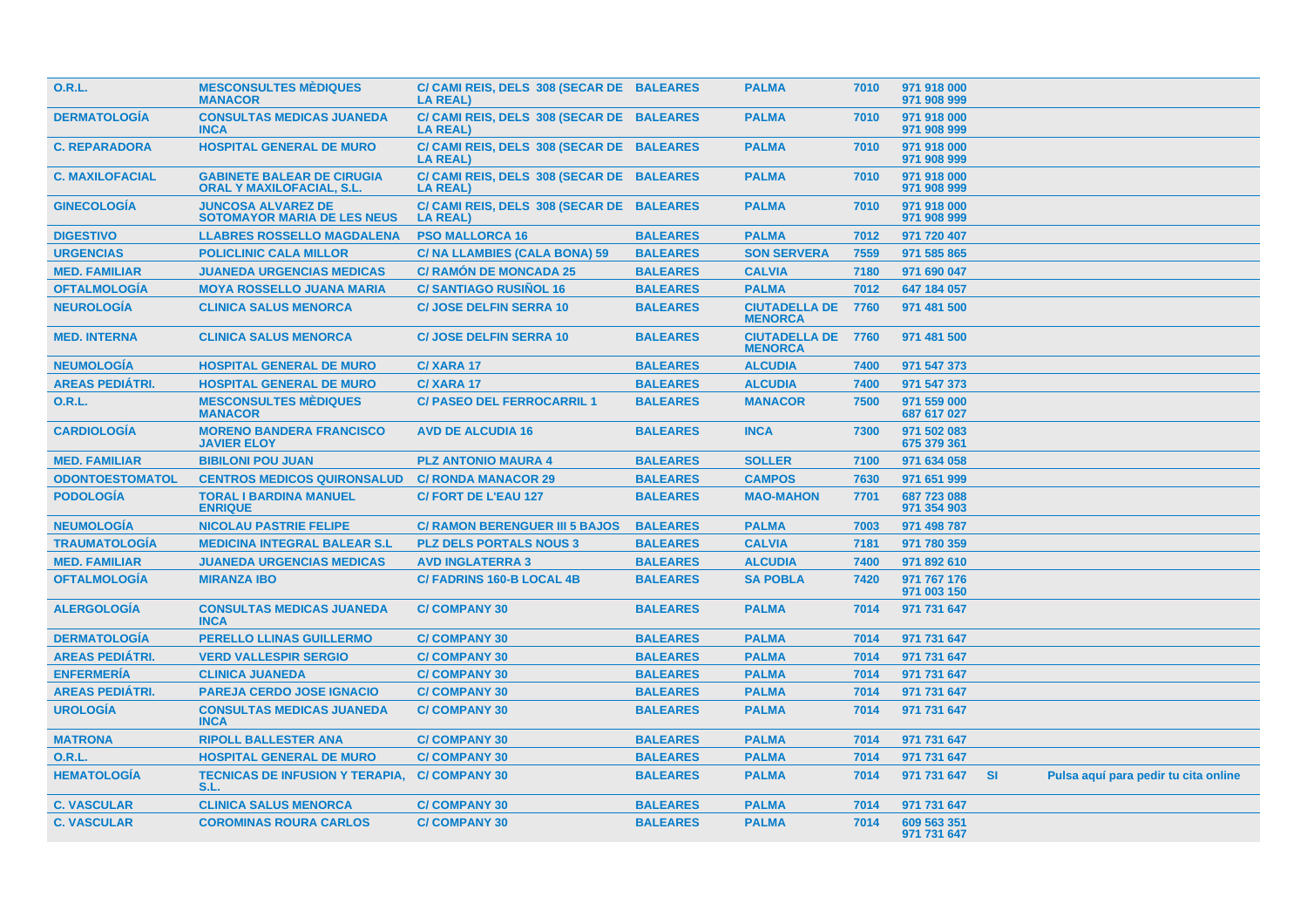| | | | | | | | | |
|---|---|---|---|---|---|---|---|---|
| **O.R.L.** | **MESCONSULTES MÈDIQUES MANACOR** | **C/ CAMI REIS, DELS 308 (SECAR DE LA REAL)** | **BALEARES** | **PALMA** | **7010** | **971 918 000 971 908 999** | | |
| **DERMATOLOGÍA** | **CONSULTAS MEDICAS JUANEDA INCA** | **C/ CAMI REIS, DELS 308 (SECAR DE LA REAL)** | **BALEARES** | **PALMA** | **7010** | **971 918 000 971 908 999** | | |
| **C. REPARADORA** | **HOSPITAL GENERAL DE MURO** | **C/ CAMI REIS, DELS 308 (SECAR DE LA REAL)** | **BALEARES** | **PALMA** | **7010** | **971 918 000 971 908 999** | | |
| **C. MAXILOFACIAL** | **GABINETE BALEAR DE CIRUGIA ORAL Y MAXILOFACIAL, S.L.** | **C/ CAMI REIS, DELS 308 (SECAR DE LA REAL)** | **BALEARES** | **PALMA** | **7010** | **971 918 000 971 908 999** | | |
| **GINECOLOGÍA** | **JUNCOSA ALVAREZ DE SOTOMAYOR MARIA DE LES NEUS** | **C/ CAMI REIS, DELS 308 (SECAR DE LA REAL)** | **BALEARES** | **PALMA** | **7010** | **971 918 000 971 908 999** | | |
| **DIGESTIVO** | **LLABRES ROSSELLO MAGDALENA** | **PSO MALLORCA 16** | **BALEARES** | **PALMA** | **7012** | **971 720 407** | | |
| **URGENCIAS** | **POLICLINIC CALA MILLOR** | **C/ NA LLAMBIES (CALA BONA) 59** | **BALEARES** | **SON SERVERA** | **7559** | **971 585 865** | | |
| **MED. FAMILIAR** | **JUANEDA URGENCIAS MEDICAS** | **C/ RAMÓN DE MONCADA 25** | **BALEARES** | **CALVIA** | **7180** | **971 690 047** | | |
| **OFTALMOLOGÍA** | **MOYA ROSSELLO JUANA MARIA** | **C/ SANTIAGO RUSIÑOL 16** | **BALEARES** | **PALMA** | **7012** | **647 184 057** | | |
| **NEUROLOGÍA** | **CLINICA SALUS MENORCA** | **C/ JOSE DELFIN SERRA 10** | **BALEARES** | **CIUTADELLA DE MENORCA** | **7760** | **971 481 500** | | |
| **MED. INTERNA** | **CLINICA SALUS MENORCA** | **C/ JOSE DELFIN SERRA 10** | **BALEARES** | **CIUTADELLA DE MENORCA** | **7760** | **971 481 500** | | |
| **NEUMOLOGÍA** | **HOSPITAL GENERAL DE MURO** | **C/ XARA 17** | **BALEARES** | **ALCUDIA** | **7400** | **971 547 373** | | |
| **AREAS PEDIÁTRI.** | **HOSPITAL GENERAL DE MURO** | **C/ XARA 17** | **BALEARES** | **ALCUDIA** | **7400** | **971 547 373** | | |
| **O.R.L.** | **MESCONSULTES MÈDIQUES MANACOR** | **C/ PASEO DEL FERROCARRIL 1** | **BALEARES** | **MANACOR** | **7500** | **971 559 000 687 617 027** | | |
| **CARDIOLOGÍA** | **MORENO BANDERA FRANCISCO JAVIER ELOY** | **AVD DE ALCUDIA 16** | **BALEARES** | **INCA** | **7300** | **971 502 083 675 379 361** | | |
| **MED. FAMILIAR** | **BIBILONI POU JUAN** | **PLZ ANTONIO MAURA 4** | **BALEARES** | **SOLLER** | **7100** | **971 634 058** | | |
| **ODONTOESTOMATOL** | **CENTROS MEDICOS QUIRONSALUD** | **C/ RONDA MANACOR 29** | **BALEARES** | **CAMPOS** | **7630** | **971 651 999** | | |
| **PODOLOGÍA** | **TORAL I BARDINA MANUEL ENRIQUE** | **C/ FORT DE L'EAU 127** | **BALEARES** | **MAO-MAHON** | **7701** | **687 723 088 971 354 903** | | |
| **NEUMOLOGÍA** | **NICOLAU PASTRIE FELIPE** | **C/ RAMON BERENGUER III 5 BAJOS** | **BALEARES** | **PALMA** | **7003** | **971 498 787** | | |
| **TRAUMATOLOGÍA** | **MEDICINA INTEGRAL BALEAR S.L** | **PLZ DELS PORTALS NOUS 3** | **BALEARES** | **CALVIA** | **7181** | **971 780 359** | | |
| **MED. FAMILIAR** | **JUANEDA URGENCIAS MEDICAS** | **AVD INGLATERRA 3** | **BALEARES** | **ALCUDIA** | **7400** | **971 892 610** | | |
| **OFTALMOLOGÍA** | **MIRANZA IBO** | **C/ FADRINS 160-B LOCAL 4B** | **BALEARES** | **SA POBLA** | **7420** | **971 767 176 971 003 150** | | |
| **ALERGOLOGÍA** | **CONSULTAS MEDICAS JUANEDA INCA** | **C/ COMPANY 30** | **BALEARES** | **PALMA** | **7014** | **971 731 647** | | |
| **DERMATOLOGÍA** | **PERELLO LLINAS GUILLERMO** | **C/ COMPANY 30** | **BALEARES** | **PALMA** | **7014** | **971 731 647** | | |
| **AREAS PEDIÁTRI.** | **VERD VALLESPIR SERGIO** | **C/ COMPANY 30** | **BALEARES** | **PALMA** | **7014** | **971 731 647** | | |
| **ENFERMERÍA** | **CLINICA JUANEDA** | **C/ COMPANY 30** | **BALEARES** | **PALMA** | **7014** | **971 731 647** | | |
| **AREAS PEDIÁTRI.** | **PAREJA CERDO JOSE IGNACIO** | **C/ COMPANY 30** | **BALEARES** | **PALMA** | **7014** | **971 731 647** | | |
| **UROLOGÍA** | **CONSULTAS MEDICAS JUANEDA INCA** | **C/ COMPANY 30** | **BALEARES** | **PALMA** | **7014** | **971 731 647** | | |
| **MATRONA** | **RIPOLL BALLESTER ANA** | **C/ COMPANY 30** | **BALEARES** | **PALMA** | **7014** | **971 731 647** | | |
| **O.R.L.** | **HOSPITAL GENERAL DE MURO** | **C/ COMPANY 30** | **BALEARES** | **PALMA** | **7014** | **971 731 647** | | |
| **HEMATOLOGÍA** | **TECNICAS DE INFUSION Y TERAPIA, S.L.** | **C/ COMPANY 30** | **BALEARES** | **PALMA** | **7014** | **971 731 647** | **SI** | **Pulsa aquí para pedir tu cita online** |
| **C. VASCULAR** | **CLINICA SALUS MENORCA** | **C/ COMPANY 30** | **BALEARES** | **PALMA** | **7014** | **971 731 647** | | |
| **C. VASCULAR** | **COROMINAS ROURA CARLOS** | **C/ COMPANY 30** | **BALEARES** | **PALMA** | **7014** | **609 563 351 971 731 647** | | |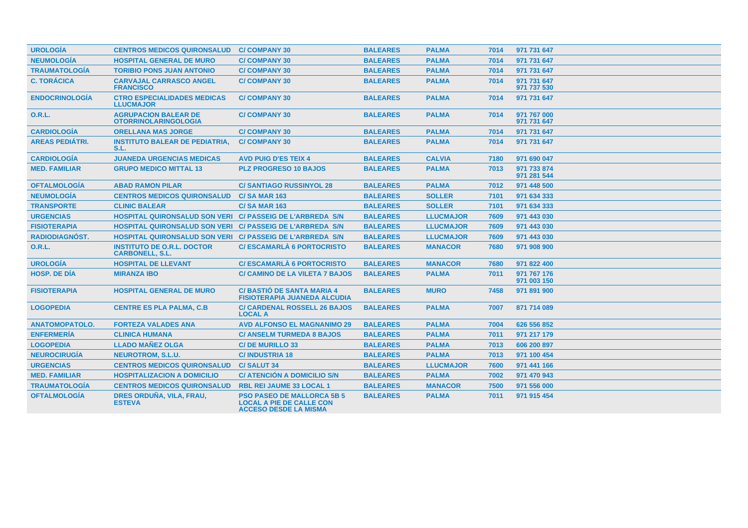| | | | | | | |
|---|---|---|---|---|---|---|
| UROLOGÍA | CENTROS MEDICOS QUIRONSALUD | C/ COMPANY 30 | BALEARES | PALMA | 7014 | 971 731 647 |
| NEUMOLOGÍA | HOSPITAL GENERAL DE MURO | C/ COMPANY 30 | BALEARES | PALMA | 7014 | 971 731 647 |
| TRAUMATOLOGÍA | TORIBIO PONS JUAN ANTONIO | C/ COMPANY 30 | BALEARES | PALMA | 7014 | 971 731 647 |
| C. TORÁCICA | CARVAJAL CARRASCO ANGEL FRANCISCO | C/ COMPANY 30 | BALEARES | PALMA | 7014 | 971 731 647<br>971 737 530 |
| ENDOCRINOLOGÍA | CTRO ESPECIALIDADES MEDICAS LLUCMAJOR | C/ COMPANY 30 | BALEARES | PALMA | 7014 | 971 731 647 |
| O.R.L. | AGRUPACION BALEAR DE OTORRINOLARINGOLOGIA | C/ COMPANY 30 | BALEARES | PALMA | 7014 | 971 767 000<br>971 731 647 |
| CARDIOLOGÍA | ORELLANA MAS JORGE | C/ COMPANY 30 | BALEARES | PALMA | 7014 | 971 731 647 |
| AREAS PEDIÁTRI. | INSTITUTO BALEAR DE PEDIATRIA, S.L. | C/ COMPANY 30 | BALEARES | PALMA | 7014 | 971 731 647 |
| CARDIOLOGÍA | JUANEDA URGENCIAS MEDICAS | AVD PUIG D'ES TEIX 4 | BALEARES | CALVIA | 7180 | 971 690 047 |
| MED. FAMILIAR | GRUPO MEDICO MITTAL 13 | PLZ PROGRESO 10 BAJOS | BALEARES | PALMA | 7013 | 971 733 874<br>971 281 544 |
| OFTALMOLOGÍA | ABAD RAMON PILAR | C/ SANTIAGO RUSSINYOL 28 | BALEARES | PALMA | 7012 | 971 448 500 |
| NEUMOLOGÍA | CENTROS MEDICOS QUIRONSALUD | C/ SA MAR 163 | BALEARES | SOLLER | 7101 | 971 634 333 |
| TRANSPORTE | CLINIC BALEAR | C/ SA MAR 163 | BALEARES | SOLLER | 7101 | 971 634 333 |
| URGENCIAS | HOSPITAL QUIRONSALUD SON VERI | C/ PASSEIG DE L'ARBREDA S/N | BALEARES | LLUCMAJOR | 7609 | 971 443 030 |
| FISIOTERAPIA | HOSPITAL QUIRONSALUD SON VERI | C/ PASSEIG DE L'ARBREDA S/N | BALEARES | LLUCMAJOR | 7609 | 971 443 030 |
| RADIODIAGNÓST. | HOSPITAL QUIRONSALUD SON VERI | C/ PASSEIG DE L'ARBREDA S/N | BALEARES | LLUCMAJOR | 7609 | 971 443 030 |
| O.R.L. | INSTITUTO DE O.R.L. DOCTOR CARBONELL, S.L. | C/ ESCAMARLÀ 6 PORTOCRISTO | BALEARES | MANACOR | 7680 | 971 908 900 |
| UROLOGÍA | HOSPITAL DE LLEVANT | C/ ESCAMARLÀ 6 PORTOCRISTO | BALEARES | MANACOR | 7680 | 971 822 400 |
| HOSP. DE DÍA | MIRANZA IBO | C/ CAMINO DE LA VILETA 7 BAJOS | BALEARES | PALMA | 7011 | 971 767 176<br>971 003 150 |
| FISIOTERAPIA | HOSPITAL GENERAL DE MURO | C/ BASTIÓ DE SANTA MARIA 4 FISIOTERAPIA JUANEDA ALCUDIA | BALEARES | MURO | 7458 | 971 891 900 |
| LOGOPEDIA | CENTRE ES PLA PALMA, C.B | C/ CARDENAL ROSSELL 26 BAJOS LOCAL A | BALEARES | PALMA | 7007 | 871 714 089 |
| ANATOMOPATOLO. | FORTEZA VALADES ANA | AVD ALFONSO EL MAGNANIMO 29 | BALEARES | PALMA | 7004 | 626 556 852 |
| ENFERMERÍA | CLINICA HUMANA | C/ ANSELM TURMEDA 8 BAJOS | BALEARES | PALMA | 7011 | 971 217 179 |
| LOGOPEDIA | LLADO MAÑEZ OLGA | C/ DE MURILLO 33 | BALEARES | PALMA | 7013 | 606 200 897 |
| NEUROCIRUGÍA | NEUROTROM, S.L.U. | C/ INDUSTRIA 18 | BALEARES | PALMA | 7013 | 971 100 454 |
| URGENCIAS | CENTROS MEDICOS QUIRONSALUD | C/ SALUT 34 | BALEARES | LLUCMAJOR | 7600 | 971 441 166 |
| MED. FAMILIAR | HOSPITALIZACION A DOMICILIO | C/ ATENCIÓN A DOMICILIO S/N | BALEARES | PALMA | 7002 | 971 470 943 |
| TRAUMATOLOGÍA | CENTROS MEDICOS QUIRONSALUD | RBL REI JAUME 33 LOCAL 1 | BALEARES | MANACOR | 7500 | 971 556 000 |
| OFTALMOLOGÍA | DRES ORDUÑA, VILA, FRAU, ESTEVA | PSO PASEO DE MALLORCA 5B 5 LOCAL A PIE DE CALLE CON ACCESO DESDE LA MISMA | BALEARES | PALMA | 7011 | 971 915 454 |